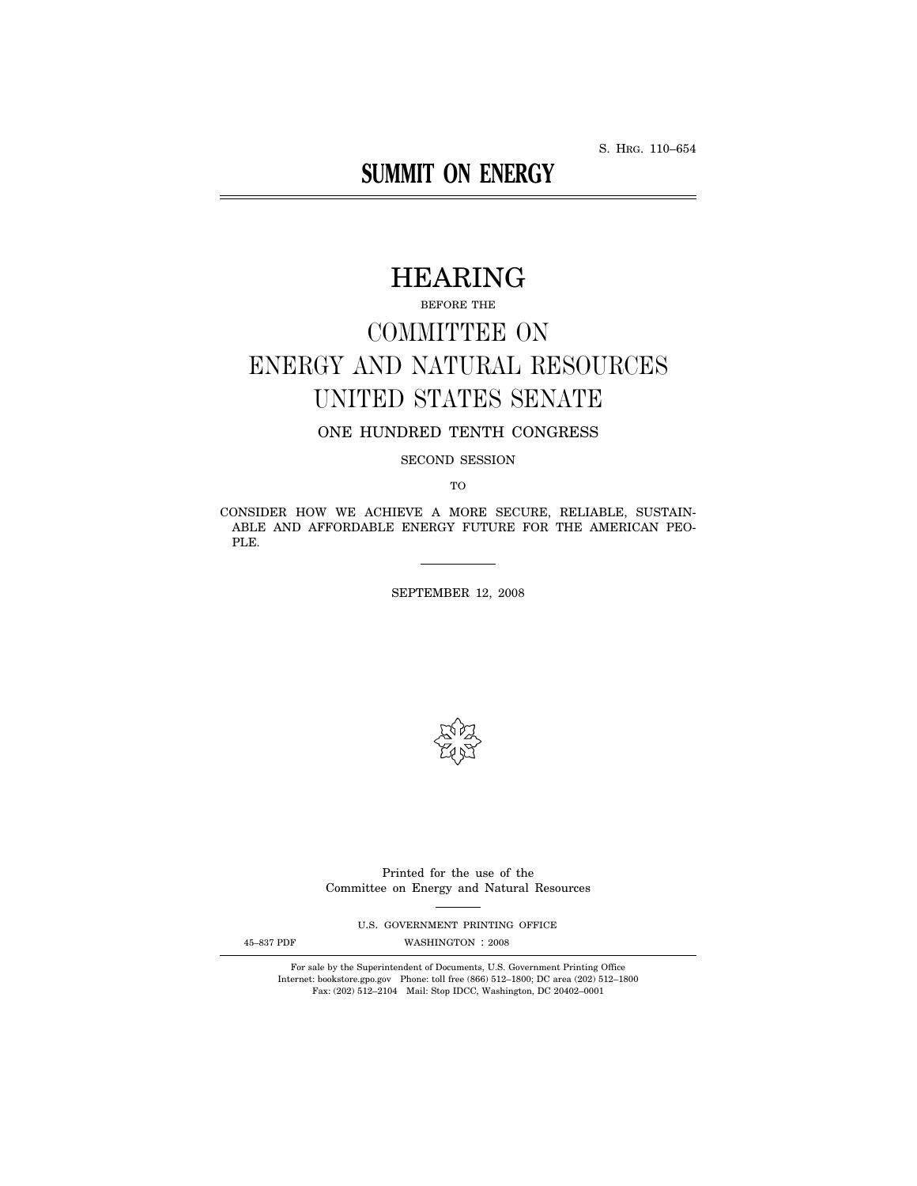S. Hrg. 110–654

# SUMMIT ON ENERGY

## HEARING

BEFORE THE

## COMMITTEE ON ENERGY AND NATURAL RESOURCES UNITED STATES SENATE

ONE HUNDRED TENTH CONGRESS

SECOND SESSION

TO

CONSIDER HOW WE ACHIEVE A MORE SECURE, RELIABLE, SUSTAINABLE AND AFFORDABLE ENERGY FUTURE FOR THE AMERICAN PEOPLE.

SEPTEMBER 12, 2008

Printed for the use of the Committee on Energy and Natural Resources

U.S. GOVERNMENT PRINTING OFFICE

45–837 PDF WASHINGTON : 2008

For sale by the Superintendent of Documents, U.S. Government Printing Office
Internet: bookstore.gpo.gov Phone: toll free (866) 512–1800; DC area (202) 512–1800
Fax: (202) 512–2104 Mail: Stop IDCC, Washington, DC 20402–0001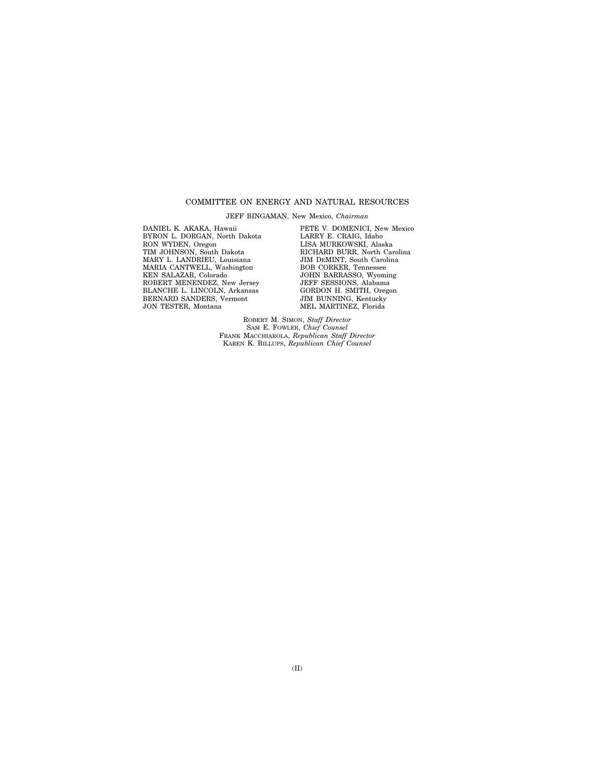## COMMITTEE ON ENERGY AND NATURAL RESOURCES

JEFF BINGAMAN, New Mexico, *Chairman*

DANIEL K. AKAKA, Hawaii
BYRON L. DORGAN, North Dakota
RON WYDEN, Oregon
TIM JOHNSON, South Dakota
MARY L. LANDRIEU, Louisiana
MARIA CANTWELL, Washington
KEN SALAZAR, Colorado
ROBERT MENENDEZ, New Jersey
BLANCHE L. LINCOLN, Arkansas
BERNARD SANDERS, Vermont
JON TESTER, Montana

PETE V. DOMENICI, New Mexico
LARRY E. CRAIG, Idaho
LISA MURKOWSKI, Alaska
RICHARD BURR, North Carolina
JIM DEMINT, South Carolina
BOB CORKER, Tennessee
JOHN BARRASSO, Wyoming
JEFF SESSIONS, Alabama
GORDON H. SMITH, Oregon
JIM BUNNING, Kentucky
MEL MARTINEZ, Florida

ROBERT M. SIMON, *Staff Director*
SAM E. FOWLER, *Chief Counsel*
FRANK MACCHIAROLA, *Republican Staff Director*
KAREN K. BILLUPS, *Republican Chief Counsel*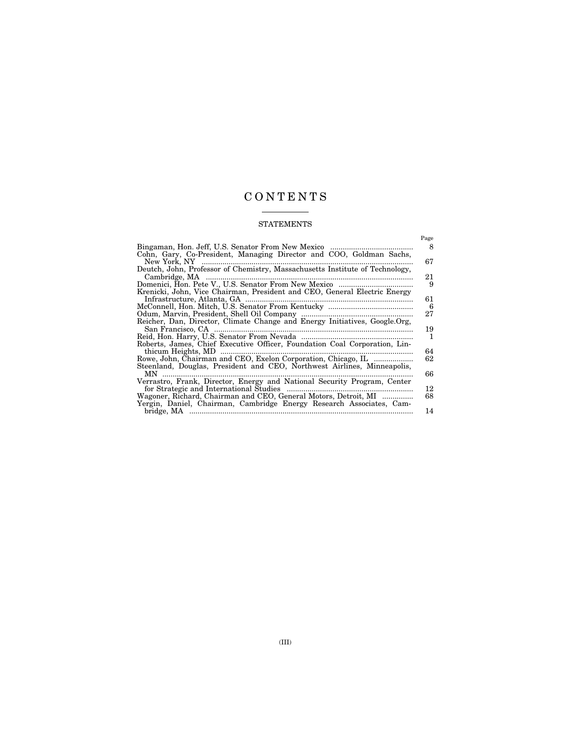# CONTENTS

## STATEMENTS

| | Page |
|---|---|
| Bingaman, Hon. Jeff, U.S. Senator From New Mexico | 8 |
| Cohn, Gary, Co-President, Managing Director and COO, Goldman Sachs, New York, NY | 67 |
| Deutch, John, Professor of Chemistry, Massachusetts Institute of Technology, Cambridge, MA | 21 |
| Domenici, Hon. Pete V., U.S. Senator From New Mexico | 9 |
| Krenicki, John, Vice Chairman, President and CEO, General Electric Energy Infrastructure, Atlanta, GA | 61 |
| McConnell, Hon. Mitch, U.S. Senator From Kentucky | 6 |
| Odum, Marvin, President, Shell Oil Company | 27 |
| Reicher, Dan, Director, Climate Change and Energy Initiatives, Google.Org, San Francisco, CA | 19 |
| Reid, Hon. Harry, U.S. Senator From Nevada | 1 |
| Roberts, James, Chief Executive Officer, Foundation Coal Corporation, Linthicum Heights, MD | 64 |
| Rowe, John, Chairman and CEO, Exelon Corporation, Chicago, IL | 62 |
| Steenland, Douglas, President and CEO, Northwest Airlines, Minneapolis, MN | 66 |
| Verrastro, Frank, Director, Energy and National Security Program, Center for Strategic and International Studies | 12 |
| Wagoner, Richard, Chairman and CEO, General Motors, Detroit, MI | 68 |
| Yergin, Daniel, Chairman, Cambridge Energy Research Associates, Cambridge, MA | 14 |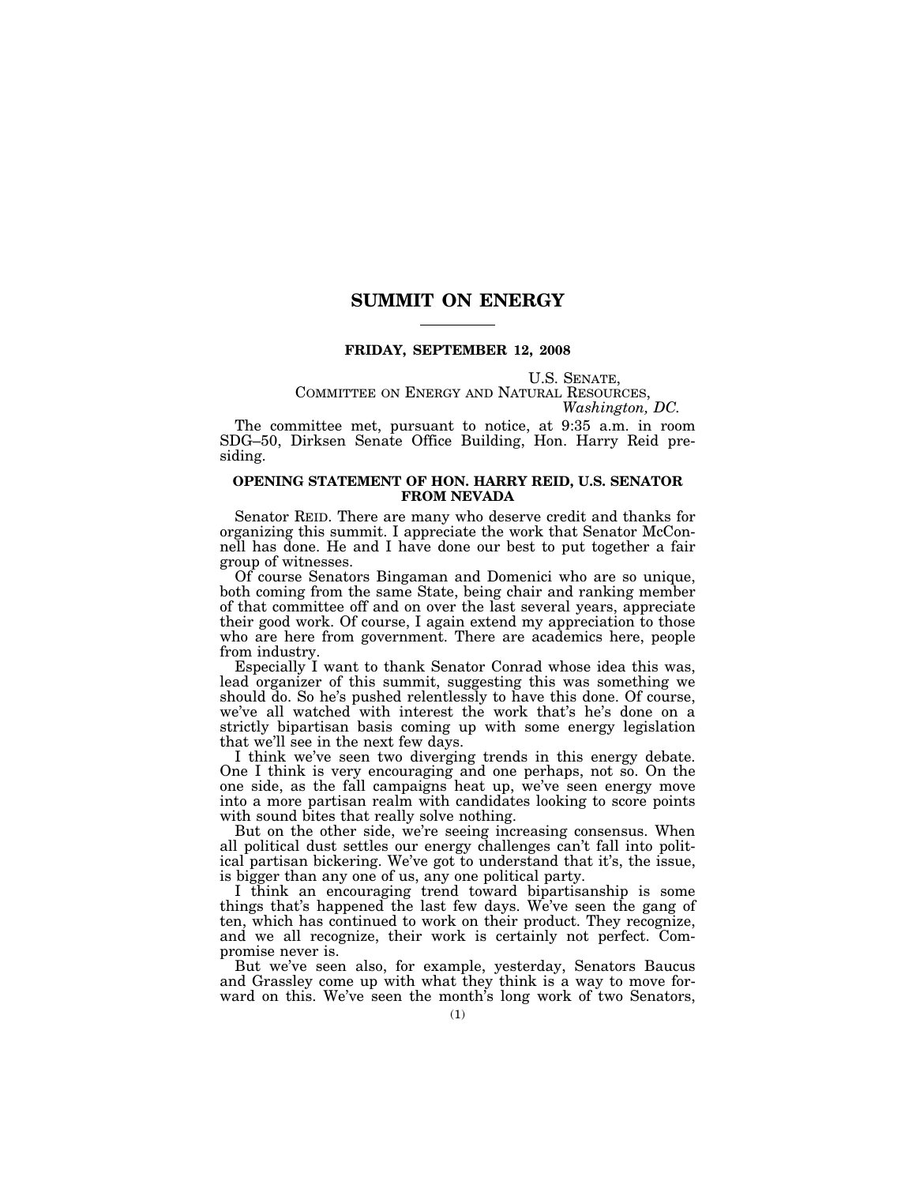# SUMMIT ON ENERGY

**FRIDAY, SEPTEMBER 12, 2008**

U.S. SENATE,
COMMITTEE ON ENERGY AND NATURAL RESOURCES,
*Washington, DC.*

The committee met, pursuant to notice, at 9:35 a.m. in room SDG–50, Dirksen Senate Office Building, Hon. Harry Reid presiding.

## OPENING STATEMENT OF HON. HARRY REID, U.S. SENATOR FROM NEVADA

Senator REID. There are many who deserve credit and thanks for organizing this summit. I appreciate the work that Senator McConnell has done. He and I have done our best to put together a fair group of witnesses.

Of course Senators Bingaman and Domenici who are so unique, both coming from the same State, being chair and ranking member of that committee off and on over the last several years, appreciate their good work. Of course, I again extend my appreciation to those who are here from government. There are academics here, people from industry.

Especially I want to thank Senator Conrad whose idea this was, lead organizer of this summit, suggesting this was something we should do. So he's pushed relentlessly to have this done. Of course, we've all watched with interest the work that's he's done on a strictly bipartisan basis coming up with some energy legislation that we'll see in the next few days.

I think we've seen two diverging trends in this energy debate. One I think is very encouraging and one perhaps, not so. On the one side, as the fall campaigns heat up, we've seen energy move into a more partisan realm with candidates looking to score points with sound bites that really solve nothing.

But on the other side, we're seeing increasing consensus. When all political dust settles our energy challenges can't fall into political partisan bickering. We've got to understand that it's, the issue, is bigger than any one of us, any one political party.

I think an encouraging trend toward bipartisanship is some things that's happened the last few days. We've seen the gang of ten, which has continued to work on their product. They recognize, and we all recognize, their work is certainly not perfect. Compromise never is.

But we've seen also, for example, yesterday, Senators Baucus and Grassley come up with what they think is a way to move forward on this. We've seen the month's long work of two Senators,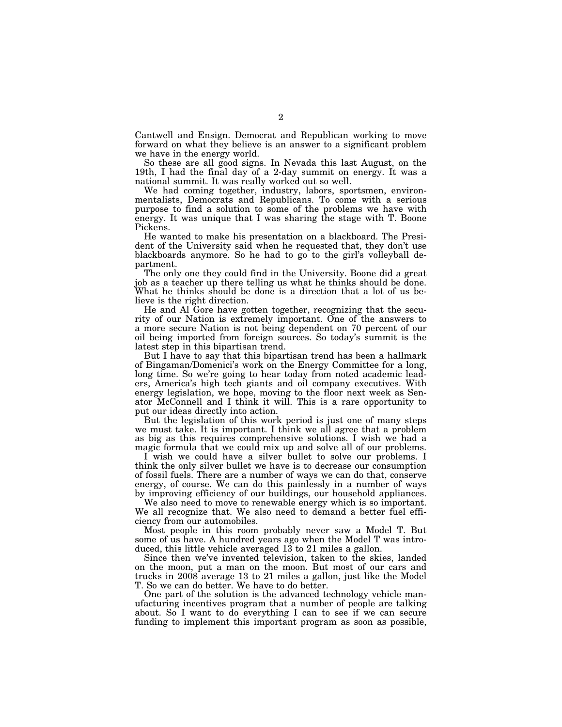Cantwell and Ensign. Democrat and Republican working to move forward on what they believe is an answer to a significant problem we have in the energy world.

So these are all good signs. In Nevada this last August, on the 19th, I had the final day of a 2-day summit on energy. It was a national summit. It was really worked out so well.

We had coming together, industry, labors, sportsmen, environmentalists, Democrats and Republicans. To come with a serious purpose to find a solution to some of the problems we have with energy. It was unique that I was sharing the stage with T. Boone Pickens.

He wanted to make his presentation on a blackboard. The President of the University said when he requested that, they don't use blackboards anymore. So he had to go to the girl's volleyball department.

The only one they could find in the University. Boone did a great job as a teacher up there telling us what he thinks should be done. What he thinks should be done is a direction that a lot of us believe is the right direction.

He and Al Gore have gotten together, recognizing that the security of our Nation is extremely important. One of the answers to a more secure Nation is not being dependent on 70 percent of our oil being imported from foreign sources. So today's summit is the latest step in this bipartisan trend.

But I have to say that this bipartisan trend has been a hallmark of Bingaman/Domenici's work on the Energy Committee for a long, long time. So we're going to hear today from noted academic leaders, America's high tech giants and oil company executives. With energy legislation, we hope, moving to the floor next week as Senator McConnell and I think it will. This is a rare opportunity to put our ideas directly into action.

But the legislation of this work period is just one of many steps we must take. It is important. I think we all agree that a problem as big as this requires comprehensive solutions. I wish we had a magic formula that we could mix up and solve all of our problems.

I wish we could have a silver bullet to solve our problems. I think the only silver bullet we have is to decrease our consumption of fossil fuels. There are a number of ways we can do that, conserve energy, of course. We can do this painlessly in a number of ways by improving efficiency of our buildings, our household appliances.

We also need to move to renewable energy which is so important. We all recognize that. We also need to demand a better fuel efficiency from our automobiles.

Most people in this room probably never saw a Model T. But some of us have. A hundred years ago when the Model T was introduced, this little vehicle averaged 13 to 21 miles a gallon.

Since then we've invented television, taken to the skies, landed on the moon, put a man on the moon. But most of our cars and trucks in 2008 average 13 to 21 miles a gallon, just like the Model T. So we can do better. We have to do better.

One part of the solution is the advanced technology vehicle manufacturing incentives program that a number of people are talking about. So I want to do everything I can to see if we can secure funding to implement this important program as soon as possible,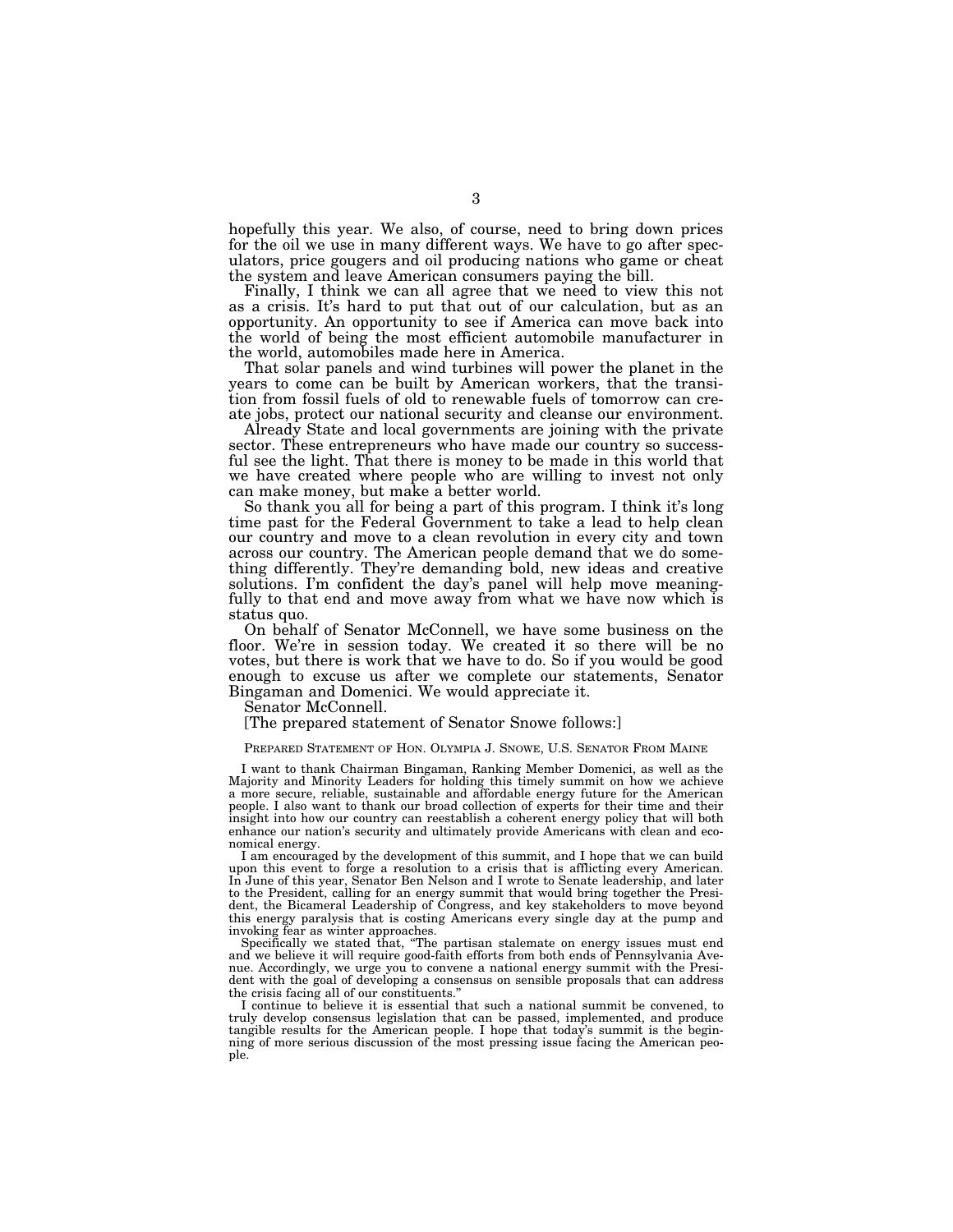hopefully this year. We also, of course, need to bring down prices for the oil we use in many different ways. We have to go after speculators, price gougers and oil producing nations who game or cheat the system and leave American consumers paying the bill.

Finally, I think we can all agree that we need to view this not as a crisis. It's hard to put that out of our calculation, but as an opportunity. An opportunity to see if America can move back into the world of being the most efficient automobile manufacturer in the world, automobiles made here in America.

That solar panels and wind turbines will power the planet in the years to come can be built by American workers, that the transition from fossil fuels of old to renewable fuels of tomorrow can create jobs, protect our national security and cleanse our environment.

Already State and local governments are joining with the private sector. These entrepreneurs who have made our country so successful see the light. That there is money to be made in this world that we have created where people who are willing to invest not only can make money, but make a better world.

So thank you all for being a part of this program. I think it's long time past for the Federal Government to take a lead to help clean our country and move to a clean revolution in every city and town across our country. The American people demand that we do something differently. They're demanding bold, new ideas and creative solutions. I'm confident the day's panel will help move meaningfully to that end and move away from what we have now which is status quo.

On behalf of Senator McConnell, we have some business on the floor. We're in session today. We created it so there will be no votes, but there is work that we have to do. So if you would be good enough to excuse us after we complete our statements, Senator Bingaman and Domenici. We would appreciate it.

Senator McConnell.

[The prepared statement of Senator Snowe follows:]

PREPARED STATEMENT OF HON. OLYMPIA J. SNOWE, U.S. SENATOR FROM MAINE

I want to thank Chairman Bingaman, Ranking Member Domenici, as well as the Majority and Minority Leaders for holding this timely summit on how we achieve a more secure, reliable, sustainable and affordable energy future for the American people. I also want to thank our broad collection of experts for their time and their insight into how our country can reestablish a coherent energy policy that will both enhance our nation's security and ultimately provide Americans with clean and economical energy.

I am encouraged by the development of this summit, and I hope that we can build upon this event to forge a resolution to a crisis that is afflicting every American. In June of this year, Senator Ben Nelson and I wrote to Senate leadership, and later to the President, calling for an energy summit that would bring together the President, the Bicameral Leadership of Congress, and key stakeholders to move beyond this energy paralysis that is costing Americans every single day at the pump and invoking fear as winter approaches.

Specifically we stated that, "The partisan stalemate on energy issues must end and we believe it will require good-faith efforts from both ends of Pennsylvania Avenue. Accordingly, we urge you to convene a national energy summit with the President with the goal of developing a consensus on sensible proposals that can address the crisis facing all of our constituents."

I continue to believe it is essential that such a national summit be convened, to truly develop consensus legislation that can be passed, implemented, and produce tangible results for the American people. I hope that today's summit is the beginning of more serious discussion of the most pressing issue facing the American people.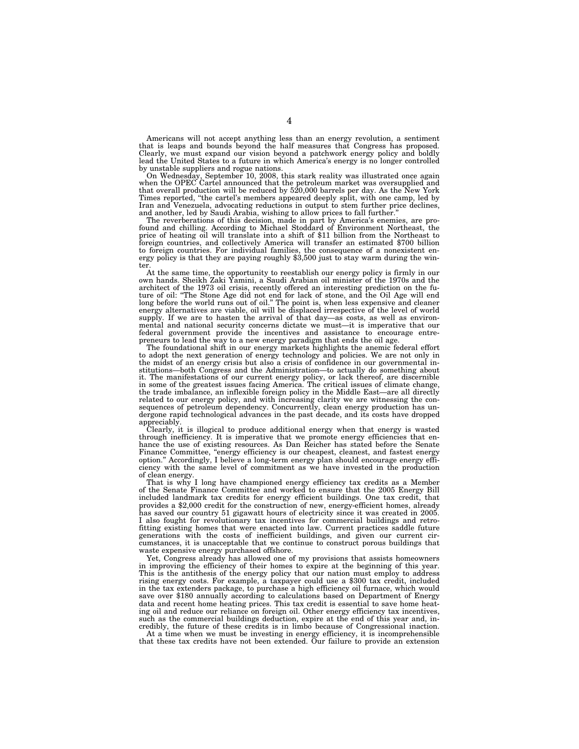Americans will not accept anything less than an energy revolution, a sentiment that is leaps and bounds beyond the half measures that Congress has proposed. Clearly, we must expand our vision beyond a patchwork energy policy and boldly lead the United States to a future in which America's energy is no longer controlled by unstable suppliers and rogue nations.

On Wednesday, September 10, 2008, this stark reality was illustrated once again when the OPEC Cartel announced that the petroleum market was oversupplied and that overall production will be reduced by 520,000 barrels per day. As the New York Times reported, "the cartel's members appeared deeply split, with one camp, led by Iran and Venezuela, advocating reductions in output to stem further price declines, and another, led by Saudi Arabia, wishing to allow prices to fall further."

The reverberations of this decision, made in part by America's enemies, are profound and chilling. According to Michael Stoddard of Environment Northeast, the price of heating oil will translate into a shift of $11 billion from the Northeast to foreign countries, and collectively America will transfer an estimated $700 billion to foreign countries. For individual families, the consequence of a nonexistent energy policy is that they are paying roughly $3,500 just to stay warm during the winter.

At the same time, the opportunity to reestablish our energy policy is firmly in our own hands. Sheikh Zaki Yamini, a Saudi Arabian oil minister of the 1970s and the architect of the 1973 oil crisis, recently offered an interesting prediction on the future of oil: "The Stone Age did not end for lack of stone, and the Oil Age will end long before the world runs out of oil." The point is, when less expensive and cleaner energy alternatives are viable, oil will be displaced irrespective of the level of world supply. If we are to hasten the arrival of that day—as costs, as well as environmental and national security concerns dictate we must—it is imperative that our federal government provide the incentives and assistance to encourage entrepreneurs to lead the way to a new energy paradigm that ends the oil age.

The foundational shift in our energy markets highlights the anemic federal effort to adopt the next generation of energy technology and policies. We are not only in the midst of an energy crisis but also a crisis of confidence in our governmental institutions—both Congress and the Administration—to actually do something about it. The manifestations of our current energy policy, or lack thereof, are discernible in some of the greatest issues facing America. The critical issues of climate change, the trade imbalance, an inflexible foreign policy in the Middle East—are all directly related to our energy policy, and with increasing clarity we are witnessing the consequences of petroleum dependency. Concurrently, clean energy production has undergone rapid technological advances in the past decade, and its costs have dropped appreciably.

Clearly, it is illogical to produce additional energy when that energy is wasted through inefficiency. It is imperative that we promote energy efficiencies that enhance the use of existing resources. As Dan Reicher has stated before the Senate Finance Committee, "energy efficiency is our cheapest, cleanest, and fastest energy option." Accordingly, I believe a long-term energy plan should encourage energy efficiency with the same level of commitment as we have invested in the production of clean energy.

That is why I long have championed energy efficiency tax credits as a Member of the Senate Finance Committee and worked to ensure that the 2005 Energy Bill included landmark tax credits for energy efficient buildings. One tax credit, that provides a $2,000 credit for the construction of new, energy-efficient homes, already has saved our country 51 gigawatt hours of electricity since it was created in 2005. I also fought for revolutionary tax incentives for commercial buildings and retrofitting existing homes that were enacted into law. Current practices saddle future generations with the costs of inefficient buildings, and given our current circumstances, it is unacceptable that we continue to construct porous buildings that waste expensive energy purchased offshore.

Yet, Congress already has allowed one of my provisions that assists homeowners in improving the efficiency of their homes to expire at the beginning of this year. This is the antithesis of the energy policy that our nation must employ to address rising energy costs. For example, a taxpayer could use a $300 tax credit, included in the tax extenders package, to purchase a high efficiency oil furnace, which would save over $180 annually according to calculations based on Department of Energy data and recent home heating prices. This tax credit is essential to save home heating oil and reduce our reliance on foreign oil. Other energy efficiency tax incentives, such as the commercial buildings deduction, expire at the end of this year and, incredibly, the future of these credits is in limbo because of Congressional inaction.

At a time when we must be investing in energy efficiency, it is incomprehensible that these tax credits have not been extended. Our failure to provide an extension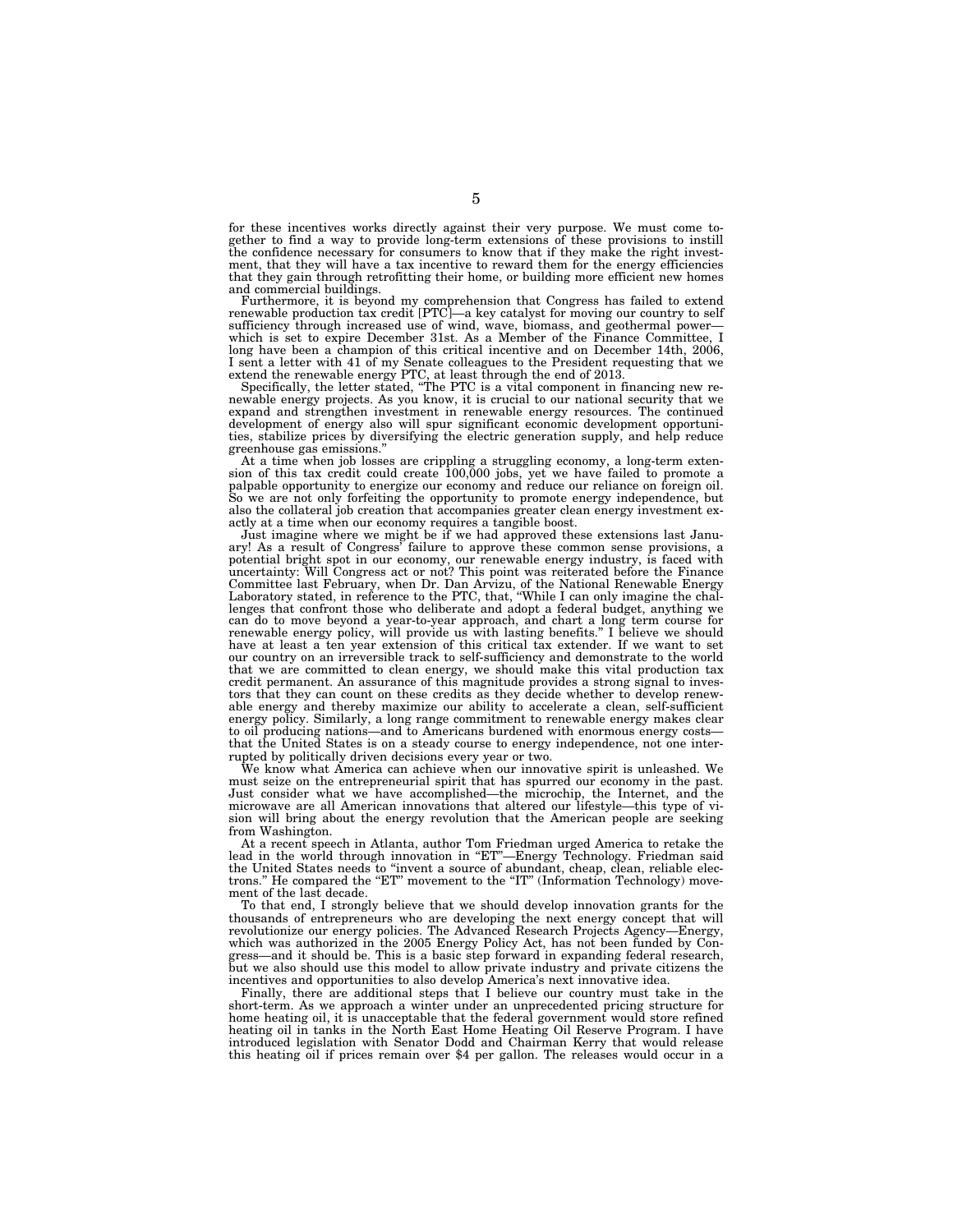for these incentives works directly against their very purpose. We must come together to find a way to provide long-term extensions of these provisions to instill the confidence necessary for consumers to know that if they make the right investment, that they will have a tax incentive to reward them for the energy efficiencies that they gain through retrofitting their home, or building more efficient new homes and commercial buildings.

Furthermore, it is beyond my comprehension that Congress has failed to extend renewable production tax credit [PTC]—a key catalyst for moving our country to self sufficiency through increased use of wind, wave, biomass, and geothermal power—which is set to expire December 31st. As a Member of the Finance Committee, I long have been a champion of this critical incentive and on December 14th, 2006, I sent a letter with 41 of my Senate colleagues to the President requesting that we extend the renewable energy PTC, at least through the end of 2013.

Specifically, the letter stated, "The PTC is a vital component in financing new renewable energy projects. As you know, it is crucial to our national security that we expand and strengthen investment in renewable energy resources. The continued development of energy also will spur significant economic development opportunities, stabilize prices by diversifying the electric generation supply, and help reduce greenhouse gas emissions."

At a time when job losses are crippling a struggling economy, a long-term extension of this tax credit could create 100,000 jobs, yet we have failed to promote a palpable opportunity to energize our economy and reduce our reliance on foreign oil. So we are not only forfeiting the opportunity to promote energy independence, but also the collateral job creation that accompanies greater clean energy investment exactly at a time when our economy requires a tangible boost.

Just imagine where we might be if we had approved these extensions last January! As a result of Congress' failure to approve these common sense provisions, a potential bright spot in our economy, our renewable energy industry, is faced with uncertainty: Will Congress act or not? This point was reiterated before the Finance Committee last February, when Dr. Dan Arvizu, of the National Renewable Energy Laboratory stated, in reference to the PTC, that, "While I can only imagine the challenges that confront those who deliberate and adopt a federal budget, anything we can do to move beyond a year-to-year approach, and chart a long term course for renewable energy policy, will provide us with lasting benefits." I believe we should have at least a ten year extension of this critical tax extender. If we want to set our country on an irreversible track to self-sufficiency and demonstrate to the world that we are committed to clean energy, we should make this vital production tax credit permanent. An assurance of this magnitude provides a strong signal to investors that they can count on these credits as they decide whether to develop renewable energy and thereby maximize our ability to accelerate a clean, self-sufficient energy policy. Similarly, a long range commitment to renewable energy makes clear to oil producing nations—and to Americans burdened with enormous energy costs—that the United States is on a steady course to energy independence, not one interrupted by politically driven decisions every year or two.

We know what America can achieve when our innovative spirit is unleashed. We must seize on the entrepreneurial spirit that has spurred our economy in the past. Just consider what we have accomplished—the microchip, the Internet, and the microwave are all American innovations that altered our lifestyle—this type of vision will bring about the energy revolution that the American people are seeking from Washington.

At a recent speech in Atlanta, author Tom Friedman urged America to retake the lead in the world through innovation in "ET"—Energy Technology. Friedman said the United States needs to "invent a source of abundant, cheap, clean, reliable electrons." He compared the "ET" movement to the "IT" (Information Technology) movement of the last decade.

To that end, I strongly believe that we should develop innovation grants for the thousands of entrepreneurs who are developing the next energy concept that will revolutionize our energy policies. The Advanced Research Projects Agency—Energy, which was authorized in the 2005 Energy Policy Act, has not been funded by Congress—and it should be. This is a basic step forward in expanding federal research, but we also should use this model to allow private industry and private citizens the incentives and opportunities to also develop America's next innovative idea.

Finally, there are additional steps that I believe our country must take in the short-term. As we approach a winter under an unprecedented pricing structure for home heating oil, it is unacceptable that the federal government would store refined heating oil in tanks in the North East Home Heating Oil Reserve Program. I have introduced legislation with Senator Dodd and Chairman Kerry that would release this heating oil if prices remain over $4 per gallon. The releases would occur in a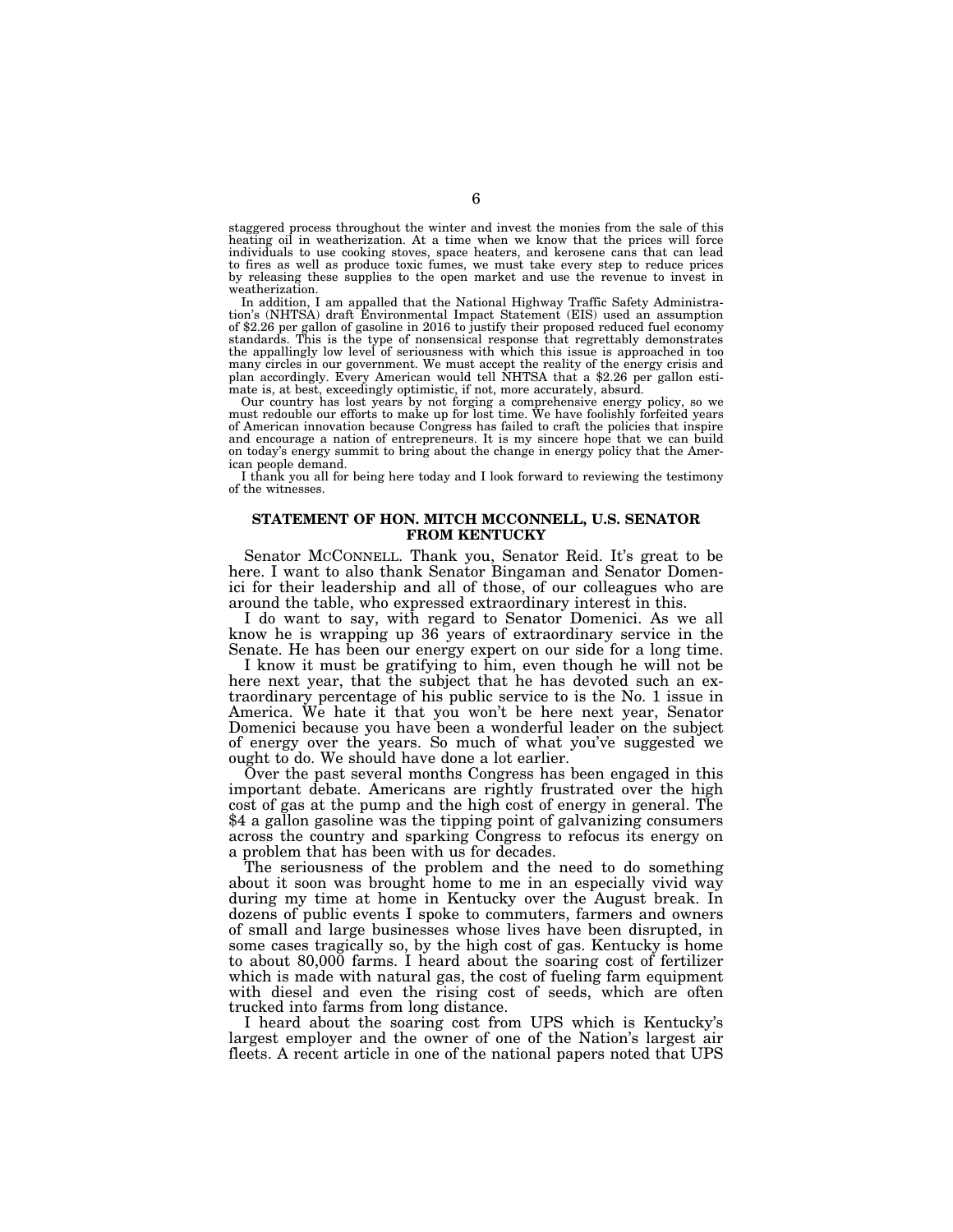staggered process throughout the winter and invest the monies from the sale of this heating oil in weatherization. At a time when we know that the prices will force individuals to use cooking stoves, space heaters, and kerosene cans that can lead to fires as well as produce toxic fumes, we must take every step to reduce prices by releasing these supplies to the open market and use the revenue to invest in weatherization.

In addition, I am appalled that the National Highway Traffic Safety Administration's (NHTSA) draft Environmental Impact Statement (EIS) used an assumption of $2.26 per gallon of gasoline in 2016 to justify their proposed reduced fuel economy standards. This is the type of nonsensical response that regrettably demonstrates the appallingly low level of seriousness with which this issue is approached in too many circles in our government. We must accept the reality of the energy crisis and plan accordingly. Every American would tell NHTSA that a $2.26 per gallon estimate is, at best, exceedingly optimistic, if not, more accurately, absurd.

Our country has lost years by not forging a comprehensive energy policy, so we must redouble our efforts to make up for lost time. We have foolishly forfeited years of American innovation because Congress has failed to craft the policies that inspire and encourage a nation of entrepreneurs. It is my sincere hope that we can build on today's energy summit to bring about the change in energy policy that the American people demand.

I thank you all for being here today and I look forward to reviewing the testimony of the witnesses.

## STATEMENT OF HON. MITCH McCONNELL, U.S. SENATOR FROM KENTUCKY

Senator McCONNELL. Thank you, Senator Reid. It's great to be here. I want to also thank Senator Bingaman and Senator Domenici for their leadership and all of those, of our colleagues who are around the table, who expressed extraordinary interest in this.

I do want to say, with regard to Senator Domenici. As we all know he is wrapping up 36 years of extraordinary service in the Senate. He has been our energy expert on our side for a long time.

I know it must be gratifying to him, even though he will not be here next year, that the subject that he has devoted such an extraordinary percentage of his public service to is the No. 1 issue in America. We hate it that you won't be here next year, Senator Domenici because you have been a wonderful leader on the subject of energy over the years. So much of what you've suggested we ought to do. We should have done a lot earlier.

Over the past several months Congress has been engaged in this important debate. Americans are rightly frustrated over the high cost of gas at the pump and the high cost of energy in general. The $4 a gallon gasoline was the tipping point of galvanizing consumers across the country and sparking Congress to refocus its energy on a problem that has been with us for decades.

The seriousness of the problem and the need to do something about it soon was brought home to me in an especially vivid way during my time at home in Kentucky over the August break. In dozens of public events I spoke to commuters, farmers and owners of small and large businesses whose lives have been disrupted, in some cases tragically so, by the high cost of gas. Kentucky is home to about 80,000 farms. I heard about the soaring cost of fertilizer which is made with natural gas, the cost of fueling farm equipment with diesel and even the rising cost of seeds, which are often trucked into farms from long distance.

I heard about the soaring cost from UPS which is Kentucky's largest employer and the owner of one of the Nation's largest air fleets. A recent article in one of the national papers noted that UPS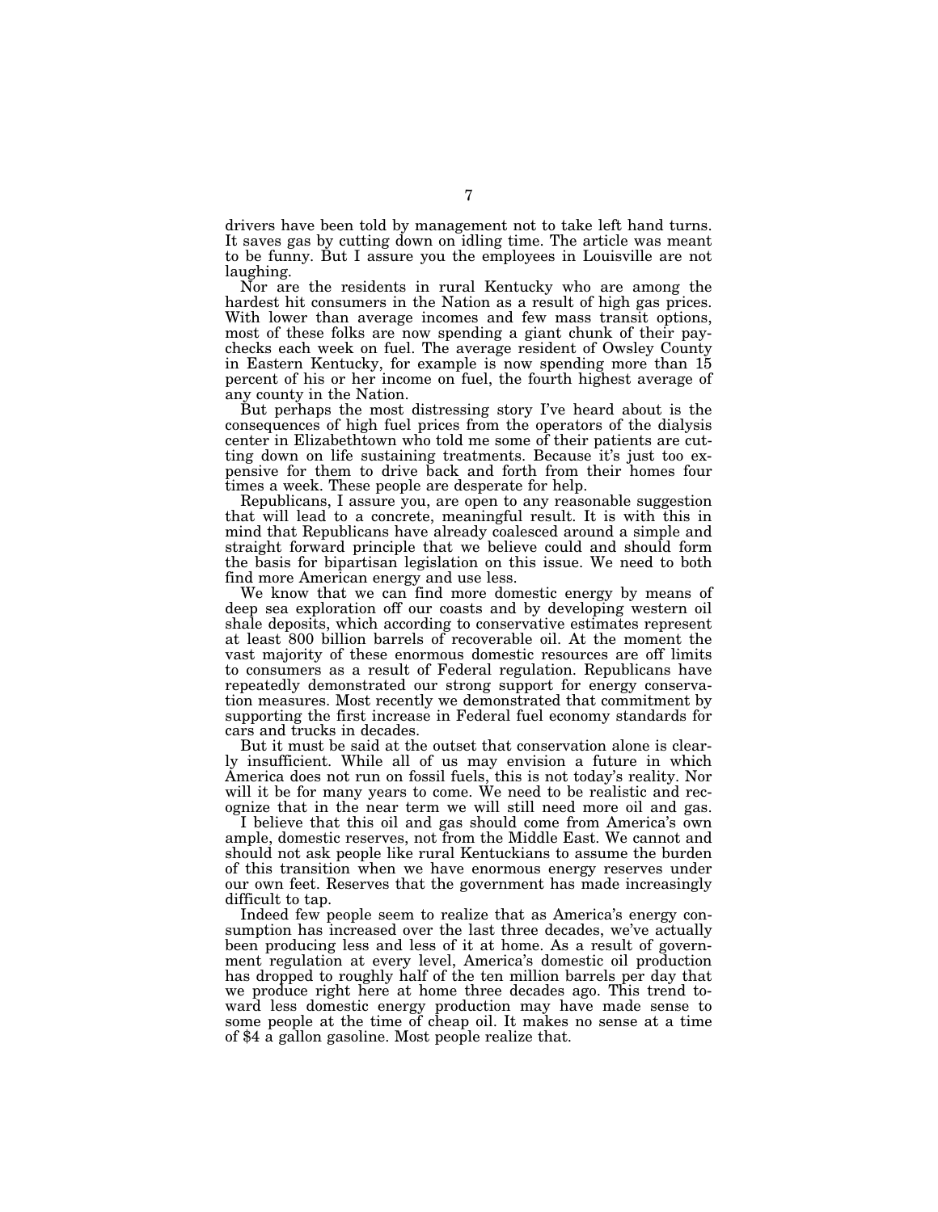drivers have been told by management not to take left hand turns. It saves gas by cutting down on idling time. The article was meant to be funny. But I assure you the employees in Louisville are not laughing.

Nor are the residents in rural Kentucky who are among the hardest hit consumers in the Nation as a result of high gas prices. With lower than average incomes and few mass transit options, most of these folks are now spending a giant chunk of their paychecks each week on fuel. The average resident of Owsley County in Eastern Kentucky, for example is now spending more than 15 percent of his or her income on fuel, the fourth highest average of any county in the Nation.

But perhaps the most distressing story I've heard about is the consequences of high fuel prices from the operators of the dialysis center in Elizabethtown who told me some of their patients are cutting down on life sustaining treatments. Because it's just too expensive for them to drive back and forth from their homes four times a week. These people are desperate for help.

Republicans, I assure you, are open to any reasonable suggestion that will lead to a concrete, meaningful result. It is with this in mind that Republicans have already coalesced around a simple and straight forward principle that we believe could and should form the basis for bipartisan legislation on this issue. We need to both find more American energy and use less.

We know that we can find more domestic energy by means of deep sea exploration off our coasts and by developing western oil shale deposits, which according to conservative estimates represent at least 800 billion barrels of recoverable oil. At the moment the vast majority of these enormous domestic resources are off limits to consumers as a result of Federal regulation. Republicans have repeatedly demonstrated our strong support for energy conservation measures. Most recently we demonstrated that commitment by supporting the first increase in Federal fuel economy standards for cars and trucks in decades.

But it must be said at the outset that conservation alone is clearly insufficient. While all of us may envision a future in which America does not run on fossil fuels, this is not today's reality. Nor will it be for many years to come. We need to be realistic and recognize that in the near term we will still need more oil and gas.

I believe that this oil and gas should come from America's own ample, domestic reserves, not from the Middle East. We cannot and should not ask people like rural Kentuckians to assume the burden of this transition when we have enormous energy reserves under our own feet. Reserves that the government has made increasingly difficult to tap.

Indeed few people seem to realize that as America's energy consumption has increased over the last three decades, we've actually been producing less and less of it at home. As a result of government regulation at every level, America's domestic oil production has dropped to roughly half of the ten million barrels per day that we produce right here at home three decades ago. This trend toward less domestic energy production may have made sense to some people at the time of cheap oil. It makes no sense at a time of $4 a gallon gasoline. Most people realize that.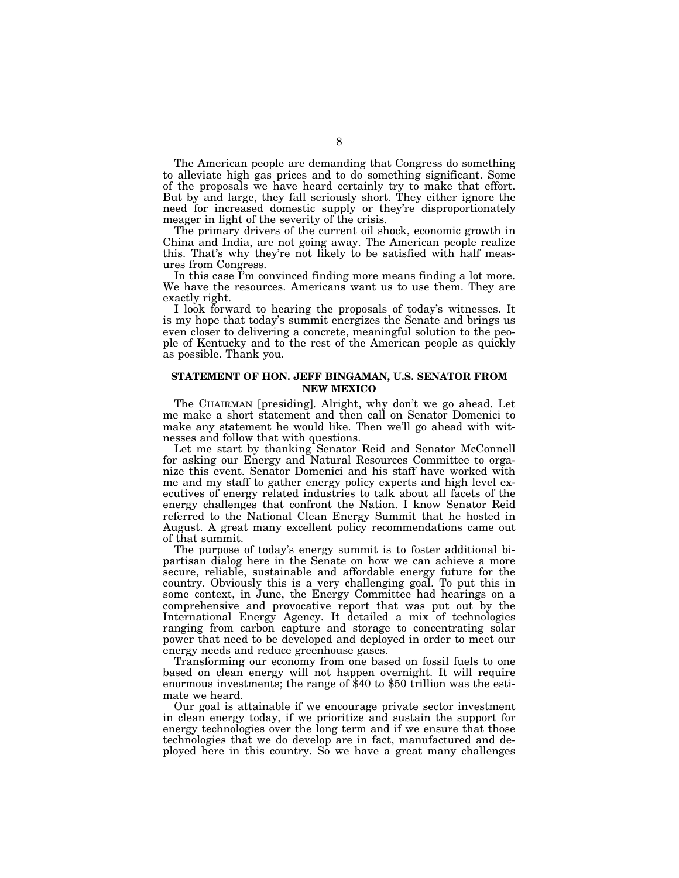The American people are demanding that Congress do something to alleviate high gas prices and to do something significant. Some of the proposals we have heard certainly try to make that effort. But by and large, they fall seriously short. They either ignore the need for increased domestic supply or they're disproportionately meager in light of the severity of the crisis.

The primary drivers of the current oil shock, economic growth in China and India, are not going away. The American people realize this. That's why they're not likely to be satisfied with half measures from Congress.

In this case I'm convinced finding more means finding a lot more. We have the resources. Americans want us to use them. They are exactly right.

I look forward to hearing the proposals of today's witnesses. It is my hope that today's summit energizes the Senate and brings us even closer to delivering a concrete, meaningful solution to the people of Kentucky and to the rest of the American people as quickly as possible. Thank you.

## STATEMENT OF HON. JEFF BINGAMAN, U.S. SENATOR FROM NEW MEXICO

The CHAIRMAN [presiding]. Alright, why don't we go ahead. Let me make a short statement and then call on Senator Domenici to make any statement he would like. Then we'll go ahead with witnesses and follow that with questions.

Let me start by thanking Senator Reid and Senator McConnell for asking our Energy and Natural Resources Committee to organize this event. Senator Domenici and his staff have worked with me and my staff to gather energy policy experts and high level executives of energy related industries to talk about all facets of the energy challenges that confront the Nation. I know Senator Reid referred to the National Clean Energy Summit that he hosted in August. A great many excellent policy recommendations came out of that summit.

The purpose of today's energy summit is to foster additional bipartisan dialog here in the Senate on how we can achieve a more secure, reliable, sustainable and affordable energy future for the country. Obviously this is a very challenging goal. To put this in some context, in June, the Energy Committee had hearings on a comprehensive and provocative report that was put out by the International Energy Agency. It detailed a mix of technologies ranging from carbon capture and storage to concentrating solar power that need to be developed and deployed in order to meet our energy needs and reduce greenhouse gases.

Transforming our economy from one based on fossil fuels to one based on clean energy will not happen overnight. It will require enormous investments; the range of $40 to $50 trillion was the estimate we heard.

Our goal is attainable if we encourage private sector investment in clean energy today, if we prioritize and sustain the support for energy technologies over the long term and if we ensure that those technologies that we do develop are in fact, manufactured and deployed here in this country. So we have a great many challenges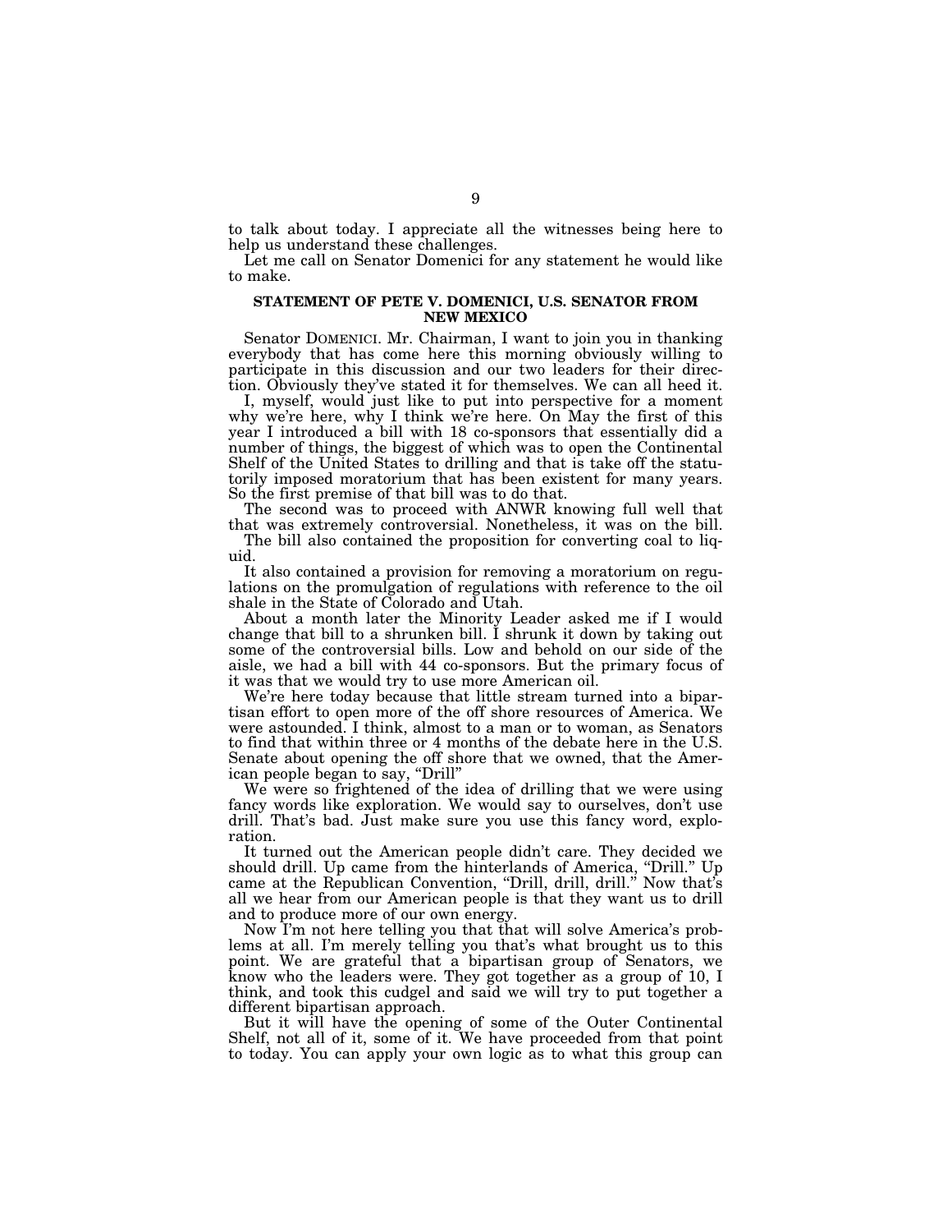to talk about today. I appreciate all the witnesses being here to help us understand these challenges.

Let me call on Senator Domenici for any statement he would like to make.

### STATEMENT OF PETE V. DOMENICI, U.S. SENATOR FROM NEW MEXICO

Senator DOMENICI. Mr. Chairman, I want to join you in thanking everybody that has come here this morning obviously willing to participate in this discussion and our two leaders for their direction. Obviously they've stated it for themselves. We can all heed it.

I, myself, would just like to put into perspective for a moment why we're here, why I think we're here. On May the first of this year I introduced a bill with 18 co-sponsors that essentially did a number of things, the biggest of which was to open the Continental Shelf of the United States to drilling and that is take off the statutorily imposed moratorium that has been existent for many years. So the first premise of that bill was to do that.

The second was to proceed with ANWR knowing full well that that was extremely controversial. Nonetheless, it was on the bill.

The bill also contained the proposition for converting coal to liquid.

It also contained a provision for removing a moratorium on regulations on the promulgation of regulations with reference to the oil shale in the State of Colorado and Utah.

About a month later the Minority Leader asked me if I would change that bill to a shrunken bill. I shrunk it down by taking out some of the controversial bills. Low and behold on our side of the aisle, we had a bill with 44 co-sponsors. But the primary focus of it was that we would try to use more American oil.

We're here today because that little stream turned into a bipartisan effort to open more of the off shore resources of America. We were astounded. I think, almost to a man or to woman, as Senators to find that within three or 4 months of the debate here in the U.S. Senate about opening the off shore that we owned, that the American people began to say, "Drill"

We were so frightened of the idea of drilling that we were using fancy words like exploration. We would say to ourselves, don't use drill. That's bad. Just make sure you use this fancy word, exploration.

It turned out the American people didn't care. They decided we should drill. Up came from the hinterlands of America, "Drill." Up came at the Republican Convention, "Drill, drill, drill." Now that's all we hear from our American people is that they want us to drill and to produce more of our own energy.

Now I'm not here telling you that that will solve America's problems at all. I'm merely telling you that's what brought us to this point. We are grateful that a bipartisan group of Senators, we know who the leaders were. They got together as a group of 10, I think, and took this cudgel and said we will try to put together a different bipartisan approach.

But it will have the opening of some of the Outer Continental Shelf, not all of it, some of it. We have proceeded from that point to today. You can apply your own logic as to what this group can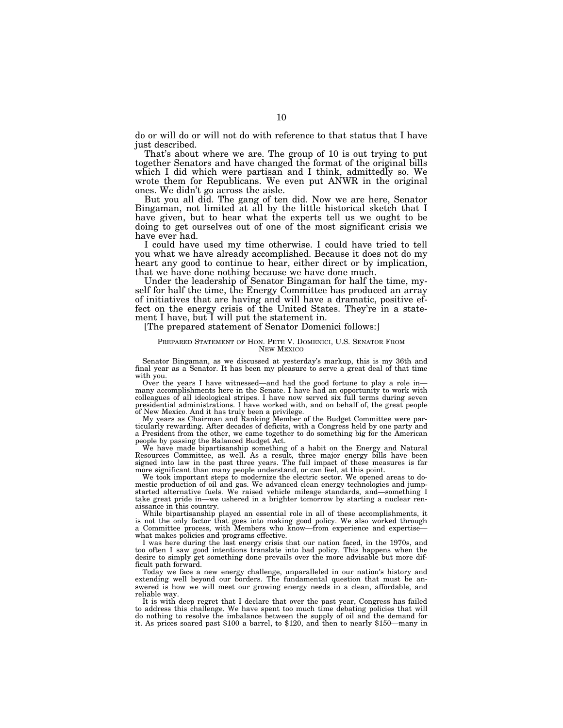do or will do or will not do with reference to that status that I have just described.

That's about where we are. The group of 10 is out trying to put together Senators and have changed the format of the original bills which I did which were partisan and I think, admittedly so. We wrote them for Republicans. We even put ANWR in the original ones. We didn't go across the aisle.

But you all did. The gang of ten did. Now we are here, Senator Bingaman, not limited at all by the little historical sketch that I have given, but to hear what the experts tell us we ought to be doing to get ourselves out of one of the most significant crisis we have ever had.

I could have used my time otherwise. I could have tried to tell you what we have already accomplished. Because it does not do my heart any good to continue to hear, either direct or by implication, that we have done nothing because we have done much.

Under the leadership of Senator Bingaman for half the time, myself for half the time, the Energy Committee has produced an array of initiatives that are having and will have a dramatic, positive effect on the energy crisis of the United States. They're in a statement I have, but I will put the statement in.

[The prepared statement of Senator Domenici follows:]

PREPARED STATEMENT OF HON. PETE V. DOMENICI, U.S. SENATOR FROM NEW MEXICO

Senator Bingaman, as we discussed at yesterday's markup, this is my 36th and final year as a Senator. It has been my pleasure to serve a great deal of that time with you.

Over the years I have witnessed—and had the good fortune to play a role in—many accomplishments here in the Senate. I have had an opportunity to work with colleagues of all ideological stripes. I have now served six full terms during seven presidential administrations. I have worked with, and on behalf of, the great people of New Mexico. And it has truly been a privilege.

My years as Chairman and Ranking Member of the Budget Committee were particularly rewarding. After decades of deficits, with a Congress held by one party and a President from the other, we came together to do something big for the American people by passing the Balanced Budget Act.

We have made bipartisanship something of a habit on the Energy and Natural Resources Committee, as well. As a result, three major energy bills have been signed into law in the past three years. The full impact of these measures is far more significant than many people understand, or can feel, at this point.

We took important steps to modernize the electric sector. We opened areas to domestic production of oil and gas. We advanced clean energy technologies and jump-started alternative fuels. We raised vehicle mileage standards, and—something I take great pride in—we ushered in a brighter tomorrow by starting a nuclear renaissance in this country.

While bipartisanship played an essential role in all of these accomplishments, it is not the only factor that goes into making good policy. We also worked through a Committee process, with Members who know—from experience and expertise—what makes policies and programs effective.

I was here during the last energy crisis that our nation faced, in the 1970s, and too often I saw good intentions translate into bad policy. This happens when the desire to simply get something done prevails over the more advisable but more difficult path forward.

Today we face a new energy challenge, unparalleled in our nation's history and extending well beyond our borders. The fundamental question that must be answered is how we will meet our growing energy needs in a clean, affordable, and reliable way.

It is with deep regret that I declare that over the past year, Congress has failed to address this challenge. We have spent too much time debating policies that will do nothing to resolve the imbalance between the supply of oil and the demand for it. As prices soared past $100 a barrel, to $120, and then to nearly $150—many in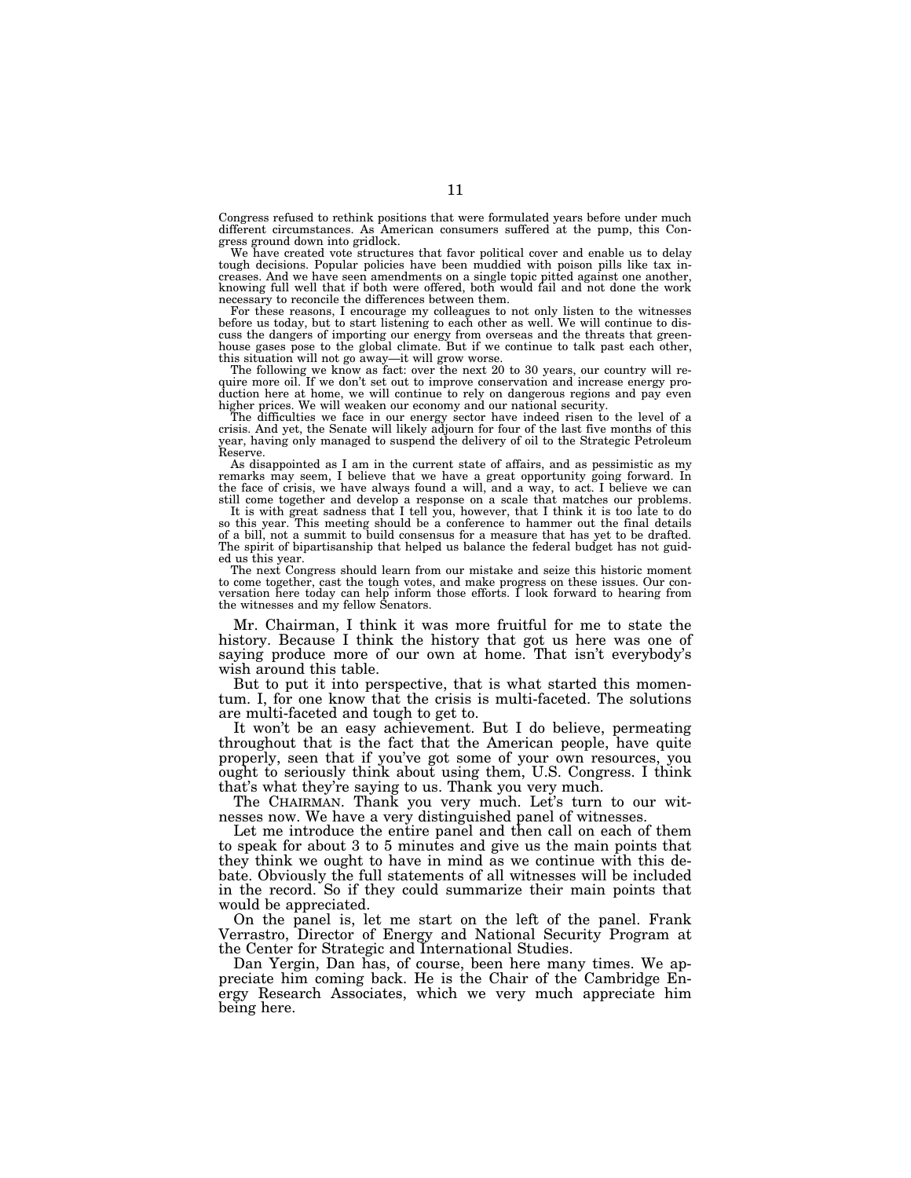Congress refused to rethink positions that were formulated years before under much different circumstances. As American consumers suffered at the pump, this Congress ground down into gridlock.

We have created vote structures that favor political cover and enable us to delay tough decisions. Popular policies have been muddied with poison pills like tax increases. And we have seen amendments on a single topic pitted against one another, knowing full well that if both were offered, both would fail and not done the work necessary to reconcile the differences between them.

For these reasons, I encourage my colleagues to not only listen to the witnesses before us today, but to start listening to each other as well. We will continue to discuss the dangers of importing our energy from overseas and the threats that greenhouse gases pose to the global climate. But if we continue to talk past each other, this situation will not go away—it will grow worse.

The following we know as fact: over the next 20 to 30 years, our country will require more oil. If we don't set out to improve conservation and increase energy production here at home, we will continue to rely on dangerous regions and pay even higher prices. We will weaken our economy and our national security.

The difficulties we face in our energy sector have indeed risen to the level of a crisis. And yet, the Senate will likely adjourn for four of the last five months of this year, having only managed to suspend the delivery of oil to the Strategic Petroleum Reserve.

As disappointed as I am in the current state of affairs, and as pessimistic as my remarks may seem, I believe that we have a great opportunity going forward. In the face of crisis, we have always found a will, and a way, to act. I believe we can still come together and develop a response on a scale that matches our problems.

It is with great sadness that I tell you, however, that I think it is too late to do so this year. This meeting should be a conference to hammer out the final details of a bill, not a summit to build consensus for a measure that has yet to be drafted. The spirit of bipartisanship that helped us balance the federal budget has not guided us this year.

The next Congress should learn from our mistake and seize this historic moment to come together, cast the tough votes, and make progress on these issues. Our conversation here today can help inform those efforts. I look forward to hearing from the witnesses and my fellow Senators.

Mr. Chairman, I think it was more fruitful for me to state the history. Because I think the history that got us here was one of saying produce more of our own at home. That isn't everybody's wish around this table.

But to put it into perspective, that is what started this momentum. I, for one know that the crisis is multi-faceted. The solutions are multi-faceted and tough to get to.

It won't be an easy achievement. But I do believe, permeating throughout that is the fact that the American people, have quite properly, seen that if you've got some of your own resources, you ought to seriously think about using them, U.S. Congress. I think that's what they're saying to us. Thank you very much.

The CHAIRMAN. Thank you very much. Let's turn to our witnesses now. We have a very distinguished panel of witnesses.

Let me introduce the entire panel and then call on each of them to speak for about 3 to 5 minutes and give us the main points that they think we ought to have in mind as we continue with this debate. Obviously the full statements of all witnesses will be included in the record. So if they could summarize their main points that would be appreciated.

On the panel is, let me start on the left of the panel. Frank Verrastro, Director of Energy and National Security Program at the Center for Strategic and International Studies.

Dan Yergin, Dan has, of course, been here many times. We appreciate him coming back. He is the Chair of the Cambridge Energy Research Associates, which we very much appreciate him being here.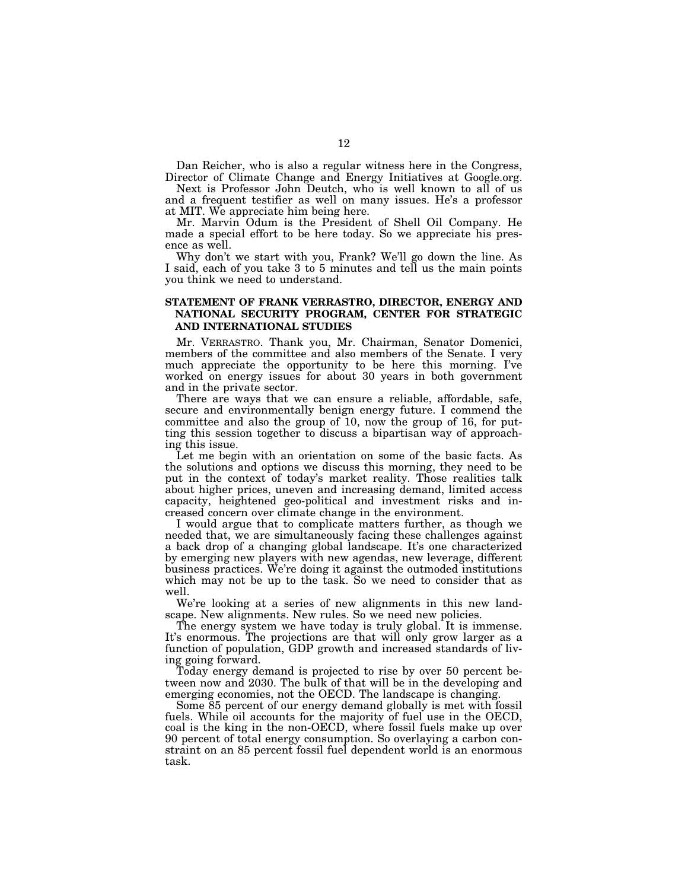Dan Reicher, who is also a regular witness here in the Congress, Director of Climate Change and Energy Initiatives at Google.org.

Next is Professor John Deutch, who is well known to all of us and a frequent testifier as well on many issues. He's a professor at MIT. We appreciate him being here.

Mr. Marvin Odum is the President of Shell Oil Company. He made a special effort to be here today. So we appreciate his presence as well.

Why don't we start with you, Frank? We'll go down the line. As I said, each of you take 3 to 5 minutes and tell us the main points you think we need to understand.

## STATEMENT OF FRANK VERRASTRO, DIRECTOR, ENERGY AND NATIONAL SECURITY PROGRAM, CENTER FOR STRATEGIC AND INTERNATIONAL STUDIES

Mr. VERRASTRO. Thank you, Mr. Chairman, Senator Domenici, members of the committee and also members of the Senate. I very much appreciate the opportunity to be here this morning. I've worked on energy issues for about 30 years in both government and in the private sector.

There are ways that we can ensure a reliable, affordable, safe, secure and environmentally benign energy future. I commend the committee and also the group of 10, now the group of 16, for putting this session together to discuss a bipartisan way of approaching this issue.

Let me begin with an orientation on some of the basic facts. As the solutions and options we discuss this morning, they need to be put in the context of today's market reality. Those realities talk about higher prices, uneven and increasing demand, limited access capacity, heightened geo-political and investment risks and increased concern over climate change in the environment.

I would argue that to complicate matters further, as though we needed that, we are simultaneously facing these challenges against a back drop of a changing global landscape. It's one characterized by emerging new players with new agendas, new leverage, different business practices. We're doing it against the outmoded institutions which may not be up to the task. So we need to consider that as well.

We're looking at a series of new alignments in this new landscape. New alignments. New rules. So we need new policies.

The energy system we have today is truly global. It is immense. It's enormous. The projections are that will only grow larger as a function of population, GDP growth and increased standards of living going forward.

Today energy demand is projected to rise by over 50 percent between now and 2030. The bulk of that will be in the developing and emerging economies, not the OECD. The landscape is changing.

Some 85 percent of our energy demand globally is met with fossil fuels. While oil accounts for the majority of fuel use in the OECD, coal is the king in the non-OECD, where fossil fuels make up over 90 percent of total energy consumption. So overlaying a carbon constraint on an 85 percent fossil fuel dependent world is an enormous task.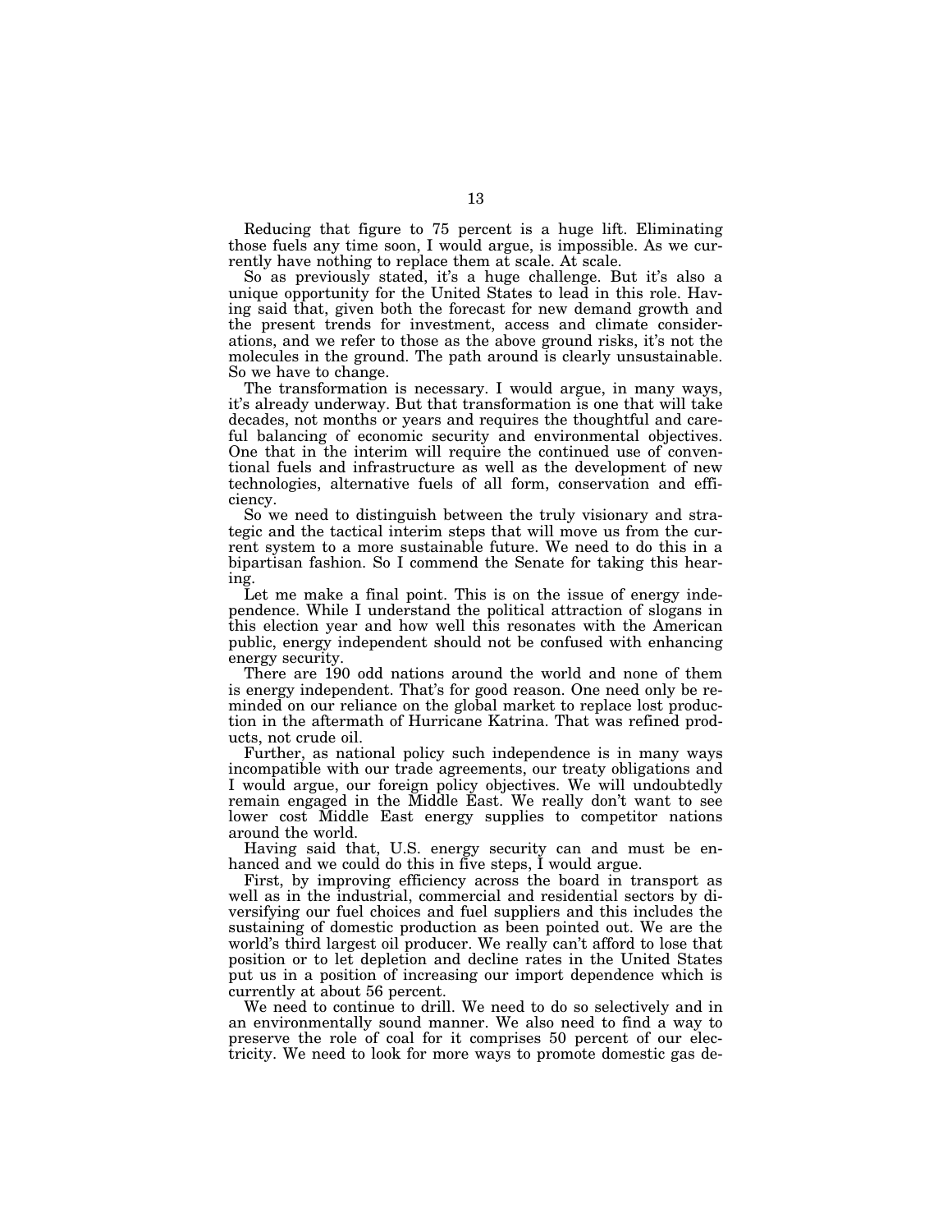Reducing that figure to 75 percent is a huge lift. Eliminating those fuels any time soon, I would argue, is impossible. As we currently have nothing to replace them at scale. At scale.

So as previously stated, it's a huge challenge. But it's also a unique opportunity for the United States to lead in this role. Having said that, given both the forecast for new demand growth and the present trends for investment, access and climate considerations, and we refer to those as the above ground risks, it's not the molecules in the ground. The path around is clearly unsustainable. So we have to change.

The transformation is necessary. I would argue, in many ways, it's already underway. But that transformation is one that will take decades, not months or years and requires the thoughtful and careful balancing of economic security and environmental objectives. One that in the interim will require the continued use of conventional fuels and infrastructure as well as the development of new technologies, alternative fuels of all form, conservation and efficiency.

So we need to distinguish between the truly visionary and strategic and the tactical interim steps that will move us from the current system to a more sustainable future. We need to do this in a bipartisan fashion. So I commend the Senate for taking this hearing.

Let me make a final point. This is on the issue of energy independence. While I understand the political attraction of slogans in this election year and how well this resonates with the American public, energy independent should not be confused with enhancing energy security.

There are 190 odd nations around the world and none of them is energy independent. That's for good reason. One need only be reminded on our reliance on the global market to replace lost production in the aftermath of Hurricane Katrina. That was refined products, not crude oil.

Further, as national policy such independence is in many ways incompatible with our trade agreements, our treaty obligations and I would argue, our foreign policy objectives. We will undoubtedly remain engaged in the Middle East. We really don't want to see lower cost Middle East energy supplies to competitor nations around the world.

Having said that, U.S. energy security can and must be enhanced and we could do this in five steps, I would argue.

First, by improving efficiency across the board in transport as well as in the industrial, commercial and residential sectors by diversifying our fuel choices and fuel suppliers and this includes the sustaining of domestic production as been pointed out. We are the world's third largest oil producer. We really can't afford to lose that position or to let depletion and decline rates in the United States put us in a position of increasing our import dependence which is currently at about 56 percent.

We need to continue to drill. We need to do so selectively and in an environmentally sound manner. We also need to find a way to preserve the role of coal for it comprises 50 percent of our electricity. We need to look for more ways to promote domestic gas de-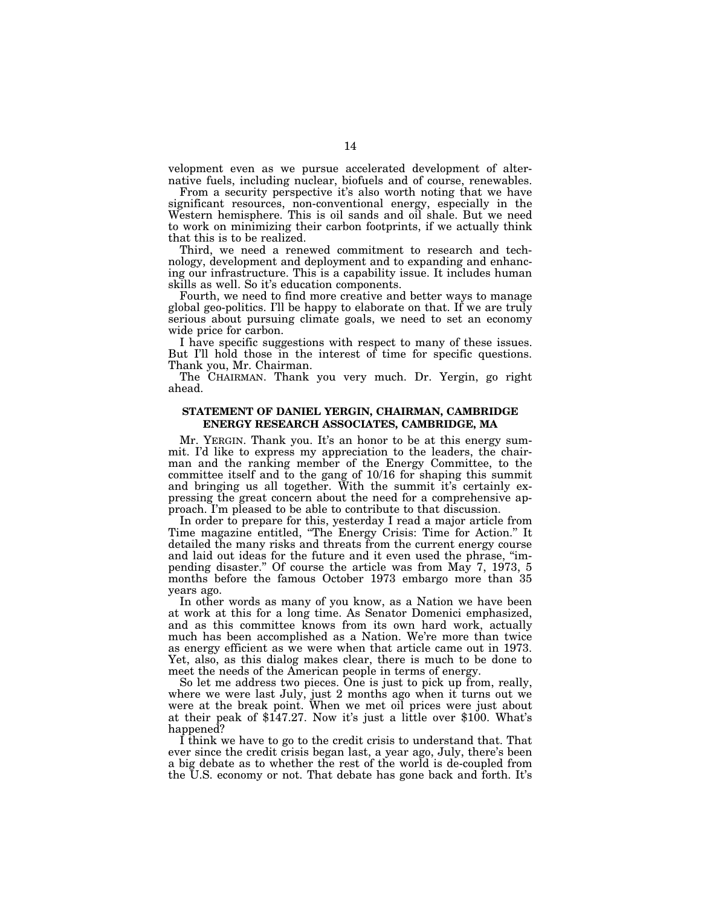velopment even as we pursue accelerated development of alternative fuels, including nuclear, biofuels and of course, renewables.

From a security perspective it's also worth noting that we have significant resources, non-conventional energy, especially in the Western hemisphere. This is oil sands and oil shale. But we need to work on minimizing their carbon footprints, if we actually think that this is to be realized.

Third, we need a renewed commitment to research and technology, development and deployment and to expanding and enhancing our infrastructure. This is a capability issue. It includes human skills as well. So it's education components.

Fourth, we need to find more creative and better ways to manage global geo-politics. I'll be happy to elaborate on that. If we are truly serious about pursuing climate goals, we need to set an economy wide price for carbon.

I have specific suggestions with respect to many of these issues. But I'll hold those in the interest of time for specific questions. Thank you, Mr. Chairman.

The CHAIRMAN. Thank you very much. Dr. Yergin, go right ahead.

## STATEMENT OF DANIEL YERGIN, CHAIRMAN, CAMBRIDGE ENERGY RESEARCH ASSOCIATES, CAMBRIDGE, MA

Mr. YERGIN. Thank you. It's an honor to be at this energy summit. I'd like to express my appreciation to the leaders, the chairman and the ranking member of the Energy Committee, to the committee itself and to the gang of 10/16 for shaping this summit and bringing us all together. With the summit it's certainly expressing the great concern about the need for a comprehensive approach. I'm pleased to be able to contribute to that discussion.

In order to prepare for this, yesterday I read a major article from Time magazine entitled, "The Energy Crisis: Time for Action." It detailed the many risks and threats from the current energy course and laid out ideas for the future and it even used the phrase, "impending disaster." Of course the article was from May 7, 1973, 5 months before the famous October 1973 embargo more than 35 years ago.

In other words as many of you know, as a Nation we have been at work at this for a long time. As Senator Domenici emphasized, and as this committee knows from its own hard work, actually much has been accomplished as a Nation. We're more than twice as energy efficient as we were when that article came out in 1973. Yet, also, as this dialog makes clear, there is much to be done to meet the needs of the American people in terms of energy.

So let me address two pieces. One is just to pick up from, really, where we were last July, just 2 months ago when it turns out we were at the break point. When we met oil prices were just about at their peak of $147.27. Now it's just a little over $100. What's happened?

I think we have to go to the credit crisis to understand that. That ever since the credit crisis began last, a year ago, July, there's been a big debate as to whether the rest of the world is de-coupled from the U.S. economy or not. That debate has gone back and forth. It's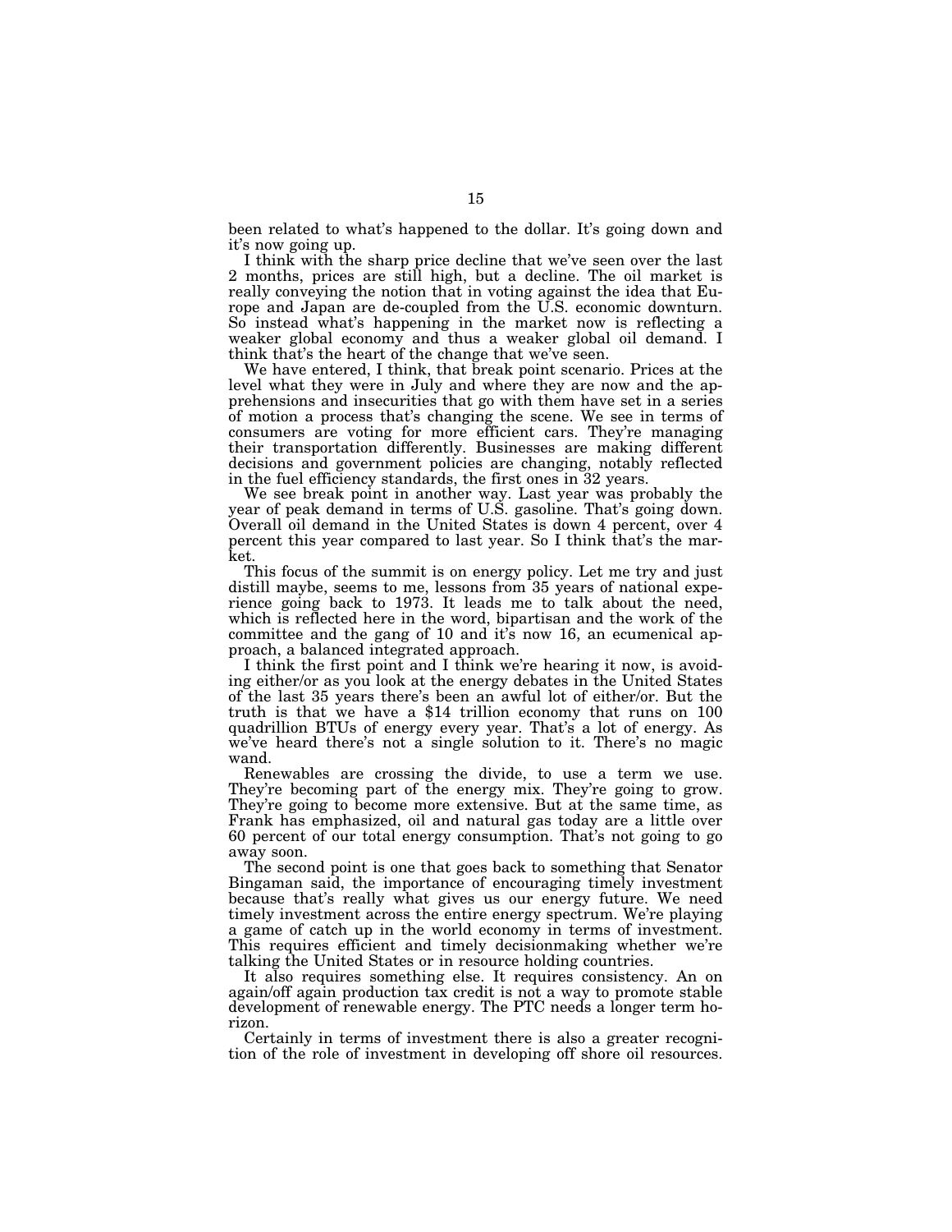been related to what's happened to the dollar. It's going down and it's now going up.

I think with the sharp price decline that we've seen over the last 2 months, prices are still high, but a decline. The oil market is really conveying the notion that in voting against the idea that Europe and Japan are de-coupled from the U.S. economic downturn. So instead what's happening in the market now is reflecting a weaker global economy and thus a weaker global oil demand. I think that's the heart of the change that we've seen.

We have entered, I think, that break point scenario. Prices at the level what they were in July and where they are now and the apprehensions and insecurities that go with them have set in a series of motion a process that's changing the scene. We see in terms of consumers are voting for more efficient cars. They're managing their transportation differently. Businesses are making different decisions and government policies are changing, notably reflected in the fuel efficiency standards, the first ones in 32 years.

We see break point in another way. Last year was probably the year of peak demand in terms of U.S. gasoline. That's going down. Overall oil demand in the United States is down 4 percent, over 4 percent this year compared to last year. So I think that's the market.

This focus of the summit is on energy policy. Let me try and just distill maybe, seems to me, lessons from 35 years of national experience going back to 1973. It leads me to talk about the need, which is reflected here in the word, bipartisan and the work of the committee and the gang of 10 and it's now 16, an ecumenical approach, a balanced integrated approach.

I think the first point and I think we're hearing it now, is avoiding either/or as you look at the energy debates in the United States of the last 35 years there's been an awful lot of either/or. But the truth is that we have a $14 trillion economy that runs on 100 quadrillion BTUs of energy every year. That's a lot of energy. As we've heard there's not a single solution to it. There's no magic wand.

Renewables are crossing the divide, to use a term we use. They're becoming part of the energy mix. They're going to grow. They're going to become more extensive. But at the same time, as Frank has emphasized, oil and natural gas today are a little over 60 percent of our total energy consumption. That's not going to go away soon.

The second point is one that goes back to something that Senator Bingaman said, the importance of encouraging timely investment because that's really what gives us our energy future. We need timely investment across the entire energy spectrum. We're playing a game of catch up in the world economy in terms of investment. This requires efficient and timely decisionmaking whether we're talking the United States or in resource holding countries.

It also requires something else. It requires consistency. An on again/off again production tax credit is not a way to promote stable development of renewable energy. The PTC needs a longer term horizon.

Certainly in terms of investment there is also a greater recognition of the role of investment in developing off shore oil resources.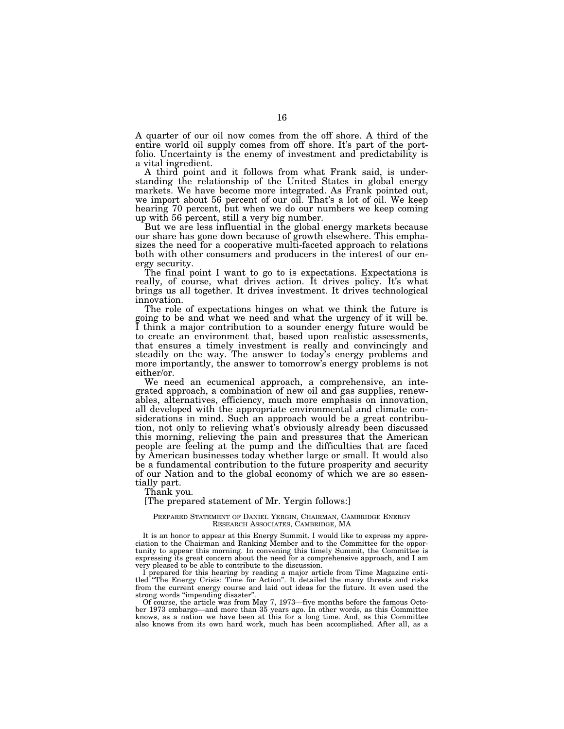A quarter of our oil now comes from the off shore. A third of the entire world oil supply comes from off shore. It's part of the portfolio. Uncertainty is the enemy of investment and predictability is a vital ingredient.

A third point and it follows from what Frank said, is understanding the relationship of the United States in global energy markets. We have become more integrated. As Frank pointed out, we import about 56 percent of our oil. That's a lot of oil. We keep hearing 70 percent, but when we do our numbers we keep coming up with 56 percent, still a very big number.

But we are less influential in the global energy markets because our share has gone down because of growth elsewhere. This emphasizes the need for a cooperative multi-faceted approach to relations both with other consumers and producers in the interest of our energy security.

The final point I want to go to is expectations. Expectations is really, of course, what drives action. It drives policy. It's what brings us all together. It drives investment. It drives technological innovation.

The role of expectations hinges on what we think the future is going to be and what we need and what the urgency of it will be. I think a major contribution to a sounder energy future would be to create an environment that, based upon realistic assessments, that ensures a timely investment is really and convincingly and steadily on the way. The answer to today's energy problems and more importantly, the answer to tomorrow's energy problems is not either/or.

We need an ecumenical approach, a comprehensive, an integrated approach, a combination of new oil and gas supplies, renewables, alternatives, efficiency, much more emphasis on innovation, all developed with the appropriate environmental and climate considerations in mind. Such an approach would be a great contribution, not only to relieving what's obviously already been discussed this morning, relieving the pain and pressures that the American people are feeling at the pump and the difficulties that are faced by American businesses today whether large or small. It would also be a fundamental contribution to the future prosperity and security of our Nation and to the global economy of which we are so essentially part.

Thank you.

[The prepared statement of Mr. Yergin follows:]

PREPARED STATEMENT OF DANIEL YERGIN, CHAIRMAN, CAMBRIDGE ENERGY RESEARCH ASSOCIATES, CAMBRIDGE, MA

It is an honor to appear at this Energy Summit. I would like to express my appreciation to the Chairman and Ranking Member and to the Committee for the opportunity to appear this morning. In convening this timely Summit, the Committee is expressing its great concern about the need for a comprehensive approach, and I am very pleased to be able to contribute to the discussion.

I prepared for this hearing by reading a major article from Time Magazine entitled "The Energy Crisis: Time for Action". It detailed the many threats and risks from the current energy course and laid out ideas for the future. It even used the strong words "impending disaster".

Of course, the article was from May 7, 1973—five months before the famous October 1973 embargo—and more than 35 years ago. In other words, as this Committee knows, as a nation we have been at this for a long time. And, as this Committee also knows from its own hard work, much has been accomplished. After all, as a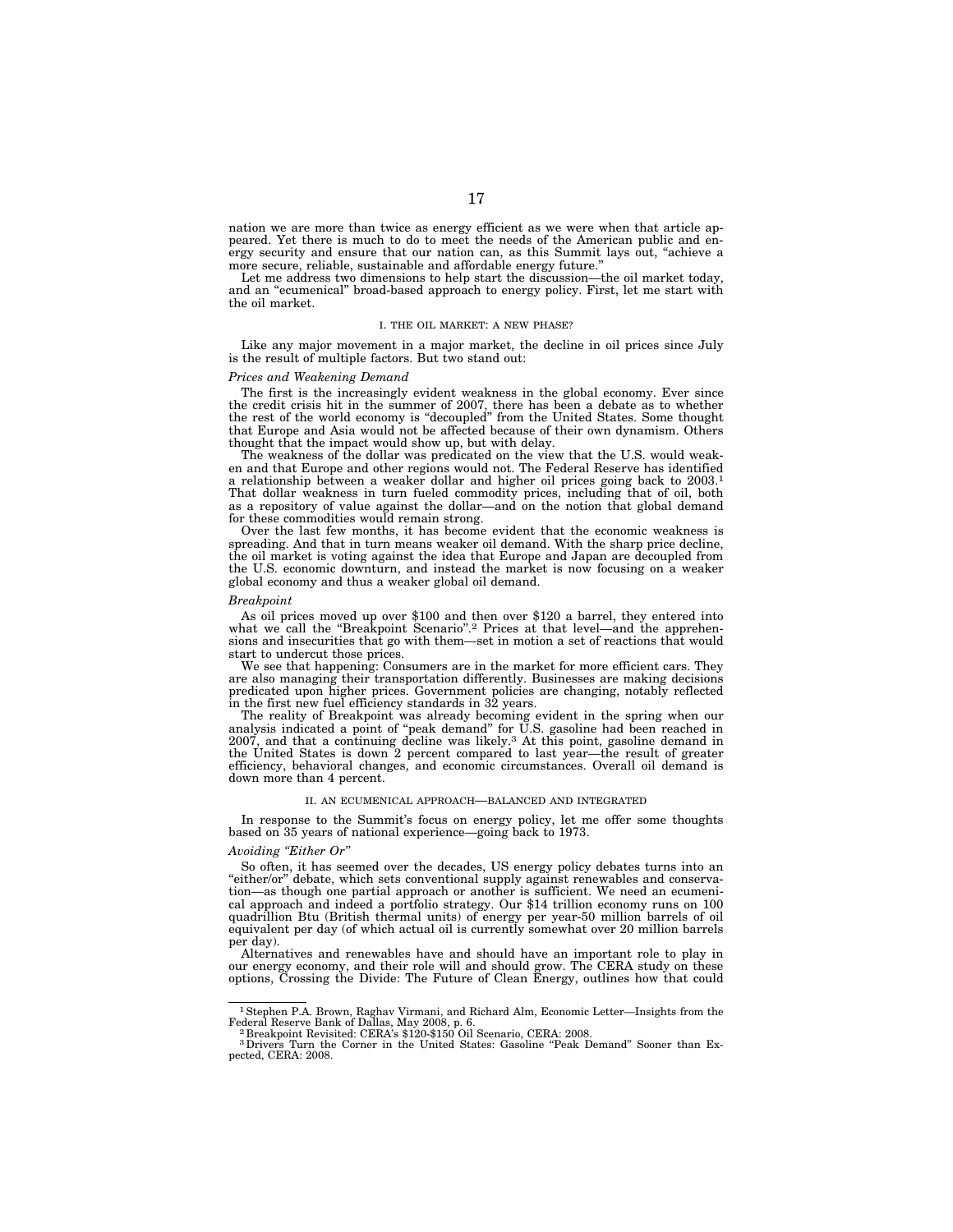nation we are more than twice as energy efficient as we were when that article appeared. Yet there is much to do to meet the needs of the American public and energy security and ensure that our nation can, as this Summit lays out, "achieve a more secure, reliable, sustainable and affordable energy future."

Let me address two dimensions to help start the discussion—the oil market today, and an "ecumenical" broad-based approach to energy policy. First, let me start with the oil market.

## I. THE OIL MARKET: A NEW PHASE?

Like any major movement in a major market, the decline in oil prices since July is the result of multiple factors. But two stand out:

### *Prices and Weakening Demand*

The first is the increasingly evident weakness in the global economy. Ever since the credit crisis hit in the summer of 2007, there has been a debate as to whether the rest of the world economy is "decoupled" from the United States. Some thought that Europe and Asia would not be affected because of their own dynamism. Others thought that the impact would show up, but with delay.

The weakness of the dollar was predicated on the view that the U.S. would weaken and that Europe and other regions would not. The Federal Reserve has identified a relationship between a weaker dollar and higher oil prices going back to 2003.[1] That dollar weakness in turn fueled commodity prices, including that of oil, both as a repository of value against the dollar—and on the notion that global demand for these commodities would remain strong.

Over the last few months, it has become evident that the economic weakness is spreading. And that in turn means weaker oil demand. With the sharp price decline, the oil market is voting against the idea that Europe and Japan are decoupled from the U.S. economic downturn, and instead the market is now focusing on a weaker global economy and thus a weaker global oil demand.

### *Breakpoint*

As oil prices moved up over $100 and then over $120 a barrel, they entered into what we call the "Breakpoint Scenario".[2] Prices at that level—and the apprehensions and insecurities that go with them—set in motion a set of reactions that would start to undercut those prices.

We see that happening: Consumers are in the market for more efficient cars. They are also managing their transportation differently. Businesses are making decisions predicated upon higher prices. Government policies are changing, notably reflected in the first new fuel efficiency standards in 32 years.

The reality of Breakpoint was already becoming evident in the spring when our analysis indicated a point of "peak demand" for U.S. gasoline had been reached in 2007, and that a continuing decline was likely.[3] At this point, gasoline demand in the United States is down 2 percent compared to last year—the result of greater efficiency, behavioral changes, and economic circumstances. Overall oil demand is down more than 4 percent.

## II. AN ECUMENICAL APPROACH—BALANCED AND INTEGRATED

In response to the Summit's focus on energy policy, let me offer some thoughts based on 35 years of national experience—going back to 1973.

### *Avoiding "Either Or"*

So often, it has seemed over the decades, US energy policy debates turns into an "either/or" debate, which sets conventional supply against renewables and conservation—as though one partial approach or another is sufficient. We need an ecumenical approach and indeed a portfolio strategy. Our $14 trillion economy runs on 100 quadrillion Btu (British thermal units) of energy per year-50 million barrels of oil equivalent per day (of which actual oil is currently somewhat over 20 million barrels per day).

Alternatives and renewables have and should have an important role to play in our energy economy, and their role will and should grow. The CERA study on these options, Crossing the Divide: The Future of Clean Energy, outlines how that could

---

[1] Stephen P.A. Brown, Raghav Virmani, and Richard Alm, Economic Letter—Insights from the Federal Reserve Bank of Dallas, May 2008, p. 6.

[2] Breakpoint Revisited: CERA's $120-$150 Oil Scenario, CERA: 2008.

[3] Drivers Turn the Corner in the United States: Gasoline "Peak Demand" Sooner than Expected, CERA: 2008.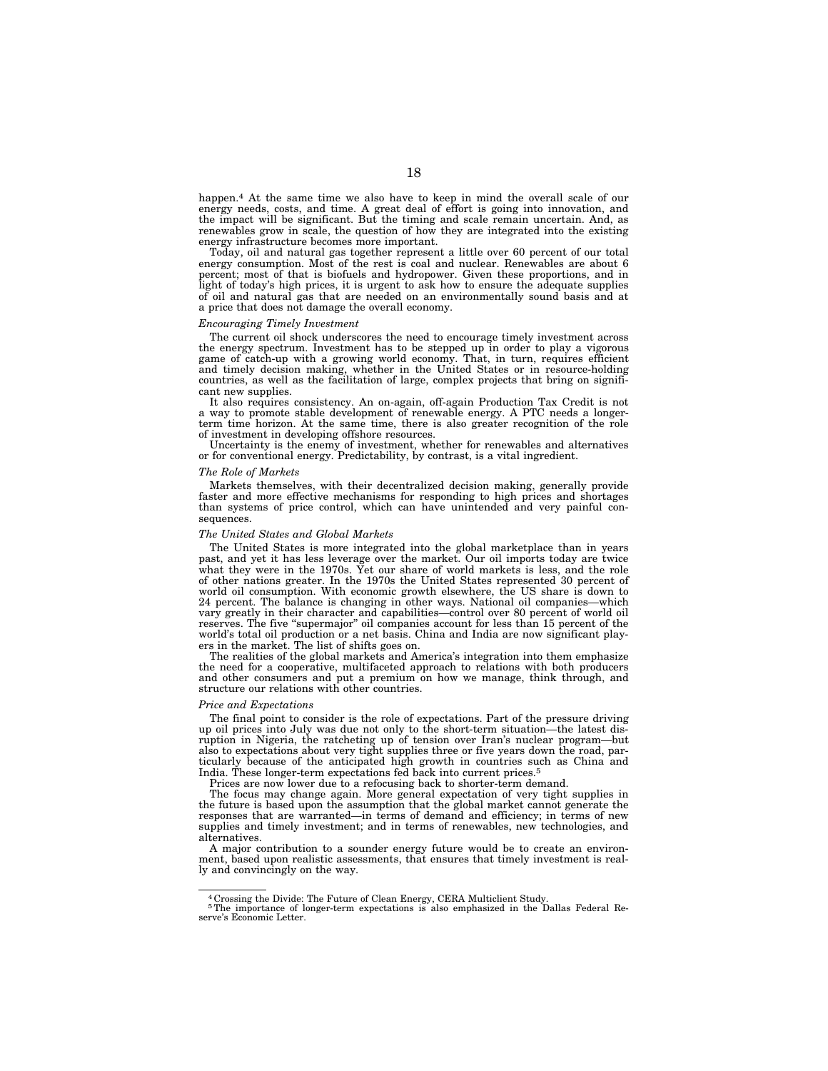happen.[4] At the same time we also have to keep in mind the overall scale of our energy needs, costs, and time. A great deal of effort is going into innovation, and the impact will be significant. But the timing and scale remain uncertain. And, as renewables grow in scale, the question of how they are integrated into the existing energy infrastructure becomes more important.

Today, oil and natural gas together represent a little over 60 percent of our total energy consumption. Most of the rest is coal and nuclear. Renewables are about 6 percent; most of that is biofuels and hydropower. Given these proportions, and in light of today's high prices, it is urgent to ask how to ensure the adequate supplies of oil and natural gas that are needed on an environmentally sound basis and at a price that does not damage the overall economy.

*Encouraging Timely Investment*

The current oil shock underscores the need to encourage timely investment across the energy spectrum. Investment has to be stepped up in order to play a vigorous game of catch-up with a growing world economy. That, in turn, requires efficient and timely decision making, whether in the United States or in resource-holding countries, as well as the facilitation of large, complex projects that bring on significant new supplies.

It also requires consistency. An on-again, off-again Production Tax Credit is not a way to promote stable development of renewable energy. A PTC needs a longer-term time horizon. At the same time, there is also greater recognition of the role of investment in developing offshore resources.

Uncertainty is the enemy of investment, whether for renewables and alternatives or for conventional energy. Predictability, by contrast, is a vital ingredient.

*The Role of Markets*

Markets themselves, with their decentralized decision making, generally provide faster and more effective mechanisms for responding to high prices and shortages than systems of price control, which can have unintended and very painful consequences.

*The United States and Global Markets*

The United States is more integrated into the global marketplace than in years past, and yet it has less leverage over the market. Our oil imports today are twice what they were in the 1970s. Yet our share of world markets is less, and the role of other nations greater. In the 1970s the United States represented 30 percent of world oil consumption. With economic growth elsewhere, the US share is down to 24 percent. The balance is changing in other ways. National oil companies—which vary greatly in their character and capabilities—control over 80 percent of world oil reserves. The five "supermajor" oil companies account for less than 15 percent of the world's total oil production or a net basis. China and India are now significant players in the market. The list of shifts goes on.

The realities of the global markets and America's integration into them emphasize the need for a cooperative, multifaceted approach to relations with both producers and other consumers and put a premium on how we manage, think through, and structure our relations with other countries.

*Price and Expectations*

The final point to consider is the role of expectations. Part of the pressure driving up oil prices into July was due not only to the short-term situation—the latest disruption in Nigeria, the ratcheting up of tension over Iran's nuclear program—but also to expectations about very tight supplies three or five years down the road, particularly because of the anticipated high growth in countries such as China and India. These longer-term expectations fed back into current prices.[5]

Prices are now lower due to a refocusing back to shorter-term demand.

The focus may change again. More general expectation of very tight supplies in the future is based upon the assumption that the global market cannot generate the responses that are warranted—in terms of demand and efficiency; in terms of new supplies and timely investment; and in terms of renewables, new technologies, and alternatives.

A major contribution to a sounder energy future would be to create an environment, based upon realistic assessments, that ensures that timely investment is really and convincingly on the way.

---

[4] Crossing the Divide: The Future of Clean Energy, CERA Multiclient Study.

[5] The importance of longer-term expectations is also emphasized in the Dallas Federal Reserve's Economic Letter.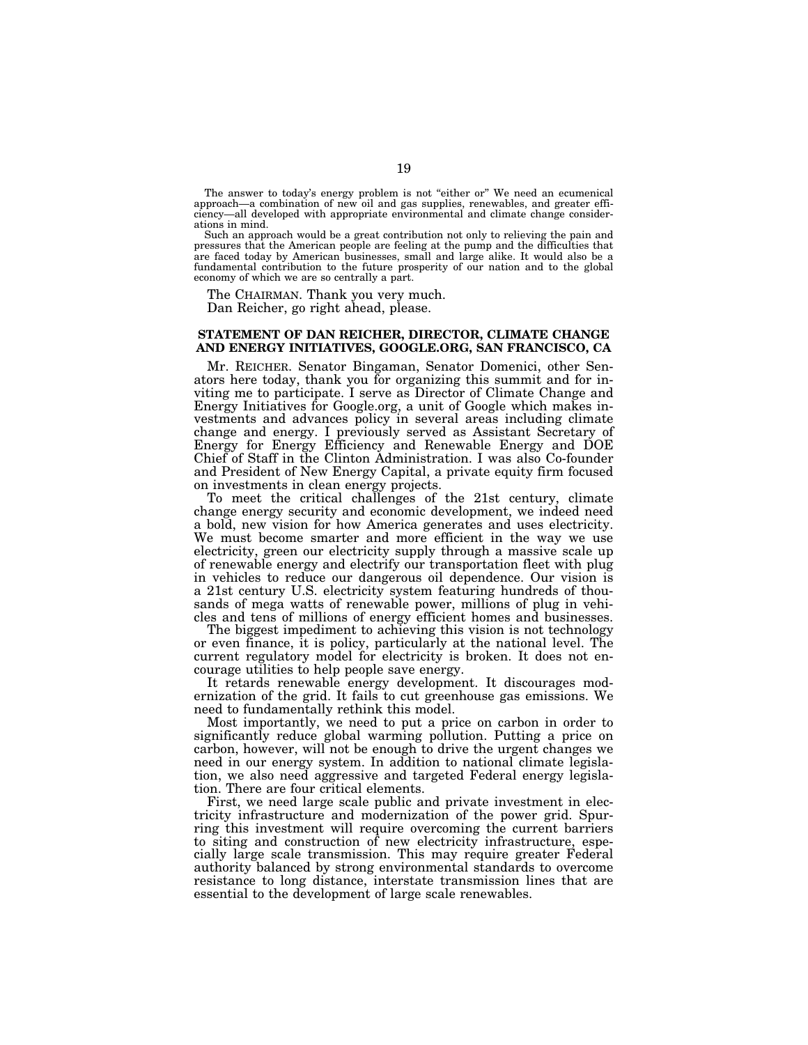The answer to today's energy problem is not "either or" We need an ecumenical approach—a combination of new oil and gas supplies, renewables, and greater efficiency—all developed with appropriate environmental and climate change considerations in mind.

Such an approach would be a great contribution not only to relieving the pain and pressures that the American people are feeling at the pump and the difficulties that are faced today by American businesses, small and large alike. It would also be a fundamental contribution to the future prosperity of our nation and to the global economy of which we are so centrally a part.

The CHAIRMAN. Thank you very much.

Dan Reicher, go right ahead, please.

## STATEMENT OF DAN REICHER, DIRECTOR, CLIMATE CHANGE AND ENERGY INITIATIVES, GOOGLE.ORG, SAN FRANCISCO, CA

Mr. REICHER. Senator Bingaman, Senator Domenici, other Senators here today, thank you for organizing this summit and for inviting me to participate. I serve as Director of Climate Change and Energy Initiatives for Google.org, a unit of Google which makes investments and advances policy in several areas including climate change and energy. I previously served as Assistant Secretary of Energy for Energy Efficiency and Renewable Energy and DOE Chief of Staff in the Clinton Administration. I was also Co-founder and President of New Energy Capital, a private equity firm focused on investments in clean energy projects.

To meet the critical challenges of the 21st century, climate change energy security and economic development, we indeed need a bold, new vision for how America generates and uses electricity. We must become smarter and more efficient in the way we use electricity, green our electricity supply through a massive scale up of renewable energy and electrify our transportation fleet with plug in vehicles to reduce our dangerous oil dependence. Our vision is a 21st century U.S. electricity system featuring hundreds of thousands of mega watts of renewable power, millions of plug in vehicles and tens of millions of energy efficient homes and businesses.

The biggest impediment to achieving this vision is not technology or even finance, it is policy, particularly at the national level. The current regulatory model for electricity is broken. It does not encourage utilities to help people save energy.

It retards renewable energy development. It discourages modernization of the grid. It fails to cut greenhouse gas emissions. We need to fundamentally rethink this model.

Most importantly, we need to put a price on carbon in order to significantly reduce global warming pollution. Putting a price on carbon, however, will not be enough to drive the urgent changes we need in our energy system. In addition to national climate legislation, we also need aggressive and targeted Federal energy legislation. There are four critical elements.

First, we need large scale public and private investment in electricity infrastructure and modernization of the power grid. Spurring this investment will require overcoming the current barriers to siting and construction of new electricity infrastructure, especially large scale transmission. This may require greater Federal authority balanced by strong environmental standards to overcome resistance to long distance, interstate transmission lines that are essential to the development of large scale renewables.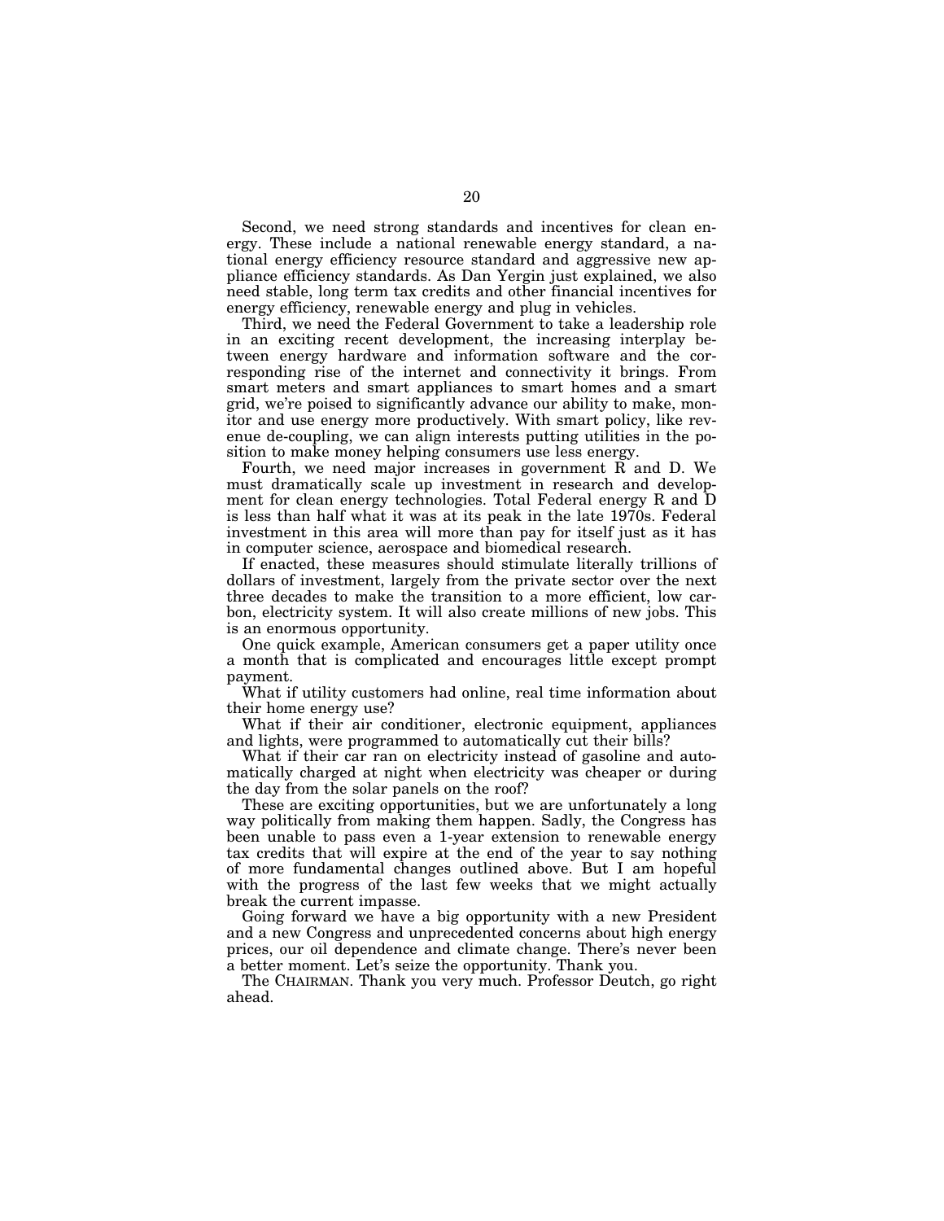Second, we need strong standards and incentives for clean energy. These include a national renewable energy standard, a national energy efficiency resource standard and aggressive new appliance efficiency standards. As Dan Yergin just explained, we also need stable, long term tax credits and other financial incentives for energy efficiency, renewable energy and plug in vehicles.

Third, we need the Federal Government to take a leadership role in an exciting recent development, the increasing interplay between energy hardware and information software and the corresponding rise of the internet and connectivity it brings. From smart meters and smart appliances to smart homes and a smart grid, we're poised to significantly advance our ability to make, monitor and use energy more productively. With smart policy, like revenue de-coupling, we can align interests putting utilities in the position to make money helping consumers use less energy.

Fourth, we need major increases in government R and D. We must dramatically scale up investment in research and development for clean energy technologies. Total Federal energy R and D is less than half what it was at its peak in the late 1970s. Federal investment in this area will more than pay for itself just as it has in computer science, aerospace and biomedical research.

If enacted, these measures should stimulate literally trillions of dollars of investment, largely from the private sector over the next three decades to make the transition to a more efficient, low carbon, electricity system. It will also create millions of new jobs. This is an enormous opportunity.

One quick example, American consumers get a paper utility once a month that is complicated and encourages little except prompt payment.

What if utility customers had online, real time information about their home energy use?

What if their air conditioner, electronic equipment, appliances and lights, were programmed to automatically cut their bills?

What if their car ran on electricity instead of gasoline and automatically charged at night when electricity was cheaper or during the day from the solar panels on the roof?

These are exciting opportunities, but we are unfortunately a long way politically from making them happen. Sadly, the Congress has been unable to pass even a 1-year extension to renewable energy tax credits that will expire at the end of the year to say nothing of more fundamental changes outlined above. But I am hopeful with the progress of the last few weeks that we might actually break the current impasse.

Going forward we have a big opportunity with a new President and a new Congress and unprecedented concerns about high energy prices, our oil dependence and climate change. There's never been a better moment. Let's seize the opportunity. Thank you.

The CHAIRMAN. Thank you very much. Professor Deutch, go right ahead.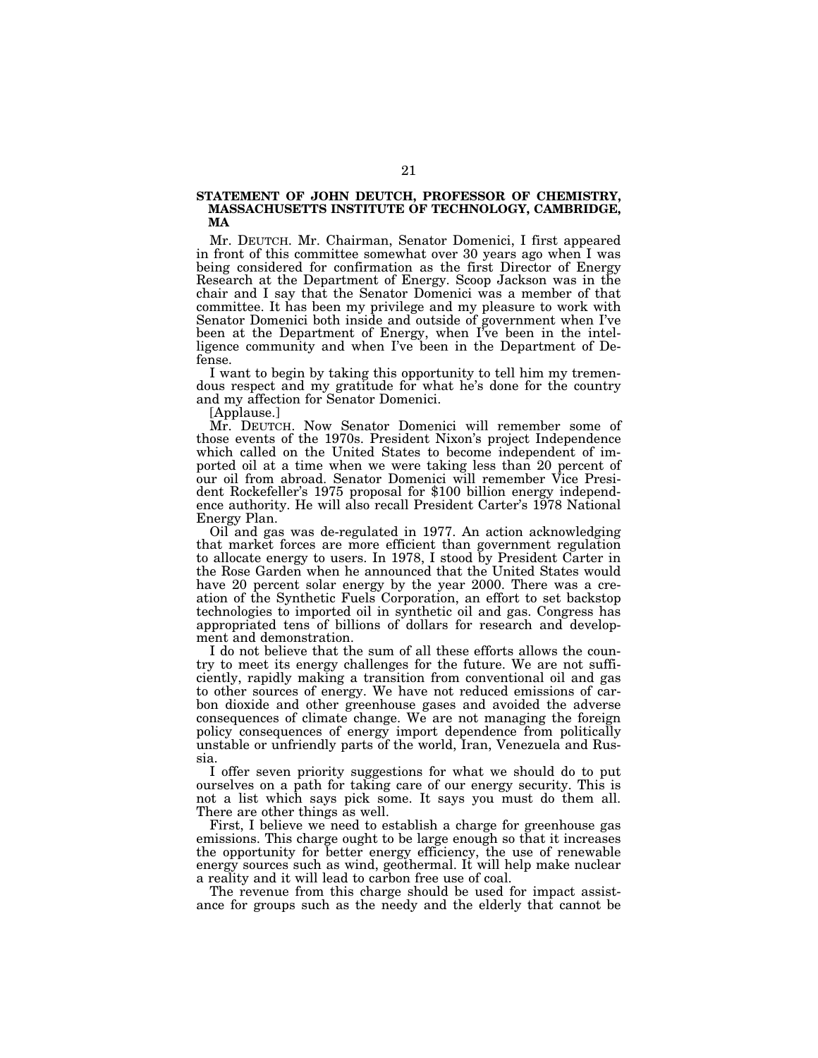## STATEMENT OF JOHN DEUTCH, PROFESSOR OF CHEMISTRY, MASSACHUSETTS INSTITUTE OF TECHNOLOGY, CAMBRIDGE, MA

Mr. DEUTCH. Mr. Chairman, Senator Domenici, I first appeared in front of this committee somewhat over 30 years ago when I was being considered for confirmation as the first Director of Energy Research at the Department of Energy. Scoop Jackson was in the chair and I say that the Senator Domenici was a member of that committee. It has been my privilege and my pleasure to work with Senator Domenici both inside and outside of government when I've been at the Department of Energy, when I've been in the intelligence community and when I've been in the Department of Defense.

I want to begin by taking this opportunity to tell him my tremendous respect and my gratitude for what he's done for the country and my affection for Senator Domenici.

[Applause.]

Mr. DEUTCH. Now Senator Domenici will remember some of those events of the 1970s. President Nixon's project Independence which called on the United States to become independent of imported oil at a time when we were taking less than 20 percent of our oil from abroad. Senator Domenici will remember Vice President Rockefeller's 1975 proposal for $100 billion energy independence authority. He will also recall President Carter's 1978 National Energy Plan.

Oil and gas was de-regulated in 1977. An action acknowledging that market forces are more efficient than government regulation to allocate energy to users. In 1978, I stood by President Carter in the Rose Garden when he announced that the United States would have 20 percent solar energy by the year 2000. There was a creation of the Synthetic Fuels Corporation, an effort to set backstop technologies to imported oil in synthetic oil and gas. Congress has appropriated tens of billions of dollars for research and development and demonstration.

I do not believe that the sum of all these efforts allows the country to meet its energy challenges for the future. We are not sufficiently, rapidly making a transition from conventional oil and gas to other sources of energy. We have not reduced emissions of carbon dioxide and other greenhouse gases and avoided the adverse consequences of climate change. We are not managing the foreign policy consequences of energy import dependence from politically unstable or unfriendly parts of the world, Iran, Venezuela and Russia.

I offer seven priority suggestions for what we should do to put ourselves on a path for taking care of our energy security. This is not a list which says pick some. It says you must do them all. There are other things as well.

First, I believe we need to establish a charge for greenhouse gas emissions. This charge ought to be large enough so that it increases the opportunity for better energy efficiency, the use of renewable energy sources such as wind, geothermal. It will help make nuclear a reality and it will lead to carbon free use of coal.

The revenue from this charge should be used for impact assistance for groups such as the needy and the elderly that cannot be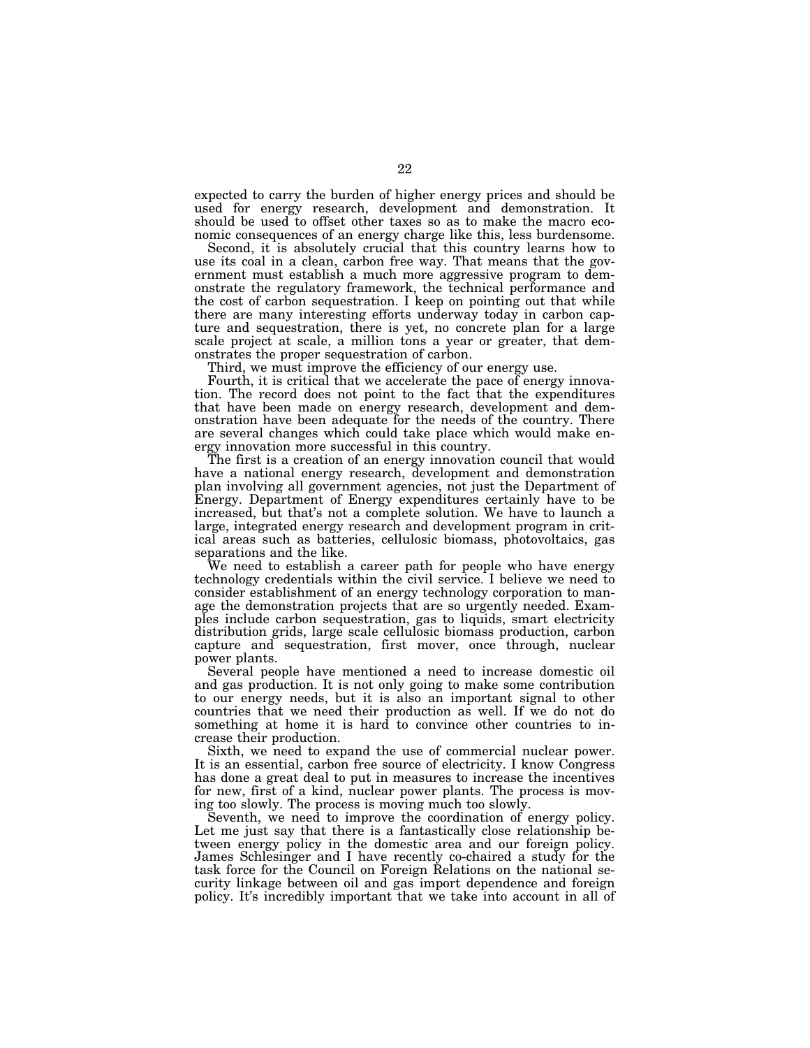expected to carry the burden of higher energy prices and should be used for energy research, development and demonstration. It should be used to offset other taxes so as to make the macro economic consequences of an energy charge like this, less burdensome.

Second, it is absolutely crucial that this country learns how to use its coal in a clean, carbon free way. That means that the government must establish a much more aggressive program to demonstrate the regulatory framework, the technical performance and the cost of carbon sequestration. I keep on pointing out that while there are many interesting efforts underway today in carbon capture and sequestration, there is yet, no concrete plan for a large scale project at scale, a million tons a year or greater, that demonstrates the proper sequestration of carbon.

Third, we must improve the efficiency of our energy use.

Fourth, it is critical that we accelerate the pace of energy innovation. The record does not point to the fact that the expenditures that have been made on energy research, development and demonstration have been adequate for the needs of the country. There are several changes which could take place which would make energy innovation more successful in this country.

The first is a creation of an energy innovation council that would have a national energy research, development and demonstration plan involving all government agencies, not just the Department of Energy. Department of Energy expenditures certainly have to be increased, but that's not a complete solution. We have to launch a large, integrated energy research and development program in critical areas such as batteries, cellulosic biomass, photovoltaics, gas separations and the like.

We need to establish a career path for people who have energy technology credentials within the civil service. I believe we need to consider establishment of an energy technology corporation to manage the demonstration projects that are so urgently needed. Examples include carbon sequestration, gas to liquids, smart electricity distribution grids, large scale cellulosic biomass production, carbon capture and sequestration, first mover, once through, nuclear power plants.

Several people have mentioned a need to increase domestic oil and gas production. It is not only going to make some contribution to our energy needs, but it is also an important signal to other countries that we need their production as well. If we do not do something at home it is hard to convince other countries to increase their production.

Sixth, we need to expand the use of commercial nuclear power. It is an essential, carbon free source of electricity. I know Congress has done a great deal to put in measures to increase the incentives for new, first of a kind, nuclear power plants. The process is moving too slowly. The process is moving much too slowly.

Seventh, we need to improve the coordination of energy policy. Let me just say that there is a fantastically close relationship between energy policy in the domestic area and our foreign policy. James Schlesinger and I have recently co-chaired a study for the task force for the Council on Foreign Relations on the national security linkage between oil and gas import dependence and foreign policy. It's incredibly important that we take into account in all of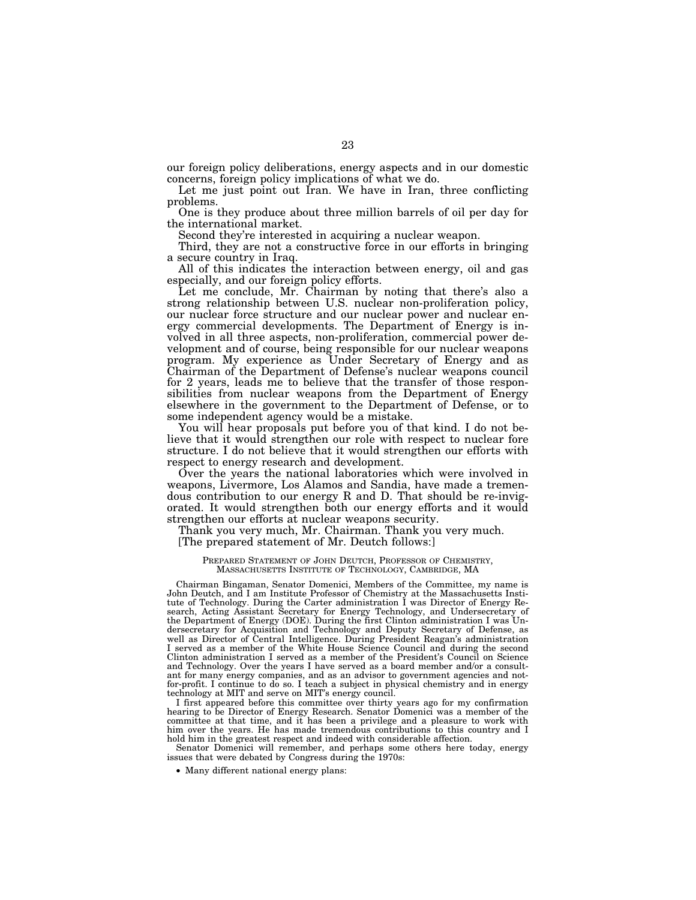our foreign policy deliberations, energy aspects and in our domestic concerns, foreign policy implications of what we do.

Let me just point out Iran. We have in Iran, three conflicting problems.

One is they produce about three million barrels of oil per day for the international market.

Second they're interested in acquiring a nuclear weapon.

Third, they are not a constructive force in our efforts in bringing a secure country in Iraq.

All of this indicates the interaction between energy, oil and gas especially, and our foreign policy efforts.

Let me conclude, Mr. Chairman by noting that there's also a strong relationship between U.S. nuclear non-proliferation policy, our nuclear force structure and our nuclear power and nuclear energy commercial developments. The Department of Energy is involved in all three aspects, non-proliferation, commercial power development and of course, being responsible for our nuclear weapons program. My experience as Under Secretary of Energy and as Chairman of the Department of Defense's nuclear weapons council for 2 years, leads me to believe that the transfer of those responsibilities from nuclear weapons from the Department of Energy elsewhere in the government to the Department of Defense, or to some independent agency would be a mistake.

You will hear proposals put before you of that kind. I do not believe that it would strengthen our role with respect to nuclear fore structure. I do not believe that it would strengthen our efforts with respect to energy research and development.

Over the years the national laboratories which were involved in weapons, Livermore, Los Alamos and Sandia, have made a tremendous contribution to our energy R and D. That should be re-invigorated. It would strengthen both our energy efforts and it would strengthen our efforts at nuclear weapons security.

Thank you very much, Mr. Chairman. Thank you very much.

[The prepared statement of Mr. Deutch follows:]

PREPARED STATEMENT OF JOHN DEUTCH, PROFESSOR OF CHEMISTRY, MASSACHUSETTS INSTITUTE OF TECHNOLOGY, CAMBRIDGE, MA

Chairman Bingaman, Senator Domenici, Members of the Committee, my name is John Deutch, and I am Institute Professor of Chemistry at the Massachusetts Institute of Technology. During the Carter administration I was Director of Energy Research, Acting Assistant Secretary for Energy Technology, and Undersecretary of the Department of Energy (DOE). During the first Clinton administration I was Undersecretary for Acquisition and Technology and Deputy Secretary of Defense, as well as Director of Central Intelligence. During President Reagan's administration I served as a member of the White House Science Council and during the second Clinton administration I served as a member of the President's Council on Science and Technology. Over the years I have served as a board member and/or a consultant for many energy companies, and as an advisor to government agencies and not-for-profit. I continue to do so. I teach a subject in physical chemistry and in energy technology at MIT and serve on MIT's energy council.

I first appeared before this committee over thirty years ago for my confirmation hearing to be Director of Energy Research. Senator Domenici was a member of the committee at that time, and it has been a privilege and a pleasure to work with him over the years. He has made tremendous contributions to this country and I hold him in the greatest respect and indeed with considerable affection.

Senator Domenici will remember, and perhaps some others here today, energy issues that were debated by Congress during the 1970s:

- Many different national energy plans: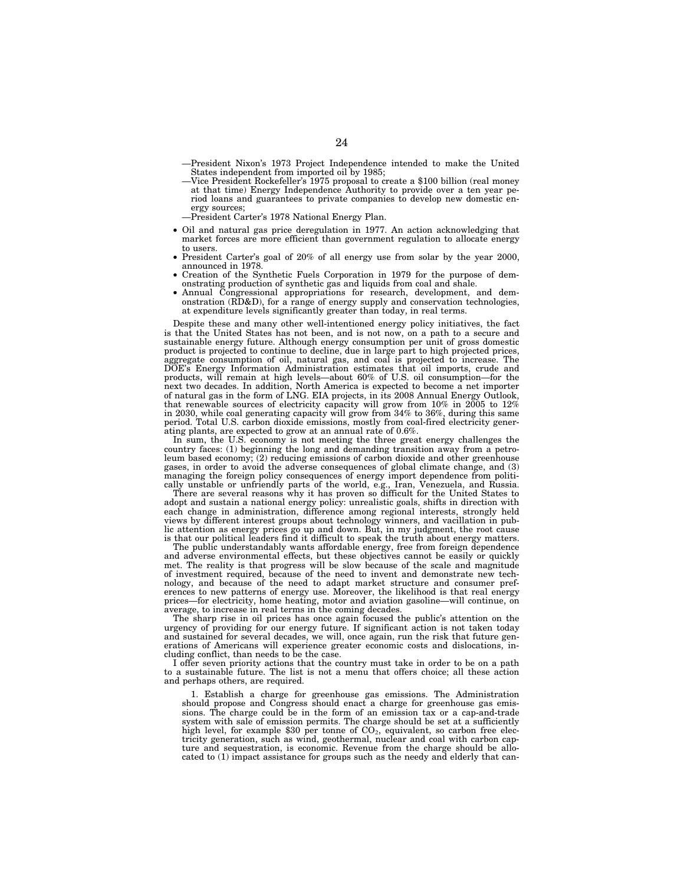—President Nixon's 1973 Project Independence intended to make the United States independent from imported oil by 1985;

—Vice President Rockefeller's 1975 proposal to create a $100 billion (real money at that time) Energy Independence Authority to provide over a ten year period loans and guarantees to private companies to develop new domestic energy sources;

—President Carter's 1978 National Energy Plan.

- Oil and natural gas price deregulation in 1977. An action acknowledging that market forces are more efficient than government regulation to allocate energy to users.
- President Carter's goal of 20% of all energy use from solar by the year 2000, announced in 1978.
- Creation of the Synthetic Fuels Corporation in 1979 for the purpose of demonstrating production of synthetic gas and liquids from coal and shale.
- Annual Congressional appropriations for research, development, and demonstration (RD&D), for a range of energy supply and conservation technologies, at expenditure levels significantly greater than today, in real terms.

Despite these and many other well-intentioned energy policy initiatives, the fact is that the United States has not been, and is not now, on a path to a secure and sustainable energy future. Although energy consumption per unit of gross domestic product is projected to continue to decline, due in large part to high projected prices, aggregate consumption of oil, natural gas, and coal is projected to increase. The DOE's Energy Information Administration estimates that oil imports, crude and products, will remain at high levels—about 60% of U.S. oil consumption—for the next two decades. In addition, North America is expected to become a net importer of natural gas in the form of LNG. EIA projects, in its 2008 Annual Energy Outlook, that renewable sources of electricity capacity will grow from 10% in 2005 to 12% in 2030, while coal generating capacity will grow from 34% to 36%, during this same period. Total U.S. carbon dioxide emissions, mostly from coal-fired electricity generating plants, are expected to grow at an annual rate of 0.6%.

In sum, the U.S. economy is not meeting the three great energy challenges the country faces: (1) beginning the long and demanding transition away from a petroleum based economy; (2) reducing emissions of carbon dioxide and other greenhouse gases, in order to avoid the adverse consequences of global climate change, and (3) managing the foreign policy consequences of energy import dependence from politically unstable or unfriendly parts of the world, e.g., Iran, Venezuela, and Russia.

There are several reasons why it has proven so difficult for the United States to adopt and sustain a national energy policy: unrealistic goals, shifts in direction with each change in administration, difference among regional interests, strongly held views by different interest groups about technology winners, and vacillation in public attention as energy prices go up and down. But, in my judgment, the root cause is that our political leaders find it difficult to speak the truth about energy matters.

The public understandably wants affordable energy, free from foreign dependence and adverse environmental effects, but these objectives cannot be easily or quickly met. The reality is that progress will be slow because of the scale and magnitude of investment required, because of the need to invent and demonstrate new technology, and because of the need to adapt market structure and consumer preferences to new patterns of energy use. Moreover, the likelihood is that real energy prices—for electricity, home heating, motor and aviation gasoline—will continue, on average, to increase in real terms in the coming decades.

The sharp rise in oil prices has once again focused the public's attention on the urgency of providing for our energy future. If significant action is not taken today and sustained for several decades, we will, once again, run the risk that future generations of Americans will experience greater economic costs and dislocations, including conflict, than needs to be the case.

I offer seven priority actions that the country must take in order to be on a path to a sustainable future. The list is not a menu that offers choice; all these action and perhaps others, are required.

1. Establish a charge for greenhouse gas emissions. The Administration should propose and Congress should enact a charge for greenhouse gas emissions. The charge could be in the form of an emission tax or a cap-and-trade system with sale of emission permits. The charge should be set at a sufficiently high level, for example $30 per tonne of $CO_2$, equivalent, so carbon free electricity generation, such as wind, geothermal, nuclear and coal with carbon capture and sequestration, is economic. Revenue from the charge should be allocated to (1) impact assistance for groups such as the needy and elderly that can-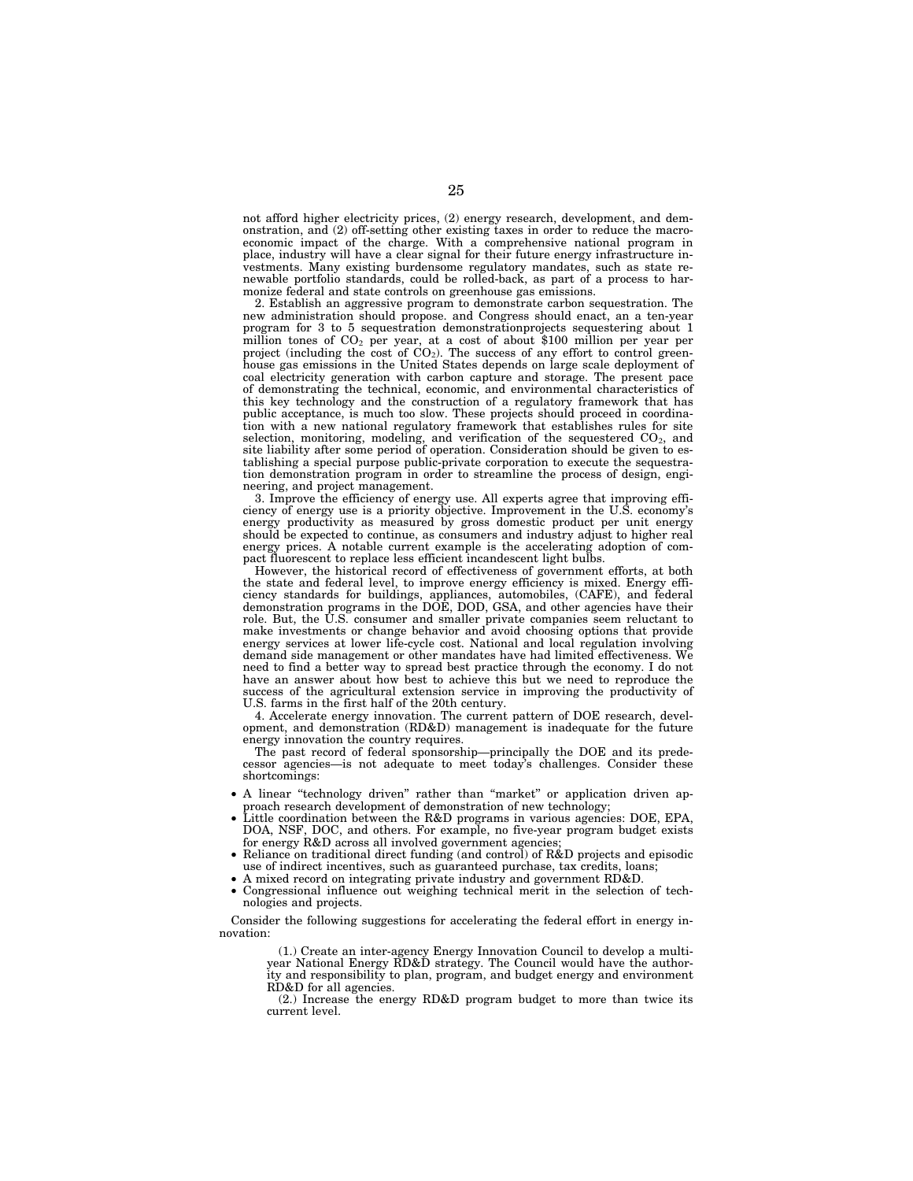not afford higher electricity prices, (2) energy research, development, and demonstration, and (2) off-setting other existing taxes in order to reduce the macroeconomic impact of the charge. With a comprehensive national program in place, industry will have a clear signal for their future energy infrastructure investments. Many existing burdensome regulatory mandates, such as state renewable portfolio standards, could be rolled-back, as part of a process to harmonize federal and state controls on greenhouse gas emissions.

2. Establish an aggressive program to demonstrate carbon sequestration. The new administration should propose. and Congress should enact, an a ten-year program for 3 to 5 sequestration demonstrationprojects sequestering about 1 million tones of $CO_2$ per year, at a cost of about $100 million per year per project (including the cost of $CO_2$). The success of any effort to control greenhouse gas emissions in the United States depends on large scale deployment of coal electricity generation with carbon capture and storage. The present pace of demonstrating the technical, economic, and environmental characteristics of this key technology and the construction of a regulatory framework that has public acceptance, is much too slow. These projects should proceed in coordination with a new national regulatory framework that establishes rules for site selection, monitoring, modeling, and verification of the sequestered $CO_2$, and site liability after some period of operation. Consideration should be given to establishing a special purpose public-private corporation to execute the sequestration demonstration program in order to streamline the process of design, engineering, and project management.

3. Improve the efficiency of energy use. All experts agree that improving efficiency of energy use is a priority objective. Improvement in the U.S. economy's energy productivity as measured by gross domestic product per unit energy should be expected to continue, as consumers and industry adjust to higher real energy prices. A notable current example is the accelerating adoption of compact fluorescent to replace less efficient incandescent light bulbs.

However, the historical record of effectiveness of government efforts, at both the state and federal level, to improve energy efficiency is mixed. Energy efficiency standards for buildings, appliances, automobiles, (CAFE), and federal demonstration programs in the DOE, DOD, GSA, and other agencies have their role. But, the U.S. consumer and smaller private companies seem reluctant to make investments or change behavior and avoid choosing options that provide energy services at lower life-cycle cost. National and local regulation involving demand side management or other mandates have had limited effectiveness. We need to find a better way to spread best practice through the economy. I do not have an answer about how best to achieve this but we need to reproduce the success of the agricultural extension service in improving the productivity of U.S. farms in the first half of the 20th century.

4. Accelerate energy innovation. The current pattern of DOE research, development, and demonstration (RD&D) management is inadequate for the future energy innovation the country requires.

The past record of federal sponsorship—principally the DOE and its predecessor agencies—is not adequate to meet today's challenges. Consider these shortcomings:

- A linear "technology driven" rather than "market" or application driven approach research development of demonstration of new technology;
- Little coordination between the R&D programs in various agencies: DOE, EPA, DOA, NSF, DOC, and others. For example, no five-year program budget exists for energy R&D across all involved government agencies;
- Reliance on traditional direct funding (and control) of R&D projects and episodic use of indirect incentives, such as guaranteed purchase, tax credits, loans;
- A mixed record on integrating private industry and government RD&D.
- Congressional influence out weighing technical merit in the selection of technologies and projects.

Consider the following suggestions for accelerating the federal effort in energy innovation:

(1.) Create an inter-agency Energy Innovation Council to develop a multi-year National Energy RD&D strategy. The Council would have the authority and responsibility to plan, program, and budget energy and environment RD&D for all agencies.

(2.) Increase the energy RD&D program budget to more than twice its current level.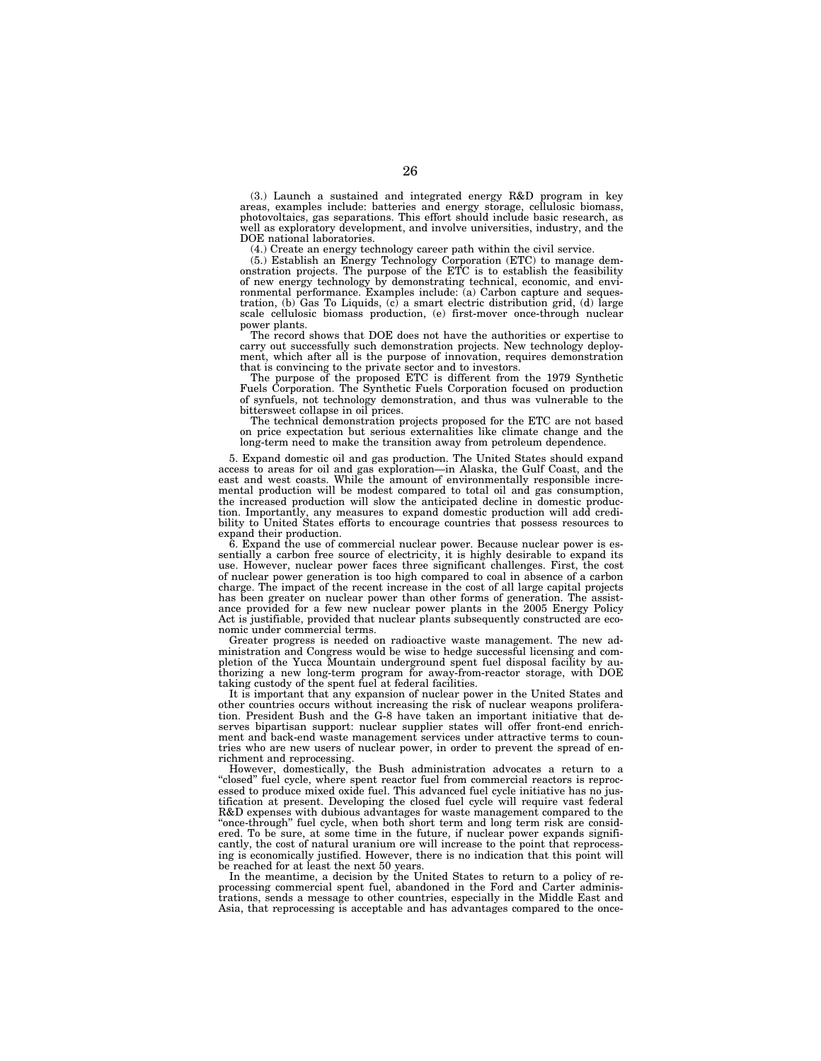(3.) Launch a sustained and integrated energy R&D program in key areas, examples include: batteries and energy storage, cellulosic biomass, photovoltaics, gas separations. This effort should include basic research, as well as exploratory development, and involve universities, industry, and the DOE national laboratories.

(4.) Create an energy technology career path within the civil service.

(5.) Establish an Energy Technology Corporation (ETC) to manage demonstration projects. The purpose of the ETC is to establish the feasibility of new energy technology by demonstrating technical, economic, and environmental performance. Examples include: (a) Carbon capture and sequestration, (b) Gas To Liquids, (c) a smart electric distribution grid, (d) large scale cellulosic biomass production, (e) first-mover once-through nuclear power plants.

The record shows that DOE does not have the authorities or expertise to carry out successfully such demonstration projects. New technology deployment, which after all is the purpose of innovation, requires demonstration that is convincing to the private sector and to investors.

The purpose of the proposed ETC is different from the 1979 Synthetic Fuels Corporation. The Synthetic Fuels Corporation focused on production of synfuels, not technology demonstration, and thus was vulnerable to the bittersweet collapse in oil prices.

The technical demonstration projects proposed for the ETC are not based on price expectation but serious externalities like climate change and the long-term need to make the transition away from petroleum dependence.

5. Expand domestic oil and gas production. The United States should expand access to areas for oil and gas exploration—in Alaska, the Gulf Coast, and the east and west coasts. While the amount of environmentally responsible incremental production will be modest compared to total oil and gas consumption, the increased production will slow the anticipated decline in domestic production. Importantly, any measures to expand domestic production will add credibility to United States efforts to encourage countries that possess resources to expand their production.

6. Expand the use of commercial nuclear power. Because nuclear power is essentially a carbon free source of electricity, it is highly desirable to expand its use. However, nuclear power faces three significant challenges. First, the cost of nuclear power generation is too high compared to coal in absence of a carbon charge. The impact of the recent increase in the cost of all large capital projects has been greater on nuclear power than other forms of generation. The assistance provided for a few new nuclear power plants in the 2005 Energy Policy Act is justifiable, provided that nuclear plants subsequently constructed are economic under commercial terms.

Greater progress is needed on radioactive waste management. The new administration and Congress would be wise to hedge successful licensing and completion of the Yucca Mountain underground spent fuel disposal facility by authorizing a new long-term program for away-from-reactor storage, with DOE taking custody of the spent fuel at federal facilities.

It is important that any expansion of nuclear power in the United States and other countries occurs without increasing the risk of nuclear weapons proliferation. President Bush and the G-8 have taken an important initiative that deserves bipartisan support: nuclear supplier states will offer front-end enrichment and back-end waste management services under attractive terms to countries who are new users of nuclear power, in order to prevent the spread of enrichment and reprocessing.

However, domestically, the Bush administration advocates a return to a "closed" fuel cycle, where spent reactor fuel from commercial reactors is reprocessed to produce mixed oxide fuel. This advanced fuel cycle initiative has no justification at present. Developing the closed fuel cycle will require vast federal R&D expenses with dubious advantages for waste management compared to the "once-through" fuel cycle, when both short term and long term risk are considered. To be sure, at some time in the future, if nuclear power expands significantly, the cost of natural uranium ore will increase to the point that reprocessing is economically justified. However, there is no indication that this point will be reached for at least the next 50 years.

In the meantime, a decision by the United States to return to a policy of reprocessing commercial spent fuel, abandoned in the Ford and Carter administrations, sends a message to other countries, especially in the Middle East and Asia, that reprocessing is acceptable and has advantages compared to the once-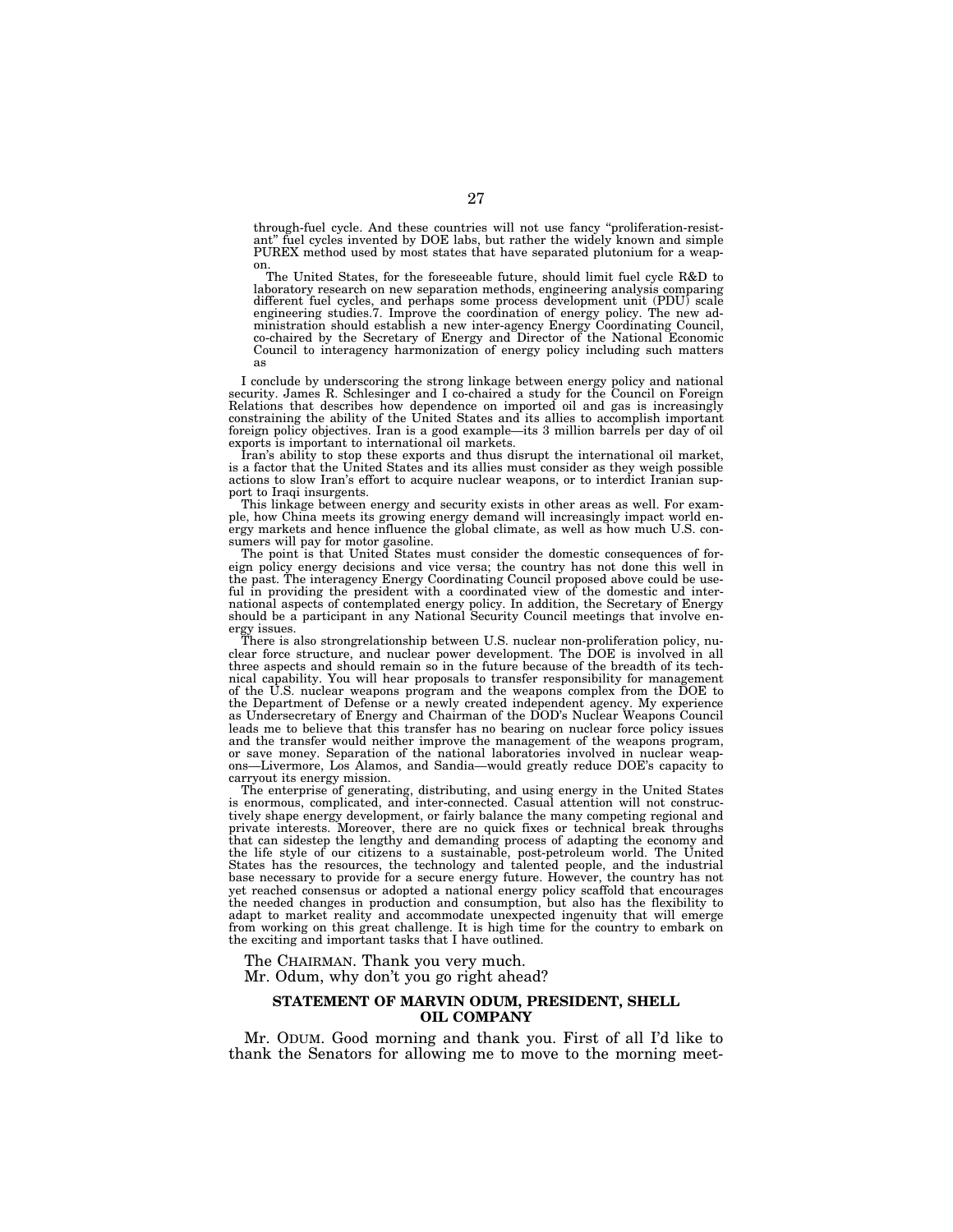through-fuel cycle. And these countries will not use fancy "proliferation-resistant" fuel cycles invented by DOE labs, but rather the widely known and simple PUREX method used by most states that have separated plutonium for a weapon.

The United States, for the foreseeable future, should limit fuel cycle R&D to laboratory research on new separation methods, engineering analysis comparing different fuel cycles, and perhaps some process development unit (PDU) scale engineering studies.7. Improve the coordination of energy policy. The new administration should establish a new inter-agency Energy Coordinating Council, co-chaired by the Secretary of Energy and Director of the National Economic Council to interagency harmonization of energy policy including such matters as

I conclude by underscoring the strong linkage between energy policy and national security. James R. Schlesinger and I co-chaired a study for the Council on Foreign Relations that describes how dependence on imported oil and gas is increasingly constraining the ability of the United States and its allies to accomplish important foreign policy objectives. Iran is a good example—its 3 million barrels per day of oil exports is important to international oil markets.

Iran's ability to stop these exports and thus disrupt the international oil market, is a factor that the United States and its allies must consider as they weigh possible actions to slow Iran's effort to acquire nuclear weapons, or to interdict Iranian support to Iraqi insurgents.

This linkage between energy and security exists in other areas as well. For example, how China meets its growing energy demand will increasingly impact world energy markets and hence influence the global climate, as well as how much U.S. consumers will pay for motor gasoline.

The point is that United States must consider the domestic consequences of foreign policy energy decisions and vice versa; the country has not done this well in the past. The interagency Energy Coordinating Council proposed above could be useful in providing the president with a coordinated view of the domestic and international aspects of contemplated energy policy. In addition, the Secretary of Energy should be a participant in any National Security Council meetings that involve energy issues.

There is also strongrelationship between U.S. nuclear non-proliferation policy, nuclear force structure, and nuclear power development. The DOE is involved in all three aspects and should remain so in the future because of the breadth of its technical capability. You will hear proposals to transfer responsibility for management of the U.S. nuclear weapons program and the weapons complex from the DOE to the Department of Defense or a newly created independent agency. My experience as Undersecretary of Energy and Chairman of the DOD's Nuclear Weapons Council leads me to believe that this transfer has no bearing on nuclear force policy issues and the transfer would neither improve the management of the weapons program, or save money. Separation of the national laboratories involved in nuclear weapons—Livermore, Los Alamos, and Sandia—would greatly reduce DOE's capacity to carryout its energy mission.

The enterprise of generating, distributing, and using energy in the United States is enormous, complicated, and inter-connected. Casual attention will not constructively shape energy development, or fairly balance the many competing regional and private interests. Moreover, there are no quick fixes or technical break throughs that can sidestep the lengthy and demanding process of adapting the economy and the life style of our citizens to a sustainable, post-petroleum world. The United States has the resources, the technology and talented people, and the industrial base necessary to provide for a secure energy future. However, the country has not yet reached consensus or adopted a national energy policy scaffold that encourages the needed changes in production and consumption, but also has the flexibility to adapt to market reality and accommodate unexpected ingenuity that will emerge from working on this great challenge. It is high time for the country to embark on the exciting and important tasks that I have outlined.

The CHAIRMAN. Thank you very much.

Mr. Odum, why don't you go right ahead?

### STATEMENT OF MARVIN ODUM, PRESIDENT, SHELL OIL COMPANY

Mr. ODUM. Good morning and thank you. First of all I'd like to thank the Senators for allowing me to move to the morning meet-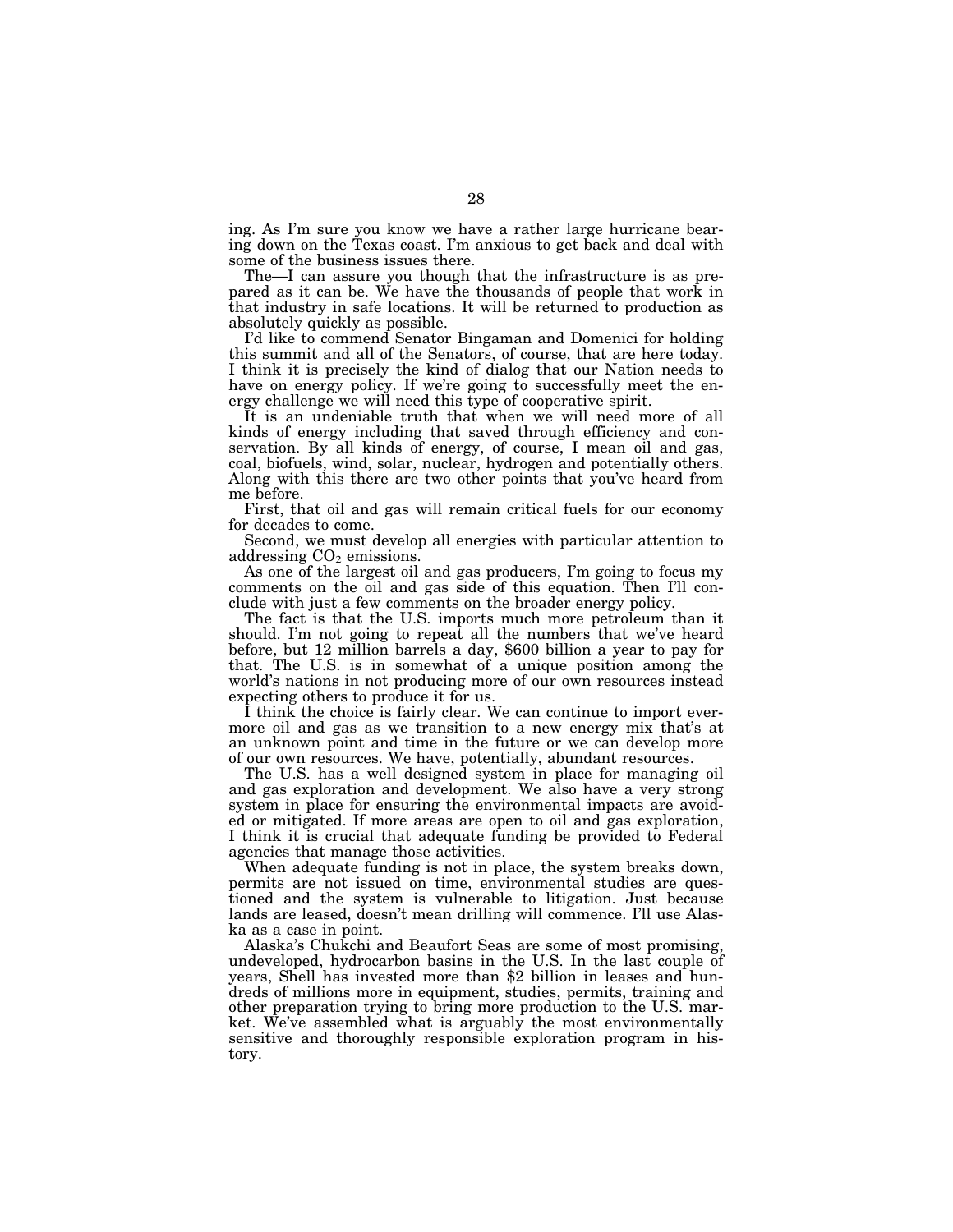ing. As I'm sure you know we have a rather large hurricane bearing down on the Texas coast. I'm anxious to get back and deal with some of the business issues there.

The—I can assure you though that the infrastructure is as prepared as it can be. We have the thousands of people that work in that industry in safe locations. It will be returned to production as absolutely quickly as possible.

I'd like to commend Senator Bingaman and Domenici for holding this summit and all of the Senators, of course, that are here today. I think it is precisely the kind of dialog that our Nation needs to have on energy policy. If we're going to successfully meet the energy challenge we will need this type of cooperative spirit.

It is an undeniable truth that when we will need more of all kinds of energy including that saved through efficiency and conservation. By all kinds of energy, of course, I mean oil and gas, coal, biofuels, wind, solar, nuclear, hydrogen and potentially others. Along with this there are two other points that you've heard from me before.

First, that oil and gas will remain critical fuels for our economy for decades to come.

Second, we must develop all energies with particular attention to addressing $CO_2$ emissions.

As one of the largest oil and gas producers, I'm going to focus my comments on the oil and gas side of this equation. Then I'll conclude with just a few comments on the broader energy policy.

The fact is that the U.S. imports much more petroleum than it should. I'm not going to repeat all the numbers that we've heard before, but 12 million barrels a day, $600 billion a year to pay for that. The U.S. is in somewhat of a unique position among the world's nations in not producing more of our own resources instead expecting others to produce it for us.

I think the choice is fairly clear. We can continue to import evermore oil and gas as we transition to a new energy mix that's at an unknown point and time in the future or we can develop more of our own resources. We have, potentially, abundant resources.

The U.S. has a well designed system in place for managing oil and gas exploration and development. We also have a very strong system in place for ensuring the environmental impacts are avoided or mitigated. If more areas are open to oil and gas exploration, I think it is crucial that adequate funding be provided to Federal agencies that manage those activities.

When adequate funding is not in place, the system breaks down, permits are not issued on time, environmental studies are questioned and the system is vulnerable to litigation. Just because lands are leased, doesn't mean drilling will commence. I'll use Alaska as a case in point.

Alaska's Chukchi and Beaufort Seas are some of most promising, undeveloped, hydrocarbon basins in the U.S. In the last couple of years, Shell has invested more than $2 billion in leases and hundreds of millions more in equipment, studies, permits, training and other preparation trying to bring more production to the U.S. market. We've assembled what is arguably the most environmentally sensitive and thoroughly responsible exploration program in history.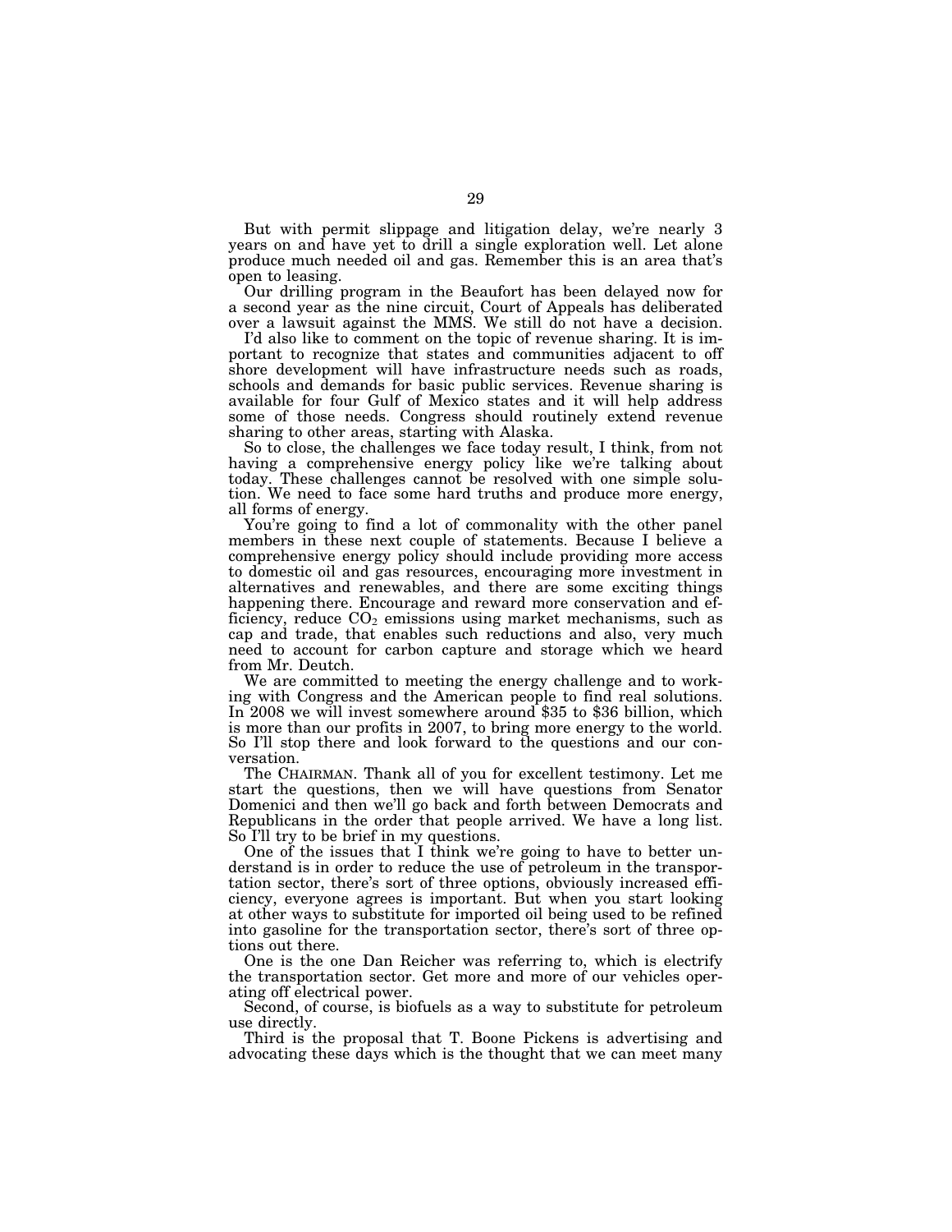But with permit slippage and litigation delay, we're nearly 3 years on and have yet to drill a single exploration well. Let alone produce much needed oil and gas. Remember this is an area that's open to leasing.

Our drilling program in the Beaufort has been delayed now for a second year as the nine circuit, Court of Appeals has deliberated over a lawsuit against the MMS. We still do not have a decision.

I'd also like to comment on the topic of revenue sharing. It is important to recognize that states and communities adjacent to off shore development will have infrastructure needs such as roads, schools and demands for basic public services. Revenue sharing is available for four Gulf of Mexico states and it will help address some of those needs. Congress should routinely extend revenue sharing to other areas, starting with Alaska.

So to close, the challenges we face today result, I think, from not having a comprehensive energy policy like we're talking about today. These challenges cannot be resolved with one simple solution. We need to face some hard truths and produce more energy, all forms of energy.

You're going to find a lot of commonality with the other panel members in these next couple of statements. Because I believe a comprehensive energy policy should include providing more access to domestic oil and gas resources, encouraging more investment in alternatives and renewables, and there are some exciting things happening there. Encourage and reward more conservation and efficiency, reduce $CO_2$ emissions using market mechanisms, such as cap and trade, that enables such reductions and also, very much need to account for carbon capture and storage which we heard from Mr. Deutch.

We are committed to meeting the energy challenge and to working with Congress and the American people to find real solutions. In 2008 we will invest somewhere around $35 to $36 billion, which is more than our profits in 2007, to bring more energy to the world. So I'll stop there and look forward to the questions and our conversation.

The CHAIRMAN. Thank all of you for excellent testimony. Let me start the questions, then we will have questions from Senator Domenici and then we'll go back and forth between Democrats and Republicans in the order that people arrived. We have a long list. So I'll try to be brief in my questions.

One of the issues that I think we're going to have to better understand is in order to reduce the use of petroleum in the transportation sector, there's sort of three options, obviously increased efficiency, everyone agrees is important. But when you start looking at other ways to substitute for imported oil being used to be refined into gasoline for the transportation sector, there's sort of three options out there.

One is the one Dan Reicher was referring to, which is electrify the transportation sector. Get more and more of our vehicles operating off electrical power.

Second, of course, is biofuels as a way to substitute for petroleum use directly.

Third is the proposal that T. Boone Pickens is advertising and advocating these days which is the thought that we can meet many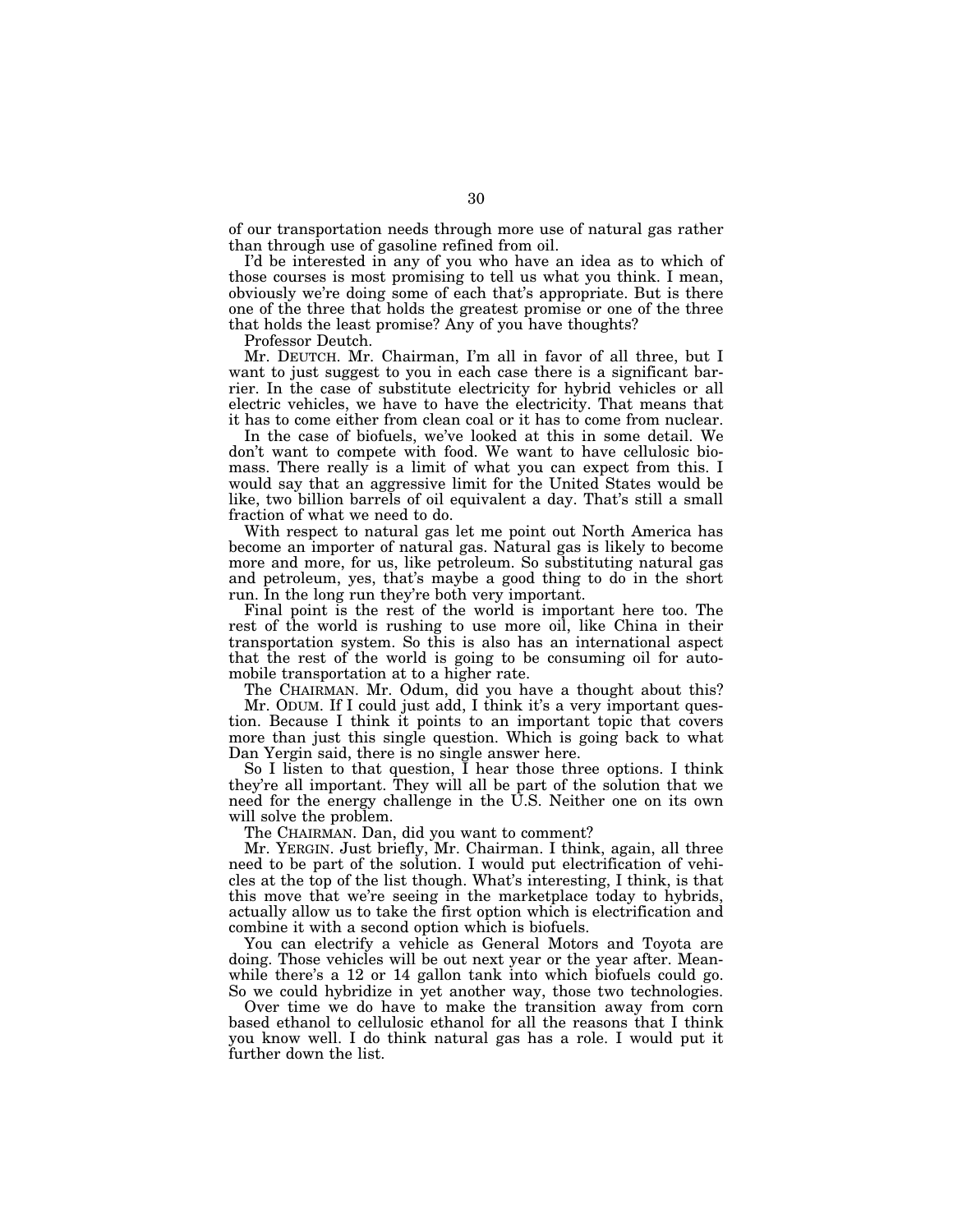of our transportation needs through more use of natural gas rather than through use of gasoline refined from oil.

I'd be interested in any of you who have an idea as to which of those courses is most promising to tell us what you think. I mean, obviously we're doing some of each that's appropriate. But is there one of the three that holds the greatest promise or one of the three that holds the least promise? Any of you have thoughts?

Professor Deutch.

Mr. DEUTCH. Mr. Chairman, I'm all in favor of all three, but I want to just suggest to you in each case there is a significant barrier. In the case of substitute electricity for hybrid vehicles or all electric vehicles, we have to have the electricity. That means that it has to come either from clean coal or it has to come from nuclear.

In the case of biofuels, we've looked at this in some detail. We don't want to compete with food. We want to have cellulosic biomass. There really is a limit of what you can expect from this. I would say that an aggressive limit for the United States would be like, two billion barrels of oil equivalent a day. That's still a small fraction of what we need to do.

With respect to natural gas let me point out North America has become an importer of natural gas. Natural gas is likely to become more and more, for us, like petroleum. So substituting natural gas and petroleum, yes, that's maybe a good thing to do in the short run. In the long run they're both very important.

Final point is the rest of the world is important here too. The rest of the world is rushing to use more oil, like China in their transportation system. So this is also has an international aspect that the rest of the world is going to be consuming oil for automobile transportation at to a higher rate.

The CHAIRMAN. Mr. Odum, did you have a thought about this?

Mr. ODUM. If I could just add, I think it's a very important question. Because I think it points to an important topic that covers more than just this single question. Which is going back to what Dan Yergin said, there is no single answer here.

So I listen to that question, I hear those three options. I think they're all important. They will all be part of the solution that we need for the energy challenge in the U.S. Neither one on its own will solve the problem.

The CHAIRMAN. Dan, did you want to comment?

Mr. YERGIN. Just briefly, Mr. Chairman. I think, again, all three need to be part of the solution. I would put electrification of vehicles at the top of the list though. What's interesting, I think, is that this move that we're seeing in the marketplace today to hybrids, actually allow us to take the first option which is electrification and combine it with a second option which is biofuels.

You can electrify a vehicle as General Motors and Toyota are doing. Those vehicles will be out next year or the year after. Meanwhile there's a 12 or 14 gallon tank into which biofuels could go. So we could hybridize in yet another way, those two technologies.

Over time we do have to make the transition away from corn based ethanol to cellulosic ethanol for all the reasons that I think you know well. I do think natural gas has a role. I would put it further down the list.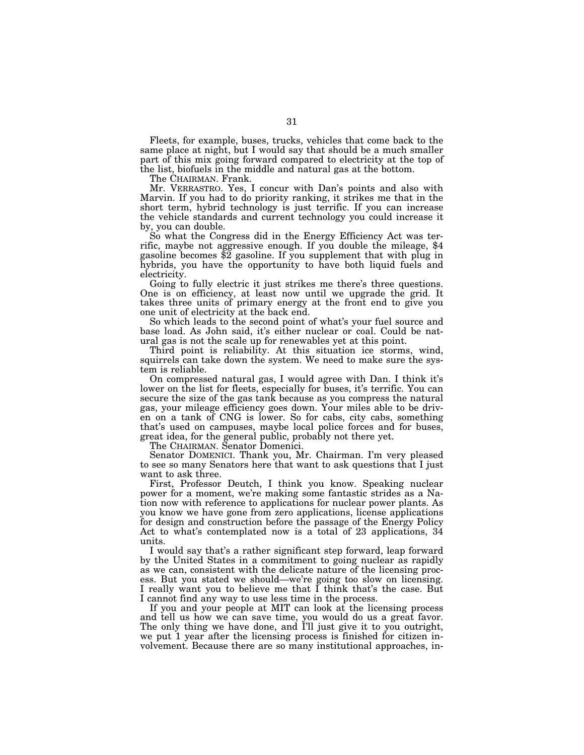Fleets, for example, buses, trucks, vehicles that come back to the same place at night, but I would say that should be a much smaller part of this mix going forward compared to electricity at the top of the list, biofuels in the middle and natural gas at the bottom.

The CHAIRMAN. Frank.

Mr. VERRASTRO. Yes, I concur with Dan's points and also with Marvin. If you had to do priority ranking, it strikes me that in the short term, hybrid technology is just terrific. If you can increase the vehicle standards and current technology you could increase it by, you can double.

So what the Congress did in the Energy Efficiency Act was terrific, maybe not aggressive enough. If you double the mileage, $4 gasoline becomes $2 gasoline. If you supplement that with plug in hybrids, you have the opportunity to have both liquid fuels and electricity.

Going to fully electric it just strikes me there's three questions. One is on efficiency, at least now until we upgrade the grid. It takes three units of primary energy at the front end to give you one unit of electricity at the back end.

So which leads to the second point of what's your fuel source and base load. As John said, it's either nuclear or coal. Could be natural gas is not the scale up for renewables yet at this point.

Third point is reliability. At this situation ice storms, wind, squirrels can take down the system. We need to make sure the system is reliable.

On compressed natural gas, I would agree with Dan. I think it's lower on the list for fleets, especially for buses, it's terrific. You can secure the size of the gas tank because as you compress the natural gas, your mileage efficiency goes down. Your miles able to be driven on a tank of CNG is lower. So for cabs, city cabs, something that's used on campuses, maybe local police forces and for buses, great idea, for the general public, probably not there yet.

The CHAIRMAN. Senator Domenici.

Senator DOMENICI. Thank you, Mr. Chairman. I'm very pleased to see so many Senators here that want to ask questions that I just want to ask three.

First, Professor Deutch, I think you know. Speaking nuclear power for a moment, we're making some fantastic strides as a Nation now with reference to applications for nuclear power plants. As you know we have gone from zero applications, license applications for design and construction before the passage of the Energy Policy Act to what's contemplated now is a total of 23 applications, 34 units.

I would say that's a rather significant step forward, leap forward by the United States in a commitment to going nuclear as rapidly as we can, consistent with the delicate nature of the licensing process. But you stated we should—we're going too slow on licensing. I really want you to believe me that I think that's the case. But I cannot find any way to use less time in the process.

If you and your people at MIT can look at the licensing process and tell us how we can save time, you would do us a great favor. The only thing we have done, and I'll just give it to you outright, we put 1 year after the licensing process is finished for citizen involvement. Because there are so many institutional approaches, in-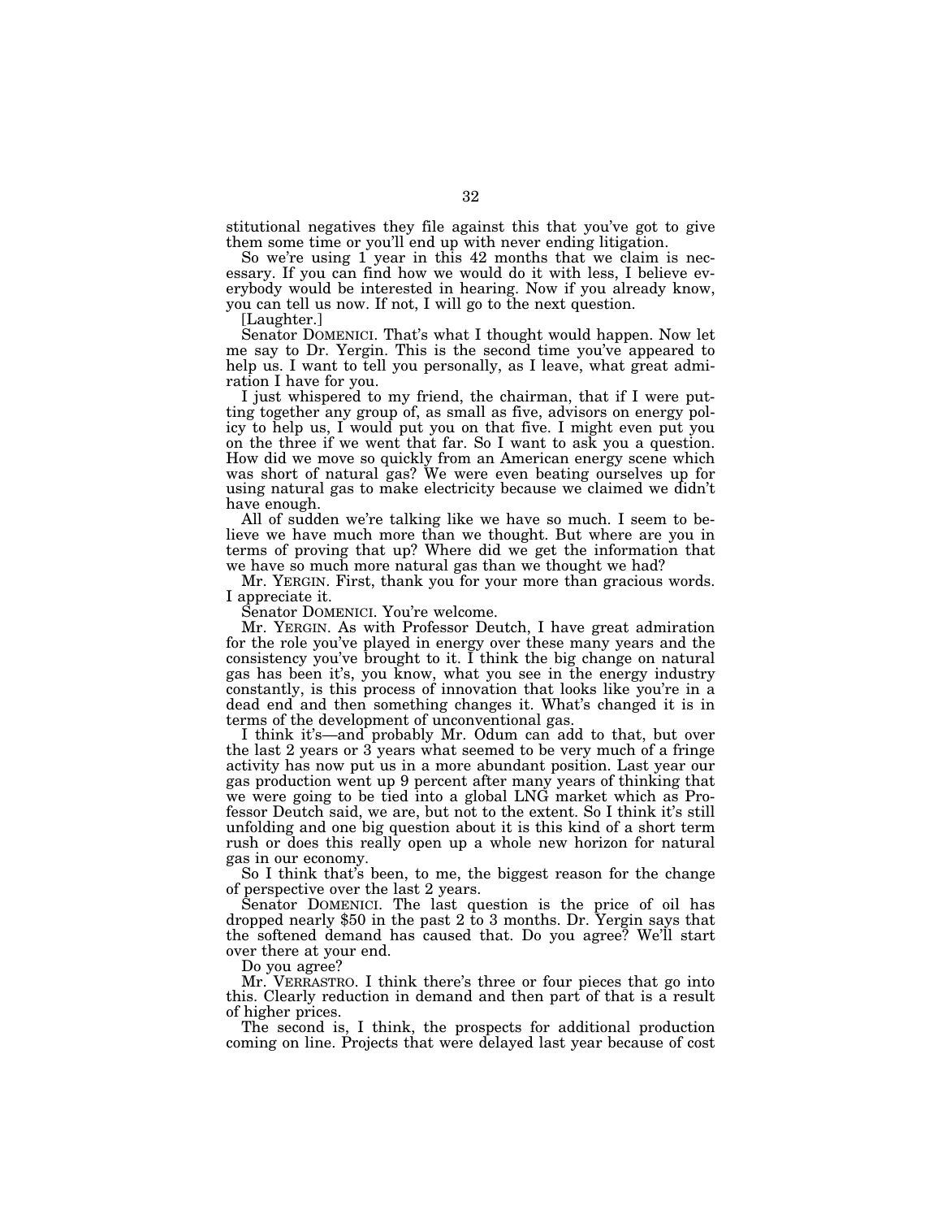stitutional negatives they file against this that you've got to give them some time or you'll end up with never ending litigation.

So we're using 1 year in this 42 months that we claim is necessary. If you can find how we would do it with less, I believe everybody would be interested in hearing. Now if you already know, you can tell us now. If not, I will go to the next question.

[Laughter.]

Senator DOMENICI. That's what I thought would happen. Now let me say to Dr. Yergin. This is the second time you've appeared to help us. I want to tell you personally, as I leave, what great admiration I have for you.

I just whispered to my friend, the chairman, that if I were putting together any group of, as small as five, advisors on energy policy to help us, I would put you on that five. I might even put you on the three if we went that far. So I want to ask you a question. How did we move so quickly from an American energy scene which was short of natural gas? We were even beating ourselves up for using natural gas to make electricity because we claimed we didn't have enough.

All of sudden we're talking like we have so much. I seem to believe we have much more than we thought. But where are you in terms of proving that up? Where did we get the information that we have so much more natural gas than we thought we had?

Mr. YERGIN. First, thank you for your more than gracious words. I appreciate it.

Senator DOMENICI. You're welcome.

Mr. YERGIN. As with Professor Deutch, I have great admiration for the role you've played in energy over these many years and the consistency you've brought to it. I think the big change on natural gas has been it's, you know, what you see in the energy industry constantly, is this process of innovation that looks like you're in a dead end and then something changes it. What's changed it is in terms of the development of unconventional gas.

I think it's—and probably Mr. Odum can add to that, but over the last 2 years or 3 years what seemed to be very much of a fringe activity has now put us in a more abundant position. Last year our gas production went up 9 percent after many years of thinking that we were going to be tied into a global LNG market which as Professor Deutch said, we are, but not to the extent. So I think it's still unfolding and one big question about it is this kind of a short term rush or does this really open up a whole new horizon for natural gas in our economy.

So I think that's been, to me, the biggest reason for the change of perspective over the last 2 years.

Senator DOMENICI. The last question is the price of oil has dropped nearly $50 in the past 2 to 3 months. Dr. Yergin says that the softened demand has caused that. Do you agree? We'll start over there at your end.

Do you agree?

Mr. VERRASTRO. I think there's three or four pieces that go into this. Clearly reduction in demand and then part of that is a result of higher prices.

The second is, I think, the prospects for additional production coming on line. Projects that were delayed last year because of cost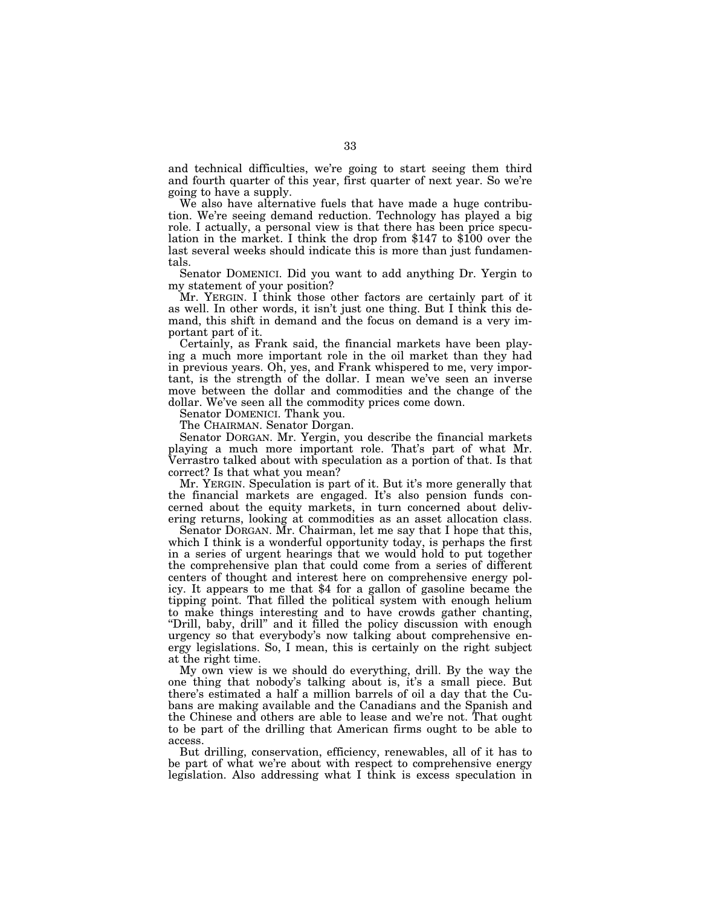and technical difficulties, we're going to start seeing them third and fourth quarter of this year, first quarter of next year. So we're going to have a supply.

We also have alternative fuels that have made a huge contribution. We're seeing demand reduction. Technology has played a big role. I actually, a personal view is that there has been price speculation in the market. I think the drop from $147 to $100 over the last several weeks should indicate this is more than just fundamentals.

Senator DOMENICI. Did you want to add anything Dr. Yergin to my statement of your position?

Mr. YERGIN. I think those other factors are certainly part of it as well. In other words, it isn't just one thing. But I think this demand, this shift in demand and the focus on demand is a very important part of it.

Certainly, as Frank said, the financial markets have been playing a much more important role in the oil market than they had in previous years. Oh, yes, and Frank whispered to me, very important, is the strength of the dollar. I mean we've seen an inverse move between the dollar and commodities and the change of the dollar. We've seen all the commodity prices come down.

Senator DOMENICI. Thank you.

The CHAIRMAN. Senator Dorgan.

Senator DORGAN. Mr. Yergin, you describe the financial markets playing a much more important role. That's part of what Mr. Verrastro talked about with speculation as a portion of that. Is that correct? Is that what you mean?

Mr. YERGIN. Speculation is part of it. But it's more generally that the financial markets are engaged. It's also pension funds concerned about the equity markets, in turn concerned about delivering returns, looking at commodities as an asset allocation class.

Senator DORGAN. Mr. Chairman, let me say that I hope that this, which I think is a wonderful opportunity today, is perhaps the first in a series of urgent hearings that we would hold to put together the comprehensive plan that could come from a series of different centers of thought and interest here on comprehensive energy policy. It appears to me that $4 for a gallon of gasoline became the tipping point. That filled the political system with enough helium to make things interesting and to have crowds gather chanting, "Drill, baby, drill" and it filled the policy discussion with enough urgency so that everybody's now talking about comprehensive energy legislations. So, I mean, this is certainly on the right subject at the right time.

My own view is we should do everything, drill. By the way the one thing that nobody's talking about is, it's a small piece. But there's estimated a half a million barrels of oil a day that the Cubans are making available and the Canadians and the Spanish and the Chinese and others are able to lease and we're not. That ought to be part of the drilling that American firms ought to be able to access.

But drilling, conservation, efficiency, renewables, all of it has to be part of what we're about with respect to comprehensive energy legislation. Also addressing what I think is excess speculation in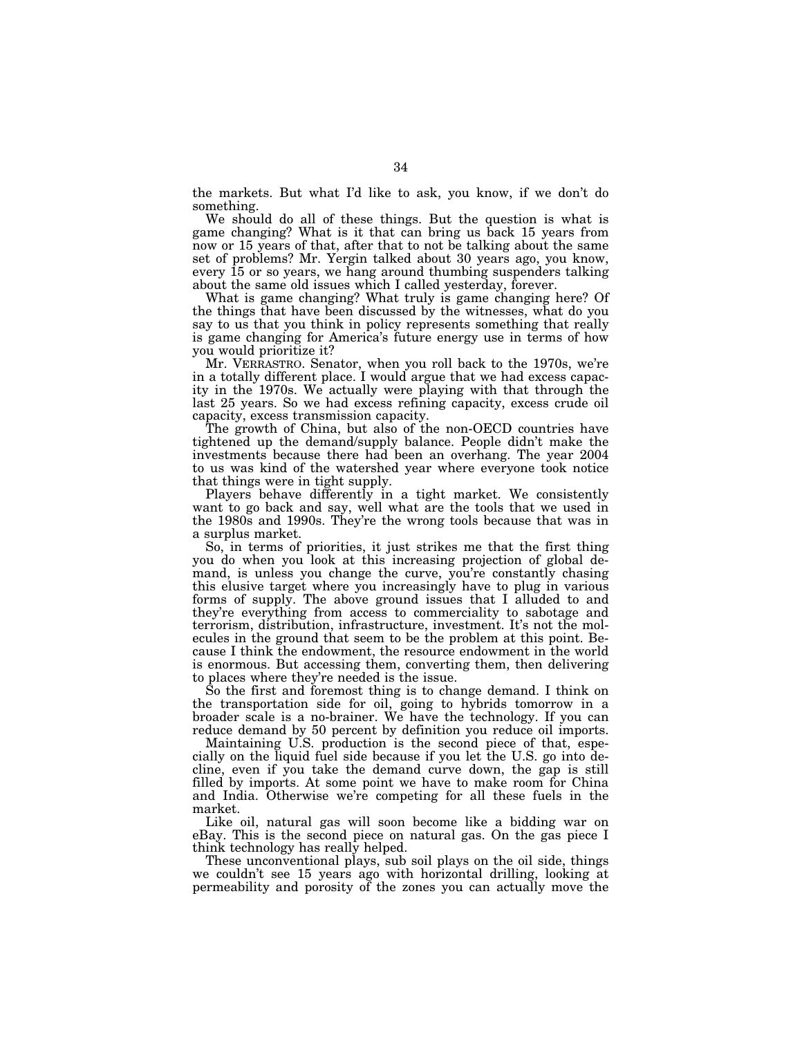the markets. But what I'd like to ask, you know, if we don't do something.

We should do all of these things. But the question is what is game changing? What is it that can bring us back 15 years from now or 15 years of that, after that to not be talking about the same set of problems? Mr. Yergin talked about 30 years ago, you know, every 15 or so years, we hang around thumbing suspenders talking about the same old issues which I called yesterday, forever.

What is game changing? What truly is game changing here? Of the things that have been discussed by the witnesses, what do you say to us that you think in policy represents something that really is game changing for America's future energy use in terms of how you would prioritize it?

Mr. VERRASTRO. Senator, when you roll back to the 1970s, we're in a totally different place. I would argue that we had excess capacity in the 1970s. We actually were playing with that through the last 25 years. So we had excess refining capacity, excess crude oil capacity, excess transmission capacity.

The growth of China, but also of the non-OECD countries have tightened up the demand/supply balance. People didn't make the investments because there had been an overhang. The year 2004 to us was kind of the watershed year where everyone took notice that things were in tight supply.

Players behave differently in a tight market. We consistently want to go back and say, well what are the tools that we used in the 1980s and 1990s. They're the wrong tools because that was in a surplus market.

So, in terms of priorities, it just strikes me that the first thing you do when you look at this increasing projection of global demand, is unless you change the curve, you're constantly chasing this elusive target where you increasingly have to plug in various forms of supply. The above ground issues that I alluded to and they're everything from access to commerciality to sabotage and terrorism, distribution, infrastructure, investment. It's not the molecules in the ground that seem to be the problem at this point. Because I think the endowment, the resource endowment in the world is enormous. But accessing them, converting them, then delivering to places where they're needed is the issue.

So the first and foremost thing is to change demand. I think on the transportation side for oil, going to hybrids tomorrow in a broader scale is a no-brainer. We have the technology. If you can reduce demand by 50 percent by definition you reduce oil imports.

Maintaining U.S. production is the second piece of that, especially on the liquid fuel side because if you let the U.S. go into decline, even if you take the demand curve down, the gap is still filled by imports. At some point we have to make room for China and India. Otherwise we're competing for all these fuels in the market.

Like oil, natural gas will soon become like a bidding war on eBay. This is the second piece on natural gas. On the gas piece I think technology has really helped.

These unconventional plays, sub soil plays on the oil side, things we couldn't see 15 years ago with horizontal drilling, looking at permeability and porosity of the zones you can actually move the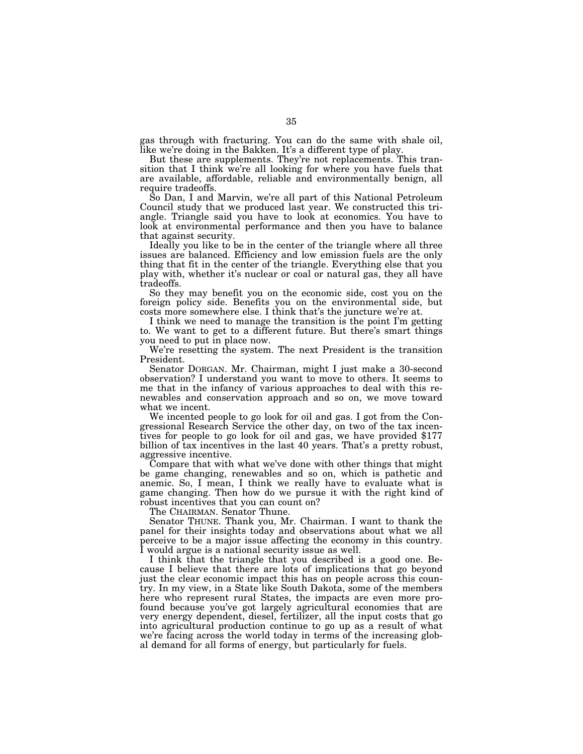gas through with fracturing. You can do the same with shale oil, like we're doing in the Bakken. It's a different type of play.

But these are supplements. They're not replacements. This transition that I think we're all looking for where you have fuels that are available, affordable, reliable and environmentally benign, all require tradeoffs.

So Dan, I and Marvin, we're all part of this National Petroleum Council study that we produced last year. We constructed this triangle. Triangle said you have to look at economics. You have to look at environmental performance and then you have to balance that against security.

Ideally you like to be in the center of the triangle where all three issues are balanced. Efficiency and low emission fuels are the only thing that fit in the center of the triangle. Everything else that you play with, whether it's nuclear or coal or natural gas, they all have tradeoffs.

So they may benefit you on the economic side, cost you on the foreign policy side. Benefits you on the environmental side, but costs more somewhere else. I think that's the juncture we're at.

I think we need to manage the transition is the point I'm getting to. We want to get to a different future. But there's smart things you need to put in place now.

We're resetting the system. The next President is the transition President.

Senator DORGAN. Mr. Chairman, might I just make a 30-second observation? I understand you want to move to others. It seems to me that in the infancy of various approaches to deal with this renewables and conservation approach and so on, we move toward what we incent.

We incented people to go look for oil and gas. I got from the Congressional Research Service the other day, on two of the tax incentives for people to go look for oil and gas, we have provided $177 billion of tax incentives in the last 40 years. That's a pretty robust, aggressive incentive.

Compare that with what we've done with other things that might be game changing, renewables and so on, which is pathetic and anemic. So, I mean, I think we really have to evaluate what is game changing. Then how do we pursue it with the right kind of robust incentives that you can count on?

The CHAIRMAN. Senator Thune.

Senator THUNE. Thank you, Mr. Chairman. I want to thank the panel for their insights today and observations about what we all perceive to be a major issue affecting the economy in this country. I would argue is a national security issue as well.

I think that the triangle that you described is a good one. Because I believe that there are lots of implications that go beyond just the clear economic impact this has on people across this country. In my view, in a State like South Dakota, some of the members here who represent rural States, the impacts are even more profound because you've got largely agricultural economies that are very energy dependent, diesel, fertilizer, all the input costs that go into agricultural production continue to go up as a result of what we're facing across the world today in terms of the increasing global demand for all forms of energy, but particularly for fuels.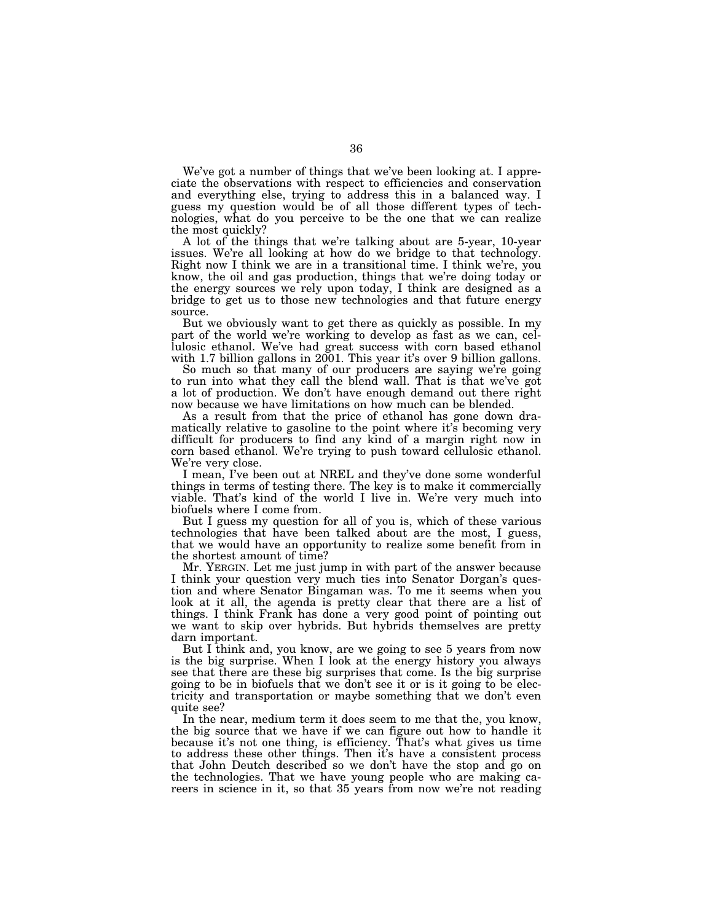We've got a number of things that we've been looking at. I appreciate the observations with respect to efficiencies and conservation and everything else, trying to address this in a balanced way. I guess my question would be of all those different types of technologies, what do you perceive to be the one that we can realize the most quickly?

A lot of the things that we're talking about are 5-year, 10-year issues. We're all looking at how do we bridge to that technology. Right now I think we are in a transitional time. I think we're, you know, the oil and gas production, things that we're doing today or the energy sources we rely upon today, I think are designed as a bridge to get us to those new technologies and that future energy source.

But we obviously want to get there as quickly as possible. In my part of the world we're working to develop as fast as we can, cellulosic ethanol. We've had great success with corn based ethanol with 1.7 billion gallons in 2001. This year it's over 9 billion gallons.

So much so that many of our producers are saying we're going to run into what they call the blend wall. That is that we've got a lot of production. We don't have enough demand out there right now because we have limitations on how much can be blended.

As a result from that the price of ethanol has gone down dramatically relative to gasoline to the point where it's becoming very difficult for producers to find any kind of a margin right now in corn based ethanol. We're trying to push toward cellulosic ethanol. We're very close.

I mean, I've been out at NREL and they've done some wonderful things in terms of testing there. The key is to make it commercially viable. That's kind of the world I live in. We're very much into biofuels where I come from.

But I guess my question for all of you is, which of these various technologies that have been talked about are the most, I guess, that we would have an opportunity to realize some benefit from in the shortest amount of time?

Mr. YERGIN. Let me just jump in with part of the answer because I think your question very much ties into Senator Dorgan's question and where Senator Bingaman was. To me it seems when you look at it all, the agenda is pretty clear that there are a list of things. I think Frank has done a very good point of pointing out we want to skip over hybrids. But hybrids themselves are pretty darn important.

But I think and, you know, are we going to see 5 years from now is the big surprise. When I look at the energy history you always see that there are these big surprises that come. Is the big surprise going to be in biofuels that we don't see it or is it going to be electricity and transportation or maybe something that we don't even quite see?

In the near, medium term it does seem to me that the, you know, the big source that we have if we can figure out how to handle it because it's not one thing, is efficiency. That's what gives us time to address these other things. Then it's have a consistent process that John Deutch described so we don't have the stop and go on the technologies. That we have young people who are making careers in science in it, so that 35 years from now we're not reading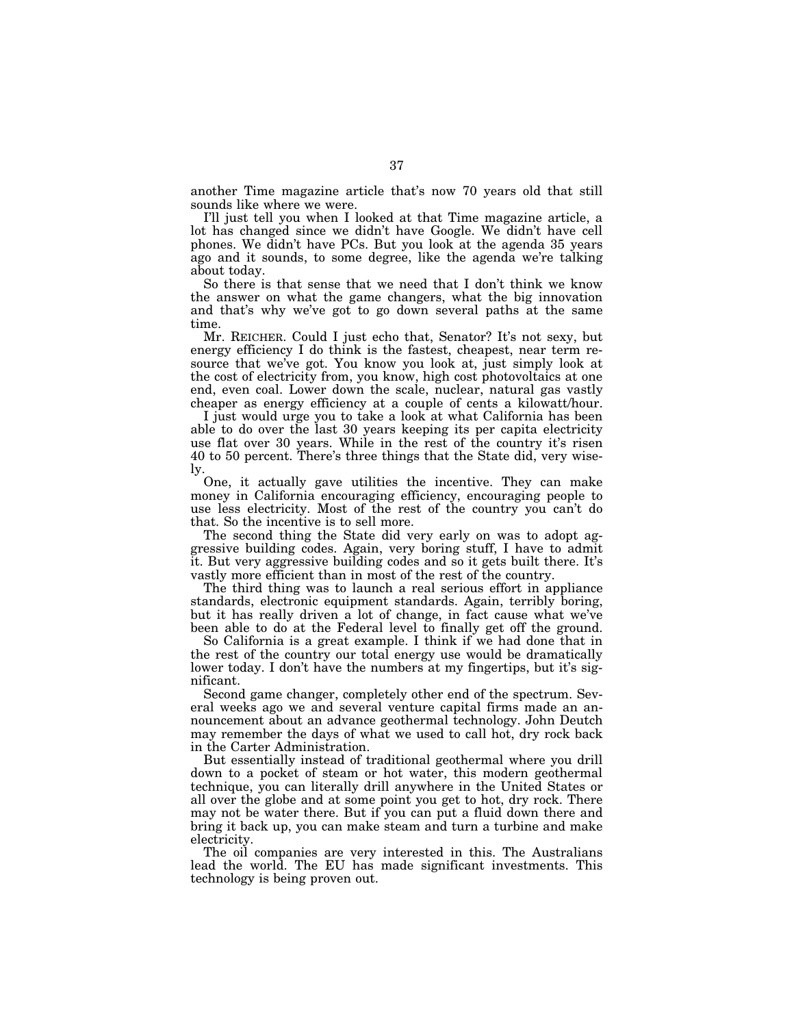another Time magazine article that's now 70 years old that still sounds like where we were.

I'll just tell you when I looked at that Time magazine article, a lot has changed since we didn't have Google. We didn't have cell phones. We didn't have PCs. But you look at the agenda 35 years ago and it sounds, to some degree, like the agenda we're talking about today.

So there is that sense that we need that I don't think we know the answer on what the game changers, what the big innovation and that's why we've got to go down several paths at the same time.

Mr. REICHER. Could I just echo that, Senator? It's not sexy, but energy efficiency I do think is the fastest, cheapest, near term resource that we've got. You know you look at, just simply look at the cost of electricity from, you know, high cost photovoltaics at one end, even coal. Lower down the scale, nuclear, natural gas vastly cheaper as energy efficiency at a couple of cents a kilowatt/hour.

I just would urge you to take a look at what California has been able to do over the last 30 years keeping its per capita electricity use flat over 30 years. While in the rest of the country it's risen 40 to 50 percent. There's three things that the State did, very wisely.

One, it actually gave utilities the incentive. They can make money in California encouraging efficiency, encouraging people to use less electricity. Most of the rest of the country you can't do that. So the incentive is to sell more.

The second thing the State did very early on was to adopt aggressive building codes. Again, very boring stuff, I have to admit it. But very aggressive building codes and so it gets built there. It's vastly more efficient than in most of the rest of the country.

The third thing was to launch a real serious effort in appliance standards, electronic equipment standards. Again, terribly boring, but it has really driven a lot of change, in fact cause what we've been able to do at the Federal level to finally get off the ground.

So California is a great example. I think if we had done that in the rest of the country our total energy use would be dramatically lower today. I don't have the numbers at my fingertips, but it's significant.

Second game changer, completely other end of the spectrum. Several weeks ago we and several venture capital firms made an announcement about an advance geothermal technology. John Deutch may remember the days of what we used to call hot, dry rock back in the Carter Administration.

But essentially instead of traditional geothermal where you drill down to a pocket of steam or hot water, this modern geothermal technique, you can literally drill anywhere in the United States or all over the globe and at some point you get to hot, dry rock. There may not be water there. But if you can put a fluid down there and bring it back up, you can make steam and turn a turbine and make electricity.

The oil companies are very interested in this. The Australians lead the world. The EU has made significant investments. This technology is being proven out.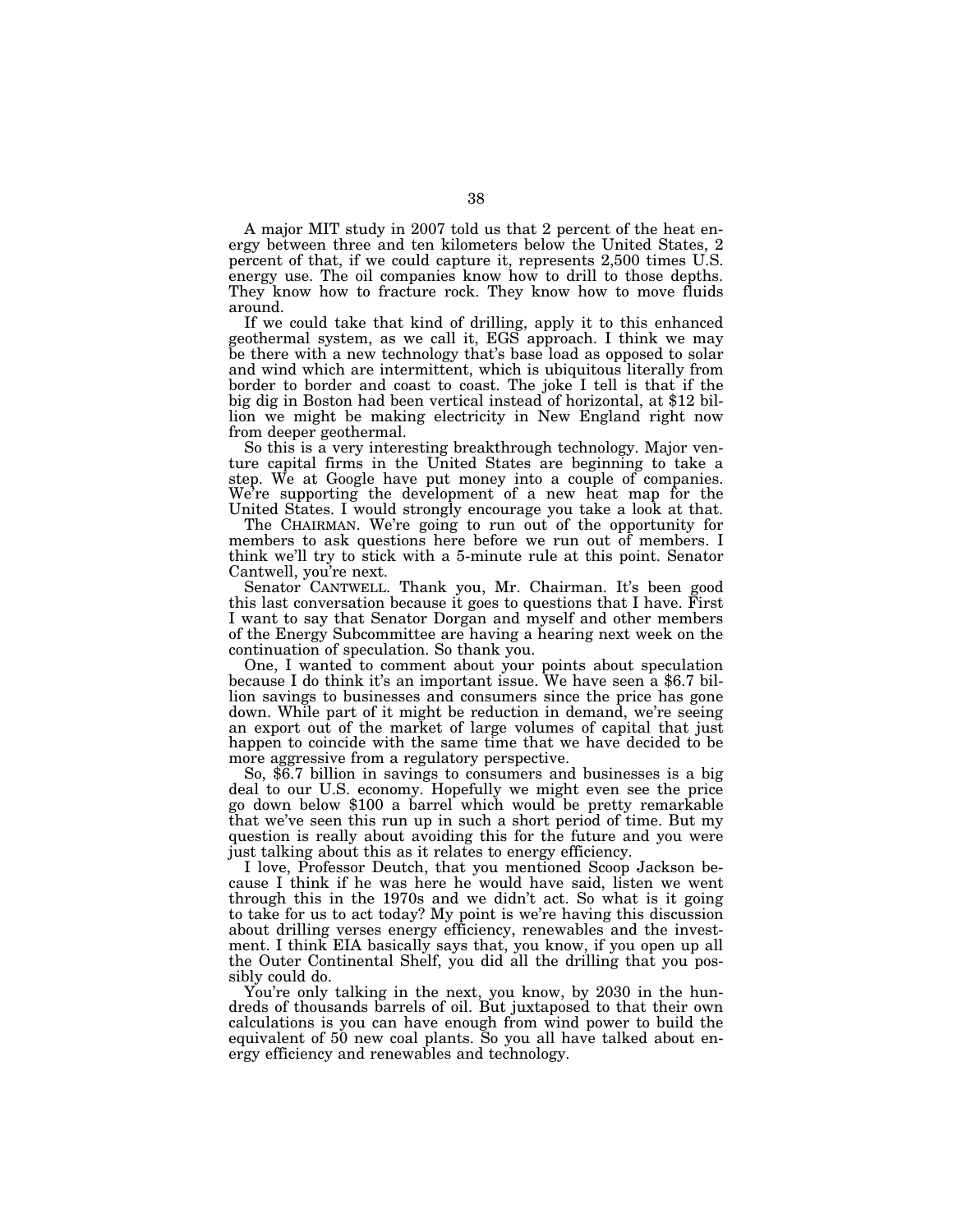A major MIT study in 2007 told us that 2 percent of the heat energy between three and ten kilometers below the United States, 2 percent of that, if we could capture it, represents 2,500 times U.S. energy use. The oil companies know how to drill to those depths. They know how to fracture rock. They know how to move fluids around.

If we could take that kind of drilling, apply it to this enhanced geothermal system, as we call it, EGS approach. I think we may be there with a new technology that's base load as opposed to solar and wind which are intermittent, which is ubiquitous literally from border to border and coast to coast. The joke I tell is that if the big dig in Boston had been vertical instead of horizontal, at $12 billion we might be making electricity in New England right now from deeper geothermal.

So this is a very interesting breakthrough technology. Major venture capital firms in the United States are beginning to take a step. We at Google have put money into a couple of companies. We're supporting the development of a new heat map for the United States. I would strongly encourage you take a look at that.

The CHAIRMAN. We're going to run out of the opportunity for members to ask questions here before we run out of members. I think we'll try to stick with a 5-minute rule at this point. Senator Cantwell, you're next.

Senator CANTWELL. Thank you, Mr. Chairman. It's been good this last conversation because it goes to questions that I have. First I want to say that Senator Dorgan and myself and other members of the Energy Subcommittee are having a hearing next week on the continuation of speculation. So thank you.

One, I wanted to comment about your points about speculation because I do think it's an important issue. We have seen a $6.7 billion savings to businesses and consumers since the price has gone down. While part of it might be reduction in demand, we're seeing an export out of the market of large volumes of capital that just happen to coincide with the same time that we have decided to be more aggressive from a regulatory perspective.

So, $6.7 billion in savings to consumers and businesses is a big deal to our U.S. economy. Hopefully we might even see the price go down below $100 a barrel which would be pretty remarkable that we've seen this run up in such a short period of time. But my question is really about avoiding this for the future and you were just talking about this as it relates to energy efficiency.

I love, Professor Deutch, that you mentioned Scoop Jackson because I think if he was here he would have said, listen we went through this in the 1970s and we didn't act. So what is it going to take for us to act today? My point is we're having this discussion about drilling verses energy efficiency, renewables and the investment. I think EIA basically says that, you know, if you open up all the Outer Continental Shelf, you did all the drilling that you possibly could do.

You're only talking in the next, you know, by 2030 in the hundreds of thousands barrels of oil. But juxtaposed to that their own calculations is you can have enough from wind power to build the equivalent of 50 new coal plants. So you all have talked about energy efficiency and renewables and technology.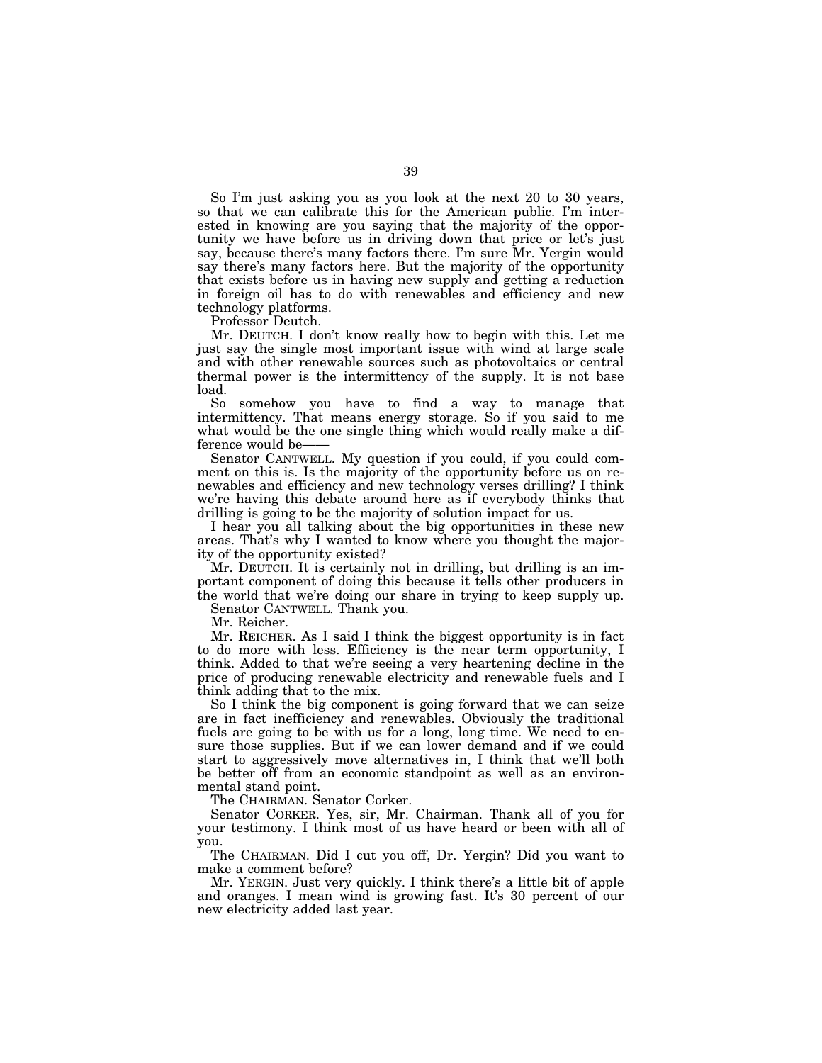So I'm just asking you as you look at the next 20 to 30 years, so that we can calibrate this for the American public. I'm interested in knowing are you saying that the majority of the opportunity we have before us in driving down that price or let's just say, because there's many factors there. I'm sure Mr. Yergin would say there's many factors here. But the majority of the opportunity that exists before us in having new supply and getting a reduction in foreign oil has to do with renewables and efficiency and new technology platforms.

Professor Deutch.

Mr. DEUTCH. I don't know really how to begin with this. Let me just say the single most important issue with wind at large scale and with other renewable sources such as photovoltaics or central thermal power is the intermittency of the supply. It is not base load.

So somehow you have to find a way to manage that intermittency. That means energy storage. So if you said to me what would be the one single thing which would really make a difference would be——

Senator CANTWELL. My question if you could, if you could comment on this is. Is the majority of the opportunity before us on renewables and efficiency and new technology verses drilling? I think we're having this debate around here as if everybody thinks that drilling is going to be the majority of solution impact for us.

I hear you all talking about the big opportunities in these new areas. That's why I wanted to know where you thought the majority of the opportunity existed?

Mr. DEUTCH. It is certainly not in drilling, but drilling is an important component of doing this because it tells other producers in the world that we're doing our share in trying to keep supply up.

Senator CANTWELL. Thank you.

Mr. Reicher.

Mr. REICHER. As I said I think the biggest opportunity is in fact to do more with less. Efficiency is the near term opportunity, I think. Added to that we're seeing a very heartening decline in the price of producing renewable electricity and renewable fuels and I think adding that to the mix.

So I think the big component is going forward that we can seize are in fact inefficiency and renewables. Obviously the traditional fuels are going to be with us for a long, long time. We need to ensure those supplies. But if we can lower demand and if we could start to aggressively move alternatives in, I think that we'll both be better off from an economic standpoint as well as an environmental stand point.

The CHAIRMAN. Senator Corker.

Senator CORKER. Yes, sir, Mr. Chairman. Thank all of you for your testimony. I think most of us have heard or been with all of you.

The CHAIRMAN. Did I cut you off, Dr. Yergin? Did you want to make a comment before?

Mr. YERGIN. Just very quickly. I think there's a little bit of apple and oranges. I mean wind is growing fast. It's 30 percent of our new electricity added last year.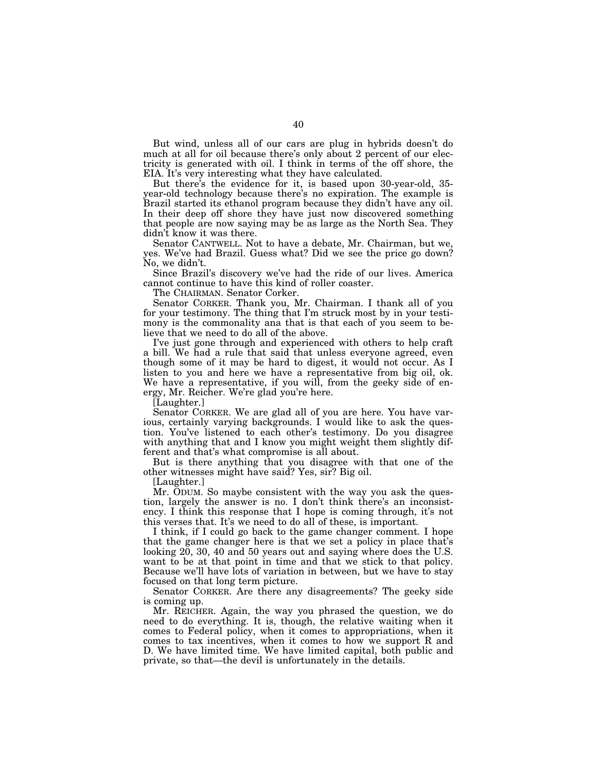But wind, unless all of our cars are plug in hybrids doesn't do much at all for oil because there's only about 2 percent of our electricity is generated with oil. I think in terms of the off shore, the EIA. It's very interesting what they have calculated.

But there's the evidence for it, is based upon 30-year-old, 35-year-old technology because there's no expiration. The example is Brazil started its ethanol program because they didn't have any oil. In their deep off shore they have just now discovered something that people are now saying may be as large as the North Sea. They didn't know it was there.

Senator CANTWELL. Not to have a debate, Mr. Chairman, but we, yes. We've had Brazil. Guess what? Did we see the price go down? No, we didn't.

Since Brazil's discovery we've had the ride of our lives. America cannot continue to have this kind of roller coaster.

The CHAIRMAN. Senator Corker.

Senator CORKER. Thank you, Mr. Chairman. I thank all of you for your testimony. The thing that I'm struck most by in your testimony is the commonality ana that is that each of you seem to believe that we need to do all of the above.

I've just gone through and experienced with others to help craft a bill. We had a rule that said that unless everyone agreed, even though some of it may be hard to digest, it would not occur. As I listen to you and here we have a representative from big oil, ok. We have a representative, if you will, from the geeky side of energy, Mr. Reicher. We're glad you're here.

[Laughter.]

Senator CORKER. We are glad all of you are here. You have various, certainly varying backgrounds. I would like to ask the question. You've listened to each other's testimony. Do you disagree with anything that and I know you might weight them slightly different and that's what compromise is all about.

But is there anything that you disagree with that one of the other witnesses might have said? Yes, sir? Big oil.

[Laughter.]

Mr. ODUM. So maybe consistent with the way you ask the question, largely the answer is no. I don't think there's an inconsistency. I think this response that I hope is coming through, it's not this verses that. It's we need to do all of these, is important.

I think, if I could go back to the game changer comment. I hope that the game changer here is that we set a policy in place that's looking 20, 30, 40 and 50 years out and saying where does the U.S. want to be at that point in time and that we stick to that policy. Because we'll have lots of variation in between, but we have to stay focused on that long term picture.

Senator CORKER. Are there any disagreements? The geeky side is coming up.

Mr. REICHER. Again, the way you phrased the question, we do need to do everything. It is, though, the relative waiting when it comes to Federal policy, when it comes to appropriations, when it comes to tax incentives, when it comes to how we support R and D. We have limited time. We have limited capital, both public and private, so that—the devil is unfortunately in the details.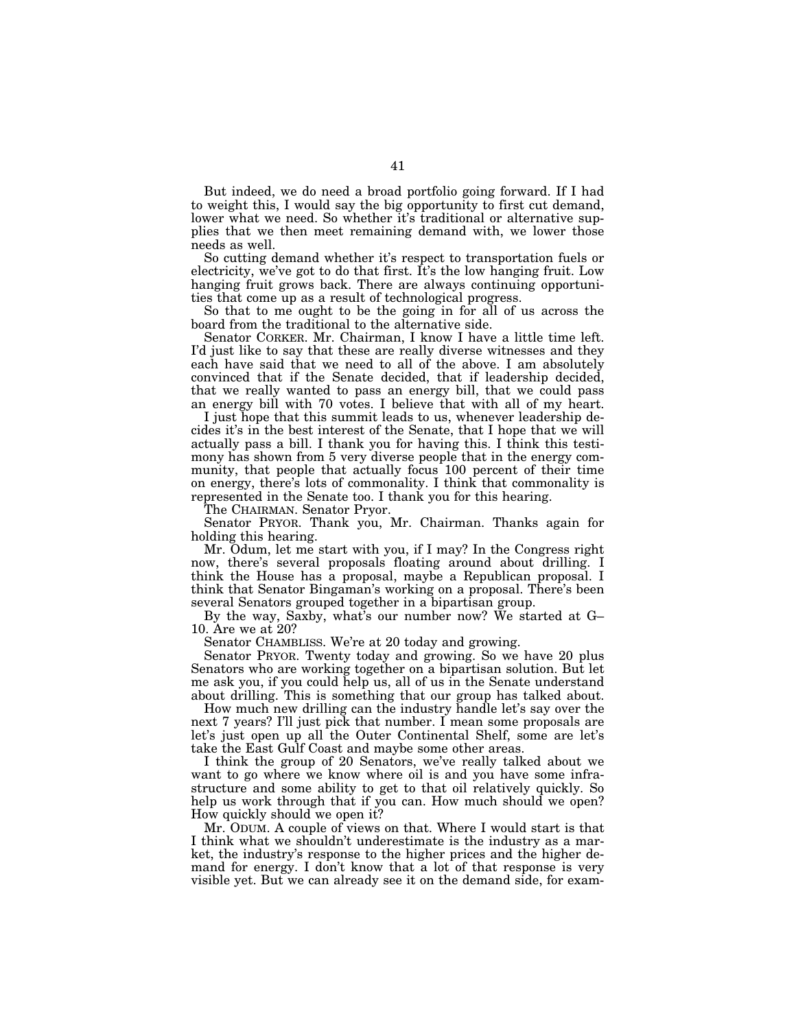But indeed, we do need a broad portfolio going forward. If I had to weight this, I would say the big opportunity to first cut demand, lower what we need. So whether it's traditional or alternative supplies that we then meet remaining demand with, we lower those needs as well.

So cutting demand whether it's respect to transportation fuels or electricity, we've got to do that first. It's the low hanging fruit. Low hanging fruit grows back. There are always continuing opportunities that come up as a result of technological progress.

So that to me ought to be the going in for all of us across the board from the traditional to the alternative side.

Senator CORKER. Mr. Chairman, I know I have a little time left. I'd just like to say that these are really diverse witnesses and they each have said that we need to all of the above. I am absolutely convinced that if the Senate decided, that if leadership decided, that we really wanted to pass an energy bill, that we could pass an energy bill with 70 votes. I believe that with all of my heart.

I just hope that this summit leads to us, whenever leadership decides it's in the best interest of the Senate, that I hope that we will actually pass a bill. I thank you for having this. I think this testimony has shown from 5 very diverse people that in the energy community, that people that actually focus 100 percent of their time on energy, there's lots of commonality. I think that commonality is represented in the Senate too. I thank you for this hearing.

The CHAIRMAN. Senator Pryor.

Senator PRYOR. Thank you, Mr. Chairman. Thanks again for holding this hearing.

Mr. Odum, let me start with you, if I may? In the Congress right now, there's several proposals floating around about drilling. I think the House has a proposal, maybe a Republican proposal. I think that Senator Bingaman's working on a proposal. There's been several Senators grouped together in a bipartisan group.

By the way, Saxby, what's our number now? We started at G–10. Are we at 20?

Senator CHAMBLISS. We're at 20 today and growing.

Senator PRYOR. Twenty today and growing. So we have 20 plus Senators who are working together on a bipartisan solution. But let me ask you, if you could help us, all of us in the Senate understand about drilling. This is something that our group has talked about.

How much new drilling can the industry handle let's say over the next 7 years? I'll just pick that number. I mean some proposals are let's just open up all the Outer Continental Shelf, some are let's take the East Gulf Coast and maybe some other areas.

I think the group of 20 Senators, we've really talked about we want to go where we know where oil is and you have some infrastructure and some ability to get to that oil relatively quickly. So help us work through that if you can. How much should we open? How quickly should we open it?

Mr. ODUM. A couple of views on that. Where I would start is that I think what we shouldn't underestimate is the industry as a market, the industry's response to the higher prices and the higher demand for energy. I don't know that a lot of that response is very visible yet. But we can already see it on the demand side, for exam-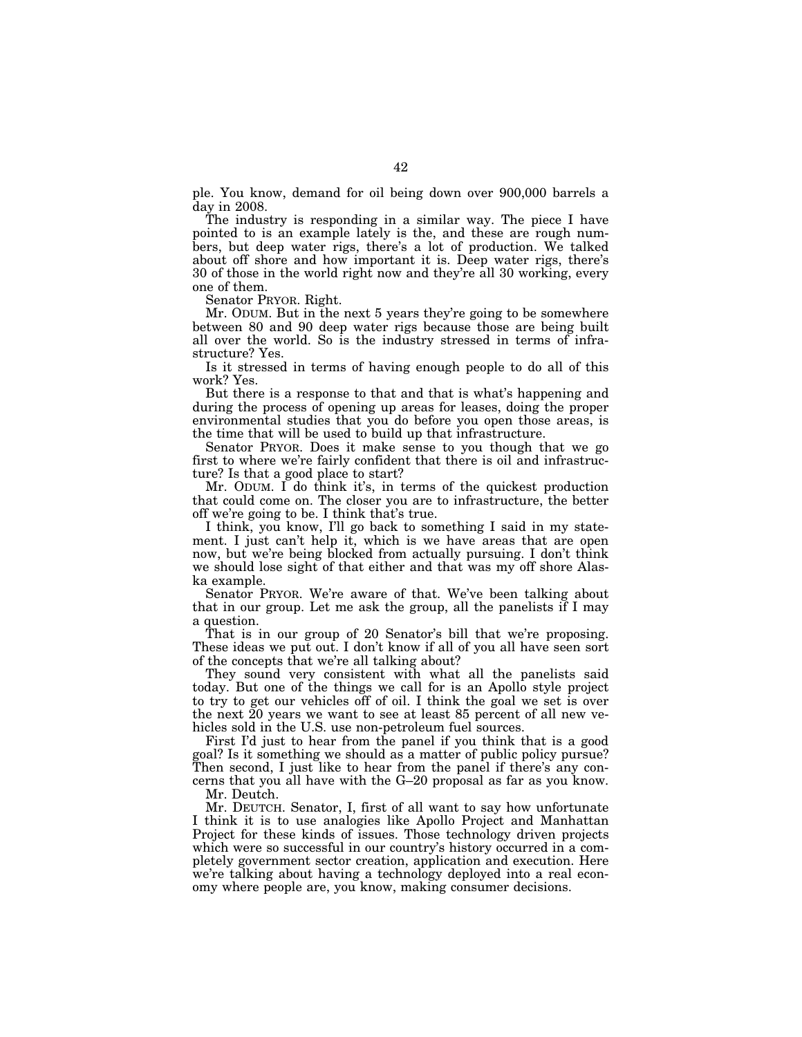ple. You know, demand for oil being down over 900,000 barrels a day in 2008.

The industry is responding in a similar way. The piece I have pointed to is an example lately is the, and these are rough numbers, but deep water rigs, there's a lot of production. We talked about off shore and how important it is. Deep water rigs, there's 30 of those in the world right now and they're all 30 working, every one of them.

Senator PRYOR. Right.

Mr. ODUM. But in the next 5 years they're going to be somewhere between 80 and 90 deep water rigs because those are being built all over the world. So is the industry stressed in terms of infrastructure? Yes.

Is it stressed in terms of having enough people to do all of this work? Yes.

But there is a response to that and that is what's happening and during the process of opening up areas for leases, doing the proper environmental studies that you do before you open those areas, is the time that will be used to build up that infrastructure.

Senator PRYOR. Does it make sense to you though that we go first to where we're fairly confident that there is oil and infrastructure? Is that a good place to start?

Mr. ODUM. I do think it's, in terms of the quickest production that could come on. The closer you are to infrastructure, the better off we're going to be. I think that's true.

I think, you know, I'll go back to something I said in my statement. I just can't help it, which is we have areas that are open now, but we're being blocked from actually pursuing. I don't think we should lose sight of that either and that was my off shore Alaska example.

Senator PRYOR. We're aware of that. We've been talking about that in our group. Let me ask the group, all the panelists if I may a question.

That is in our group of 20 Senator's bill that we're proposing. These ideas we put out. I don't know if all of you all have seen sort of the concepts that we're all talking about?

They sound very consistent with what all the panelists said today. But one of the things we call for is an Apollo style project to try to get our vehicles off of oil. I think the goal we set is over the next 20 years we want to see at least 85 percent of all new vehicles sold in the U.S. use non-petroleum fuel sources.

First I'd just to hear from the panel if you think that is a good goal? Is it something we should as a matter of public policy pursue? Then second, I just like to hear from the panel if there's any concerns that you all have with the G–20 proposal as far as you know.

Mr. Deutch.

Mr. DEUTCH. Senator, I, first of all want to say how unfortunate I think it is to use analogies like Apollo Project and Manhattan Project for these kinds of issues. Those technology driven projects which were so successful in our country's history occurred in a completely government sector creation, application and execution. Here we're talking about having a technology deployed into a real economy where people are, you know, making consumer decisions.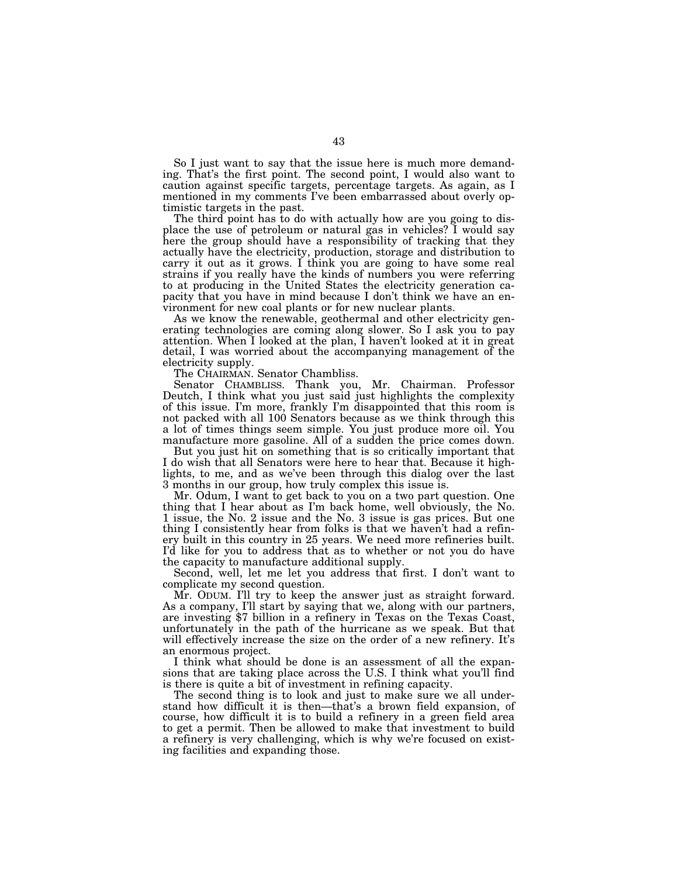So I just want to say that the issue here is much more demanding. That's the first point. The second point, I would also want to caution against specific targets, percentage targets. As again, as I mentioned in my comments I've been embarrassed about overly optimistic targets in the past.

The third point has to do with actually how are you going to displace the use of petroleum or natural gas in vehicles? I would say here the group should have a responsibility of tracking that they actually have the electricity, production, storage and distribution to carry it out as it grows. I think you are going to have some real strains if you really have the kinds of numbers you were referring to at producing in the United States the electricity generation capacity that you have in mind because I don't think we have an environment for new coal plants or for new nuclear plants.

As we know the renewable, geothermal and other electricity generating technologies are coming along slower. So I ask you to pay attention. When I looked at the plan, I haven't looked at it in great detail, I was worried about the accompanying management of the electricity supply.

The CHAIRMAN. Senator Chambliss.

Senator CHAMBLISS. Thank you, Mr. Chairman. Professor Deutch, I think what you just said just highlights the complexity of this issue. I'm more, frankly I'm disappointed that this room is not packed with all 100 Senators because as we think through this a lot of times things seem simple. You just produce more oil. You manufacture more gasoline. All of a sudden the price comes down.

But you just hit on something that is so critically important that I do wish that all Senators were here to hear that. Because it highlights, to me, and as we've been through this dialog over the last 3 months in our group, how truly complex this issue is.

Mr. Odum, I want to get back to you on a two part question. One thing that I hear about as I'm back home, well obviously, the No. 1 issue, the No. 2 issue and the No. 3 issue is gas prices. But one thing I consistently hear from folks is that we haven't had a refinery built in this country in 25 years. We need more refineries built. I'd like for you to address that as to whether or not you do have the capacity to manufacture additional supply.

Second, well, let me let you address that first. I don't want to complicate my second question.

Mr. ODUM. I'll try to keep the answer just as straight forward. As a company, I'll start by saying that we, along with our partners, are investing $7 billion in a refinery in Texas on the Texas Coast, unfortunately in the path of the hurricane as we speak. But that will effectively increase the size on the order of a new refinery. It's an enormous project.

I think what should be done is an assessment of all the expansions that are taking place across the U.S. I think what you'll find is there is quite a bit of investment in refining capacity.

The second thing is to look and just to make sure we all understand how difficult it is then—that's a brown field expansion, of course, how difficult it is to build a refinery in a green field area to get a permit. Then be allowed to make that investment to build a refinery is very challenging, which is why we're focused on existing facilities and expanding those.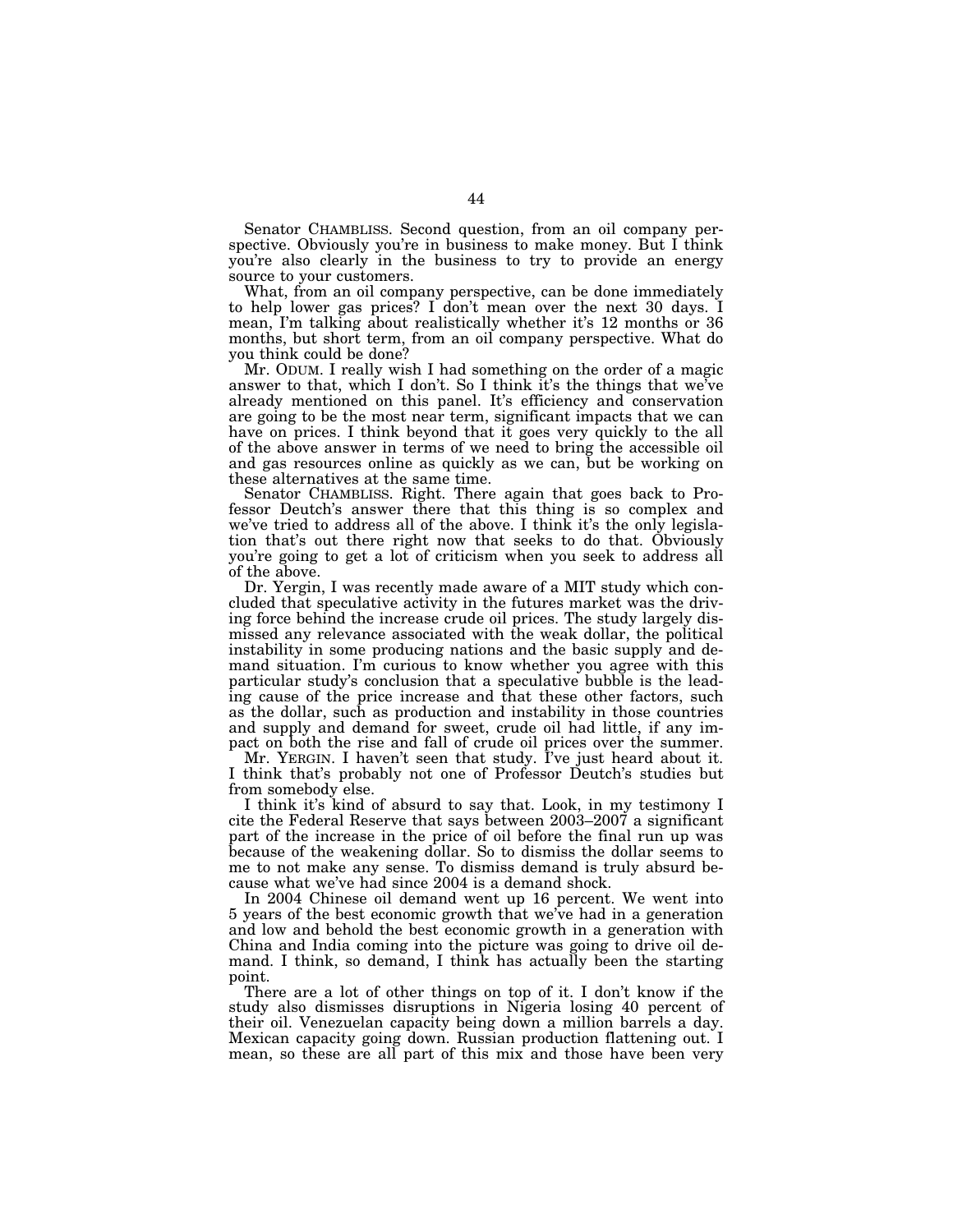Senator CHAMBLISS. Second question, from an oil company perspective. Obviously you're in business to make money. But I think you're also clearly in the business to try to provide an energy source to your customers.

What, from an oil company perspective, can be done immediately to help lower gas prices? I don't mean over the next 30 days. I mean, I'm talking about realistically whether it's 12 months or 36 months, but short term, from an oil company perspective. What do you think could be done?

Mr. ODUM. I really wish I had something on the order of a magic answer to that, which I don't. So I think it's the things that we've already mentioned on this panel. It's efficiency and conservation are going to be the most near term, significant impacts that we can have on prices. I think beyond that it goes very quickly to the all of the above answer in terms of we need to bring the accessible oil and gas resources online as quickly as we can, but be working on these alternatives at the same time.

Senator CHAMBLISS. Right. There again that goes back to Professor Deutch's answer there that this thing is so complex and we've tried to address all of the above. I think it's the only legislation that's out there right now that seeks to do that. Obviously you're going to get a lot of criticism when you seek to address all of the above.

Dr. Yergin, I was recently made aware of a MIT study which concluded that speculative activity in the futures market was the driving force behind the increase crude oil prices. The study largely dismissed any relevance associated with the weak dollar, the political instability in some producing nations and the basic supply and demand situation. I'm curious to know whether you agree with this particular study's conclusion that a speculative bubble is the leading cause of the price increase and that these other factors, such as the dollar, such as production and instability in those countries and supply and demand for sweet, crude oil had little, if any impact on both the rise and fall of crude oil prices over the summer.

Mr. YERGIN. I haven't seen that study. I've just heard about it. I think that's probably not one of Professor Deutch's studies but from somebody else.

I think it's kind of absurd to say that. Look, in my testimony I cite the Federal Reserve that says between 2003–2007 a significant part of the increase in the price of oil before the final run up was because of the weakening dollar. So to dismiss the dollar seems to me to not make any sense. To dismiss demand is truly absurd because what we've had since 2004 is a demand shock.

In 2004 Chinese oil demand went up 16 percent. We went into 5 years of the best economic growth that we've had in a generation and low and behold the best economic growth in a generation with China and India coming into the picture was going to drive oil demand. I think, so demand, I think has actually been the starting point.

There are a lot of other things on top of it. I don't know if the study also dismisses disruptions in Nigeria losing 40 percent of their oil. Venezuelan capacity being down a million barrels a day. Mexican capacity going down. Russian production flattening out. I mean, so these are all part of this mix and those have been very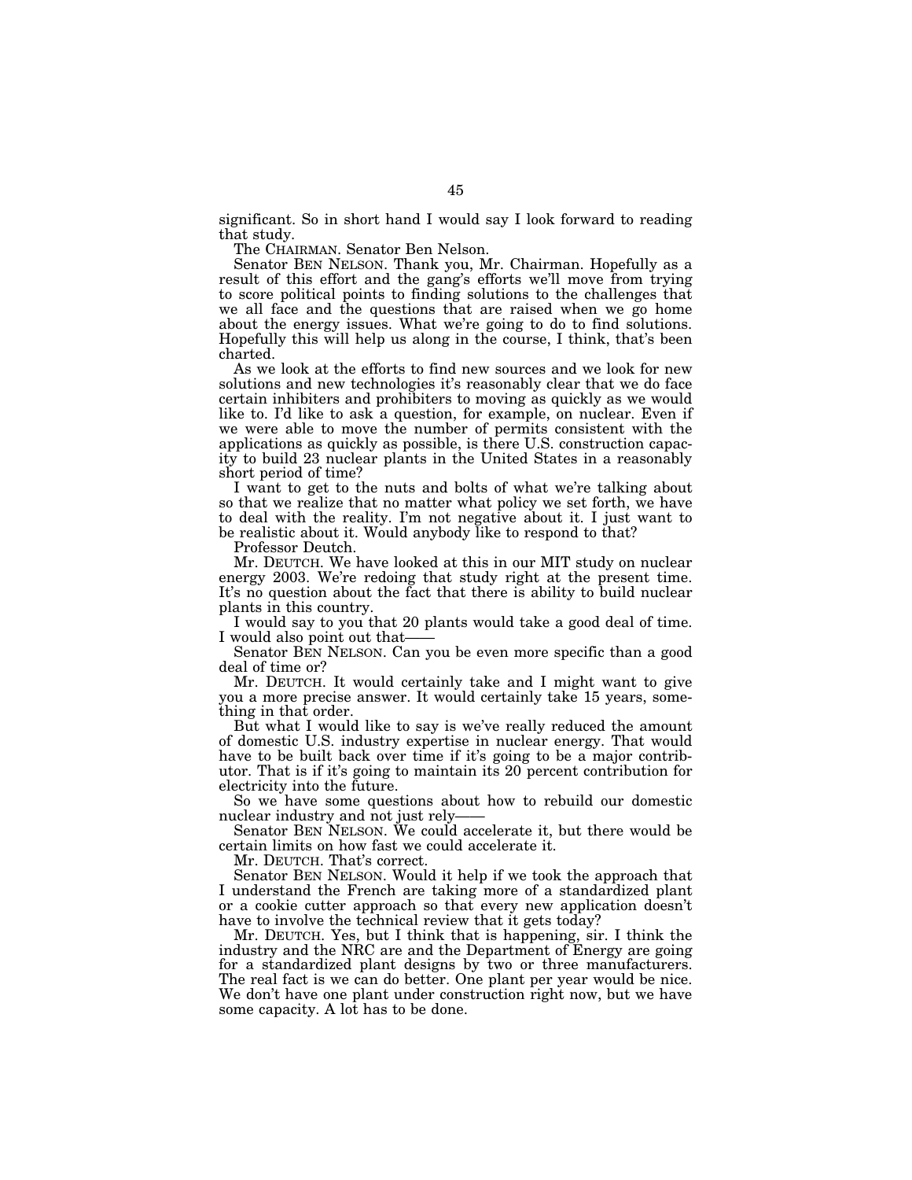significant. So in short hand I would say I look forward to reading that study.

The CHAIRMAN. Senator Ben Nelson.

Senator BEN NELSON. Thank you, Mr. Chairman. Hopefully as a result of this effort and the gang's efforts we'll move from trying to score political points to finding solutions to the challenges that we all face and the questions that are raised when we go home about the energy issues. What we're going to do to find solutions. Hopefully this will help us along in the course, I think, that's been charted.

As we look at the efforts to find new sources and we look for new solutions and new technologies it's reasonably clear that we do face certain inhibiters and prohibiters to moving as quickly as we would like to. I'd like to ask a question, for example, on nuclear. Even if we were able to move the number of permits consistent with the applications as quickly as possible, is there U.S. construction capacity to build 23 nuclear plants in the United States in a reasonably short period of time?

I want to get to the nuts and bolts of what we're talking about so that we realize that no matter what policy we set forth, we have to deal with the reality. I'm not negative about it. I just want to be realistic about it. Would anybody like to respond to that?

Professor Deutch.

Mr. DEUTCH. We have looked at this in our MIT study on nuclear energy 2003. We're redoing that study right at the present time. It's no question about the fact that there is ability to build nuclear plants in this country.

I would say to you that 20 plants would take a good deal of time. I would also point out that——

Senator BEN NELSON. Can you be even more specific than a good deal of time or?

Mr. DEUTCH. It would certainly take and I might want to give you a more precise answer. It would certainly take 15 years, something in that order.

But what I would like to say is we've really reduced the amount of domestic U.S. industry expertise in nuclear energy. That would have to be built back over time if it's going to be a major contributor. That is if it's going to maintain its 20 percent contribution for electricity into the future.

So we have some questions about how to rebuild our domestic nuclear industry and not just rely——

Senator BEN NELSON. We could accelerate it, but there would be certain limits on how fast we could accelerate it.

Mr. DEUTCH. That's correct.

Senator BEN NELSON. Would it help if we took the approach that I understand the French are taking more of a standardized plant or a cookie cutter approach so that every new application doesn't have to involve the technical review that it gets today?

Mr. DEUTCH. Yes, but I think that is happening, sir. I think the industry and the NRC are and the Department of Energy are going for a standardized plant designs by two or three manufacturers. The real fact is we can do better. One plant per year would be nice. We don't have one plant under construction right now, but we have some capacity. A lot has to be done.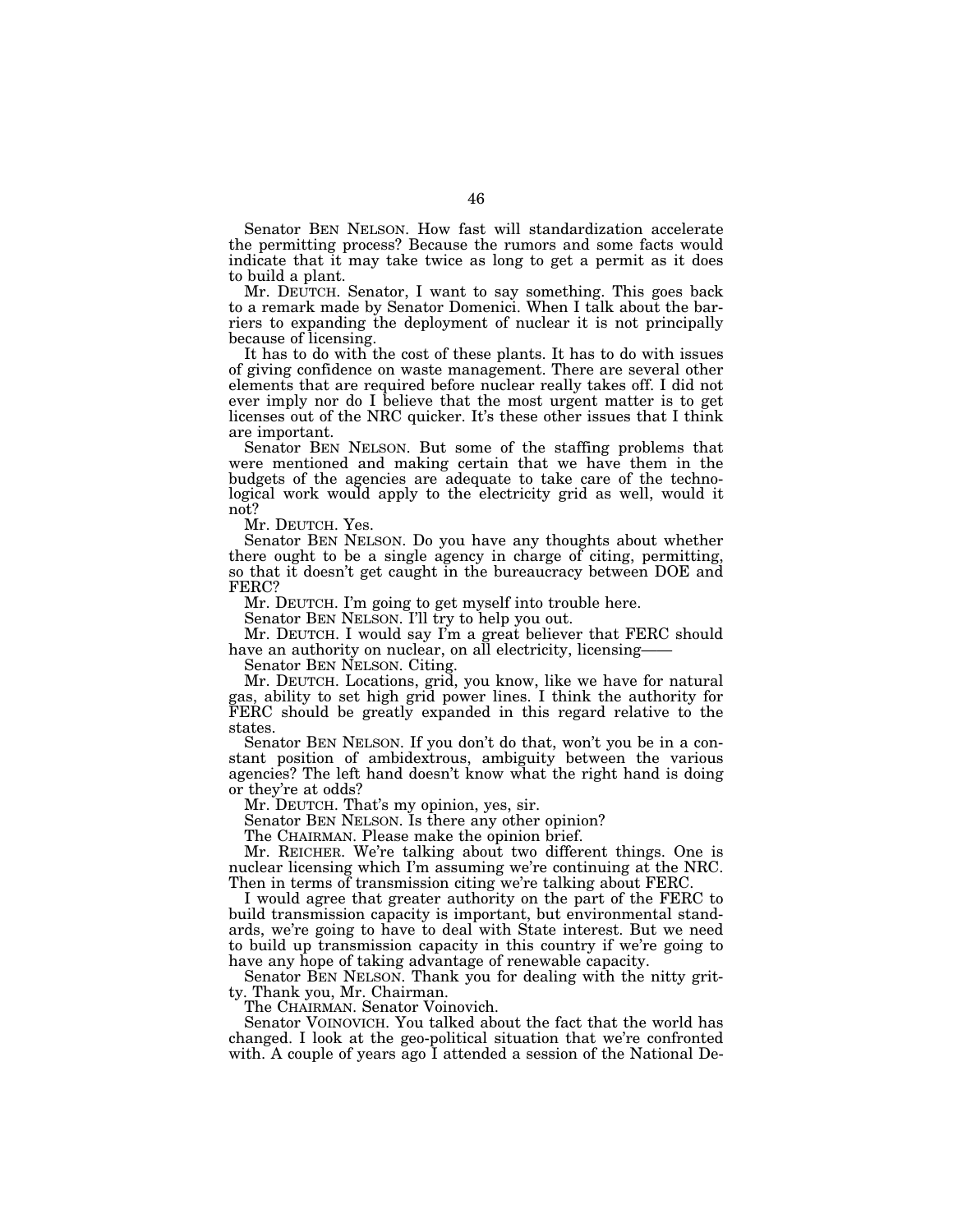Senator BEN NELSON. How fast will standardization accelerate the permitting process? Because the rumors and some facts would indicate that it may take twice as long to get a permit as it does to build a plant.

Mr. DEUTCH. Senator, I want to say something. This goes back to a remark made by Senator Domenici. When I talk about the barriers to expanding the deployment of nuclear it is not principally because of licensing.

It has to do with the cost of these plants. It has to do with issues of giving confidence on waste management. There are several other elements that are required before nuclear really takes off. I did not ever imply nor do I believe that the most urgent matter is to get licenses out of the NRC quicker. It's these other issues that I think are important.

Senator BEN NELSON. But some of the staffing problems that were mentioned and making certain that we have them in the budgets of the agencies are adequate to take care of the technological work would apply to the electricity grid as well, would it not?

Mr. DEUTCH. Yes.

Senator BEN NELSON. Do you have any thoughts about whether there ought to be a single agency in charge of citing, permitting, so that it doesn't get caught in the bureaucracy between DOE and FERC?

Mr. DEUTCH. I'm going to get myself into trouble here.

Senator BEN NELSON. I'll try to help you out.

Mr. DEUTCH. I would say I'm a great believer that FERC should have an authority on nuclear, on all electricity, licensing——

Senator BEN NELSON. Citing.

Mr. DEUTCH. Locations, grid, you know, like we have for natural gas, ability to set high grid power lines. I think the authority for FERC should be greatly expanded in this regard relative to the states.

Senator BEN NELSON. If you don't do that, won't you be in a constant position of ambidextrous, ambiguity between the various agencies? The left hand doesn't know what the right hand is doing or they're at odds?

Mr. DEUTCH. That's my opinion, yes, sir.

Senator BEN NELSON. Is there any other opinion?

The CHAIRMAN. Please make the opinion brief.

Mr. REICHER. We're talking about two different things. One is nuclear licensing which I'm assuming we're continuing at the NRC. Then in terms of transmission citing we're talking about FERC.

I would agree that greater authority on the part of the FERC to build transmission capacity is important, but environmental standards, we're going to have to deal with State interest. But we need to build up transmission capacity in this country if we're going to have any hope of taking advantage of renewable capacity.

Senator BEN NELSON. Thank you for dealing with the nitty gritty. Thank you, Mr. Chairman.

The CHAIRMAN. Senator Voinovich.

Senator VOINOVICH. You talked about the fact that the world has changed. I look at the geo-political situation that we're confronted with. A couple of years ago I attended a session of the National De-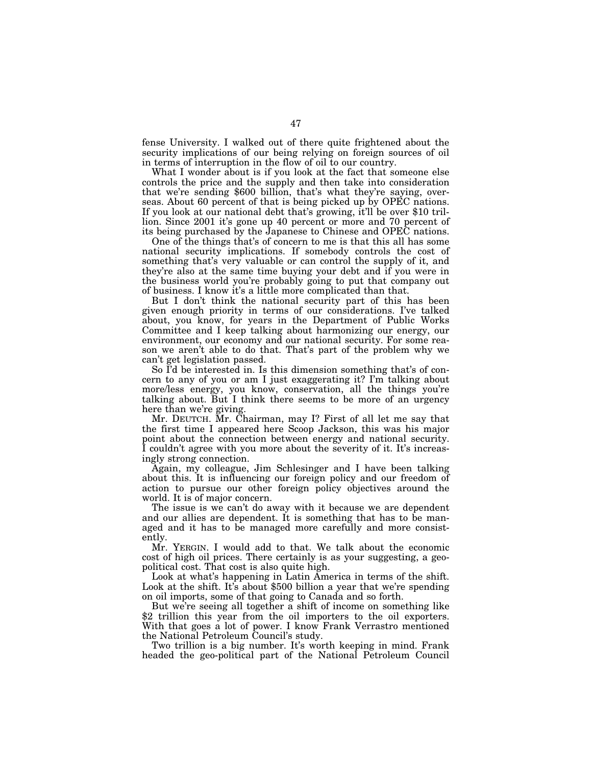fense University. I walked out of there quite frightened about the security implications of our being relying on foreign sources of oil in terms of interruption in the flow of oil to our country.

What I wonder about is if you look at the fact that someone else controls the price and the supply and then take into consideration that we're sending $600 billion, that's what they're saying, overseas. About 60 percent of that is being picked up by OPEC nations. If you look at our national debt that's growing, it'll be over $10 trillion. Since 2001 it's gone up 40 percent or more and 70 percent of its being purchased by the Japanese to Chinese and OPEC nations.

One of the things that's of concern to me is that this all has some national security implications. If somebody controls the cost of something that's very valuable or can control the supply of it, and they're also at the same time buying your debt and if you were in the business world you're probably going to put that company out of business. I know it's a little more complicated than that.

But I don't think the national security part of this has been given enough priority in terms of our considerations. I've talked about, you know, for years in the Department of Public Works Committee and I keep talking about harmonizing our energy, our environment, our economy and our national security. For some reason we aren't able to do that. That's part of the problem why we can't get legislation passed.

So I'd be interested in. Is this dimension something that's of concern to any of you or am I just exaggerating it? I'm talking about more/less energy, you know, conservation, all the things you're talking about. But I think there seems to be more of an urgency here than we're giving.

Mr. DEUTCH. Mr. Chairman, may I? First of all let me say that the first time I appeared here Scoop Jackson, this was his major point about the connection between energy and national security. I couldn't agree with you more about the severity of it. It's increasingly strong connection.

Again, my colleague, Jim Schlesinger and I have been talking about this. It is influencing our foreign policy and our freedom of action to pursue our other foreign policy objectives around the world. It is of major concern.

The issue is we can't do away with it because we are dependent and our allies are dependent. It is something that has to be managed and it has to be managed more carefully and more consistently.

Mr. YERGIN. I would add to that. We talk about the economic cost of high oil prices. There certainly is as your suggesting, a geo-political cost. That cost is also quite high.

Look at what's happening in Latin America in terms of the shift. Look at the shift. It's about $500 billion a year that we're spending on oil imports, some of that going to Canada and so forth.

But we're seeing all together a shift of income on something like $2 trillion this year from the oil importers to the oil exporters. With that goes a lot of power. I know Frank Verrastro mentioned the National Petroleum Council's study.

Two trillion is a big number. It's worth keeping in mind. Frank headed the geo-political part of the National Petroleum Council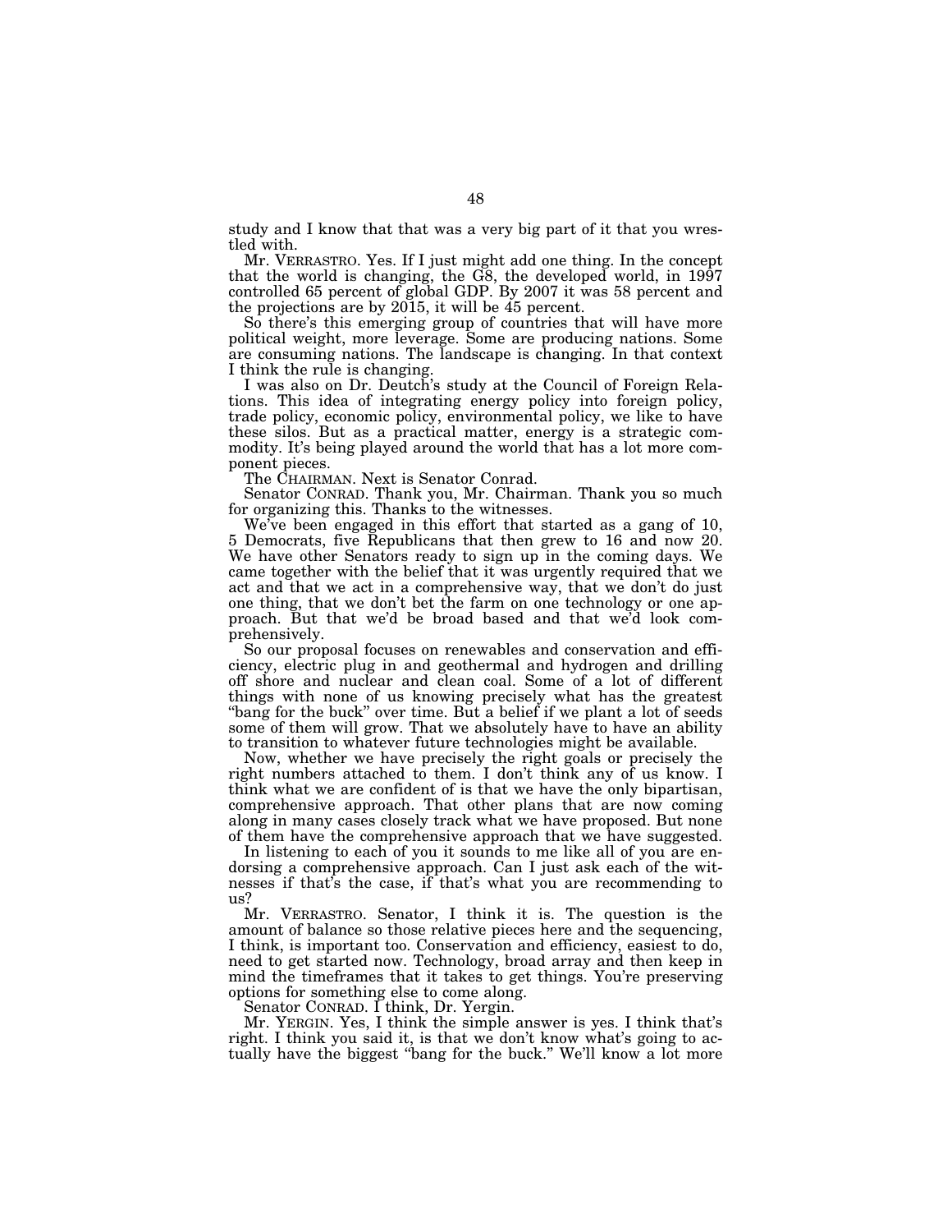study and I know that that was a very big part of it that you wrestled with.

Mr. VERRASTRO. Yes. If I just might add one thing. In the concept that the world is changing, the G8, the developed world, in 1997 controlled 65 percent of global GDP. By 2007 it was 58 percent and the projections are by 2015, it will be 45 percent.

So there's this emerging group of countries that will have more political weight, more leverage. Some are producing nations. Some are consuming nations. The landscape is changing. In that context I think the rule is changing.

I was also on Dr. Deutch's study at the Council of Foreign Relations. This idea of integrating energy policy into foreign policy, trade policy, economic policy, environmental policy, we like to have these silos. But as a practical matter, energy is a strategic commodity. It's being played around the world that has a lot more component pieces.

The CHAIRMAN. Next is Senator Conrad.

Senator CONRAD. Thank you, Mr. Chairman. Thank you so much for organizing this. Thanks to the witnesses.

We've been engaged in this effort that started as a gang of 10, 5 Democrats, five Republicans that then grew to 16 and now 20. We have other Senators ready to sign up in the coming days. We came together with the belief that it was urgently required that we act and that we act in a comprehensive way, that we don't do just one thing, that we don't bet the farm on one technology or one approach. But that we'd be broad based and that we'd look comprehensively.

So our proposal focuses on renewables and conservation and efficiency, electric plug in and geothermal and hydrogen and drilling off shore and nuclear and clean coal. Some of a lot of different things with none of us knowing precisely what has the greatest "bang for the buck" over time. But a belief if we plant a lot of seeds some of them will grow. That we absolutely have to have an ability to transition to whatever future technologies might be available.

Now, whether we have precisely the right goals or precisely the right numbers attached to them. I don't think any of us know. I think what we are confident of is that we have the only bipartisan, comprehensive approach. That other plans that are now coming along in many cases closely track what we have proposed. But none of them have the comprehensive approach that we have suggested.

In listening to each of you it sounds to me like all of you are endorsing a comprehensive approach. Can I just ask each of the witnesses if that's the case, if that's what you are recommending to us?

Mr. VERRASTRO. Senator, I think it is. The question is the amount of balance so those relative pieces here and the sequencing, I think, is important too. Conservation and efficiency, easiest to do, need to get started now. Technology, broad array and then keep in mind the timeframes that it takes to get things. You're preserving options for something else to come along.

Senator CONRAD. I think, Dr. Yergin.

Mr. YERGIN. Yes, I think the simple answer is yes. I think that's right. I think you said it, is that we don't know what's going to actually have the biggest "bang for the buck." We'll know a lot more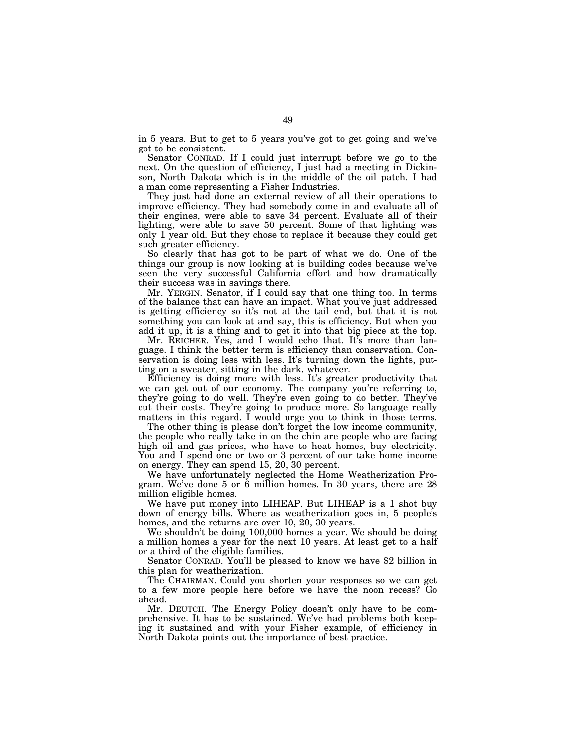in 5 years. But to get to 5 years you've got to get going and we've got to be consistent.

Senator CONRAD. If I could just interrupt before we go to the next. On the question of efficiency, I just had a meeting in Dickinson, North Dakota which is in the middle of the oil patch. I had a man come representing a Fisher Industries.

They just had done an external review of all their operations to improve efficiency. They had somebody come in and evaluate all of their engines, were able to save 34 percent. Evaluate all of their lighting, were able to save 50 percent. Some of that lighting was only 1 year old. But they chose to replace it because they could get such greater efficiency.

So clearly that has got to be part of what we do. One of the things our group is now looking at is building codes because we've seen the very successful California effort and how dramatically their success was in savings there.

Mr. YERGIN. Senator, if I could say that one thing too. In terms of the balance that can have an impact. What you've just addressed is getting efficiency so it's not at the tail end, but that it is not something you can look at and say, this is efficiency. But when you add it up, it is a thing and to get it into that big piece at the top.

Mr. REICHER. Yes, and I would echo that. It's more than language. I think the better term is efficiency than conservation. Conservation is doing less with less. It's turning down the lights, putting on a sweater, sitting in the dark, whatever.

Efficiency is doing more with less. It's greater productivity that we can get out of our economy. The company you're referring to, they're going to do well. They're even going to do better. They've cut their costs. They're going to produce more. So language really matters in this regard. I would urge you to think in those terms.

The other thing is please don't forget the low income community, the people who really take in on the chin are people who are facing high oil and gas prices, who have to heat homes, buy electricity. You and I spend one or two or 3 percent of our take home income on energy. They can spend 15, 20, 30 percent.

We have unfortunately neglected the Home Weatherization Program. We've done 5 or 6 million homes. In 30 years, there are 28 million eligible homes.

We have put money into LIHEAP. But LIHEAP is a 1 shot buy down of energy bills. Where as weatherization goes in, 5 people's homes, and the returns are over 10, 20, 30 years.

We shouldn't be doing 100,000 homes a year. We should be doing a million homes a year for the next 10 years. At least get to a half or a third of the eligible families.

Senator CONRAD. You'll be pleased to know we have $2 billion in this plan for weatherization.

The CHAIRMAN. Could you shorten your responses so we can get to a few more people here before we have the noon recess? Go ahead.

Mr. DEUTCH. The Energy Policy doesn't only have to be comprehensive. It has to be sustained. We've had problems both keeping it sustained and with your Fisher example, of efficiency in North Dakota points out the importance of best practice.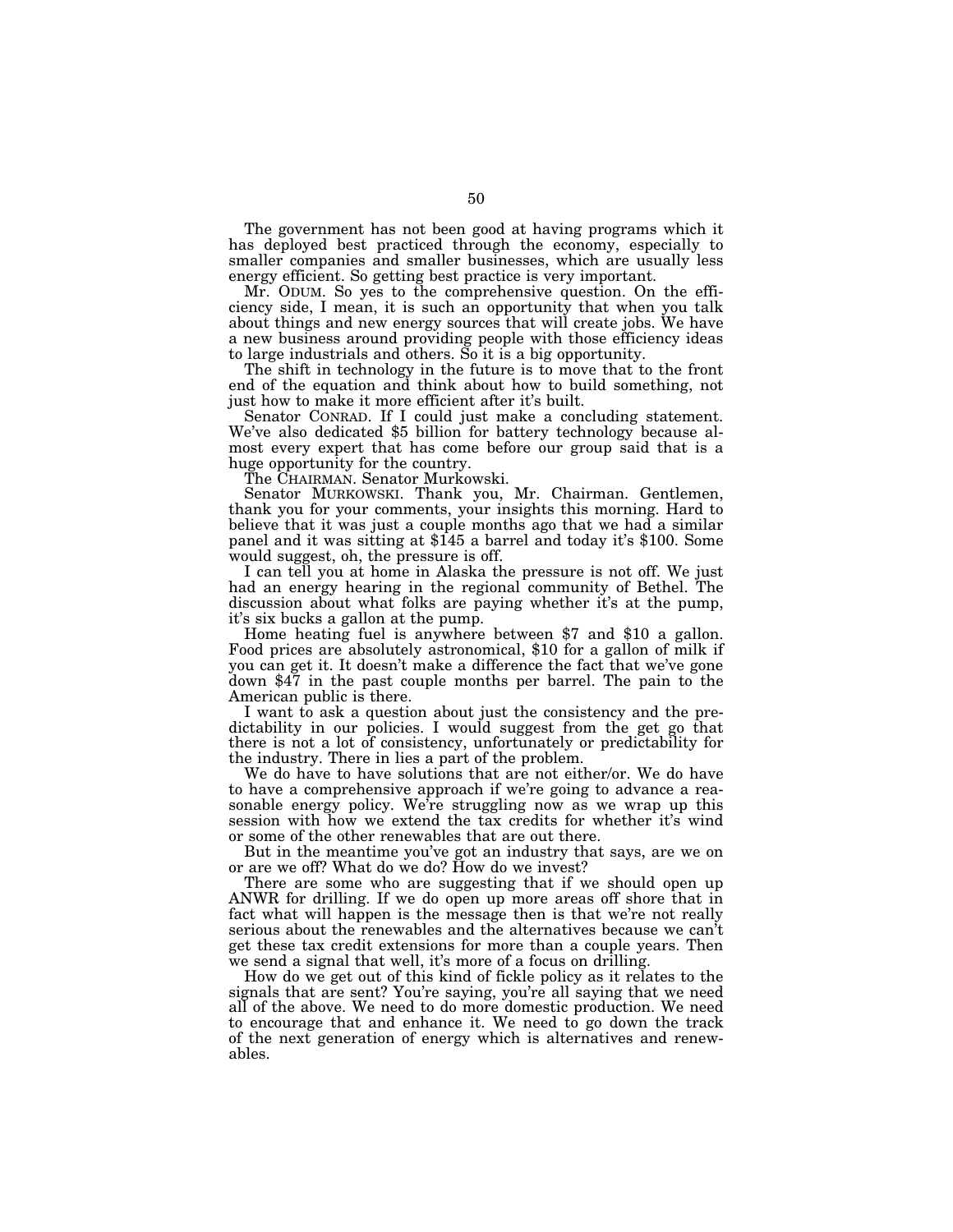The government has not been good at having programs which it has deployed best practiced through the economy, especially to smaller companies and smaller businesses, which are usually less energy efficient. So getting best practice is very important.

Mr. ODUM. So yes to the comprehensive question. On the efficiency side, I mean, it is such an opportunity that when you talk about things and new energy sources that will create jobs. We have a new business around providing people with those efficiency ideas to large industrials and others. So it is a big opportunity.

The shift in technology in the future is to move that to the front end of the equation and think about how to build something, not just how to make it more efficient after it's built.

Senator CONRAD. If I could just make a concluding statement. We've also dedicated $5 billion for battery technology because almost every expert that has come before our group said that is a huge opportunity for the country.

The CHAIRMAN. Senator Murkowski.

Senator MURKOWSKI. Thank you, Mr. Chairman. Gentlemen, thank you for your comments, your insights this morning. Hard to believe that it was just a couple months ago that we had a similar panel and it was sitting at $145 a barrel and today it's $100. Some would suggest, oh, the pressure is off.

I can tell you at home in Alaska the pressure is not off. We just had an energy hearing in the regional community of Bethel. The discussion about what folks are paying whether it's at the pump, it's six bucks a gallon at the pump.

Home heating fuel is anywhere between $7 and $10 a gallon. Food prices are absolutely astronomical, $10 for a gallon of milk if you can get it. It doesn't make a difference the fact that we've gone down $47 in the past couple months per barrel. The pain to the American public is there.

I want to ask a question about just the consistency and the predictability in our policies. I would suggest from the get go that there is not a lot of consistency, unfortunately or predictability for the industry. There in lies a part of the problem.

We do have to have solutions that are not either/or. We do have to have a comprehensive approach if we're going to advance a reasonable energy policy. We're struggling now as we wrap up this session with how we extend the tax credits for whether it's wind or some of the other renewables that are out there.

But in the meantime you've got an industry that says, are we on or are we off? What do we do? How do we invest?

There are some who are suggesting that if we should open up ANWR for drilling. If we do open up more areas off shore that in fact what will happen is the message then is that we're not really serious about the renewables and the alternatives because we can't get these tax credit extensions for more than a couple years. Then we send a signal that well, it's more of a focus on drilling.

How do we get out of this kind of fickle policy as it relates to the signals that are sent? You're saying, you're all saying that we need all of the above. We need to do more domestic production. We need to encourage that and enhance it. We need to go down the track of the next generation of energy which is alternatives and renewables.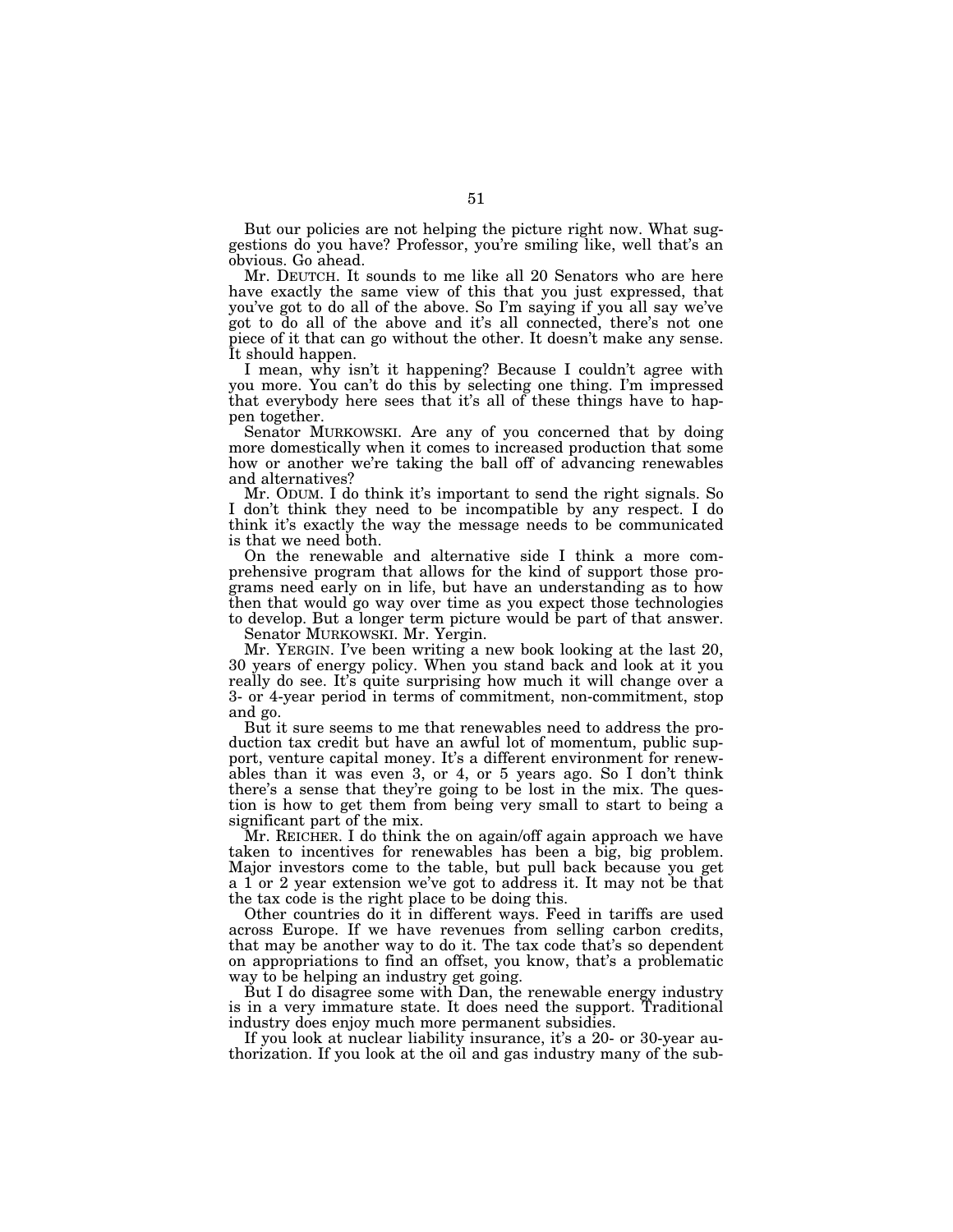But our policies are not helping the picture right now. What suggestions do you have? Professor, you're smiling like, well that's an obvious. Go ahead.

Mr. DEUTCH. It sounds to me like all 20 Senators who are here have exactly the same view of this that you just expressed, that you've got to do all of the above. So I'm saying if you all say we've got to do all of the above and it's all connected, there's not one piece of it that can go without the other. It doesn't make any sense. It should happen.

I mean, why isn't it happening? Because I couldn't agree with you more. You can't do this by selecting one thing. I'm impressed that everybody here sees that it's all of these things have to happen together.

Senator MURKOWSKI. Are any of you concerned that by doing more domestically when it comes to increased production that some how or another we're taking the ball off of advancing renewables and alternatives?

Mr. ODUM. I do think it's important to send the right signals. So I don't think they need to be incompatible by any respect. I do think it's exactly the way the message needs to be communicated is that we need both.

On the renewable and alternative side I think a more comprehensive program that allows for the kind of support those programs need early on in life, but have an understanding as to how then that would go way over time as you expect those technologies to develop. But a longer term picture would be part of that answer.

Senator MURKOWSKI. Mr. Yergin.

Mr. YERGIN. I've been writing a new book looking at the last 20, 30 years of energy policy. When you stand back and look at it you really do see. It's quite surprising how much it will change over a 3- or 4-year period in terms of commitment, non-commitment, stop and go.

But it sure seems to me that renewables need to address the production tax credit but have an awful lot of momentum, public support, venture capital money. It's a different environment for renewables than it was even 3, or 4, or 5 years ago. So I don't think there's a sense that they're going to be lost in the mix. The question is how to get them from being very small to start to being a significant part of the mix.

Mr. REICHER. I do think the on again/off again approach we have taken to incentives for renewables has been a big, big problem. Major investors come to the table, but pull back because you get a 1 or 2 year extension we've got to address it. It may not be that the tax code is the right place to be doing this.

Other countries do it in different ways. Feed in tariffs are used across Europe. If we have revenues from selling carbon credits, that may be another way to do it. The tax code that's so dependent on appropriations to find an offset, you know, that's a problematic way to be helping an industry get going.

But I do disagree some with Dan, the renewable energy industry is in a very immature state. It does need the support. Traditional industry does enjoy much more permanent subsidies.

If you look at nuclear liability insurance, it's a 20- or 30-year authorization. If you look at the oil and gas industry many of the sub-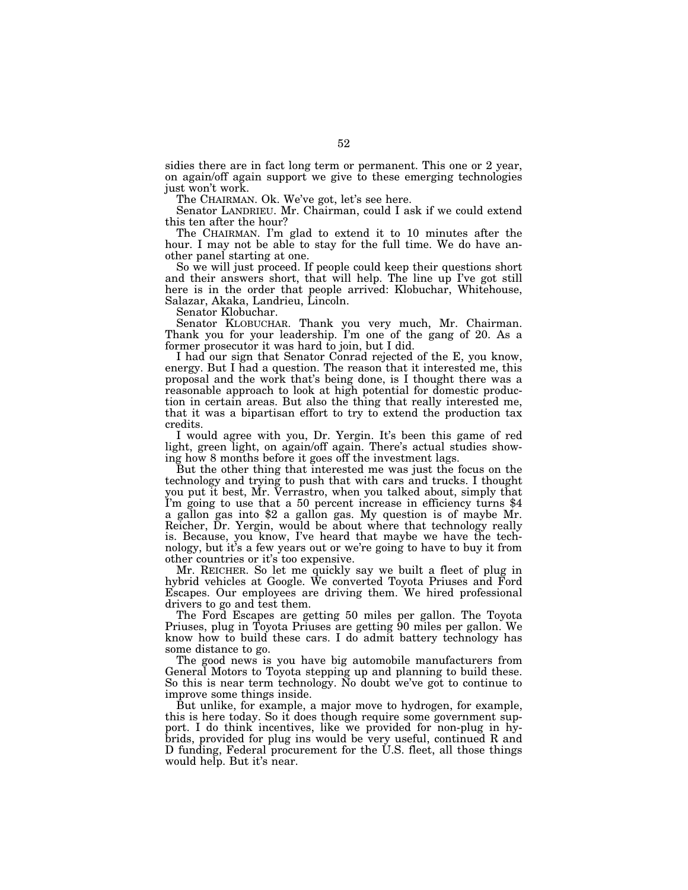sidies there are in fact long term or permanent. This one or 2 year, on again/off again support we give to these emerging technologies just won't work.

The CHAIRMAN. Ok. We've got, let's see here.

Senator LANDRIEU. Mr. Chairman, could I ask if we could extend this ten after the hour?

The CHAIRMAN. I'm glad to extend it to 10 minutes after the hour. I may not be able to stay for the full time. We do have another panel starting at one.

So we will just proceed. If people could keep their questions short and their answers short, that will help. The line up I've got still here is in the order that people arrived: Klobuchar, Whitehouse, Salazar, Akaka, Landrieu, Lincoln.

Senator Klobuchar.

Senator KLOBUCHAR. Thank you very much, Mr. Chairman. Thank you for your leadership. I'm one of the gang of 20. As a former prosecutor it was hard to join, but I did.

I had our sign that Senator Conrad rejected of the E, you know, energy. But I had a question. The reason that it interested me, this proposal and the work that's being done, is I thought there was a reasonable approach to look at high potential for domestic production in certain areas. But also the thing that really interested me, that it was a bipartisan effort to try to extend the production tax credits.

I would agree with you, Dr. Yergin. It's been this game of red light, green light, on again/off again. There's actual studies showing how 8 months before it goes off the investment lags.

But the other thing that interested me was just the focus on the technology and trying to push that with cars and trucks. I thought you put it best, Mr. Verrastro, when you talked about, simply that I'm going to use that a 50 percent increase in efficiency turns $4 a gallon gas into $2 a gallon gas. My question is of maybe Mr. Reicher, Dr. Yergin, would be about where that technology really is. Because, you know, I've heard that maybe we have the technology, but it's a few years out or we're going to have to buy it from other countries or it's too expensive.

Mr. REICHER. So let me quickly say we built a fleet of plug in hybrid vehicles at Google. We converted Toyota Priuses and Ford Escapes. Our employees are driving them. We hired professional drivers to go and test them.

The Ford Escapes are getting 50 miles per gallon. The Toyota Priuses, plug in Toyota Priuses are getting 90 miles per gallon. We know how to build these cars. I do admit battery technology has some distance to go.

The good news is you have big automobile manufacturers from General Motors to Toyota stepping up and planning to build these. So this is near term technology. No doubt we've got to continue to improve some things inside.

But unlike, for example, a major move to hydrogen, for example, this is here today. So it does though require some government support. I do think incentives, like we provided for non-plug in hybrids, provided for plug ins would be very useful, continued R and D funding, Federal procurement for the U.S. fleet, all those things would help. But it's near.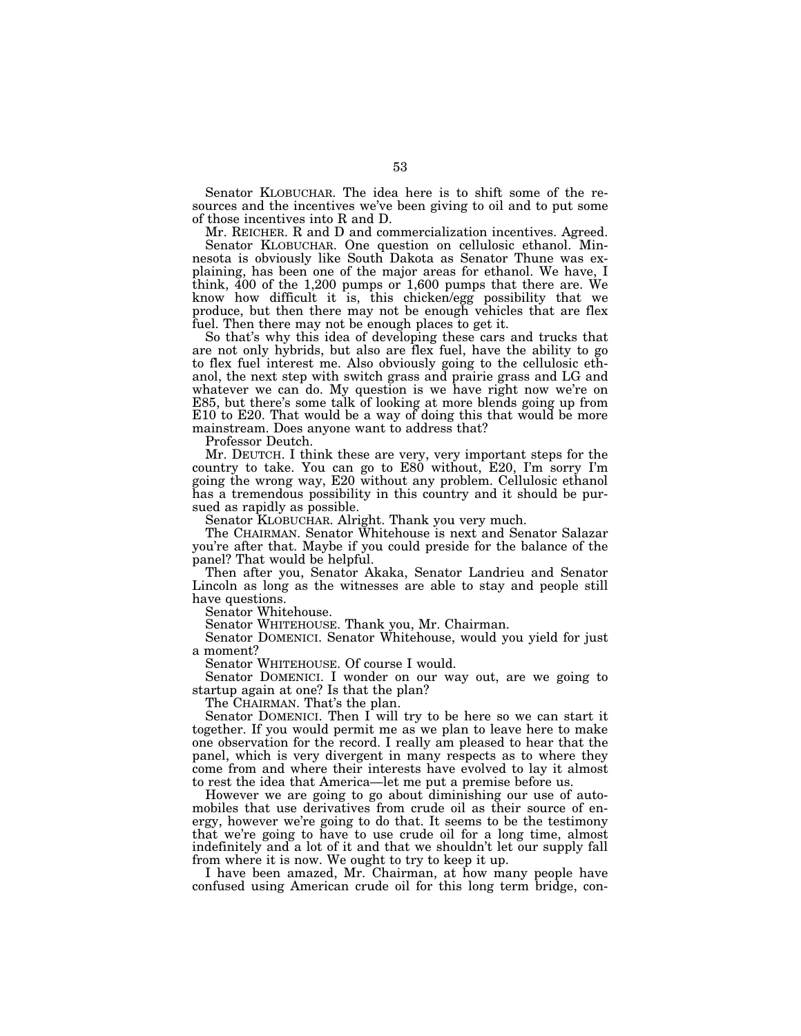Senator KLOBUCHAR. The idea here is to shift some of the resources and the incentives we've been giving to oil and to put some of those incentives into R and D.

Mr. REICHER. R and D and commercialization incentives. Agreed.

Senator KLOBUCHAR. One question on cellulosic ethanol. Minnesota is obviously like South Dakota as Senator Thune was explaining, has been one of the major areas for ethanol. We have, I think, 400 of the 1,200 pumps or 1,600 pumps that there are. We know how difficult it is, this chicken/egg possibility that we produce, but then there may not be enough vehicles that are flex fuel. Then there may not be enough places to get it.

So that's why this idea of developing these cars and trucks that are not only hybrids, but also are flex fuel, have the ability to go to flex fuel interest me. Also obviously going to the cellulosic ethanol, the next step with switch grass and prairie grass and LG and whatever we can do. My question is we have right now we're on E85, but there's some talk of looking at more blends going up from E10 to E20. That would be a way of doing this that would be more mainstream. Does anyone want to address that?

Professor Deutch.

Mr. DEUTCH. I think these are very, very important steps for the country to take. You can go to E80 without, E20, I'm sorry I'm going the wrong way, E20 without any problem. Cellulosic ethanol has a tremendous possibility in this country and it should be pursued as rapidly as possible.

Senator KLOBUCHAR. Alright. Thank you very much.

The CHAIRMAN. Senator Whitehouse is next and Senator Salazar you're after that. Maybe if you could preside for the balance of the panel? That would be helpful.

Then after you, Senator Akaka, Senator Landrieu and Senator Lincoln as long as the witnesses are able to stay and people still have questions.

Senator Whitehouse.

Senator WHITEHOUSE. Thank you, Mr. Chairman.

Senator DOMENICI. Senator Whitehouse, would you yield for just a moment?

Senator WHITEHOUSE. Of course I would.

Senator DOMENICI. I wonder on our way out, are we going to startup again at one? Is that the plan?

The CHAIRMAN. That's the plan.

Senator DOMENICI. Then I will try to be here so we can start it together. If you would permit me as we plan to leave here to make one observation for the record. I really am pleased to hear that the panel, which is very divergent in many respects as to where they come from and where their interests have evolved to lay it almost to rest the idea that America—let me put a premise before us.

However we are going to go about diminishing our use of automobiles that use derivatives from crude oil as their source of energy, however we're going to do that. It seems to be the testimony that we're going to have to use crude oil for a long time, almost indefinitely and a lot of it and that we shouldn't let our supply fall from where it is now. We ought to try to keep it up.

I have been amazed, Mr. Chairman, at how many people have confused using American crude oil for this long term bridge, con-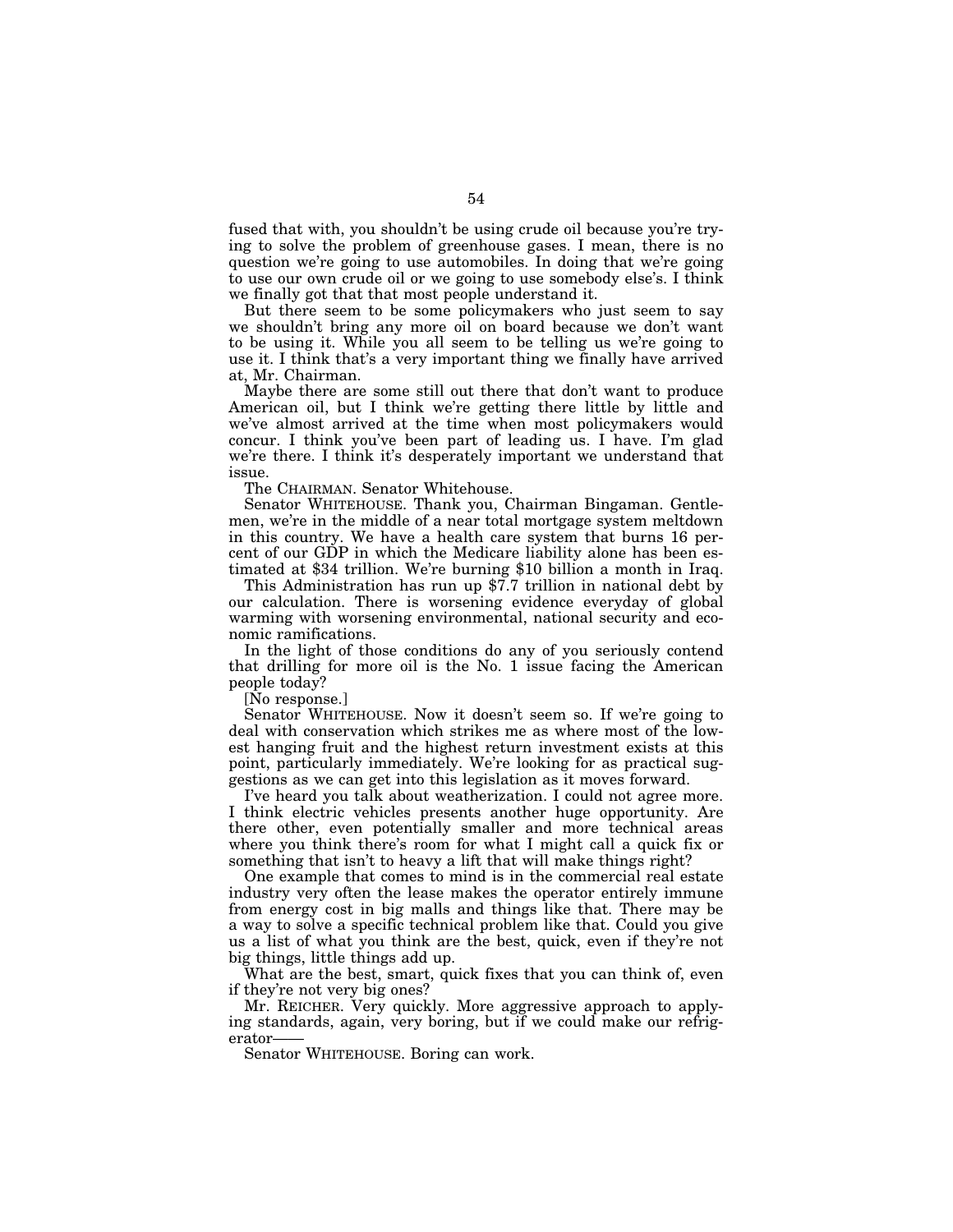fused that with, you shouldn't be using crude oil because you're trying to solve the problem of greenhouse gases. I mean, there is no question we're going to use automobiles. In doing that we're going to use our own crude oil or we going to use somebody else's. I think we finally got that that most people understand it.

But there seem to be some policymakers who just seem to say we shouldn't bring any more oil on board because we don't want to be using it. While you all seem to be telling us we're going to use it. I think that's a very important thing we finally have arrived at, Mr. Chairman.

Maybe there are some still out there that don't want to produce American oil, but I think we're getting there little by little and we've almost arrived at the time when most policymakers would concur. I think you've been part of leading us. I have. I'm glad we're there. I think it's desperately important we understand that issue.

The CHAIRMAN. Senator Whitehouse.

Senator WHITEHOUSE. Thank you, Chairman Bingaman. Gentlemen, we're in the middle of a near total mortgage system meltdown in this country. We have a health care system that burns 16 percent of our GDP in which the Medicare liability alone has been estimated at $34 trillion. We're burning $10 billion a month in Iraq.

This Administration has run up $7.7 trillion in national debt by our calculation. There is worsening evidence everyday of global warming with worsening environmental, national security and economic ramifications.

In the light of those conditions do any of you seriously contend that drilling for more oil is the No. 1 issue facing the American people today?

[No response.]

Senator WHITEHOUSE. Now it doesn't seem so. If we're going to deal with conservation which strikes me as where most of the lowest hanging fruit and the highest return investment exists at this point, particularly immediately. We're looking for as practical suggestions as we can get into this legislation as it moves forward.

I've heard you talk about weatherization. I could not agree more. I think electric vehicles presents another huge opportunity. Are there other, even potentially smaller and more technical areas where you think there's room for what I might call a quick fix or something that isn't to heavy a lift that will make things right?

One example that comes to mind is in the commercial real estate industry very often the lease makes the operator entirely immune from energy cost in big malls and things like that. There may be a way to solve a specific technical problem like that. Could you give us a list of what you think are the best, quick, even if they're not big things, little things add up.

What are the best, smart, quick fixes that you can think of, even if they're not very big ones?

Mr. REICHER. Very quickly. More aggressive approach to applying standards, again, very boring, but if we could make our refrigerator——

Senator WHITEHOUSE. Boring can work.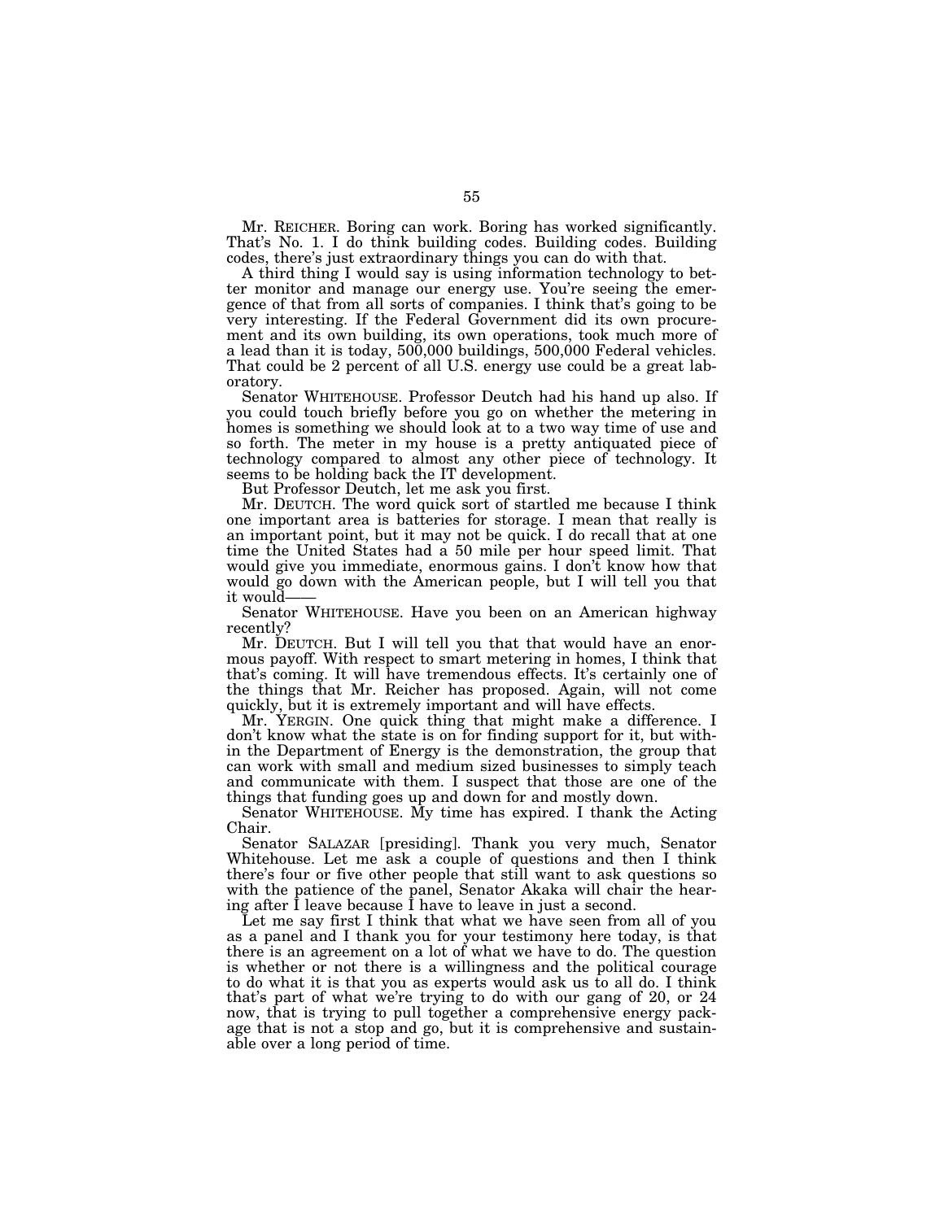Mr. REICHER. Boring can work. Boring has worked significantly. That's No. 1. I do think building codes. Building codes. Building codes, there's just extraordinary things you can do with that.

A third thing I would say is using information technology to better monitor and manage our energy use. You're seeing the emergence of that from all sorts of companies. I think that's going to be very interesting. If the Federal Government did its own procurement and its own building, its own operations, took much more of a lead than it is today, 500,000 buildings, 500,000 Federal vehicles. That could be 2 percent of all U.S. energy use could be a great laboratory.

Senator WHITEHOUSE. Professor Deutch had his hand up also. If you could touch briefly before you go on whether the metering in homes is something we should look at to a two way time of use and so forth. The meter in my house is a pretty antiquated piece of technology compared to almost any other piece of technology. It seems to be holding back the IT development.

But Professor Deutch, let me ask you first.

Mr. DEUTCH. The word quick sort of startled me because I think one important area is batteries for storage. I mean that really is an important point, but it may not be quick. I do recall that at one time the United States had a 50 mile per hour speed limit. That would give you immediate, enormous gains. I don't know how that would go down with the American people, but I will tell you that it would——

Senator WHITEHOUSE. Have you been on an American highway recently?

Mr. DEUTCH. But I will tell you that that would have an enormous payoff. With respect to smart metering in homes, I think that that's coming. It will have tremendous effects. It's certainly one of the things that Mr. Reicher has proposed. Again, will not come quickly, but it is extremely important and will have effects.

Mr. YERGIN. One quick thing that might make a difference. I don't know what the state is on for finding support for it, but within the Department of Energy is the demonstration, the group that can work with small and medium sized businesses to simply teach and communicate with them. I suspect that those are one of the things that funding goes up and down for and mostly down.

Senator WHITEHOUSE. My time has expired. I thank the Acting Chair.

Senator SALAZAR [presiding]. Thank you very much, Senator Whitehouse. Let me ask a couple of questions and then I think there's four or five other people that still want to ask questions so with the patience of the panel, Senator Akaka will chair the hearing after I leave because I have to leave in just a second.

Let me say first I think that what we have seen from all of you as a panel and I thank you for your testimony here today, is that there is an agreement on a lot of what we have to do. The question is whether or not there is a willingness and the political courage to do what it is that you as experts would ask us to all do. I think that's part of what we're trying to do with our gang of 20, or 24 now, that is trying to pull together a comprehensive energy package that is not a stop and go, but it is comprehensive and sustainable over a long period of time.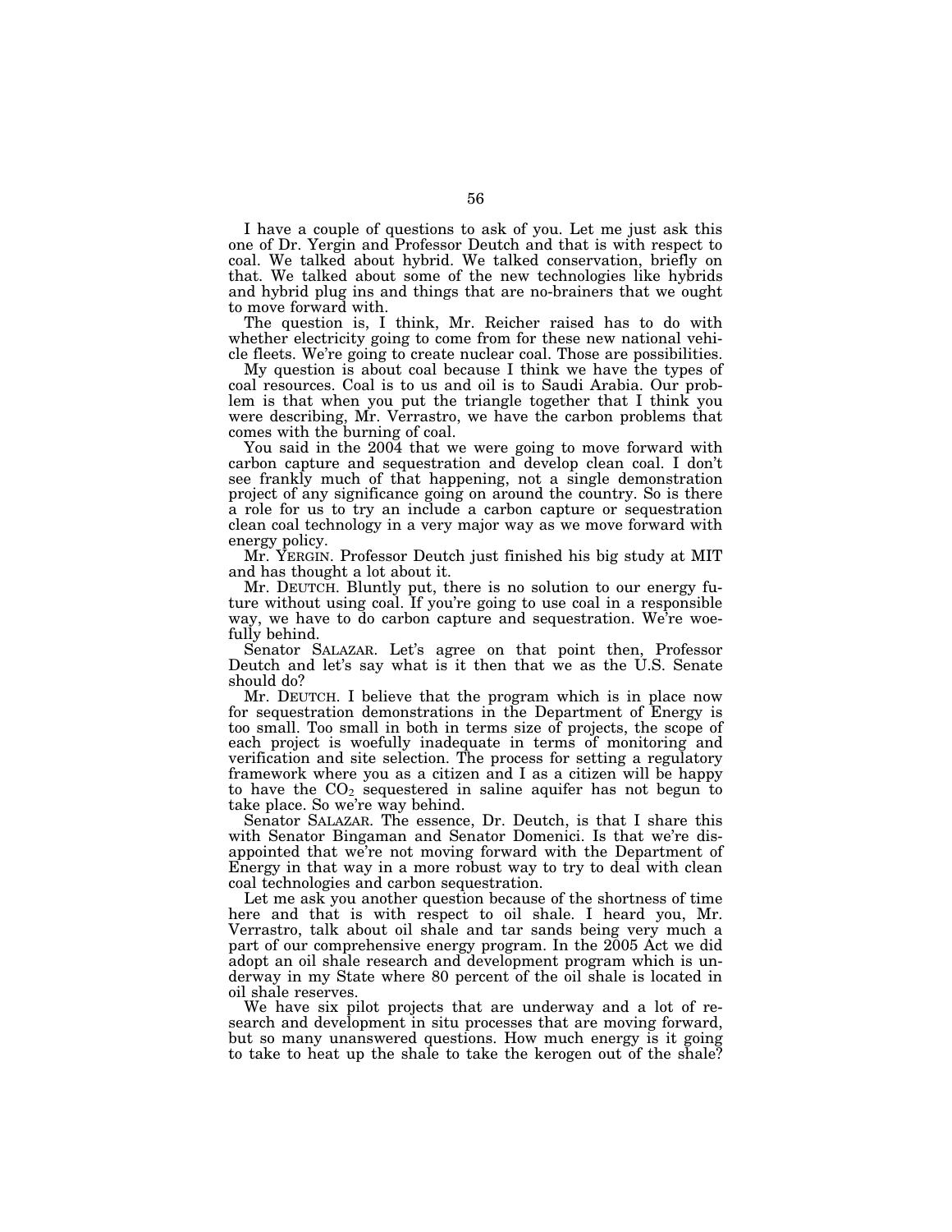I have a couple of questions to ask of you. Let me just ask this one of Dr. Yergin and Professor Deutch and that is with respect to coal. We talked about hybrid. We talked conservation, briefly on that. We talked about some of the new technologies like hybrids and hybrid plug ins and things that are no-brainers that we ought to move forward with.

The question is, I think, Mr. Reicher raised has to do with whether electricity going to come from for these new national vehicle fleets. We're going to create nuclear coal. Those are possibilities.

My question is about coal because I think we have the types of coal resources. Coal is to us and oil is to Saudi Arabia. Our problem is that when you put the triangle together that I think you were describing, Mr. Verrastro, we have the carbon problems that comes with the burning of coal.

You said in the 2004 that we were going to move forward with carbon capture and sequestration and develop clean coal. I don't see frankly much of that happening, not a single demonstration project of any significance going on around the country. So is there a role for us to try an include a carbon capture or sequestration clean coal technology in a very major way as we move forward with energy policy.

Mr. YERGIN. Professor Deutch just finished his big study at MIT and has thought a lot about it.

Mr. DEUTCH. Bluntly put, there is no solution to our energy future without using coal. If you're going to use coal in a responsible way, we have to do carbon capture and sequestration. We're woefully behind.

Senator SALAZAR. Let's agree on that point then, Professor Deutch and let's say what is it then that we as the U.S. Senate should do?

Mr. DEUTCH. I believe that the program which is in place now for sequestration demonstrations in the Department of Energy is too small. Too small in both in terms size of projects, the scope of each project is woefully inadequate in terms of monitoring and verification and site selection. The process for setting a regulatory framework where you as a citizen and I as a citizen will be happy to have the $CO_2$ sequestered in saline aquifer has not begun to take place. So we're way behind.

Senator SALAZAR. The essence, Dr. Deutch, is that I share this with Senator Bingaman and Senator Domenici. Is that we're disappointed that we're not moving forward with the Department of Energy in that way in a more robust way to try to deal with clean coal technologies and carbon sequestration.

Let me ask you another question because of the shortness of time here and that is with respect to oil shale. I heard you, Mr. Verrastro, talk about oil shale and tar sands being very much a part of our comprehensive energy program. In the 2005 Act we did adopt an oil shale research and development program which is underway in my State where 80 percent of the oil shale is located in oil shale reserves.

We have six pilot projects that are underway and a lot of research and development in situ processes that are moving forward, but so many unanswered questions. How much energy is it going to take to heat up the shale to take the kerogen out of the shale?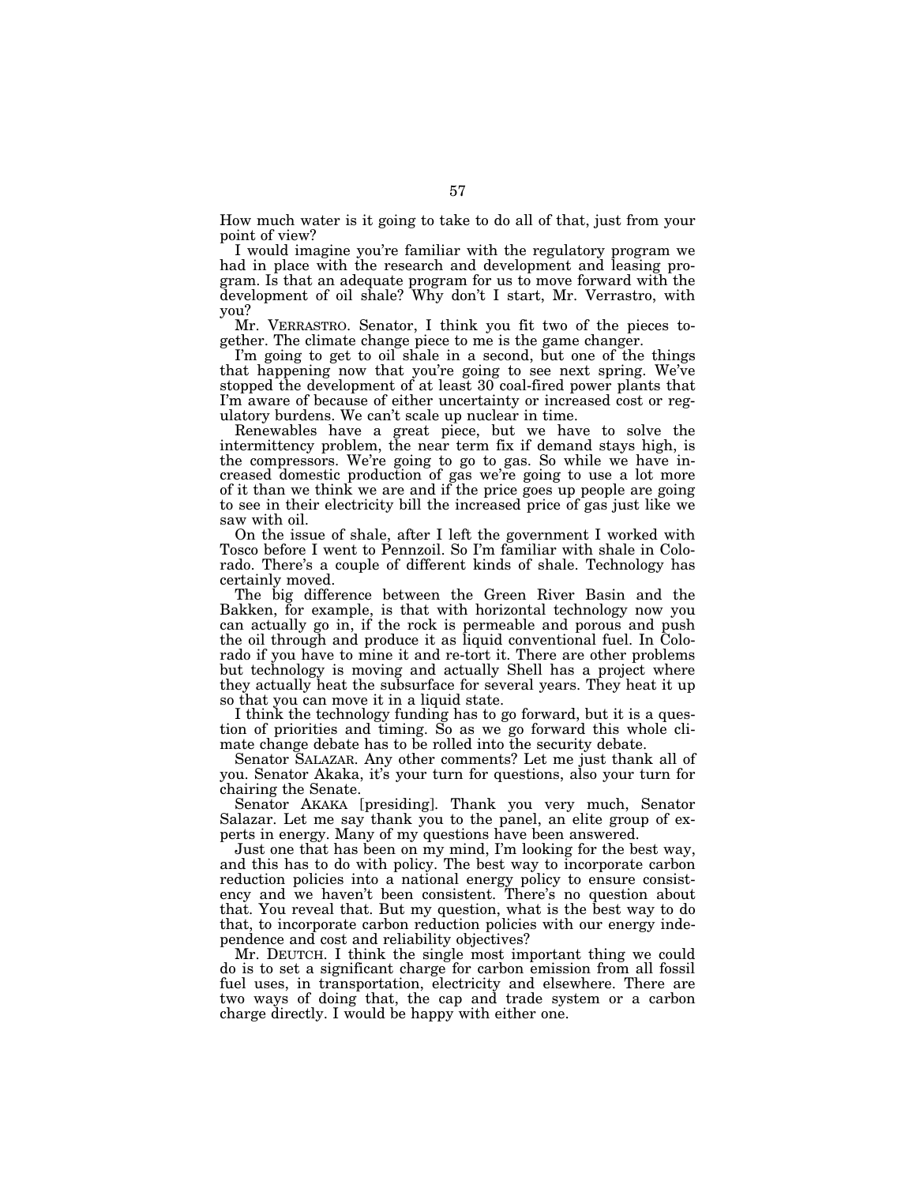How much water is it going to take to do all of that, just from your point of view?

I would imagine you're familiar with the regulatory program we had in place with the research and development and leasing program. Is that an adequate program for us to move forward with the development of oil shale? Why don't I start, Mr. Verrastro, with you?

Mr. VERRASTRO. Senator, I think you fit two of the pieces together. The climate change piece to me is the game changer.

I'm going to get to oil shale in a second, but one of the things that happening now that you're going to see next spring. We've stopped the development of at least 30 coal-fired power plants that I'm aware of because of either uncertainty or increased cost or regulatory burdens. We can't scale up nuclear in time.

Renewables have a great piece, but we have to solve the intermittency problem, the near term fix if demand stays high, is the compressors. We're going to go to gas. So while we have increased domestic production of gas we're going to use a lot more of it than we think we are and if the price goes up people are going to see in their electricity bill the increased price of gas just like we saw with oil.

On the issue of shale, after I left the government I worked with Tosco before I went to Pennzoil. So I'm familiar with shale in Colorado. There's a couple of different kinds of shale. Technology has certainly moved.

The big difference between the Green River Basin and the Bakken, for example, is that with horizontal technology now you can actually go in, if the rock is permeable and porous and push the oil through and produce it as liquid conventional fuel. In Colorado if you have to mine it and re-tort it. There are other problems but technology is moving and actually Shell has a project where they actually heat the subsurface for several years. They heat it up so that you can move it in a liquid state.

I think the technology funding has to go forward, but it is a question of priorities and timing. So as we go forward this whole climate change debate has to be rolled into the security debate.

Senator SALAZAR. Any other comments? Let me just thank all of you. Senator Akaka, it's your turn for questions, also your turn for chairing the Senate.

Senator AKAKA [presiding]. Thank you very much, Senator Salazar. Let me say thank you to the panel, an elite group of experts in energy. Many of my questions have been answered.

Just one that has been on my mind, I'm looking for the best way, and this has to do with policy. The best way to incorporate carbon reduction policies into a national energy policy to ensure consistency and we haven't been consistent. There's no question about that. You reveal that. But my question, what is the best way to do that, to incorporate carbon reduction policies with our energy independence and cost and reliability objectives?

Mr. DEUTCH. I think the single most important thing we could do is to set a significant charge for carbon emission from all fossil fuel uses, in transportation, electricity and elsewhere. There are two ways of doing that, the cap and trade system or a carbon charge directly. I would be happy with either one.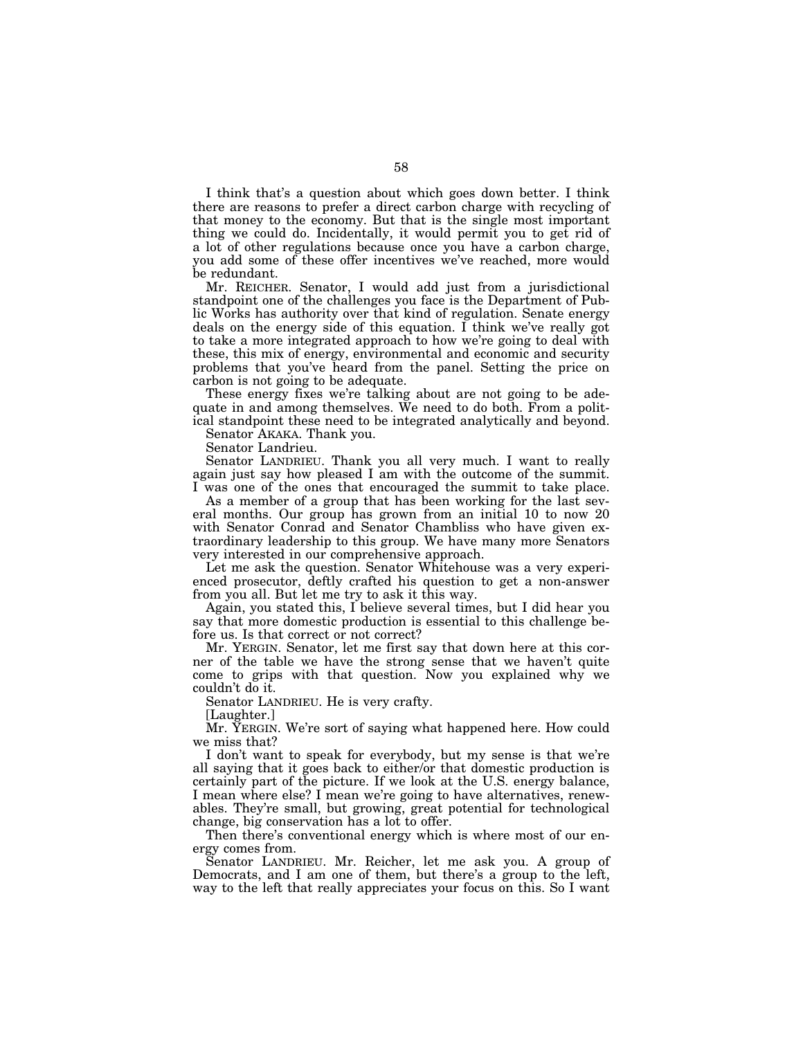I think that's a question about which goes down better. I think there are reasons to prefer a direct carbon charge with recycling of that money to the economy. But that is the single most important thing we could do. Incidentally, it would permit you to get rid of a lot of other regulations because once you have a carbon charge, you add some of these offer incentives we've reached, more would be redundant.

Mr. REICHER. Senator, I would add just from a jurisdictional standpoint one of the challenges you face is the Department of Public Works has authority over that kind of regulation. Senate energy deals on the energy side of this equation. I think we've really got to take a more integrated approach to how we're going to deal with these, this mix of energy, environmental and economic and security problems that you've heard from the panel. Setting the price on carbon is not going to be adequate.

These energy fixes we're talking about are not going to be adequate in and among themselves. We need to do both. From a political standpoint these need to be integrated analytically and beyond.

Senator AKAKA. Thank you.

Senator Landrieu.

Senator LANDRIEU. Thank you all very much. I want to really again just say how pleased I am with the outcome of the summit. I was one of the ones that encouraged the summit to take place.

As a member of a group that has been working for the last several months. Our group has grown from an initial 10 to now 20 with Senator Conrad and Senator Chambliss who have given extraordinary leadership to this group. We have many more Senators very interested in our comprehensive approach.

Let me ask the question. Senator Whitehouse was a very experienced prosecutor, deftly crafted his question to get a non-answer from you all. But let me try to ask it this way.

Again, you stated this, I believe several times, but I did hear you say that more domestic production is essential to this challenge before us. Is that correct or not correct?

Mr. YERGIN. Senator, let me first say that down here at this corner of the table we have the strong sense that we haven't quite come to grips with that question. Now you explained why we couldn't do it.

Senator LANDRIEU. He is very crafty.

[Laughter.]

Mr. YERGIN. We're sort of saying what happened here. How could we miss that?

I don't want to speak for everybody, but my sense is that we're all saying that it goes back to either/or that domestic production is certainly part of the picture. If we look at the U.S. energy balance, I mean where else? I mean we're going to have alternatives, renewables. They're small, but growing, great potential for technological change, big conservation has a lot to offer.

Then there's conventional energy which is where most of our energy comes from.

Senator LANDRIEU. Mr. Reicher, let me ask you. A group of Democrats, and I am one of them, but there's a group to the left, way to the left that really appreciates your focus on this. So I want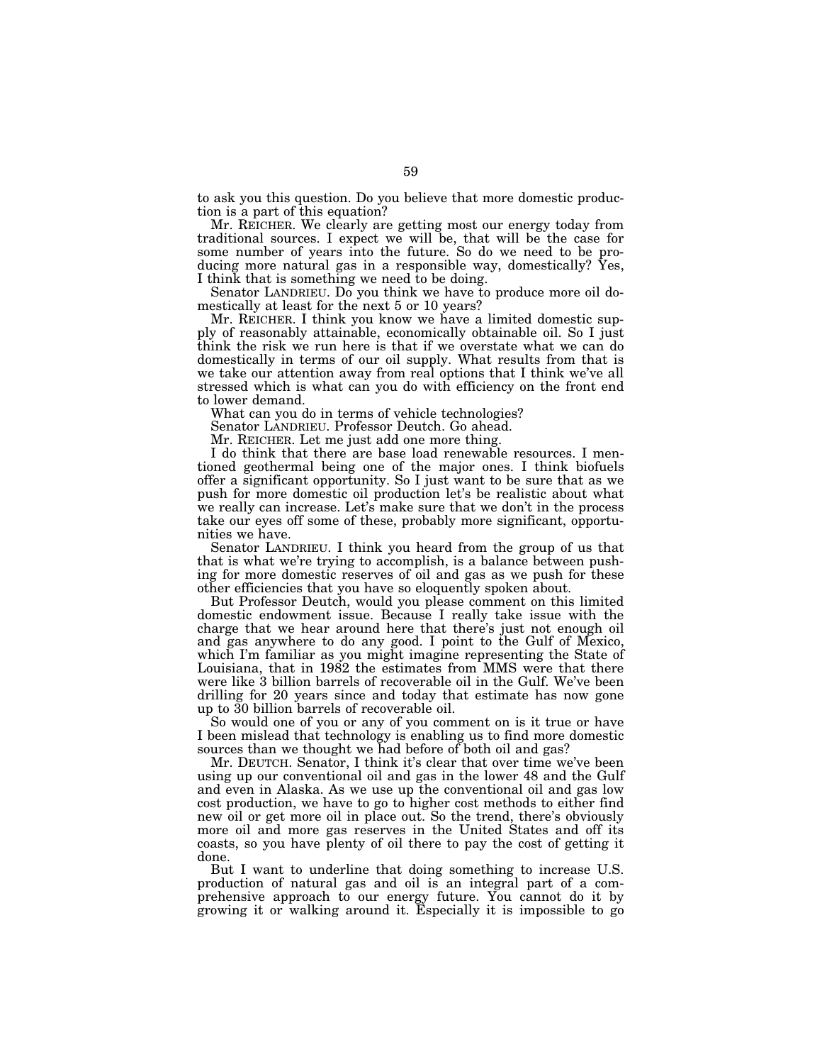to ask you this question. Do you believe that more domestic production is a part of this equation?

Mr. REICHER. We clearly are getting most our energy today from traditional sources. I expect we will be, that will be the case for some number of years into the future. So do we need to be producing more natural gas in a responsible way, domestically? Yes, I think that is something we need to be doing.

Senator LANDRIEU. Do you think we have to produce more oil domestically at least for the next 5 or 10 years?

Mr. REICHER. I think you know we have a limited domestic supply of reasonably attainable, economically obtainable oil. So I just think the risk we run here is that if we overstate what we can do domestically in terms of our oil supply. What results from that is we take our attention away from real options that I think we've all stressed which is what can you do with efficiency on the front end to lower demand.

What can you do in terms of vehicle technologies?

Senator LANDRIEU. Professor Deutch. Go ahead.

Mr. REICHER. Let me just add one more thing.

I do think that there are base load renewable resources. I mentioned geothermal being one of the major ones. I think biofuels offer a significant opportunity. So I just want to be sure that as we push for more domestic oil production let's be realistic about what we really can increase. Let's make sure that we don't in the process take our eyes off some of these, probably more significant, opportunities we have.

Senator LANDRIEU. I think you heard from the group of us that that is what we're trying to accomplish, is a balance between pushing for more domestic reserves of oil and gas as we push for these other efficiencies that you have so eloquently spoken about.

But Professor Deutch, would you please comment on this limited domestic endowment issue. Because I really take issue with the charge that we hear around here that there's just not enough oil and gas anywhere to do any good. I point to the Gulf of Mexico, which I'm familiar as you might imagine representing the State of Louisiana, that in 1982 the estimates from MMS were that there were like 3 billion barrels of recoverable oil in the Gulf. We've been drilling for 20 years since and today that estimate has now gone up to 30 billion barrels of recoverable oil.

So would one of you or any of you comment on is it true or have I been mislead that technology is enabling us to find more domestic sources than we thought we had before of both oil and gas?

Mr. DEUTCH. Senator, I think it's clear that over time we've been using up our conventional oil and gas in the lower 48 and the Gulf and even in Alaska. As we use up the conventional oil and gas low cost production, we have to go to higher cost methods to either find new oil or get more oil in place out. So the trend, there's obviously more oil and more gas reserves in the United States and off its coasts, so you have plenty of oil there to pay the cost of getting it done.

But I want to underline that doing something to increase U.S. production of natural gas and oil is an integral part of a comprehensive approach to our energy future. You cannot do it by growing it or walking around it. Especially it is impossible to go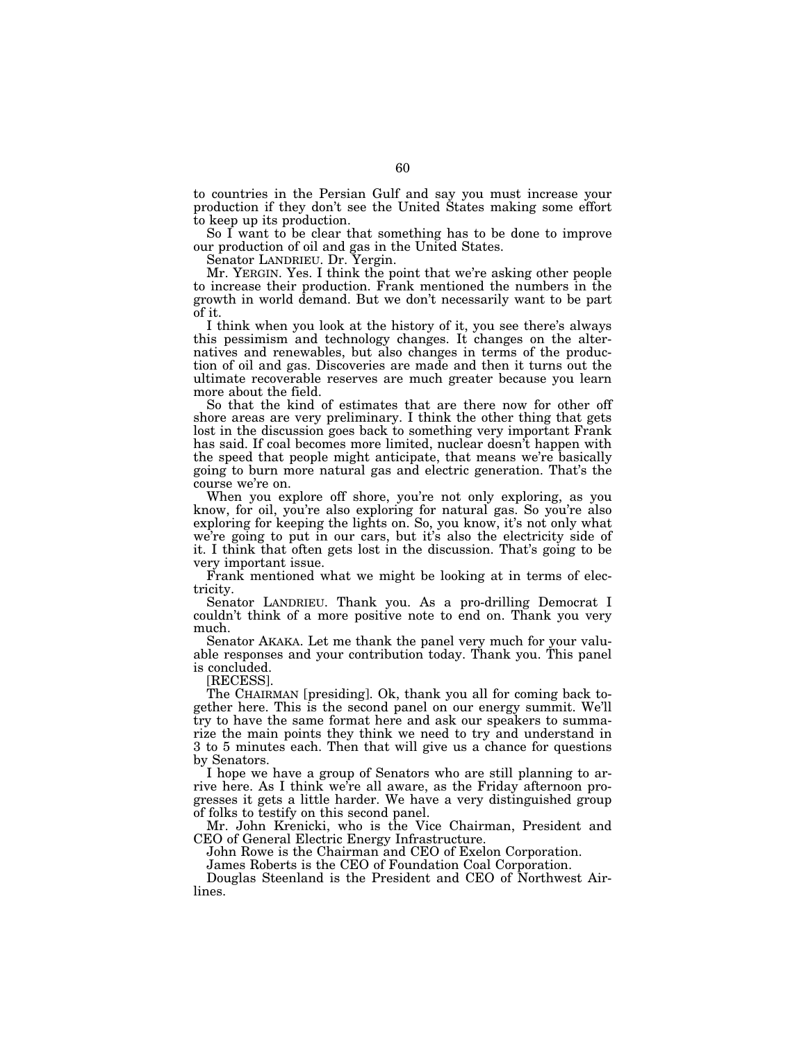to countries in the Persian Gulf and say you must increase your production if they don't see the United States making some effort to keep up its production.

So I want to be clear that something has to be done to improve our production of oil and gas in the United States.

Senator LANDRIEU. Dr. Yergin.

Mr. YERGIN. Yes. I think the point that we're asking other people to increase their production. Frank mentioned the numbers in the growth in world demand. But we don't necessarily want to be part of it.

I think when you look at the history of it, you see there's always this pessimism and technology changes. It changes on the alternatives and renewables, but also changes in terms of the production of oil and gas. Discoveries are made and then it turns out the ultimate recoverable reserves are much greater because you learn more about the field.

So that the kind of estimates that are there now for other off shore areas are very preliminary. I think the other thing that gets lost in the discussion goes back to something very important Frank has said. If coal becomes more limited, nuclear doesn't happen with the speed that people might anticipate, that means we're basically going to burn more natural gas and electric generation. That's the course we're on.

When you explore off shore, you're not only exploring, as you know, for oil, you're also exploring for natural gas. So you're also exploring for keeping the lights on. So, you know, it's not only what we're going to put in our cars, but it's also the electricity side of it. I think that often gets lost in the discussion. That's going to be very important issue.

Frank mentioned what we might be looking at in terms of electricity.

Senator LANDRIEU. Thank you. As a pro-drilling Democrat I couldn't think of a more positive note to end on. Thank you very much.

Senator AKAKA. Let me thank the panel very much for your valuable responses and your contribution today. Thank you. This panel is concluded.

[RECESS].

The CHAIRMAN [presiding]. Ok, thank you all for coming back together here. This is the second panel on our energy summit. We'll try to have the same format here and ask our speakers to summarize the main points they think we need to try and understand in 3 to 5 minutes each. Then that will give us a chance for questions by Senators.

I hope we have a group of Senators who are still planning to arrive here. As I think we're all aware, as the Friday afternoon progresses it gets a little harder. We have a very distinguished group of folks to testify on this second panel.

Mr. John Krenicki, who is the Vice Chairman, President and CEO of General Electric Energy Infrastructure.

John Rowe is the Chairman and CEO of Exelon Corporation.

James Roberts is the CEO of Foundation Coal Corporation.

Douglas Steenland is the President and CEO of Northwest Airlines.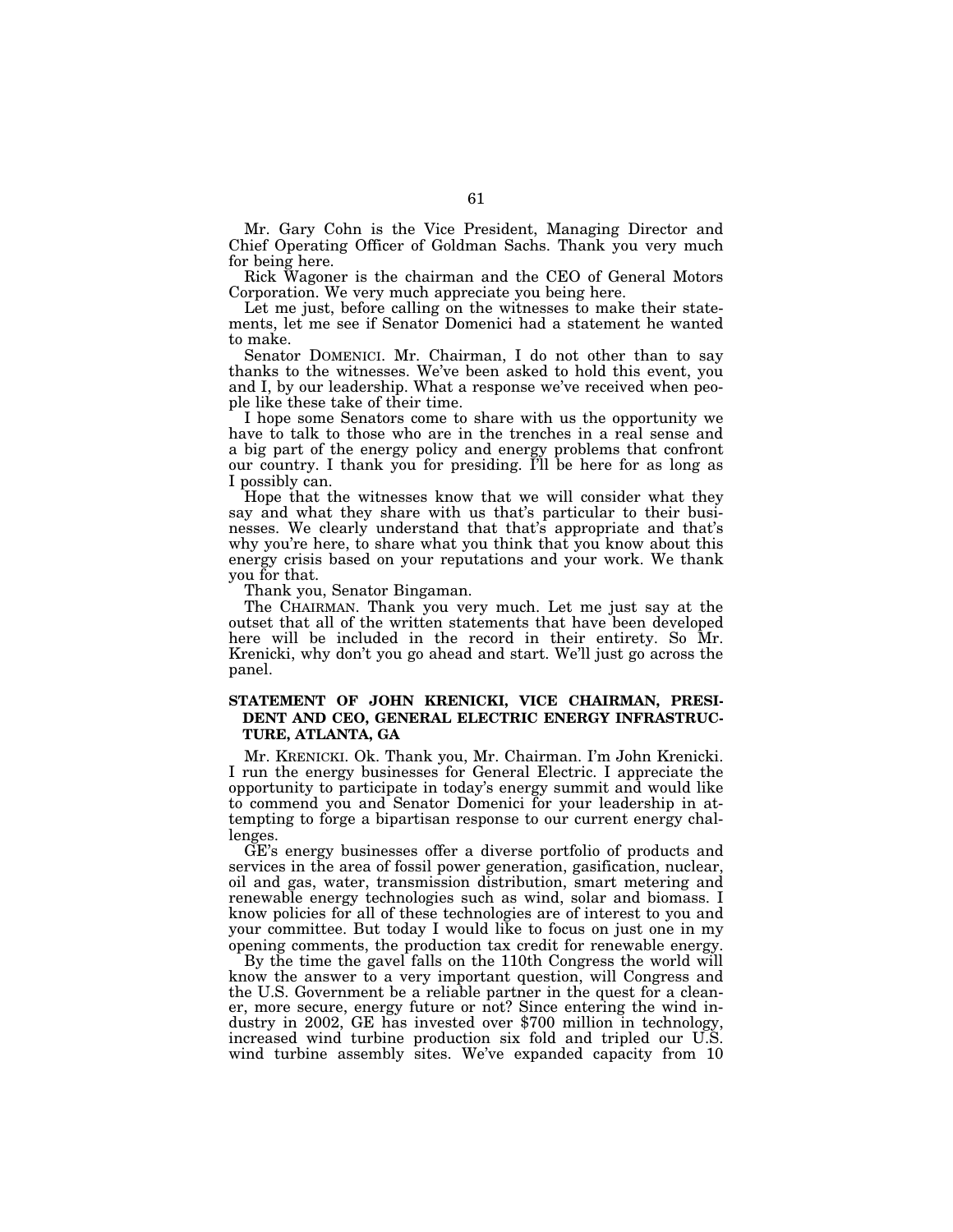Mr. Gary Cohn is the Vice President, Managing Director and Chief Operating Officer of Goldman Sachs. Thank you very much for being here.

Rick Wagoner is the chairman and the CEO of General Motors Corporation. We very much appreciate you being here.

Let me just, before calling on the witnesses to make their statements, let me see if Senator Domenici had a statement he wanted to make.

Senator DOMENICI. Mr. Chairman, I do not other than to say thanks to the witnesses. We've been asked to hold this event, you and I, by our leadership. What a response we've received when people like these take of their time.

I hope some Senators come to share with us the opportunity we have to talk to those who are in the trenches in a real sense and a big part of the energy policy and energy problems that confront our country. I thank you for presiding. I'll be here for as long as I possibly can.

Hope that the witnesses know that we will consider what they say and what they share with us that's particular to their businesses. We clearly understand that that's appropriate and that's why you're here, to share what you think that you know about this energy crisis based on your reputations and your work. We thank you for that.

Thank you, Senator Bingaman.

The CHAIRMAN. Thank you very much. Let me just say at the outset that all of the written statements that have been developed here will be included in the record in their entirety. So Mr. Krenicki, why don't you go ahead and start. We'll just go across the panel.

## STATEMENT OF JOHN KRENICKI, VICE CHAIRMAN, PRESIDENT AND CEO, GENERAL ELECTRIC ENERGY INFRASTRUCTURE, ATLANTA, GA

Mr. KRENICKI. Ok. Thank you, Mr. Chairman. I'm John Krenicki. I run the energy businesses for General Electric. I appreciate the opportunity to participate in today's energy summit and would like to commend you and Senator Domenici for your leadership in attempting to forge a bipartisan response to our current energy challenges.

GE's energy businesses offer a diverse portfolio of products and services in the area of fossil power generation, gasification, nuclear, oil and gas, water, transmission distribution, smart metering and renewable energy technologies such as wind, solar and biomass. I know policies for all of these technologies are of interest to you and your committee. But today I would like to focus on just one in my opening comments, the production tax credit for renewable energy.

By the time the gavel falls on the 110th Congress the world will know the answer to a very important question, will Congress and the U.S. Government be a reliable partner in the quest for a cleaner, more secure, energy future or not? Since entering the wind industry in 2002, GE has invested over $700 million in technology, increased wind turbine production six fold and tripled our U.S. wind turbine assembly sites. We've expanded capacity from 10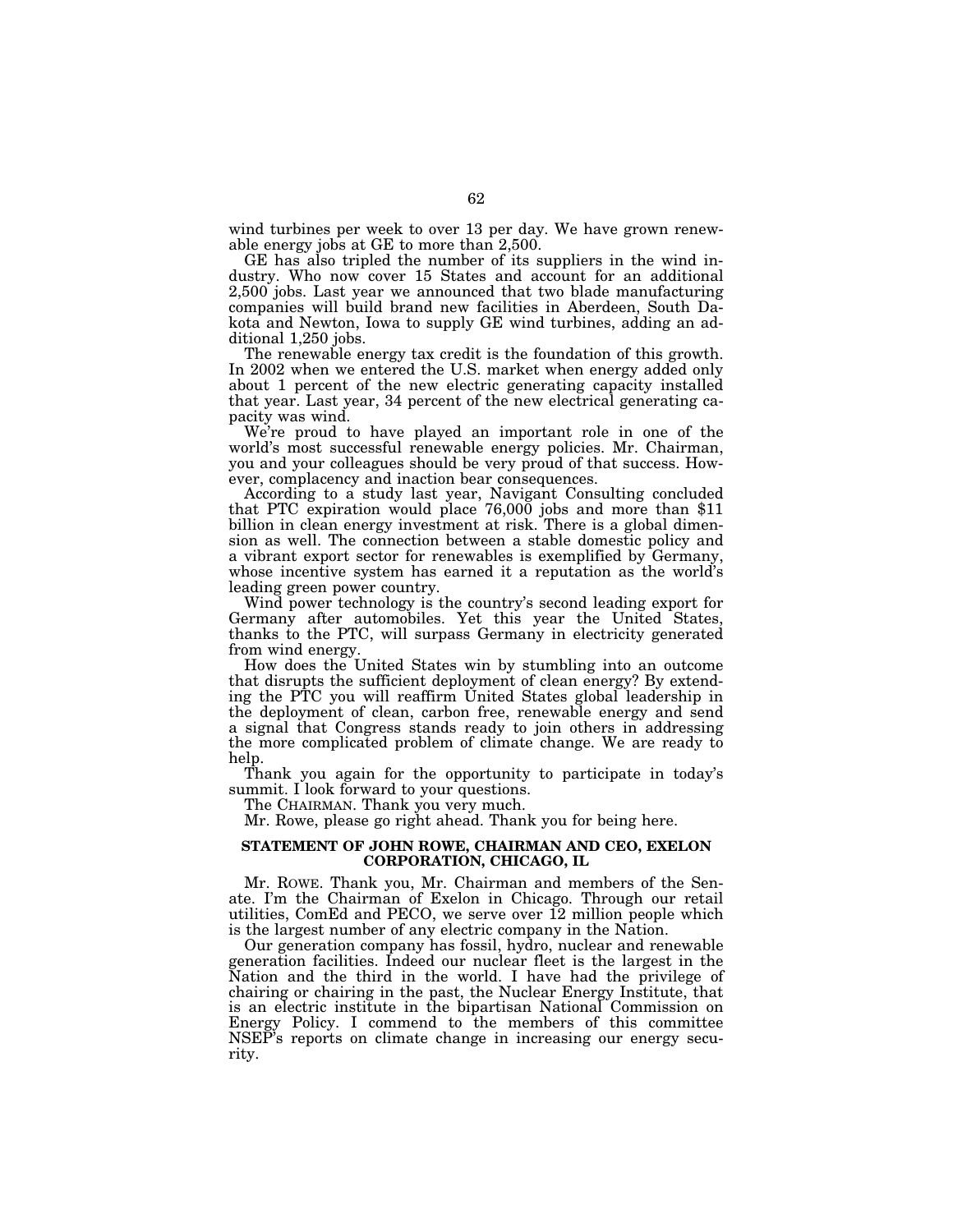wind turbines per week to over 13 per day. We have grown renewable energy jobs at GE to more than 2,500.

GE has also tripled the number of its suppliers in the wind industry. Who now cover 15 States and account for an additional 2,500 jobs. Last year we announced that two blade manufacturing companies will build brand new facilities in Aberdeen, South Dakota and Newton, Iowa to supply GE wind turbines, adding an additional 1,250 jobs.

The renewable energy tax credit is the foundation of this growth. In 2002 when we entered the U.S. market when energy added only about 1 percent of the new electric generating capacity installed that year. Last year, 34 percent of the new electrical generating capacity was wind.

We're proud to have played an important role in one of the world's most successful renewable energy policies. Mr. Chairman, you and your colleagues should be very proud of that success. However, complacency and inaction bear consequences.

According to a study last year, Navigant Consulting concluded that PTC expiration would place 76,000 jobs and more than $11 billion in clean energy investment at risk. There is a global dimension as well. The connection between a stable domestic policy and a vibrant export sector for renewables is exemplified by Germany, whose incentive system has earned it a reputation as the world's leading green power country.

Wind power technology is the country's second leading export for Germany after automobiles. Yet this year the United States, thanks to the PTC, will surpass Germany in electricity generated from wind energy.

How does the United States win by stumbling into an outcome that disrupts the sufficient deployment of clean energy? By extending the PTC you will reaffirm United States global leadership in the deployment of clean, carbon free, renewable energy and send a signal that Congress stands ready to join others in addressing the more complicated problem of climate change. We are ready to help.

Thank you again for the opportunity to participate in today's summit. I look forward to your questions.

The CHAIRMAN. Thank you very much.

Mr. Rowe, please go right ahead. Thank you for being here.

**STATEMENT OF JOHN ROWE, CHAIRMAN AND CEO, EXELON CORPORATION, CHICAGO, IL**

Mr. ROWE. Thank you, Mr. Chairman and members of the Senate. I'm the Chairman of Exelon in Chicago. Through our retail utilities, ComEd and PECO, we serve over 12 million people which is the largest number of any electric company in the Nation.

Our generation company has fossil, hydro, nuclear and renewable generation facilities. Indeed our nuclear fleet is the largest in the Nation and the third in the world. I have had the privilege of chairing or chairing in the past, the Nuclear Energy Institute, that is an electric institute in the bipartisan National Commission on Energy Policy. I commend to the members of this committee NSEP's reports on climate change in increasing our energy security.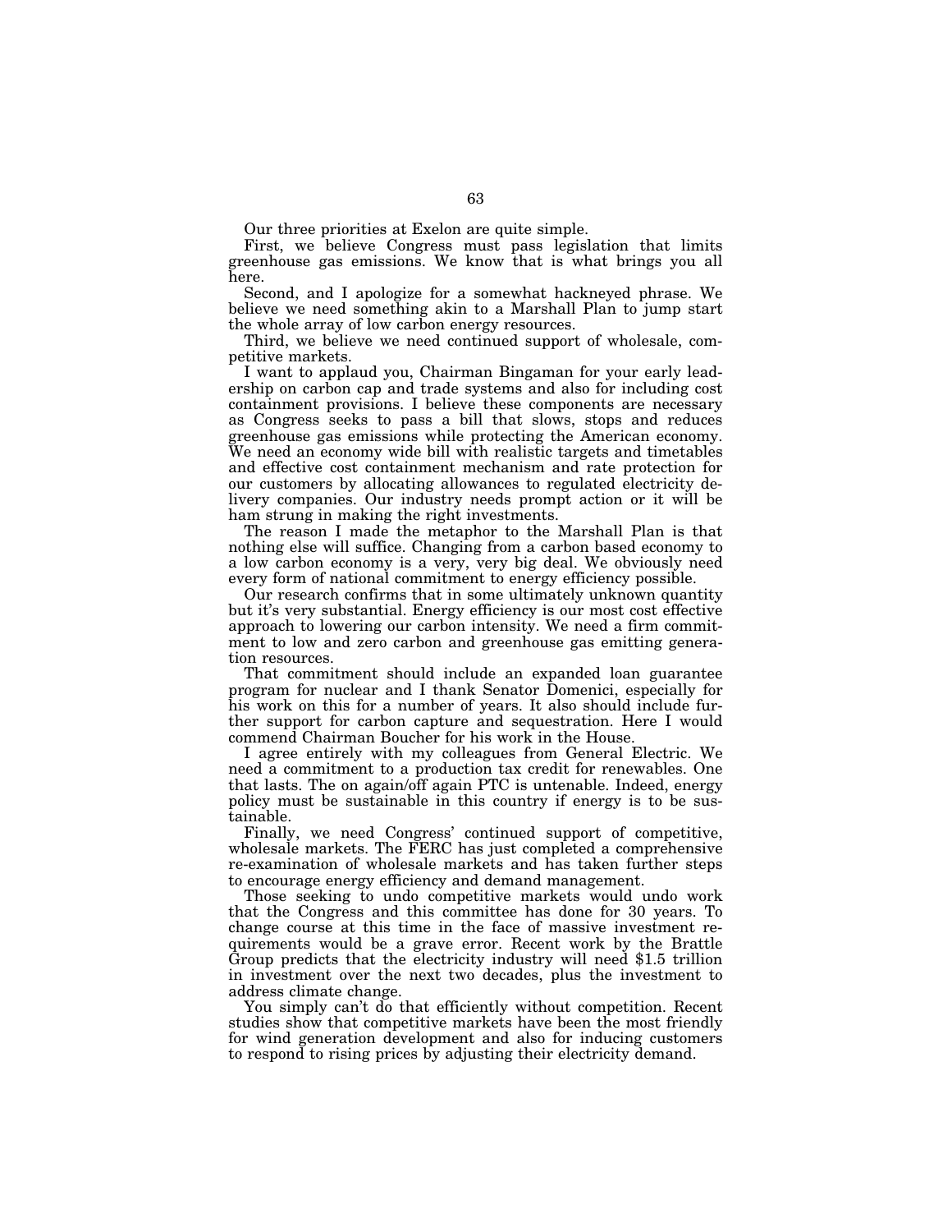Our three priorities at Exelon are quite simple.

First, we believe Congress must pass legislation that limits greenhouse gas emissions. We know that is what brings you all here.

Second, and I apologize for a somewhat hackneyed phrase. We believe we need something akin to a Marshall Plan to jump start the whole array of low carbon energy resources.

Third, we believe we need continued support of wholesale, competitive markets.

I want to applaud you, Chairman Bingaman for your early leadership on carbon cap and trade systems and also for including cost containment provisions. I believe these components are necessary as Congress seeks to pass a bill that slows, stops and reduces greenhouse gas emissions while protecting the American economy. We need an economy wide bill with realistic targets and timetables and effective cost containment mechanism and rate protection for our customers by allocating allowances to regulated electricity delivery companies. Our industry needs prompt action or it will be ham strung in making the right investments.

The reason I made the metaphor to the Marshall Plan is that nothing else will suffice. Changing from a carbon based economy to a low carbon economy is a very, very big deal. We obviously need every form of national commitment to energy efficiency possible.

Our research confirms that in some ultimately unknown quantity but it's very substantial. Energy efficiency is our most cost effective approach to lowering our carbon intensity. We need a firm commitment to low and zero carbon and greenhouse gas emitting generation resources.

That commitment should include an expanded loan guarantee program for nuclear and I thank Senator Domenici, especially for his work on this for a number of years. It also should include further support for carbon capture and sequestration. Here I would commend Chairman Boucher for his work in the House.

I agree entirely with my colleagues from General Electric. We need a commitment to a production tax credit for renewables. One that lasts. The on again/off again PTC is untenable. Indeed, energy policy must be sustainable in this country if energy is to be sustainable.

Finally, we need Congress' continued support of competitive, wholesale markets. The FERC has just completed a comprehensive re-examination of wholesale markets and has taken further steps to encourage energy efficiency and demand management.

Those seeking to undo competitive markets would undo work that the Congress and this committee has done for 30 years. To change course at this time in the face of massive investment requirements would be a grave error. Recent work by the Brattle Group predicts that the electricity industry will need \$1.5 trillion in investment over the next two decades, plus the investment to address climate change.

You simply can't do that efficiently without competition. Recent studies show that competitive markets have been the most friendly for wind generation development and also for inducing customers to respond to rising prices by adjusting their electricity demand.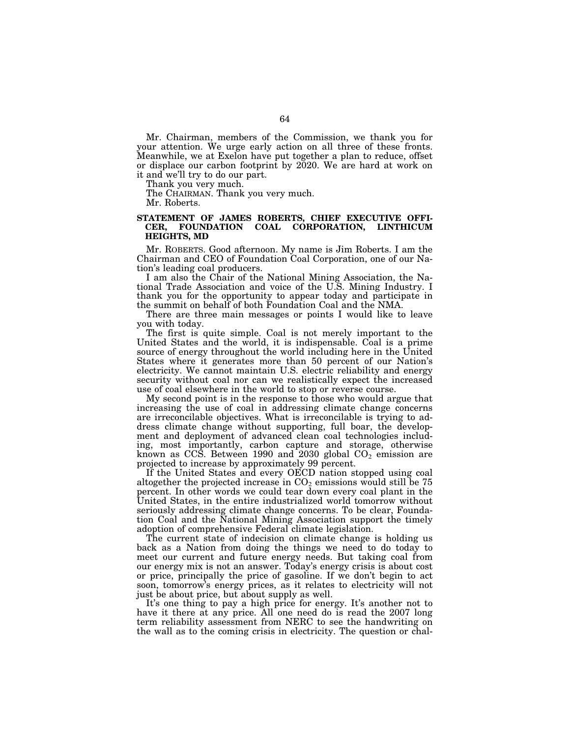Mr. Chairman, members of the Commission, we thank you for your attention. We urge early action on all three of these fronts. Meanwhile, we at Exelon have put together a plan to reduce, offset or displace our carbon footprint by 2020. We are hard at work on it and we'll try to do our part.

Thank you very much.

The CHAIRMAN. Thank you very much.

Mr. Roberts.

**STATEMENT OF JAMES ROBERTS, CHIEF EXECUTIVE OFFICER, FOUNDATION COAL CORPORATION, LINTHICUM HEIGHTS, MD**

Mr. ROBERTS. Good afternoon. My name is Jim Roberts. I am the Chairman and CEO of Foundation Coal Corporation, one of our Nation's leading coal producers.

I am also the Chair of the National Mining Association, the National Trade Association and voice of the U.S. Mining Industry. I thank you for the opportunity to appear today and participate in the summit on behalf of both Foundation Coal and the NMA.

There are three main messages or points I would like to leave you with today.

The first is quite simple. Coal is not merely important to the United States and the world, it is indispensable. Coal is a prime source of energy throughout the world including here in the United States where it generates more than 50 percent of our Nation's electricity. We cannot maintain U.S. electric reliability and energy security without coal nor can we realistically expect the increased use of coal elsewhere in the world to stop or reverse course.

My second point is in the response to those who would argue that increasing the use of coal in addressing climate change concerns are irreconcilable objectives. What is irreconcilable is trying to address climate change without supporting, full boar, the development and deployment of advanced clean coal technologies including, most importantly, carbon capture and storage, otherwise known as CCS. Between 1990 and 2030 global $CO_2$ emission are projected to increase by approximately 99 percent.

If the United States and every OECD nation stopped using coal altogether the projected increase in $CO_2$ emissions would still be 75 percent. In other words we could tear down every coal plant in the United States, in the entire industrialized world tomorrow without seriously addressing climate change concerns. To be clear, Foundation Coal and the National Mining Association support the timely adoption of comprehensive Federal climate legislation.

The current state of indecision on climate change is holding us back as a Nation from doing the things we need to do today to meet our current and future energy needs. But taking coal from our energy mix is not an answer. Today's energy crisis is about cost or price, principally the price of gasoline. If we don't begin to act soon, tomorrow's energy prices, as it relates to electricity will not just be about price, but about supply as well.

It's one thing to pay a high price for energy. It's another not to have it there at any price. All one need do is read the 2007 long term reliability assessment from NERC to see the handwriting on the wall as to the coming crisis in electricity. The question or chal-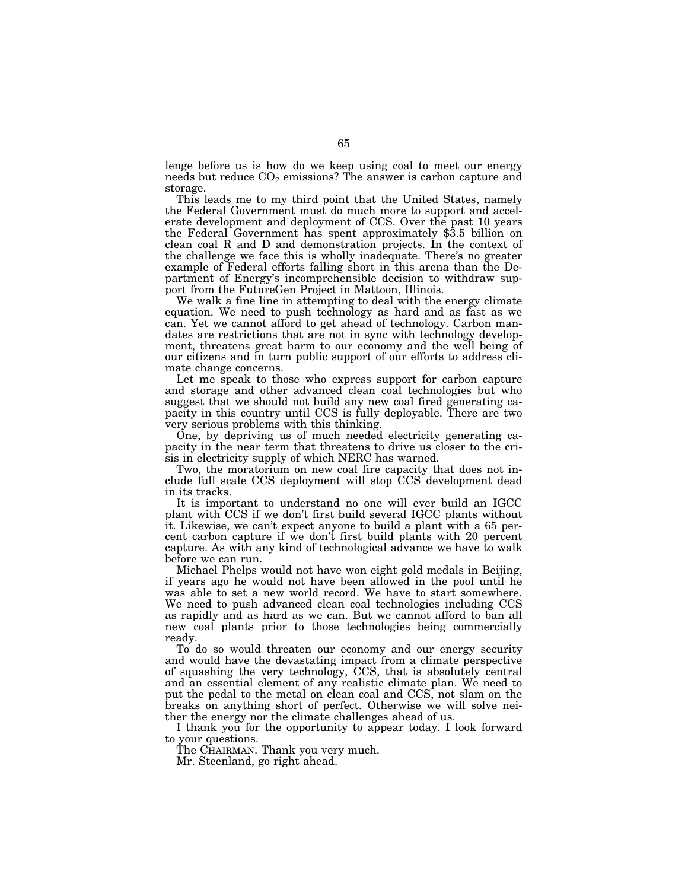lenge before us is how do we keep using coal to meet our energy needs but reduce $CO_2$ emissions? The answer is carbon capture and storage.

This leads me to my third point that the United States, namely the Federal Government must do much more to support and accelerate development and deployment of CCS. Over the past 10 years the Federal Government has spent approximately $3.5 billion on clean coal R and D and demonstration projects. In the context of the challenge we face this is wholly inadequate. There's no greater example of Federal efforts falling short in this arena than the Department of Energy's incomprehensible decision to withdraw support from the FutureGen Project in Mattoon, Illinois.

We walk a fine line in attempting to deal with the energy climate equation. We need to push technology as hard and as fast as we can. Yet we cannot afford to get ahead of technology. Carbon mandates are restrictions that are not in sync with technology development, threatens great harm to our economy and the well being of our citizens and in turn public support of our efforts to address climate change concerns.

Let me speak to those who express support for carbon capture and storage and other advanced clean coal technologies but who suggest that we should not build any new coal fired generating capacity in this country until CCS is fully deployable. There are two very serious problems with this thinking.

One, by depriving us of much needed electricity generating capacity in the near term that threatens to drive us closer to the crisis in electricity supply of which NERC has warned.

Two, the moratorium on new coal fire capacity that does not include full scale CCS deployment will stop CCS development dead in its tracks.

It is important to understand no one will ever build an IGCC plant with CCS if we don't first build several IGCC plants without it. Likewise, we can't expect anyone to build a plant with a 65 percent carbon capture if we don't first build plants with 20 percent capture. As with any kind of technological advance we have to walk before we can run.

Michael Phelps would not have won eight gold medals in Beijing, if years ago he would not have been allowed in the pool until he was able to set a new world record. We have to start somewhere. We need to push advanced clean coal technologies including CCS as rapidly and as hard as we can. But we cannot afford to ban all new coal plants prior to those technologies being commercially ready.

To do so would threaten our economy and our energy security and would have the devastating impact from a climate perspective of squashing the very technology, CCS, that is absolutely central and an essential element of any realistic climate plan. We need to put the pedal to the metal on clean coal and CCS, not slam on the breaks on anything short of perfect. Otherwise we will solve neither the energy nor the climate challenges ahead of us.

I thank you for the opportunity to appear today. I look forward to your questions.

The CHAIRMAN. Thank you very much.

Mr. Steenland, go right ahead.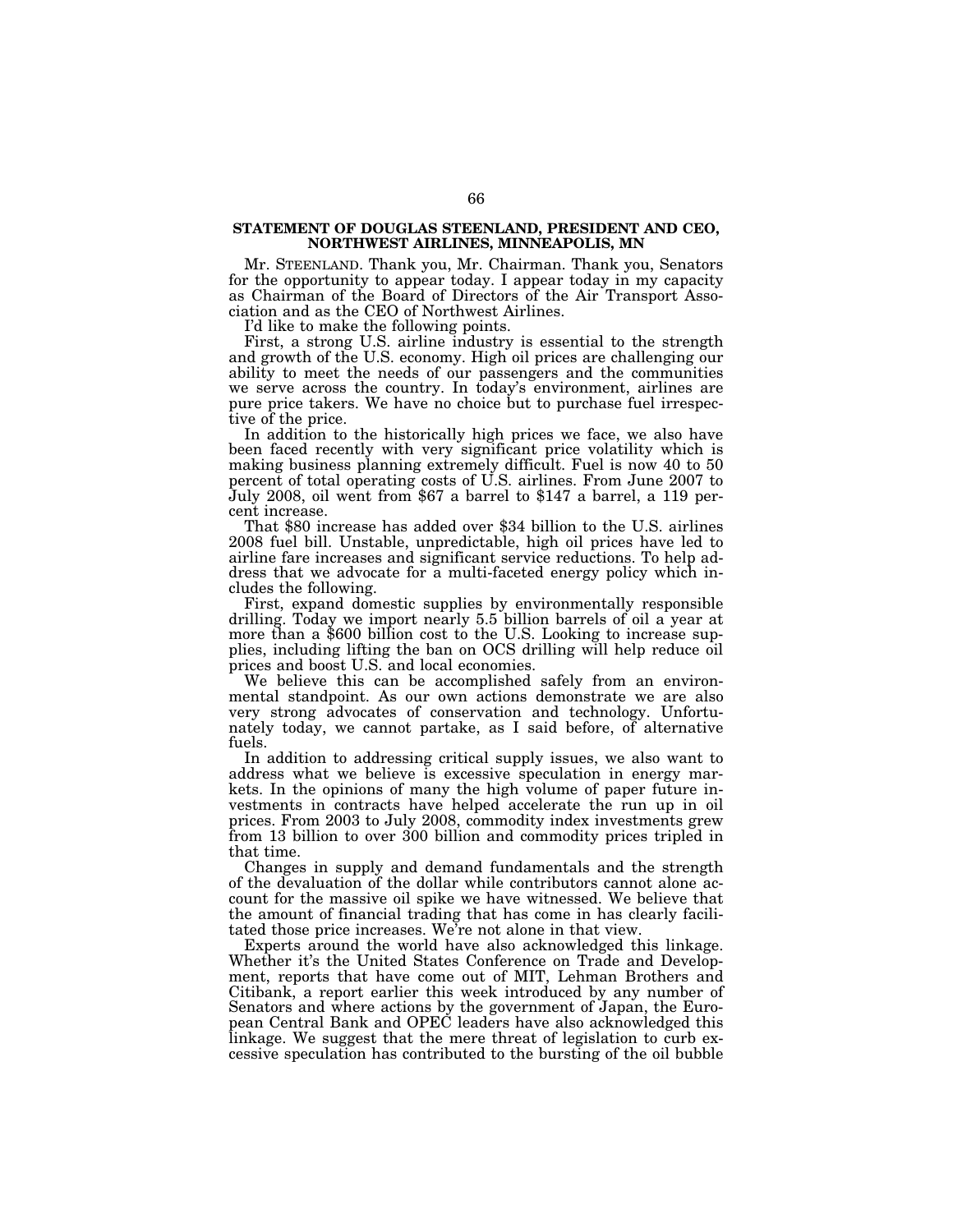## STATEMENT OF DOUGLAS STEENLAND, PRESIDENT AND CEO, NORTHWEST AIRLINES, MINNEAPOLIS, MN

Mr. STEENLAND. Thank you, Mr. Chairman. Thank you, Senators for the opportunity to appear today. I appear today in my capacity as Chairman of the Board of Directors of the Air Transport Association and as the CEO of Northwest Airlines.

I'd like to make the following points.

First, a strong U.S. airline industry is essential to the strength and growth of the U.S. economy. High oil prices are challenging our ability to meet the needs of our passengers and the communities we serve across the country. In today's environment, airlines are pure price takers. We have no choice but to purchase fuel irrespective of the price.

In addition to the historically high prices we face, we also have been faced recently with very significant price volatility which is making business planning extremely difficult. Fuel is now 40 to 50 percent of total operating costs of U.S. airlines. From June 2007 to July 2008, oil went from $67 a barrel to $147 a barrel, a 119 percent increase.

That $80 increase has added over $34 billion to the U.S. airlines 2008 fuel bill. Unstable, unpredictable, high oil prices have led to airline fare increases and significant service reductions. To help address that we advocate for a multi-faceted energy policy which includes the following.

First, expand domestic supplies by environmentally responsible drilling. Today we import nearly 5.5 billion barrels of oil a year at more than a $600 billion cost to the U.S. Looking to increase supplies, including lifting the ban on OCS drilling will help reduce oil prices and boost U.S. and local economies.

We believe this can be accomplished safely from an environmental standpoint. As our own actions demonstrate we are also very strong advocates of conservation and technology. Unfortunately today, we cannot partake, as I said before, of alternative fuels.

In addition to addressing critical supply issues, we also want to address what we believe is excessive speculation in energy markets. In the opinions of many the high volume of paper future investments in contracts have helped accelerate the run up in oil prices. From 2003 to July 2008, commodity index investments grew from 13 billion to over 300 billion and commodity prices tripled in that time.

Changes in supply and demand fundamentals and the strength of the devaluation of the dollar while contributors cannot alone account for the massive oil spike we have witnessed. We believe that the amount of financial trading that has come in has clearly facilitated those price increases. We're not alone in that view.

Experts around the world have also acknowledged this linkage. Whether it's the United States Conference on Trade and Development, reports that have come out of MIT, Lehman Brothers and Citibank, a report earlier this week introduced by any number of Senators and where actions by the government of Japan, the European Central Bank and OPEC leaders have also acknowledged this linkage. We suggest that the mere threat of legislation to curb excessive speculation has contributed to the bursting of the oil bubble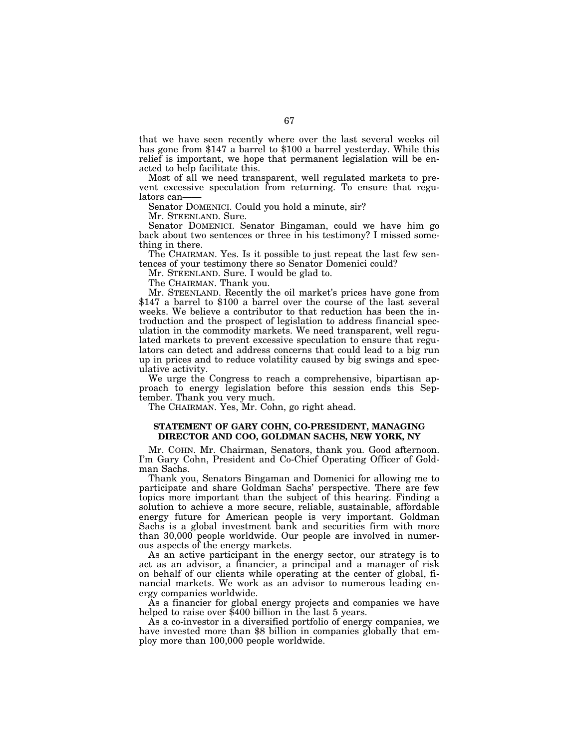that we have seen recently where over the last several weeks oil has gone from $147 a barrel to $100 a barrel yesterday. While this relief is important, we hope that permanent legislation will be enacted to help facilitate this.

Most of all we need transparent, well regulated markets to prevent excessive speculation from returning. To ensure that regulators can——

Senator DOMENICI. Could you hold a minute, sir?

Mr. STEENLAND. Sure.

Senator DOMENICI. Senator Bingaman, could we have him go back about two sentences or three in his testimony? I missed something in there.

The CHAIRMAN. Yes. Is it possible to just repeat the last few sentences of your testimony there so Senator Domenici could?

Mr. STEENLAND. Sure. I would be glad to.

The CHAIRMAN. Thank you.

Mr. STEENLAND. Recently the oil market's prices have gone from $147 a barrel to $100 a barrel over the course of the last several weeks. We believe a contributor to that reduction has been the introduction and the prospect of legislation to address financial speculation in the commodity markets. We need transparent, well regulated markets to prevent excessive speculation to ensure that regulators can detect and address concerns that could lead to a big run up in prices and to reduce volatility caused by big swings and speculative activity.

We urge the Congress to reach a comprehensive, bipartisan approach to energy legislation before this session ends this September. Thank you very much.

The CHAIRMAN. Yes, Mr. Cohn, go right ahead.

## STATEMENT OF GARY COHN, CO-PRESIDENT, MANAGING DIRECTOR AND COO, GOLDMAN SACHS, NEW YORK, NY

Mr. COHN. Mr. Chairman, Senators, thank you. Good afternoon. I'm Gary Cohn, President and Co-Chief Operating Officer of Goldman Sachs.

Thank you, Senators Bingaman and Domenici for allowing me to participate and share Goldman Sachs' perspective. There are few topics more important than the subject of this hearing. Finding a solution to achieve a more secure, reliable, sustainable, affordable energy future for American people is very important. Goldman Sachs is a global investment bank and securities firm with more than 30,000 people worldwide. Our people are involved in numerous aspects of the energy markets.

As an active participant in the energy sector, our strategy is to act as an advisor, a financier, a principal and a manager of risk on behalf of our clients while operating at the center of global, financial markets. We work as an advisor to numerous leading energy companies worldwide.

As a financier for global energy projects and companies we have helped to raise over $400 billion in the last 5 years.

As a co-investor in a diversified portfolio of energy companies, we have invested more than $8 billion in companies globally that employ more than 100,000 people worldwide.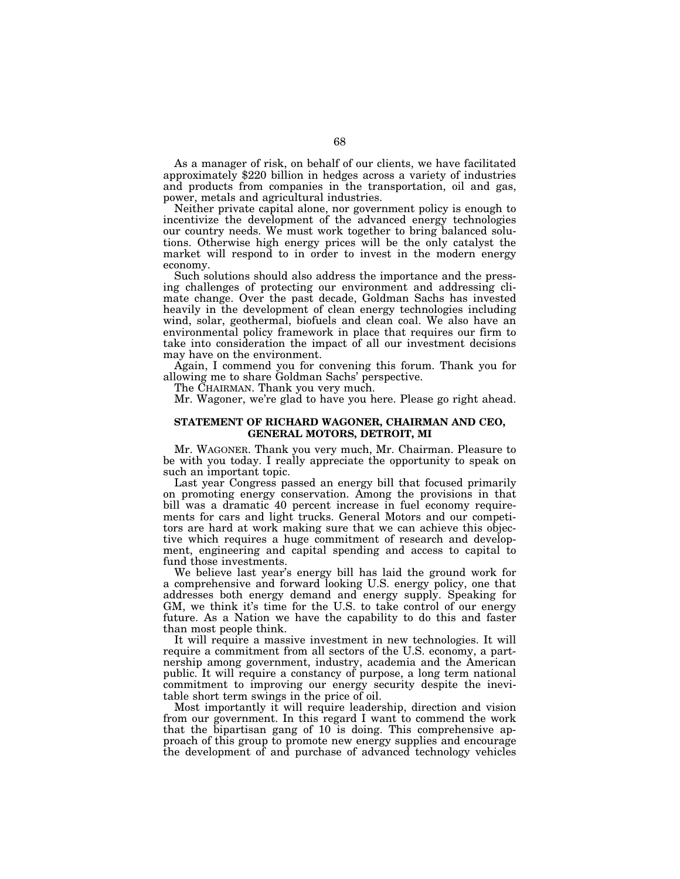As a manager of risk, on behalf of our clients, we have facilitated approximately $220 billion in hedges across a variety of industries and products from companies in the transportation, oil and gas, power, metals and agricultural industries.

Neither private capital alone, nor government policy is enough to incentivize the development of the advanced energy technologies our country needs. We must work together to bring balanced solutions. Otherwise high energy prices will be the only catalyst the market will respond to in order to invest in the modern energy economy.

Such solutions should also address the importance and the pressing challenges of protecting our environment and addressing climate change. Over the past decade, Goldman Sachs has invested heavily in the development of clean energy technologies including wind, solar, geothermal, biofuels and clean coal. We also have an environmental policy framework in place that requires our firm to take into consideration the impact of all our investment decisions may have on the environment.

Again, I commend you for convening this forum. Thank you for allowing me to share Goldman Sachs' perspective.

The CHAIRMAN. Thank you very much.

Mr. Wagoner, we're glad to have you here. Please go right ahead.

## STATEMENT OF RICHARD WAGONER, CHAIRMAN AND CEO, GENERAL MOTORS, DETROIT, MI

Mr. WAGONER. Thank you very much, Mr. Chairman. Pleasure to be with you today. I really appreciate the opportunity to speak on such an important topic.

Last year Congress passed an energy bill that focused primarily on promoting energy conservation. Among the provisions in that bill was a dramatic 40 percent increase in fuel economy requirements for cars and light trucks. General Motors and our competitors are hard at work making sure that we can achieve this objective which requires a huge commitment of research and development, engineering and capital spending and access to capital to fund those investments.

We believe last year's energy bill has laid the ground work for a comprehensive and forward looking U.S. energy policy, one that addresses both energy demand and energy supply. Speaking for GM, we think it's time for the U.S. to take control of our energy future. As a Nation we have the capability to do this and faster than most people think.

It will require a massive investment in new technologies. It will require a commitment from all sectors of the U.S. economy, a partnership among government, industry, academia and the American public. It will require a constancy of purpose, a long term national commitment to improving our energy security despite the inevitable short term swings in the price of oil.

Most importantly it will require leadership, direction and vision from our government. In this regard I want to commend the work that the bipartisan gang of 10 is doing. This comprehensive approach of this group to promote new energy supplies and encourage the development of and purchase of advanced technology vehicles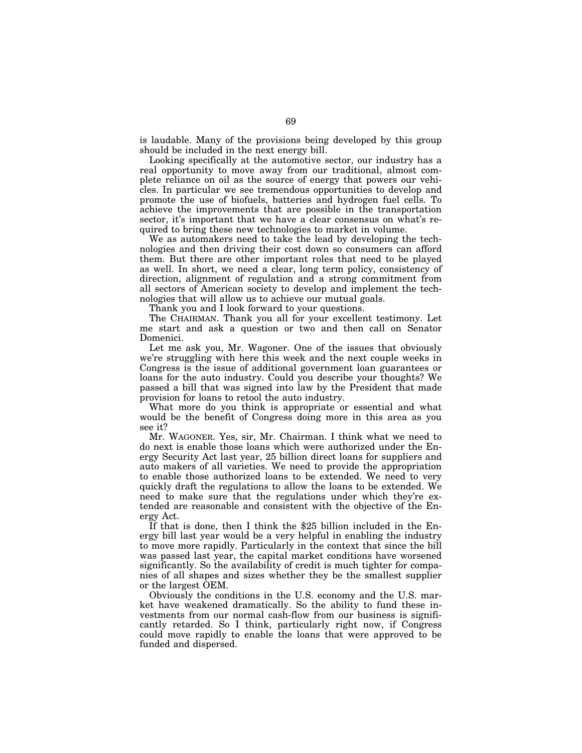is laudable. Many of the provisions being developed by this group should be included in the next energy bill.

Looking specifically at the automotive sector, our industry has a real opportunity to move away from our traditional, almost complete reliance on oil as the source of energy that powers our vehicles. In particular we see tremendous opportunities to develop and promote the use of biofuels, batteries and hydrogen fuel cells. To achieve the improvements that are possible in the transportation sector, it's important that we have a clear consensus on what's required to bring these new technologies to market in volume.

We as automakers need to take the lead by developing the technologies and then driving their cost down so consumers can afford them. But there are other important roles that need to be played as well. In short, we need a clear, long term policy, consistency of direction, alignment of regulation and a strong commitment from all sectors of American society to develop and implement the technologies that will allow us to achieve our mutual goals.

Thank you and I look forward to your questions.

The CHAIRMAN. Thank you all for your excellent testimony. Let me start and ask a question or two and then call on Senator Domenici.

Let me ask you, Mr. Wagoner. One of the issues that obviously we're struggling with here this week and the next couple weeks in Congress is the issue of additional government loan guarantees or loans for the auto industry. Could you describe your thoughts? We passed a bill that was signed into law by the President that made provision for loans to retool the auto industry.

What more do you think is appropriate or essential and what would be the benefit of Congress doing more in this area as you see it?

Mr. WAGONER. Yes, sir, Mr. Chairman. I think what we need to do next is enable those loans which were authorized under the Energy Security Act last year, 25 billion direct loans for suppliers and auto makers of all varieties. We need to provide the appropriation to enable those authorized loans to be extended. We need to very quickly draft the regulations to allow the loans to be extended. We need to make sure that the regulations under which they're extended are reasonable and consistent with the objective of the Energy Act.

If that is done, then I think the $25 billion included in the Energy bill last year would be a very helpful in enabling the industry to move more rapidly. Particularly in the context that since the bill was passed last year, the capital market conditions have worsened significantly. So the availability of credit is much tighter for companies of all shapes and sizes whether they be the smallest supplier or the largest OEM.

Obviously the conditions in the U.S. economy and the U.S. market have weakened dramatically. So the ability to fund these investments from our normal cash-flow from our business is significantly retarded. So I think, particularly right now, if Congress could move rapidly to enable the loans that were approved to be funded and dispersed.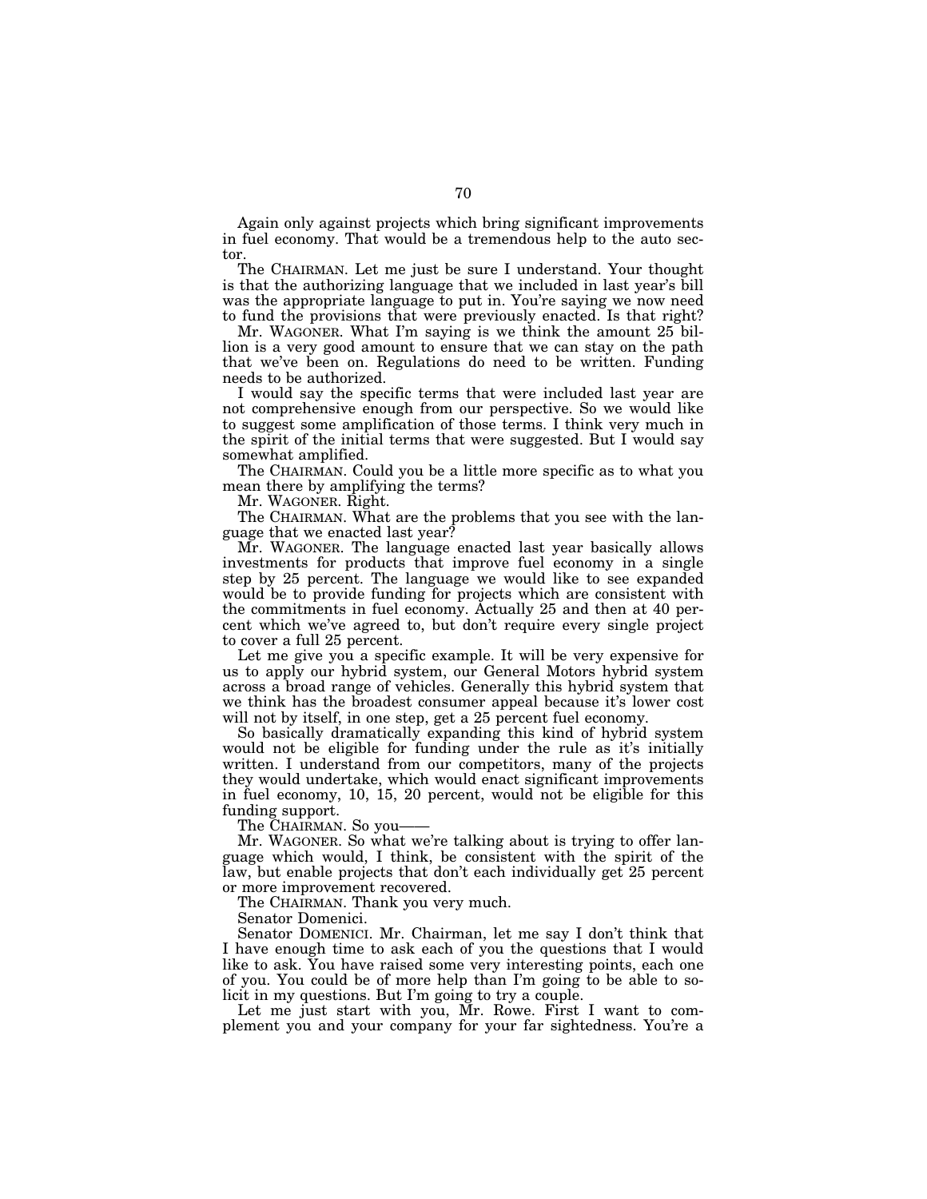Again only against projects which bring significant improvements in fuel economy. That would be a tremendous help to the auto sector.

The CHAIRMAN. Let me just be sure I understand. Your thought is that the authorizing language that we included in last year's bill was the appropriate language to put in. You're saying we now need to fund the provisions that were previously enacted. Is that right?

Mr. WAGONER. What I'm saying is we think the amount 25 billion is a very good amount to ensure that we can stay on the path that we've been on. Regulations do need to be written. Funding needs to be authorized.

I would say the specific terms that were included last year are not comprehensive enough from our perspective. So we would like to suggest some amplification of those terms. I think very much in the spirit of the initial terms that were suggested. But I would say somewhat amplified.

The CHAIRMAN. Could you be a little more specific as to what you mean there by amplifying the terms?

Mr. WAGONER. Right.

The CHAIRMAN. What are the problems that you see with the language that we enacted last year?

Mr. WAGONER. The language enacted last year basically allows investments for products that improve fuel economy in a single step by 25 percent. The language we would like to see expanded would be to provide funding for projects which are consistent with the commitments in fuel economy. Actually 25 and then at 40 percent which we've agreed to, but don't require every single project to cover a full 25 percent.

Let me give you a specific example. It will be very expensive for us to apply our hybrid system, our General Motors hybrid system across a broad range of vehicles. Generally this hybrid system that we think has the broadest consumer appeal because it's lower cost will not by itself, in one step, get a 25 percent fuel economy.

So basically dramatically expanding this kind of hybrid system would not be eligible for funding under the rule as it's initially written. I understand from our competitors, many of the projects they would undertake, which would enact significant improvements in fuel economy, 10, 15, 20 percent, would not be eligible for this funding support.

The CHAIRMAN. So you——

Mr. WAGONER. So what we're talking about is trying to offer language which would, I think, be consistent with the spirit of the law, but enable projects that don't each individually get 25 percent or more improvement recovered.

The CHAIRMAN. Thank you very much.

Senator Domenici.

Senator DOMENICI. Mr. Chairman, let me say I don't think that I have enough time to ask each of you the questions that I would like to ask. You have raised some very interesting points, each one of you. You could be of more help than I'm going to be able to solicit in my questions. But I'm going to try a couple.

Let me just start with you, Mr. Rowe. First I want to complement you and your company for your far sightedness. You're a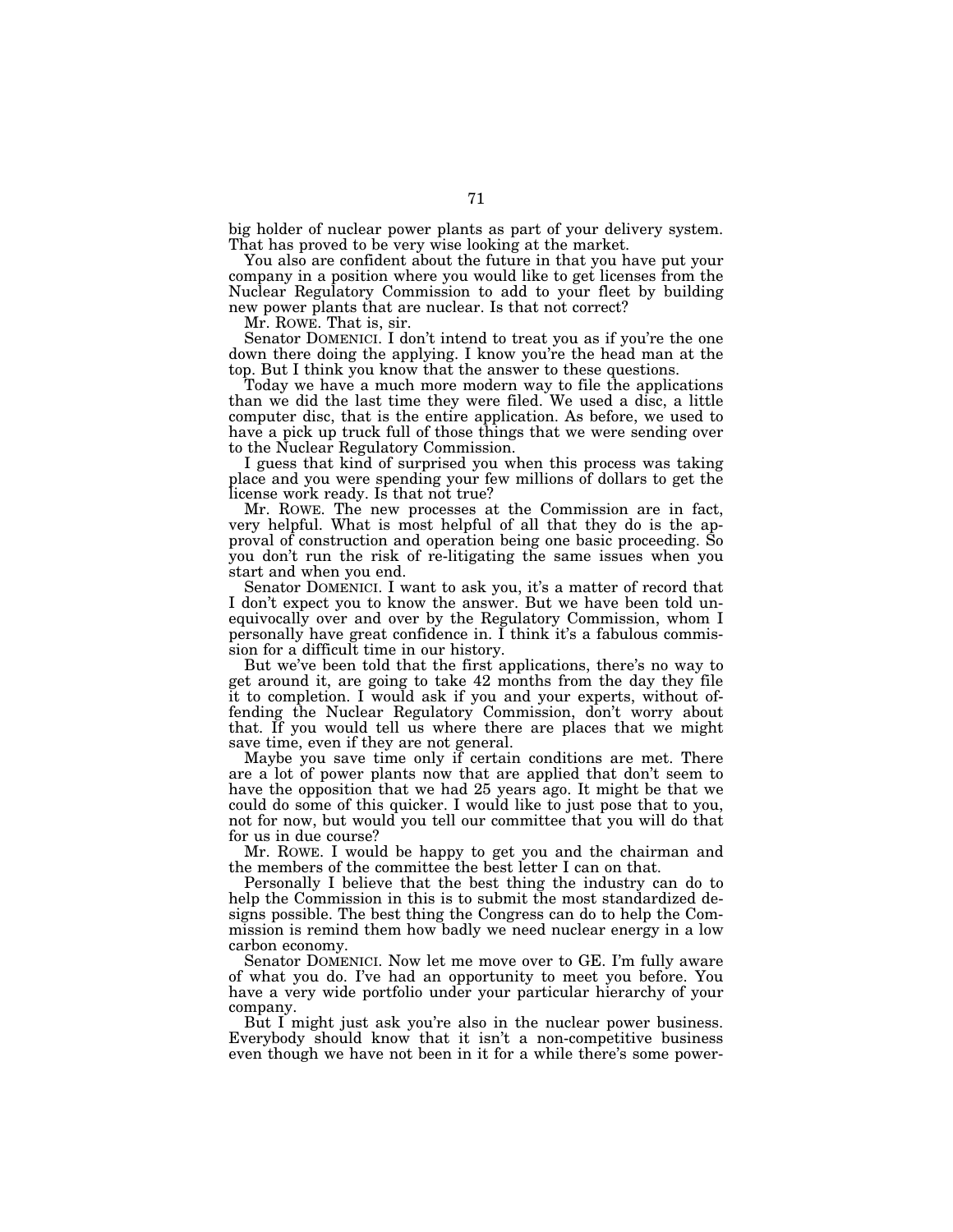big holder of nuclear power plants as part of your delivery system. That has proved to be very wise looking at the market.

You also are confident about the future in that you have put your company in a position where you would like to get licenses from the Nuclear Regulatory Commission to add to your fleet by building new power plants that are nuclear. Is that not correct?

Mr. ROWE. That is, sir.

Senator DOMENICI. I don't intend to treat you as if you're the one down there doing the applying. I know you're the head man at the top. But I think you know that the answer to these questions.

Today we have a much more modern way to file the applications than we did the last time they were filed. We used a disc, a little computer disc, that is the entire application. As before, we used to have a pick up truck full of those things that we were sending over to the Nuclear Regulatory Commission.

I guess that kind of surprised you when this process was taking place and you were spending your few millions of dollars to get the license work ready. Is that not true?

Mr. ROWE. The new processes at the Commission are in fact, very helpful. What is most helpful of all that they do is the approval of construction and operation being one basic proceeding. So you don't run the risk of re-litigating the same issues when you start and when you end.

Senator DOMENICI. I want to ask you, it's a matter of record that I don't expect you to know the answer. But we have been told unequivocally over and over by the Regulatory Commission, whom I personally have great confidence in. I think it's a fabulous commission for a difficult time in our history.

But we've been told that the first applications, there's no way to get around it, are going to take 42 months from the day they file it to completion. I would ask if you and your experts, without offending the Nuclear Regulatory Commission, don't worry about that. If you would tell us where there are places that we might save time, even if they are not general.

Maybe you save time only if certain conditions are met. There are a lot of power plants now that are applied that don't seem to have the opposition that we had 25 years ago. It might be that we could do some of this quicker. I would like to just pose that to you, not for now, but would you tell our committee that you will do that for us in due course?

Mr. ROWE. I would be happy to get you and the chairman and the members of the committee the best letter I can on that.

Personally I believe that the best thing the industry can do to help the Commission in this is to submit the most standardized designs possible. The best thing the Congress can do to help the Commission is remind them how badly we need nuclear energy in a low carbon economy.

Senator DOMENICI. Now let me move over to GE. I'm fully aware of what you do. I've had an opportunity to meet you before. You have a very wide portfolio under your particular hierarchy of your company.

But I might just ask you're also in the nuclear power business. Everybody should know that it isn't a non-competitive business even though we have not been in it for a while there's some power-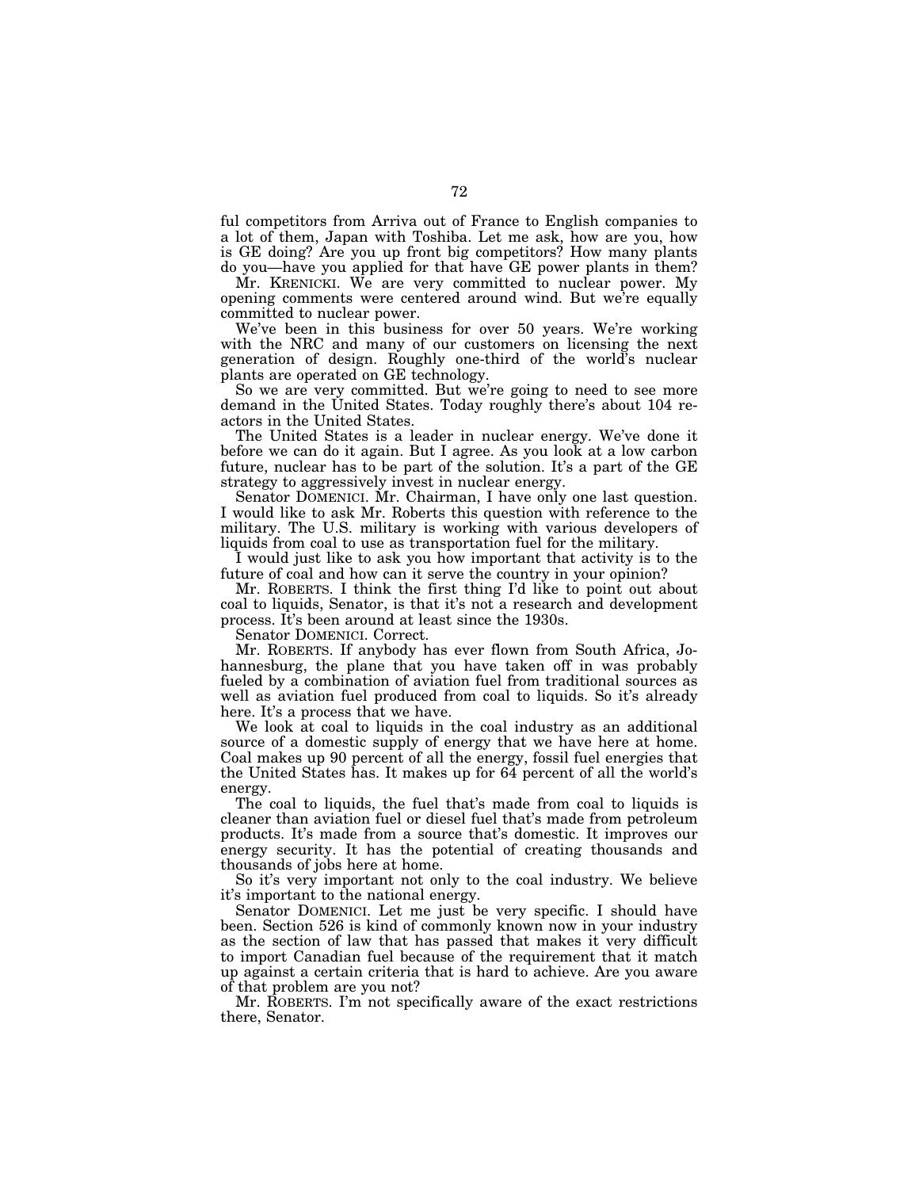ful competitors from Arriva out of France to English companies to a lot of them, Japan with Toshiba. Let me ask, how are you, how is GE doing? Are you up front big competitors? How many plants do you—have you applied for that have GE power plants in them?

Mr. KRENICKI. We are very committed to nuclear power. My opening comments were centered around wind. But we're equally committed to nuclear power.

We've been in this business for over 50 years. We're working with the NRC and many of our customers on licensing the next generation of design. Roughly one-third of the world's nuclear plants are operated on GE technology.

So we are very committed. But we're going to need to see more demand in the United States. Today roughly there's about 104 reactors in the United States.

The United States is a leader in nuclear energy. We've done it before we can do it again. But I agree. As you look at a low carbon future, nuclear has to be part of the solution. It's a part of the GE strategy to aggressively invest in nuclear energy.

Senator DOMENICI. Mr. Chairman, I have only one last question. I would like to ask Mr. Roberts this question with reference to the military. The U.S. military is working with various developers of liquids from coal to use as transportation fuel for the military.

I would just like to ask you how important that activity is to the future of coal and how can it serve the country in your opinion?

Mr. ROBERTS. I think the first thing I'd like to point out about coal to liquids, Senator, is that it's not a research and development process. It's been around at least since the 1930s.

Senator DOMENICI. Correct.

Mr. ROBERTS. If anybody has ever flown from South Africa, Johannesburg, the plane that you have taken off in was probably fueled by a combination of aviation fuel from traditional sources as well as aviation fuel produced from coal to liquids. So it's already here. It's a process that we have.

We look at coal to liquids in the coal industry as an additional source of a domestic supply of energy that we have here at home. Coal makes up 90 percent of all the energy, fossil fuel energies that the United States has. It makes up for 64 percent of all the world's energy.

The coal to liquids, the fuel that's made from coal to liquids is cleaner than aviation fuel or diesel fuel that's made from petroleum products. It's made from a source that's domestic. It improves our energy security. It has the potential of creating thousands and thousands of jobs here at home.

So it's very important not only to the coal industry. We believe it's important to the national energy.

Senator DOMENICI. Let me just be very specific. I should have been. Section 526 is kind of commonly known now in your industry as the section of law that has passed that makes it very difficult to import Canadian fuel because of the requirement that it match up against a certain criteria that is hard to achieve. Are you aware of that problem are you not?

Mr. ROBERTS. I'm not specifically aware of the exact restrictions there, Senator.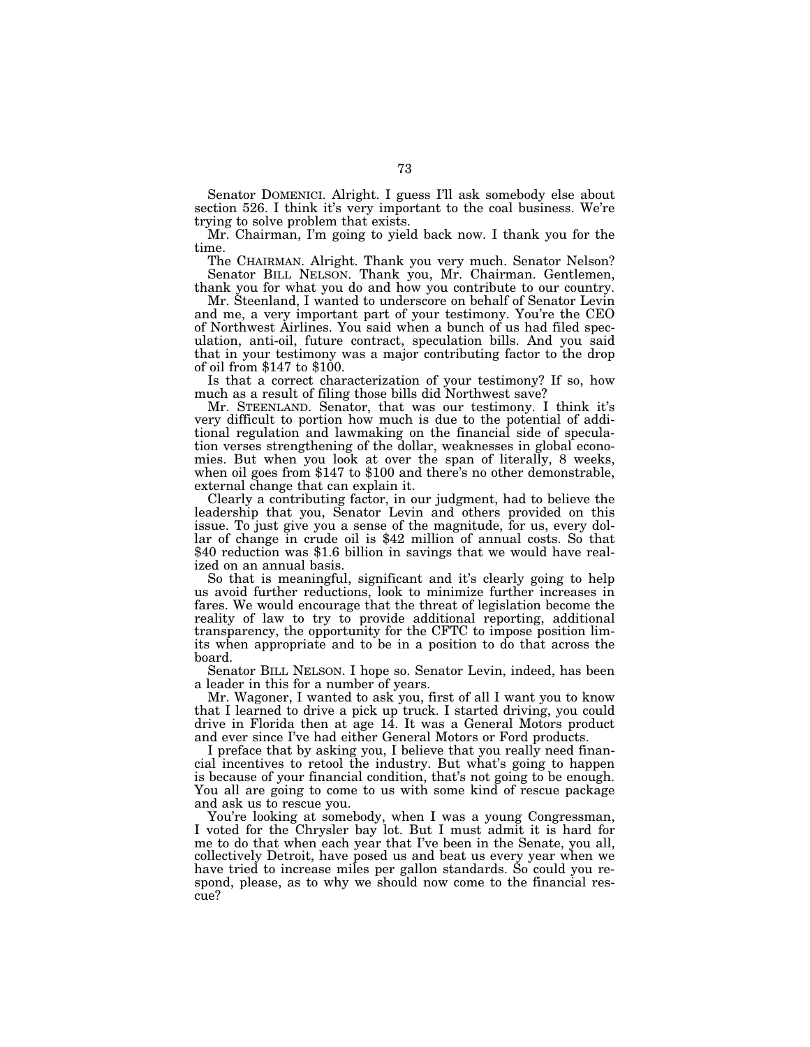Senator DOMENICI. Alright. I guess I'll ask somebody else about section 526. I think it's very important to the coal business. We're trying to solve problem that exists.

Mr. Chairman, I'm going to yield back now. I thank you for the time.

The CHAIRMAN. Alright. Thank you very much. Senator Nelson?

Senator BILL NELSON. Thank you, Mr. Chairman. Gentlemen, thank you for what you do and how you contribute to our country.

Mr. Steenland, I wanted to underscore on behalf of Senator Levin and me, a very important part of your testimony. You're the CEO of Northwest Airlines. You said when a bunch of us had filed speculation, anti-oil, future contract, speculation bills. And you said that in your testimony was a major contributing factor to the drop of oil from $147 to $100.

Is that a correct characterization of your testimony? If so, how much as a result of filing those bills did Northwest save?

Mr. STEENLAND. Senator, that was our testimony. I think it's very difficult to portion how much is due to the potential of additional regulation and lawmaking on the financial side of speculation verses strengthening of the dollar, weaknesses in global economies. But when you look at over the span of literally, 8 weeks, when oil goes from $147 to $100 and there's no other demonstrable, external change that can explain it.

Clearly a contributing factor, in our judgment, had to believe the leadership that you, Senator Levin and others provided on this issue. To just give you a sense of the magnitude, for us, every dollar of change in crude oil is $42 million of annual costs. So that $40 reduction was $1.6 billion in savings that we would have realized on an annual basis.

So that is meaningful, significant and it's clearly going to help us avoid further reductions, look to minimize further increases in fares. We would encourage that the threat of legislation become the reality of law to try to provide additional reporting, additional transparency, the opportunity for the CFTC to impose position limits when appropriate and to be in a position to do that across the board.

Senator BILL NELSON. I hope so. Senator Levin, indeed, has been a leader in this for a number of years.

Mr. Wagoner, I wanted to ask you, first of all I want you to know that I learned to drive a pick up truck. I started driving, you could drive in Florida then at age 14. It was a General Motors product and ever since I've had either General Motors or Ford products.

I preface that by asking you, I believe that you really need financial incentives to retool the industry. But what's going to happen is because of your financial condition, that's not going to be enough. You all are going to come to us with some kind of rescue package and ask us to rescue you.

You're looking at somebody, when I was a young Congressman, I voted for the Chrysler bay lot. But I must admit it is hard for me to do that when each year that I've been in the Senate, you all, collectively Detroit, have posed us and beat us every year when we have tried to increase miles per gallon standards. So could you respond, please, as to why we should now come to the financial rescue?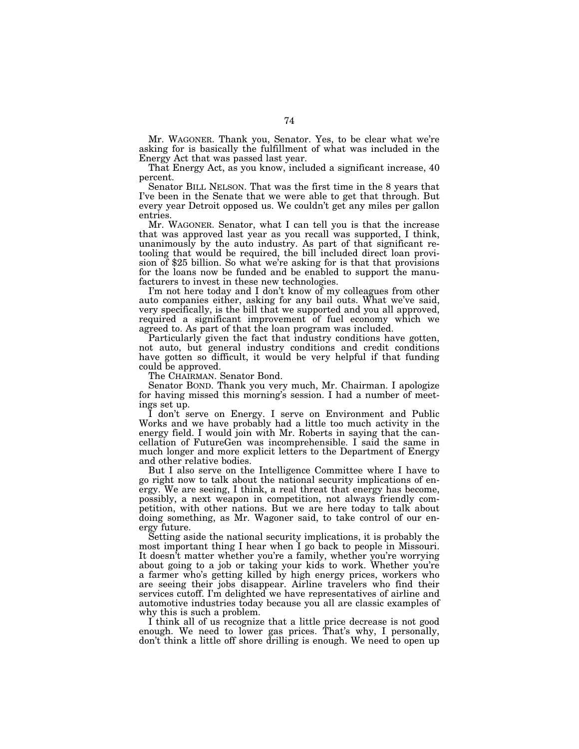Mr. WAGONER. Thank you, Senator. Yes, to be clear what we're asking for is basically the fulfillment of what was included in the Energy Act that was passed last year.

That Energy Act, as you know, included a significant increase, 40 percent.

Senator BILL NELSON. That was the first time in the 8 years that I've been in the Senate that we were able to get that through. But every year Detroit opposed us. We couldn't get any miles per gallon entries.

Mr. WAGONER. Senator, what I can tell you is that the increase that was approved last year as you recall was supported, I think, unanimously by the auto industry. As part of that significant retooling that would be required, the bill included direct loan provision of $25 billion. So what we're asking for is that that provisions for the loans now be funded and be enabled to support the manufacturers to invest in these new technologies.

I'm not here today and I don't know of my colleagues from other auto companies either, asking for any bail outs. What we've said, very specifically, is the bill that we supported and you all approved, required a significant improvement of fuel economy which we agreed to. As part of that the loan program was included.

Particularly given the fact that industry conditions have gotten, not auto, but general industry conditions and credit conditions have gotten so difficult, it would be very helpful if that funding could be approved.

The CHAIRMAN. Senator Bond.

Senator BOND. Thank you very much, Mr. Chairman. I apologize for having missed this morning's session. I had a number of meetings set up.

I don't serve on Energy. I serve on Environment and Public Works and we have probably had a little too much activity in the energy field. I would join with Mr. Roberts in saying that the cancellation of FutureGen was incomprehensible. I said the same in much longer and more explicit letters to the Department of Energy and other relative bodies.

But I also serve on the Intelligence Committee where I have to go right now to talk about the national security implications of energy. We are seeing, I think, a real threat that energy has become, possibly, a next weapon in competition, not always friendly competition, with other nations. But we are here today to talk about doing something, as Mr. Wagoner said, to take control of our energy future.

Setting aside the national security implications, it is probably the most important thing I hear when I go back to people in Missouri. It doesn't matter whether you're a family, whether you're worrying about going to a job or taking your kids to work. Whether you're a farmer who's getting killed by high energy prices, workers who are seeing their jobs disappear. Airline travelers who find their services cutoff. I'm delighted we have representatives of airline and automotive industries today because you all are classic examples of why this is such a problem.

I think all of us recognize that a little price decrease is not good enough. We need to lower gas prices. That's why, I personally, don't think a little off shore drilling is enough. We need to open up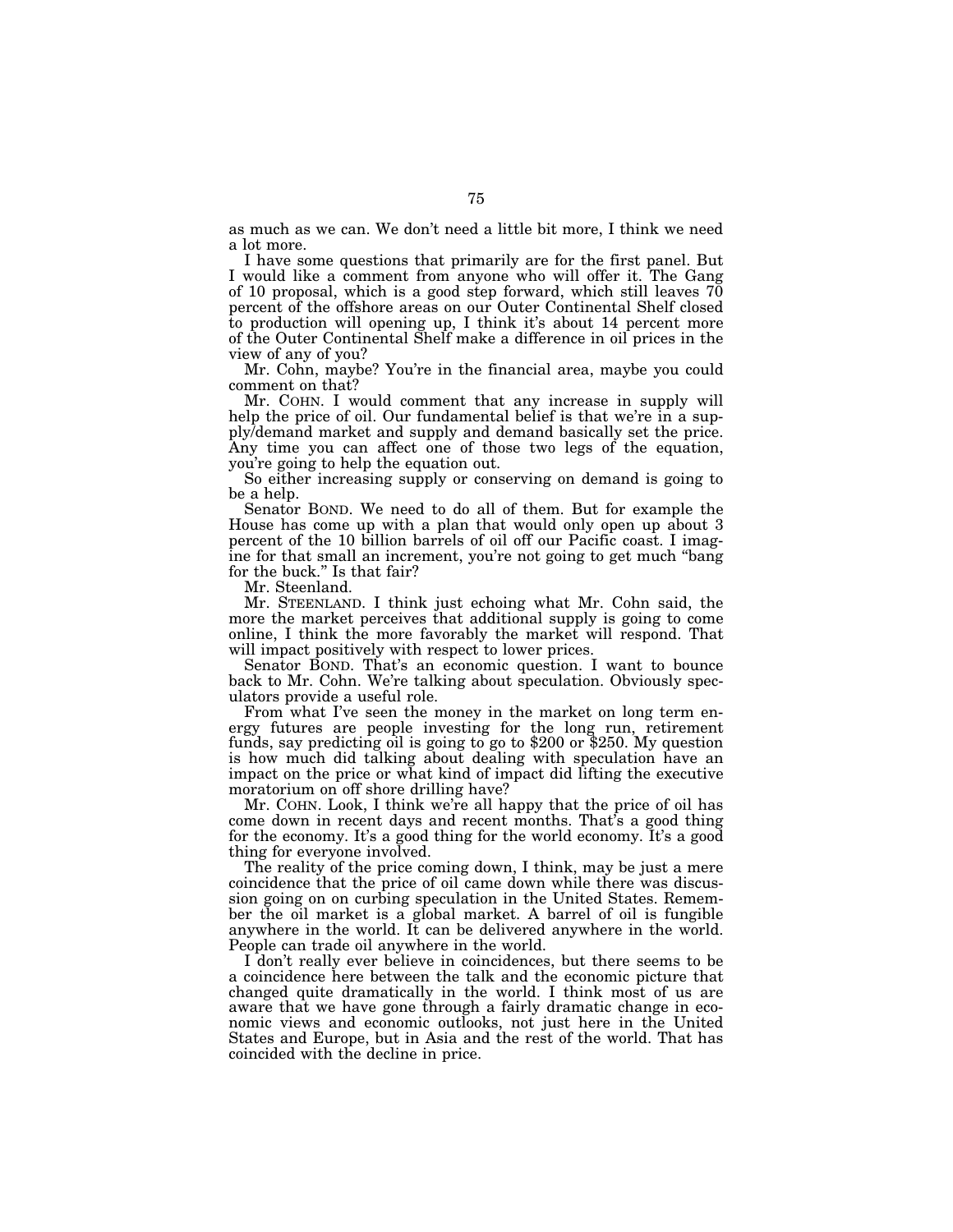as much as we can. We don't need a little bit more, I think we need a lot more.

I have some questions that primarily are for the first panel. But I would like a comment from anyone who will offer it. The Gang of 10 proposal, which is a good step forward, which still leaves 70 percent of the offshore areas on our Outer Continental Shelf closed to production will opening up, I think it's about 14 percent more of the Outer Continental Shelf make a difference in oil prices in the view of any of you?

Mr. Cohn, maybe? You're in the financial area, maybe you could comment on that?

Mr. COHN. I would comment that any increase in supply will help the price of oil. Our fundamental belief is that we're in a supply/demand market and supply and demand basically set the price. Any time you can affect one of those two legs of the equation, you're going to help the equation out.

So either increasing supply or conserving on demand is going to be a help.

Senator BOND. We need to do all of them. But for example the House has come up with a plan that would only open up about 3 percent of the 10 billion barrels of oil off our Pacific coast. I imagine for that small an increment, you're not going to get much "bang for the buck." Is that fair?

Mr. Steenland.

Mr. STEENLAND. I think just echoing what Mr. Cohn said, the more the market perceives that additional supply is going to come online, I think the more favorably the market will respond. That will impact positively with respect to lower prices.

Senator BOND. That's an economic question. I want to bounce back to Mr. Cohn. We're talking about speculation. Obviously speculators provide a useful role.

From what I've seen the money in the market on long term energy futures are people investing for the long run, retirement funds, say predicting oil is going to go to $200 or $250. My question is how much did talking about dealing with speculation have an impact on the price or what kind of impact did lifting the executive moratorium on off shore drilling have?

Mr. COHN. Look, I think we're all happy that the price of oil has come down in recent days and recent months. That's a good thing for the economy. It's a good thing for the world economy. It's a good thing for everyone involved.

The reality of the price coming down, I think, may be just a mere coincidence that the price of oil came down while there was discussion going on on curbing speculation in the United States. Remember the oil market is a global market. A barrel of oil is fungible anywhere in the world. It can be delivered anywhere in the world. People can trade oil anywhere in the world.

I don't really ever believe in coincidences, but there seems to be a coincidence here between the talk and the economic picture that changed quite dramatically in the world. I think most of us are aware that we have gone through a fairly dramatic change in economic views and economic outlooks, not just here in the United States and Europe, but in Asia and the rest of the world. That has coincided with the decline in price.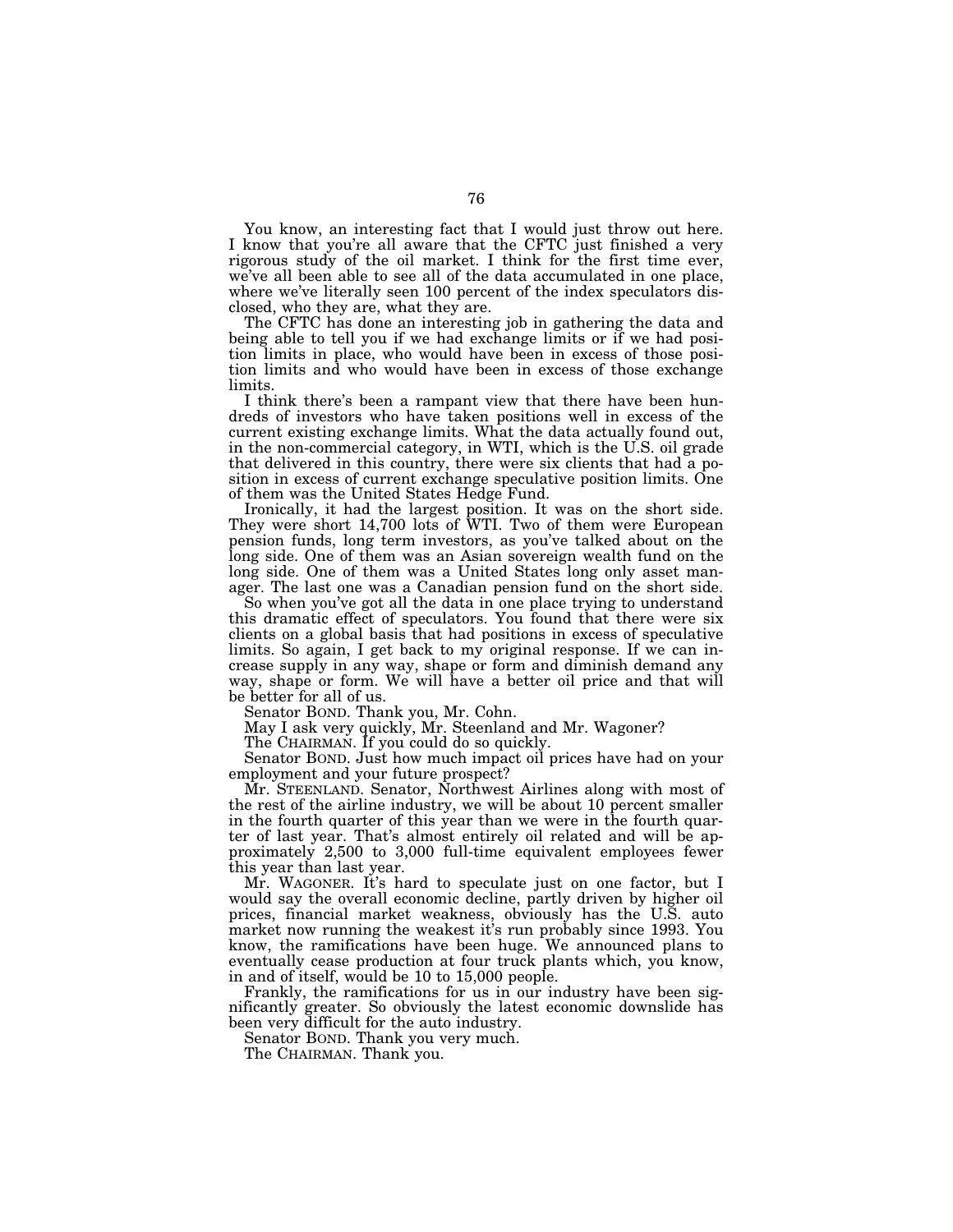You know, an interesting fact that I would just throw out here. I know that you're all aware that the CFTC just finished a very rigorous study of the oil market. I think for the first time ever, we've all been able to see all of the data accumulated in one place, where we've literally seen 100 percent of the index speculators disclosed, who they are, what they are.

The CFTC has done an interesting job in gathering the data and being able to tell you if we had exchange limits or if we had position limits in place, who would have been in excess of those position limits and who would have been in excess of those exchange limits.

I think there's been a rampant view that there have been hundreds of investors who have taken positions well in excess of the current existing exchange limits. What the data actually found out, in the non-commercial category, in WTI, which is the U.S. oil grade that delivered in this country, there were six clients that had a position in excess of current exchange speculative position limits. One of them was the United States Hedge Fund.

Ironically, it had the largest position. It was on the short side. They were short 14,700 lots of WTI. Two of them were European pension funds, long term investors, as you've talked about on the long side. One of them was an Asian sovereign wealth fund on the long side. One of them was a United States long only asset manager. The last one was a Canadian pension fund on the short side.

So when you've got all the data in one place trying to understand this dramatic effect of speculators. You found that there were six clients on a global basis that had positions in excess of speculative limits. So again, I get back to my original response. If we can increase supply in any way, shape or form and diminish demand any way, shape or form. We will have a better oil price and that will be better for all of us.

Senator BOND. Thank you, Mr. Cohn.

May I ask very quickly, Mr. Steenland and Mr. Wagoner?

The CHAIRMAN. If you could do so quickly.

Senator BOND. Just how much impact oil prices have had on your employment and your future prospect?

Mr. STEENLAND. Senator, Northwest Airlines along with most of the rest of the airline industry, we will be about 10 percent smaller in the fourth quarter of this year than we were in the fourth quarter of last year. That's almost entirely oil related and will be approximately 2,500 to 3,000 full-time equivalent employees fewer this year than last year.

Mr. WAGONER. It's hard to speculate just on one factor, but I would say the overall economic decline, partly driven by higher oil prices, financial market weakness, obviously has the U.S. auto market now running the weakest it's run probably since 1993. You know, the ramifications have been huge. We announced plans to eventually cease production at four truck plants which, you know, in and of itself, would be 10 to 15,000 people.

Frankly, the ramifications for us in our industry have been significantly greater. So obviously the latest economic downslide has been very difficult for the auto industry.

Senator BOND. Thank you very much.

The CHAIRMAN. Thank you.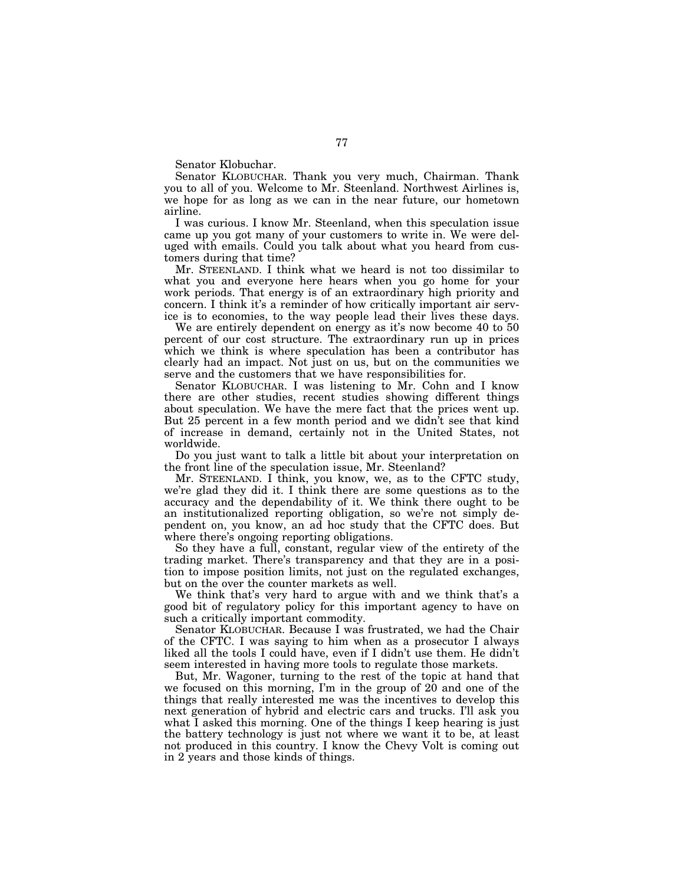Senator Klobuchar.

Senator KLOBUCHAR. Thank you very much, Chairman. Thank you to all of you. Welcome to Mr. Steenland. Northwest Airlines is, we hope for as long as we can in the near future, our hometown airline.

I was curious. I know Mr. Steenland, when this speculation issue came up you got many of your customers to write in. We were deluged with emails. Could you talk about what you heard from customers during that time?

Mr. STEENLAND. I think what we heard is not too dissimilar to what you and everyone here hears when you go home for your work periods. That energy is of an extraordinary high priority and concern. I think it's a reminder of how critically important air service is to economies, to the way people lead their lives these days.

We are entirely dependent on energy as it's now become 40 to 50 percent of our cost structure. The extraordinary run up in prices which we think is where speculation has been a contributor has clearly had an impact. Not just on us, but on the communities we serve and the customers that we have responsibilities for.

Senator KLOBUCHAR. I was listening to Mr. Cohn and I know there are other studies, recent studies showing different things about speculation. We have the mere fact that the prices went up. But 25 percent in a few month period and we didn't see that kind of increase in demand, certainly not in the United States, not worldwide.

Do you just want to talk a little bit about your interpretation on the front line of the speculation issue, Mr. Steenland?

Mr. STEENLAND. I think, you know, we, as to the CFTC study, we're glad they did it. I think there are some questions as to the accuracy and the dependability of it. We think there ought to be an institutionalized reporting obligation, so we're not simply dependent on, you know, an ad hoc study that the CFTC does. But where there's ongoing reporting obligations.

So they have a full, constant, regular view of the entirety of the trading market. There's transparency and that they are in a position to impose position limits, not just on the regulated exchanges, but on the over the counter markets as well.

We think that's very hard to argue with and we think that's a good bit of regulatory policy for this important agency to have on such a critically important commodity.

Senator KLOBUCHAR. Because I was frustrated, we had the Chair of the CFTC. I was saying to him when as a prosecutor I always liked all the tools I could have, even if I didn't use them. He didn't seem interested in having more tools to regulate those markets.

But, Mr. Wagoner, turning to the rest of the topic at hand that we focused on this morning, I'm in the group of 20 and one of the things that really interested me was the incentives to develop this next generation of hybrid and electric cars and trucks. I'll ask you what I asked this morning. One of the things I keep hearing is just the battery technology is just not where we want it to be, at least not produced in this country. I know the Chevy Volt is coming out in 2 years and those kinds of things.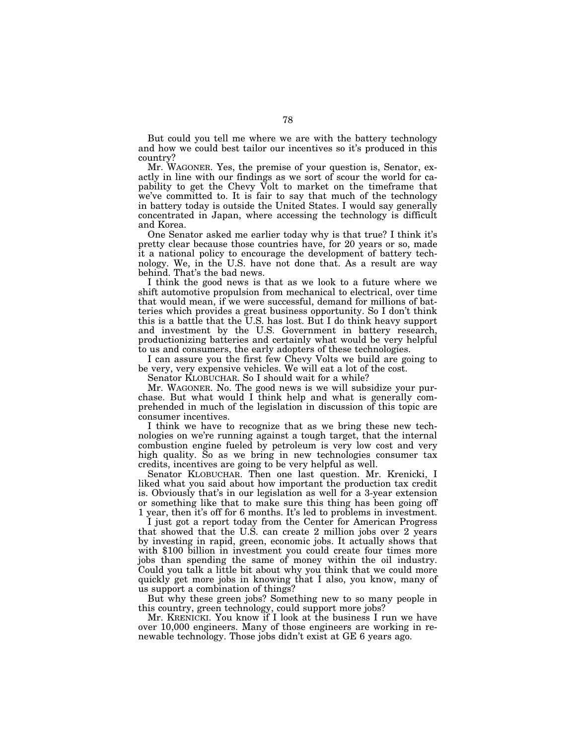But could you tell me where we are with the battery technology and how we could best tailor our incentives so it's produced in this country?

Mr. WAGONER. Yes, the premise of your question is, Senator, exactly in line with our findings as we sort of scour the world for capability to get the Chevy Volt to market on the timeframe that we've committed to. It is fair to say that much of the technology in battery today is outside the United States. I would say generally concentrated in Japan, where accessing the technology is difficult and Korea.

One Senator asked me earlier today why is that true? I think it's pretty clear because those countries have, for 20 years or so, made it a national policy to encourage the development of battery technology. We, in the U.S. have not done that. As a result are way behind. That's the bad news.

I think the good news is that as we look to a future where we shift automotive propulsion from mechanical to electrical, over time that would mean, if we were successful, demand for millions of batteries which provides a great business opportunity. So I don't think this is a battle that the U.S. has lost. But I do think heavy support and investment by the U.S. Government in battery research, productionizing batteries and certainly what would be very helpful to us and consumers, the early adopters of these technologies.

I can assure you the first few Chevy Volts we build are going to be very, very expensive vehicles. We will eat a lot of the cost.

Senator KLOBUCHAR. So I should wait for a while?

Mr. WAGONER. No. The good news is we will subsidize your purchase. But what would I think help and what is generally comprehended in much of the legislation in discussion of this topic are consumer incentives.

I think we have to recognize that as we bring these new technologies on we're running against a tough target, that the internal combustion engine fueled by petroleum is very low cost and very high quality. So as we bring in new technologies consumer tax credits, incentives are going to be very helpful as well.

Senator KLOBUCHAR. Then one last question. Mr. Krenicki, I liked what you said about how important the production tax credit is. Obviously that's in our legislation as well for a 3-year extension or something like that to make sure this thing has been going off 1 year, then it's off for 6 months. It's led to problems in investment.

I just got a report today from the Center for American Progress that showed that the U.S. can create 2 million jobs over 2 years by investing in rapid, green, economic jobs. It actually shows that with $100 billion in investment you could create four times more jobs than spending the same of money within the oil industry. Could you talk a little bit about why you think that we could more quickly get more jobs in knowing that I also, you know, many of us support a combination of things?

But why these green jobs? Something new to so many people in this country, green technology, could support more jobs?

Mr. KRENICKI. You know if I look at the business I run we have over 10,000 engineers. Many of those engineers are working in renewable technology. Those jobs didn't exist at GE 6 years ago.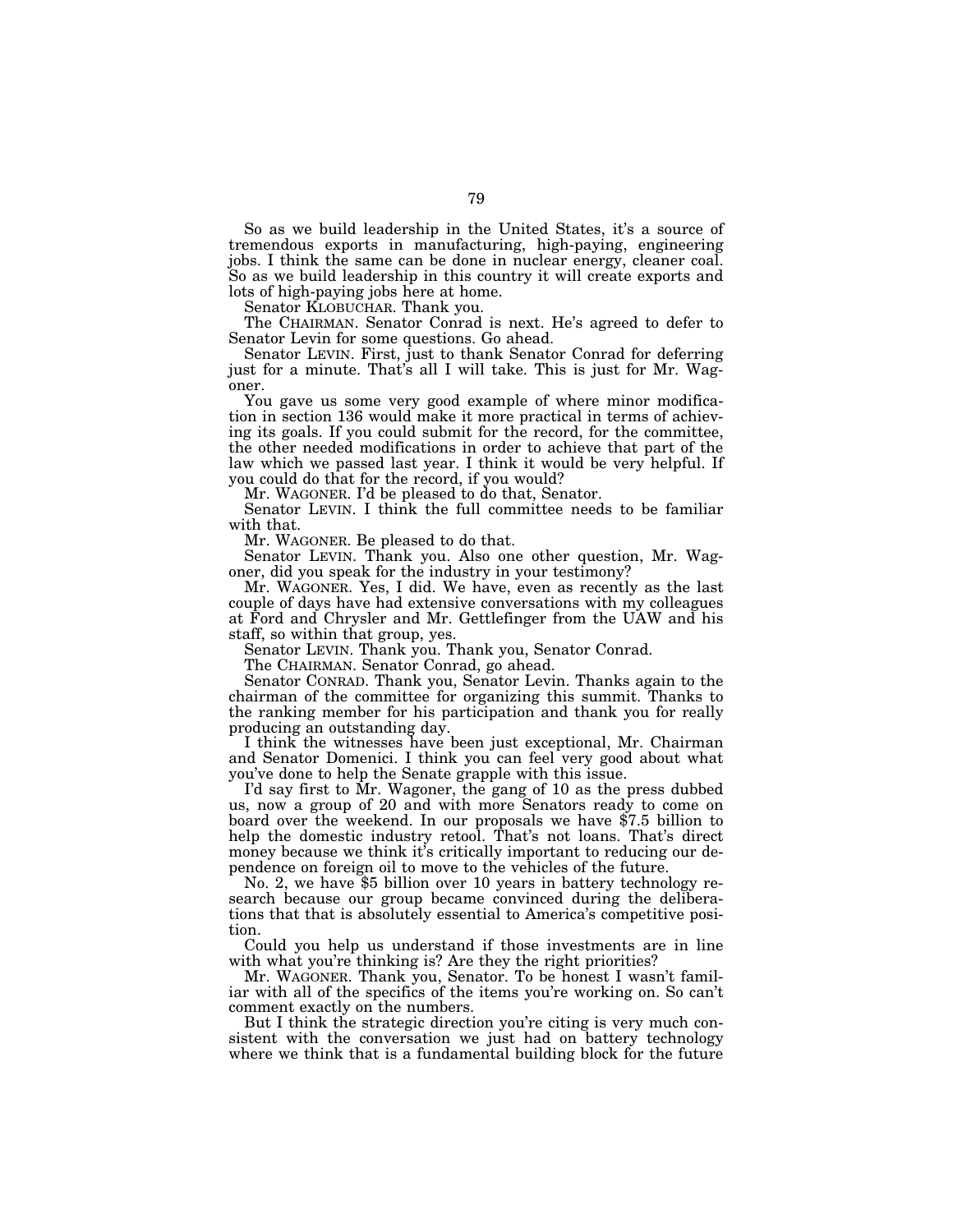So as we build leadership in the United States, it's a source of tremendous exports in manufacturing, high-paying, engineering jobs. I think the same can be done in nuclear energy, cleaner coal. So as we build leadership in this country it will create exports and lots of high-paying jobs here at home.

Senator KLOBUCHAR. Thank you.

The CHAIRMAN. Senator Conrad is next. He's agreed to defer to Senator Levin for some questions. Go ahead.

Senator LEVIN. First, just to thank Senator Conrad for deferring just for a minute. That's all I will take. This is just for Mr. Wagoner.

You gave us some very good example of where minor modification in section 136 would make it more practical in terms of achieving its goals. If you could submit for the record, for the committee, the other needed modifications in order to achieve that part of the law which we passed last year. I think it would be very helpful. If you could do that for the record, if you would?

Mr. WAGONER. I'd be pleased to do that, Senator.

Senator LEVIN. I think the full committee needs to be familiar with that.

Mr. WAGONER. Be pleased to do that.

Senator LEVIN. Thank you. Also one other question, Mr. Wagoner, did you speak for the industry in your testimony?

Mr. WAGONER. Yes, I did. We have, even as recently as the last couple of days have had extensive conversations with my colleagues at Ford and Chrysler and Mr. Gettlefinger from the UAW and his staff, so within that group, yes.

Senator LEVIN. Thank you. Thank you, Senator Conrad.

The CHAIRMAN. Senator Conrad, go ahead.

Senator CONRAD. Thank you, Senator Levin. Thanks again to the chairman of the committee for organizing this summit. Thanks to the ranking member for his participation and thank you for really producing an outstanding day.

I think the witnesses have been just exceptional, Mr. Chairman and Senator Domenici. I think you can feel very good about what you've done to help the Senate grapple with this issue.

I'd say first to Mr. Wagoner, the gang of 10 as the press dubbed us, now a group of 20 and with more Senators ready to come on board over the weekend. In our proposals we have $7.5 billion to help the domestic industry retool. That's not loans. That's direct money because we think it's critically important to reducing our dependence on foreign oil to move to the vehicles of the future.

No. 2, we have $5 billion over 10 years in battery technology research because our group became convinced during the deliberations that that is absolutely essential to America's competitive position.

Could you help us understand if those investments are in line with what you're thinking is? Are they the right priorities?

Mr. WAGONER. Thank you, Senator. To be honest I wasn't familiar with all of the specifics of the items you're working on. So can't comment exactly on the numbers.

But I think the strategic direction you're citing is very much consistent with the conversation we just had on battery technology where we think that is a fundamental building block for the future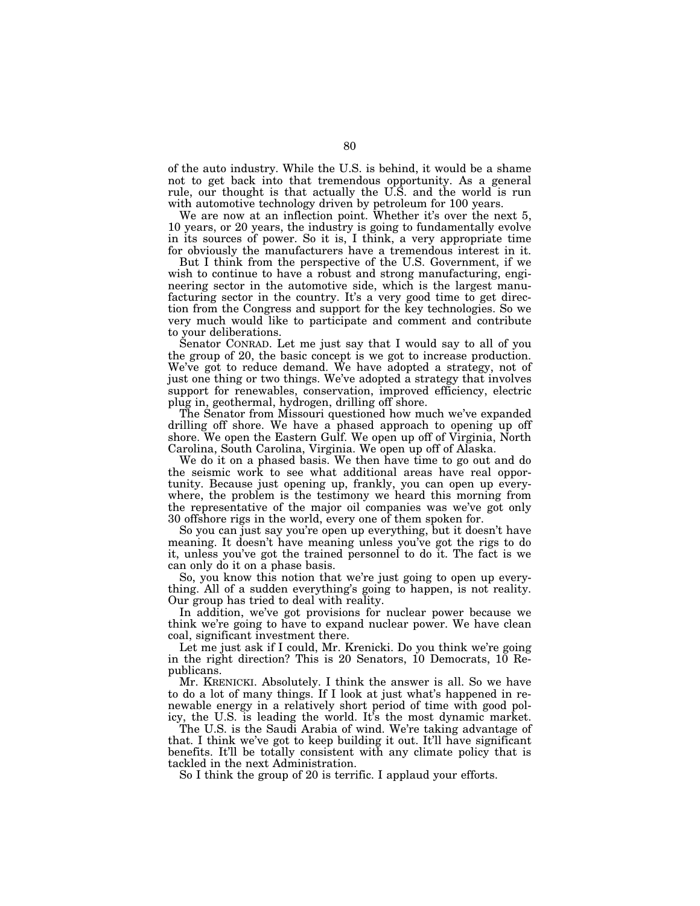of the auto industry. While the U.S. is behind, it would be a shame not to get back into that tremendous opportunity. As a general rule, our thought is that actually the U.S. and the world is run with automotive technology driven by petroleum for 100 years.

We are now at an inflection point. Whether it's over the next 5, 10 years, or 20 years, the industry is going to fundamentally evolve in its sources of power. So it is, I think, a very appropriate time for obviously the manufacturers have a tremendous interest in it.

But I think from the perspective of the U.S. Government, if we wish to continue to have a robust and strong manufacturing, engineering sector in the automotive side, which is the largest manufacturing sector in the country. It's a very good time to get direction from the Congress and support for the key technologies. So we very much would like to participate and comment and contribute to your deliberations.

Senator CONRAD. Let me just say that I would say to all of you the group of 20, the basic concept is we got to increase production. We've got to reduce demand. We have adopted a strategy, not of just one thing or two things. We've adopted a strategy that involves support for renewables, conservation, improved efficiency, electric plug in, geothermal, hydrogen, drilling off shore.

The Senator from Missouri questioned how much we've expanded drilling off shore. We have a phased approach to opening up off shore. We open the Eastern Gulf. We open up off of Virginia, North Carolina, South Carolina, Virginia. We open up off of Alaska.

We do it on a phased basis. We then have time to go out and do the seismic work to see what additional areas have real opportunity. Because just opening up, frankly, you can open up everywhere, the problem is the testimony we heard this morning from the representative of the major oil companies was we've got only 30 offshore rigs in the world, every one of them spoken for.

So you can just say you're open up everything, but it doesn't have meaning. It doesn't have meaning unless you've got the rigs to do it, unless you've got the trained personnel to do it. The fact is we can only do it on a phase basis.

So, you know this notion that we're just going to open up everything. All of a sudden everything's going to happen, is not reality. Our group has tried to deal with reality.

In addition, we've got provisions for nuclear power because we think we're going to have to expand nuclear power. We have clean coal, significant investment there.

Let me just ask if I could, Mr. Krenicki. Do you think we're going in the right direction? This is 20 Senators, 10 Democrats, 10 Republicans.

Mr. KRENICKI. Absolutely. I think the answer is all. So we have to do a lot of many things. If I look at just what's happened in renewable energy in a relatively short period of time with good policy, the U.S. is leading the world. It's the most dynamic market.

The U.S. is the Saudi Arabia of wind. We're taking advantage of that. I think we've got to keep building it out. It'll have significant benefits. It'll be totally consistent with any climate policy that is tackled in the next Administration.

So I think the group of 20 is terrific. I applaud your efforts.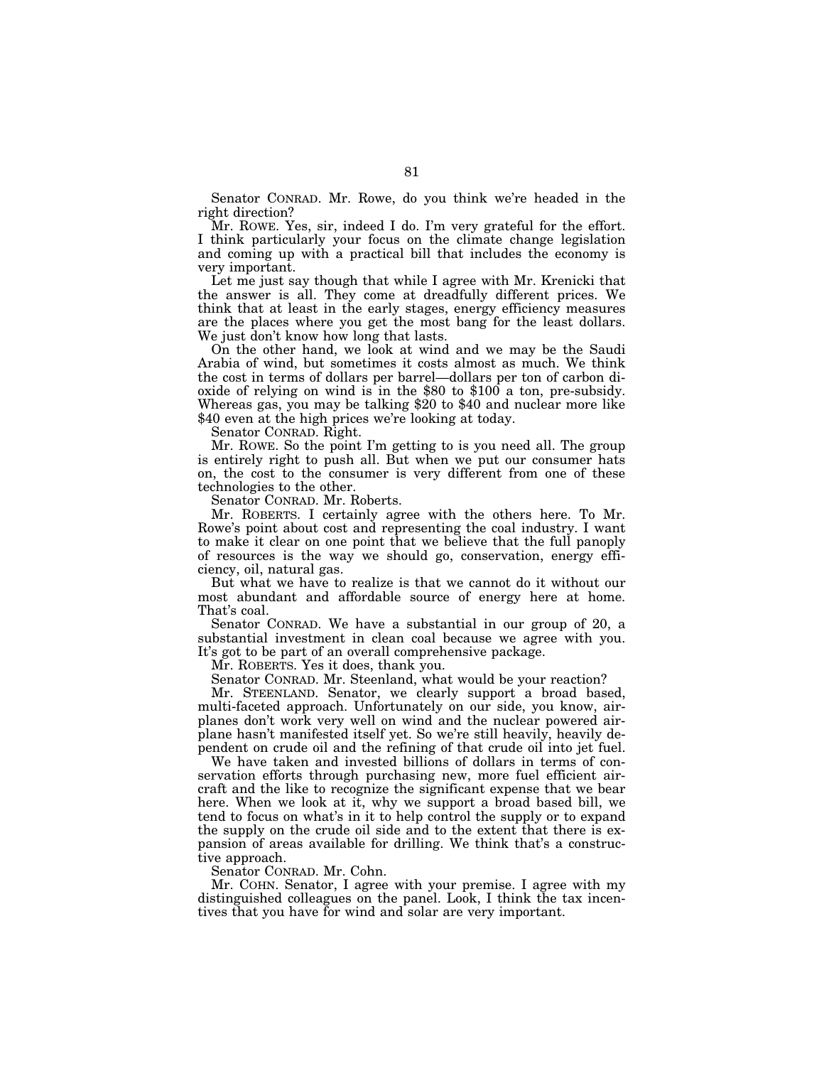Senator CONRAD. Mr. Rowe, do you think we're headed in the right direction?

Mr. ROWE. Yes, sir, indeed I do. I'm very grateful for the effort. I think particularly your focus on the climate change legislation and coming up with a practical bill that includes the economy is very important.

Let me just say though that while I agree with Mr. Krenicki that the answer is all. They come at dreadfully different prices. We think that at least in the early stages, energy efficiency measures are the places where you get the most bang for the least dollars. We just don't know how long that lasts.

On the other hand, we look at wind and we may be the Saudi Arabia of wind, but sometimes it costs almost as much. We think the cost in terms of dollars per barrel—dollars per ton of carbon dioxide of relying on wind is in the \$80 to \$100 a ton, pre-subsidy. Whereas gas, you may be talking \$20 to \$40 and nuclear more like \$40 even at the high prices we're looking at today.

Senator CONRAD. Right.

Mr. ROWE. So the point I'm getting to is you need all. The group is entirely right to push all. But when we put our consumer hats on, the cost to the consumer is very different from one of these technologies to the other.

Senator CONRAD. Mr. Roberts.

Mr. ROBERTS. I certainly agree with the others here. To Mr. Rowe's point about cost and representing the coal industry. I want to make it clear on one point that we believe that the full panoply of resources is the way we should go, conservation, energy efficiency, oil, natural gas.

But what we have to realize is that we cannot do it without our most abundant and affordable source of energy here at home. That's coal.

Senator CONRAD. We have a substantial in our group of 20, a substantial investment in clean coal because we agree with you. It's got to be part of an overall comprehensive package.

Mr. ROBERTS. Yes it does, thank you.

Senator CONRAD. Mr. Steenland, what would be your reaction?

Mr. STEENLAND. Senator, we clearly support a broad based, multi-faceted approach. Unfortunately on our side, you know, airplanes don't work very well on wind and the nuclear powered airplane hasn't manifested itself yet. So we're still heavily, heavily dependent on crude oil and the refining of that crude oil into jet fuel.

We have taken and invested billions of dollars in terms of conservation efforts through purchasing new, more fuel efficient aircraft and the like to recognize the significant expense that we bear here. When we look at it, why we support a broad based bill, we tend to focus on what's in it to help control the supply or to expand the supply on the crude oil side and to the extent that there is expansion of areas available for drilling. We think that's a constructive approach.

Senator CONRAD. Mr. Cohn.

Mr. COHN. Senator, I agree with your premise. I agree with my distinguished colleagues on the panel. Look, I think the tax incentives that you have for wind and solar are very important.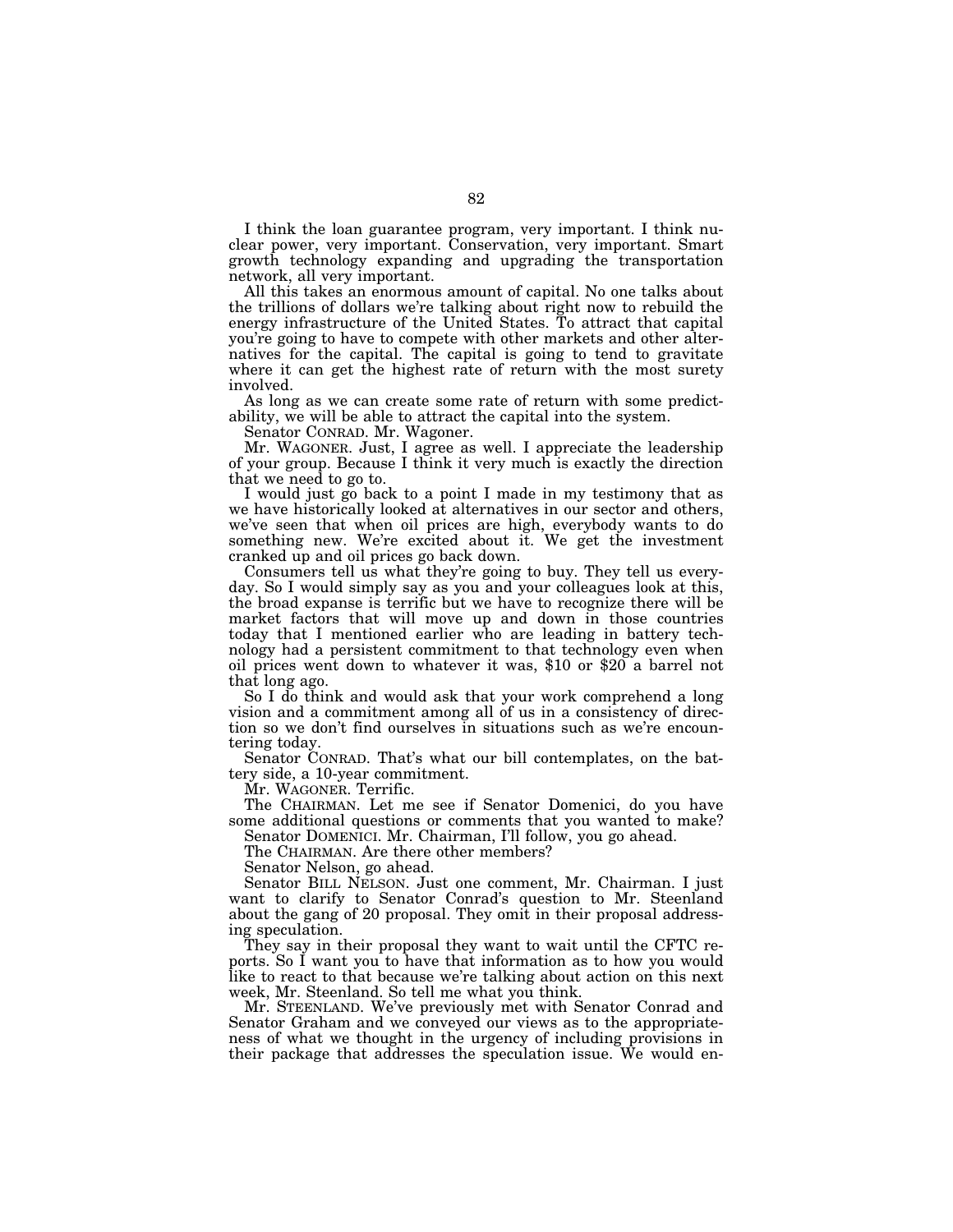I think the loan guarantee program, very important. I think nuclear power, very important. Conservation, very important. Smart growth technology expanding and upgrading the transportation network, all very important.

All this takes an enormous amount of capital. No one talks about the trillions of dollars we're talking about right now to rebuild the energy infrastructure of the United States. To attract that capital you're going to have to compete with other markets and other alternatives for the capital. The capital is going to tend to gravitate where it can get the highest rate of return with the most surety involved.

As long as we can create some rate of return with some predictability, we will be able to attract the capital into the system.

Senator CONRAD. Mr. Wagoner.

Mr. WAGONER. Just, I agree as well. I appreciate the leadership of your group. Because I think it very much is exactly the direction that we need to go to.

I would just go back to a point I made in my testimony that as we have historically looked at alternatives in our sector and others, we've seen that when oil prices are high, everybody wants to do something new. We're excited about it. We get the investment cranked up and oil prices go back down.

Consumers tell us what they're going to buy. They tell us everyday. So I would simply say as you and your colleagues look at this, the broad expanse is terrific but we have to recognize there will be market factors that will move up and down in those countries today that I mentioned earlier who are leading in battery technology had a persistent commitment to that technology even when oil prices went down to whatever it was, $10 or $20 a barrel not that long ago.

So I do think and would ask that your work comprehend a long vision and a commitment among all of us in a consistency of direction so we don't find ourselves in situations such as we're encountering today.

Senator CONRAD. That's what our bill contemplates, on the battery side, a 10-year commitment.

Mr. WAGONER. Terrific.

The CHAIRMAN. Let me see if Senator Domenici, do you have some additional questions or comments that you wanted to make?

Senator DOMENICI. Mr. Chairman, I'll follow, you go ahead.

The CHAIRMAN. Are there other members?

Senator Nelson, go ahead.

Senator BILL NELSON. Just one comment, Mr. Chairman. I just want to clarify to Senator Conrad's question to Mr. Steenland about the gang of 20 proposal. They omit in their proposal addressing speculation.

They say in their proposal they want to wait until the CFTC reports. So I want you to have that information as to how you would like to react to that because we're talking about action on this next week, Mr. Steenland. So tell me what you think.

Mr. STEENLAND. We've previously met with Senator Conrad and Senator Graham and we conveyed our views as to the appropriateness of what we thought in the urgency of including provisions in their package that addresses the speculation issue. We would en-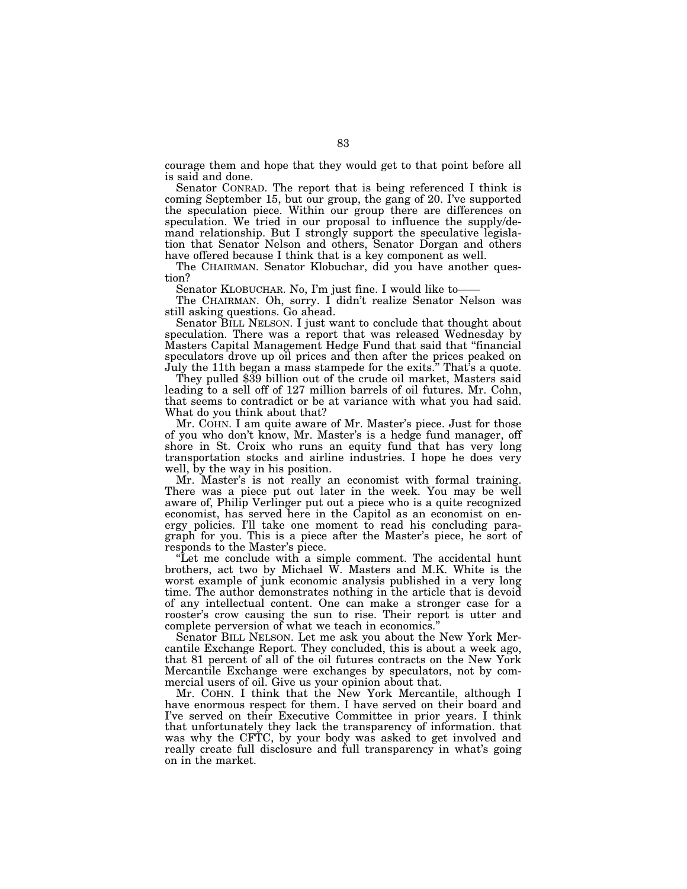courage them and hope that they would get to that point before all is said and done.

Senator CONRAD. The report that is being referenced I think is coming September 15, but our group, the gang of 20. I've supported the speculation piece. Within our group there are differences on speculation. We tried in our proposal to influence the supply/demand relationship. But I strongly support the speculative legislation that Senator Nelson and others, Senator Dorgan and others have offered because I think that is a key component as well.

The CHAIRMAN. Senator Klobuchar, did you have another question?

Senator KLOBUCHAR. No, I'm just fine. I would like to——

The CHAIRMAN. Oh, sorry. I didn't realize Senator Nelson was still asking questions. Go ahead.

Senator BILL NELSON. I just want to conclude that thought about speculation. There was a report that was released Wednesday by Masters Capital Management Hedge Fund that said that "financial speculators drove up oil prices and then after the prices peaked on July the 11th began a mass stampede for the exits." That's a quote.

They pulled $39 billion out of the crude oil market, Masters said leading to a sell off of 127 million barrels of oil futures. Mr. Cohn, that seems to contradict or be at variance with what you had said. What do you think about that?

Mr. COHN. I am quite aware of Mr. Master's piece. Just for those of you who don't know, Mr. Master's is a hedge fund manager, off shore in St. Croix who runs an equity fund that has very long transportation stocks and airline industries. I hope he does very well, by the way in his position.

Mr. Master's is not really an economist with formal training. There was a piece put out later in the week. You may be well aware of, Philip Verlinger put out a piece who is a quite recognized economist, has served here in the Capitol as an economist on energy policies. I'll take one moment to read his concluding paragraph for you. This is a piece after the Master's piece, he sort of responds to the Master's piece.

"Let me conclude with a simple comment. The accidental hunt brothers, act two by Michael W. Masters and M.K. White is the worst example of junk economic analysis published in a very long time. The author demonstrates nothing in the article that is devoid of any intellectual content. One can make a stronger case for a rooster's crow causing the sun to rise. Their report is utter and complete perversion of what we teach in economics."

Senator BILL NELSON. Let me ask you about the New York Mercantile Exchange Report. They concluded, this is about a week ago, that 81 percent of all of the oil futures contracts on the New York Mercantile Exchange were exchanges by speculators, not by commercial users of oil. Give us your opinion about that.

Mr. COHN. I think that the New York Mercantile, although I have enormous respect for them. I have served on their board and I've served on their Executive Committee in prior years. I think that unfortunately they lack the transparency of information. that was why the CFTC, by your body was asked to get involved and really create full disclosure and full transparency in what's going on in the market.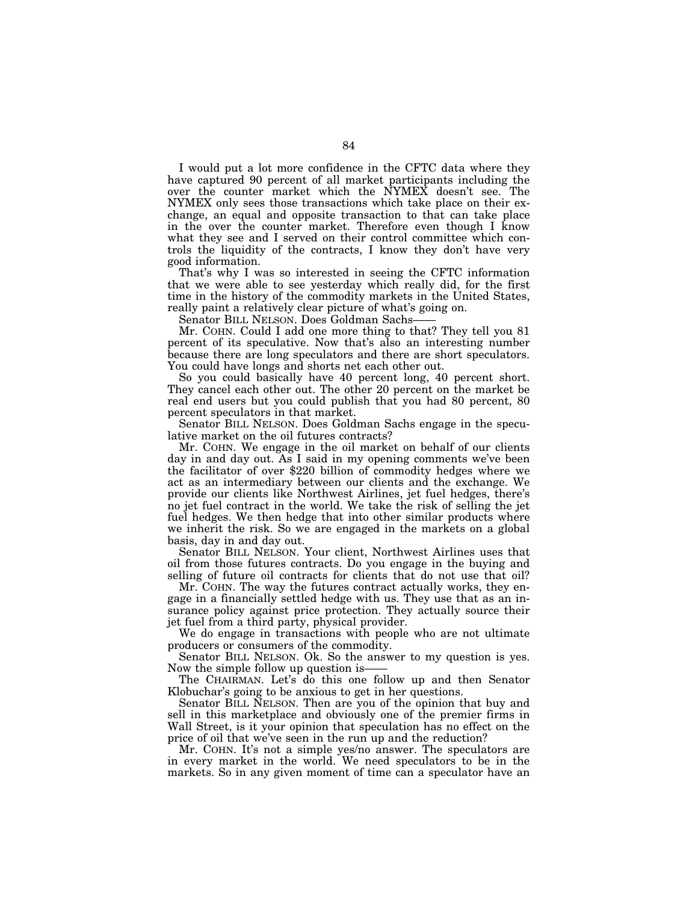I would put a lot more confidence in the CFTC data where they have captured 90 percent of all market participants including the over the counter market which the NYMEX doesn't see. The NYMEX only sees those transactions which take place on their exchange, an equal and opposite transaction to that can take place in the over the counter market. Therefore even though I know what they see and I served on their control committee which controls the liquidity of the contracts, I know they don't have very good information.

That's why I was so interested in seeing the CFTC information that we were able to see yesterday which really did, for the first time in the history of the commodity markets in the United States, really paint a relatively clear picture of what's going on.

Senator BILL NELSON. Does Goldman Sachs——

Mr. COHN. Could I add one more thing to that? They tell you 81 percent of its speculative. Now that's also an interesting number because there are long speculators and there are short speculators. You could have longs and shorts net each other out.

So you could basically have 40 percent long, 40 percent short. They cancel each other out. The other 20 percent on the market be real end users but you could publish that you had 80 percent, 80 percent speculators in that market.

Senator BILL NELSON. Does Goldman Sachs engage in the speculative market on the oil futures contracts?

Mr. COHN. We engage in the oil market on behalf of our clients day in and day out. As I said in my opening comments we've been the facilitator of over $220 billion of commodity hedges where we act as an intermediary between our clients and the exchange. We provide our clients like Northwest Airlines, jet fuel hedges, there's no jet fuel contract in the world. We take the risk of selling the jet fuel hedges. We then hedge that into other similar products where we inherit the risk. So we are engaged in the markets on a global basis, day in and day out.

Senator BILL NELSON. Your client, Northwest Airlines uses that oil from those futures contracts. Do you engage in the buying and selling of future oil contracts for clients that do not use that oil?

Mr. COHN. The way the futures contract actually works, they engage in a financially settled hedge with us. They use that as an insurance policy against price protection. They actually source their jet fuel from a third party, physical provider.

We do engage in transactions with people who are not ultimate producers or consumers of the commodity.

Senator BILL NELSON. Ok. So the answer to my question is yes. Now the simple follow up question is——

The CHAIRMAN. Let's do this one follow up and then Senator Klobuchar's going to be anxious to get in her questions.

Senator BILL NELSON. Then are you of the opinion that buy and sell in this marketplace and obviously one of the premier firms in Wall Street, is it your opinion that speculation has no effect on the price of oil that we've seen in the run up and the reduction?

Mr. COHN. It's not a simple yes/no answer. The speculators are in every market in the world. We need speculators to be in the markets. So in any given moment of time can a speculator have an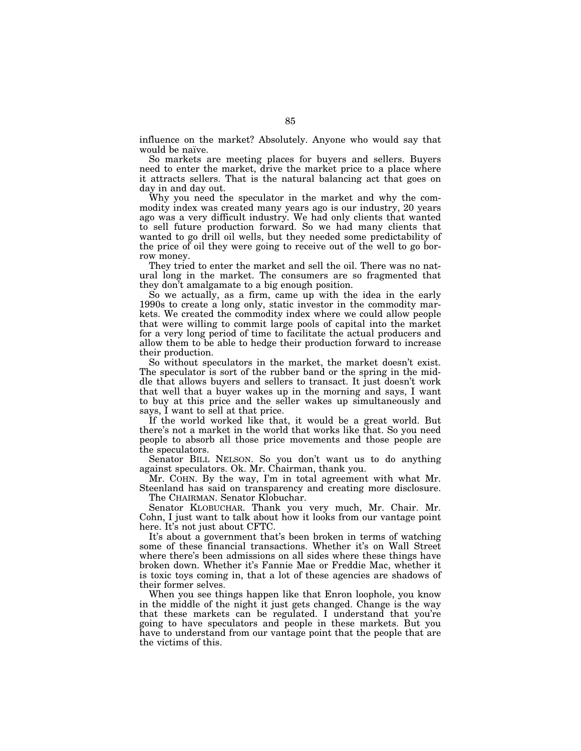influence on the market? Absolutely. Anyone who would say that would be naïve.

So markets are meeting places for buyers and sellers. Buyers need to enter the market, drive the market price to a place where it attracts sellers. That is the natural balancing act that goes on day in and day out.

Why you need the speculator in the market and why the commodity index was created many years ago is our industry, 20 years ago was a very difficult industry. We had only clients that wanted to sell future production forward. So we had many clients that wanted to go drill oil wells, but they needed some predictability of the price of oil they were going to receive out of the well to go borrow money.

They tried to enter the market and sell the oil. There was no natural long in the market. The consumers are so fragmented that they don't amalgamate to a big enough position.

So we actually, as a firm, came up with the idea in the early 1990s to create a long only, static investor in the commodity markets. We created the commodity index where we could allow people that were willing to commit large pools of capital into the market for a very long period of time to facilitate the actual producers and allow them to be able to hedge their production forward to increase their production.

So without speculators in the market, the market doesn't exist. The speculator is sort of the rubber band or the spring in the middle that allows buyers and sellers to transact. It just doesn't work that well that a buyer wakes up in the morning and says, I want to buy at this price and the seller wakes up simultaneously and says, I want to sell at that price.

If the world worked like that, it would be a great world. But there's not a market in the world that works like that. So you need people to absorb all those price movements and those people are the speculators.

Senator BILL NELSON. So you don't want us to do anything against speculators. Ok. Mr. Chairman, thank you.

Mr. COHN. By the way, I'm in total agreement with what Mr. Steenland has said on transparency and creating more disclosure.

The CHAIRMAN. Senator Klobuchar.

Senator KLOBUCHAR. Thank you very much, Mr. Chair. Mr. Cohn, I just want to talk about how it looks from our vantage point here. It's not just about CFTC.

It's about a government that's been broken in terms of watching some of these financial transactions. Whether it's on Wall Street where there's been admissions on all sides where these things have broken down. Whether it's Fannie Mae or Freddie Mac, whether it is toxic toys coming in, that a lot of these agencies are shadows of their former selves.

When you see things happen like that Enron loophole, you know in the middle of the night it just gets changed. Change is the way that these markets can be regulated. I understand that you're going to have speculators and people in these markets. But you have to understand from our vantage point that the people that are the victims of this.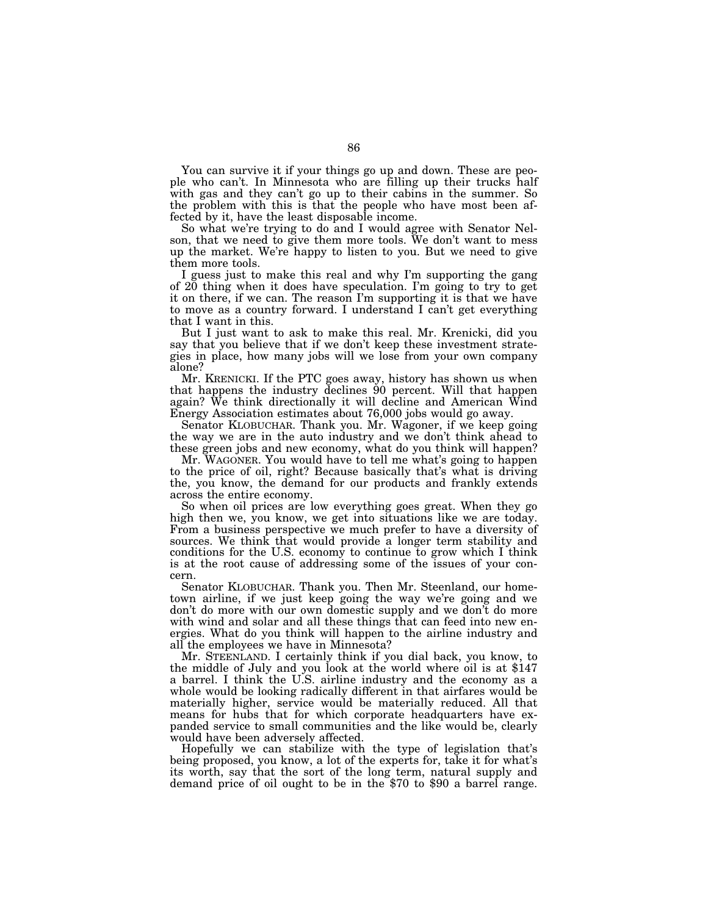You can survive it if your things go up and down. These are people who can't. In Minnesota who are filling up their trucks half with gas and they can't go up to their cabins in the summer. So the problem with this is that the people who have most been affected by it, have the least disposable income.

So what we're trying to do and I would agree with Senator Nelson, that we need to give them more tools. We don't want to mess up the market. We're happy to listen to you. But we need to give them more tools.

I guess just to make this real and why I'm supporting the gang of 20 thing when it does have speculation. I'm going to try to get it on there, if we can. The reason I'm supporting it is that we have to move as a country forward. I understand I can't get everything that I want in this.

But I just want to ask to make this real. Mr. Krenicki, did you say that you believe that if we don't keep these investment strategies in place, how many jobs will we lose from your own company alone?

Mr. KRENICKI. If the PTC goes away, history has shown us when that happens the industry declines 90 percent. Will that happen again? We think directionally it will decline and American Wind Energy Association estimates about 76,000 jobs would go away.

Senator KLOBUCHAR. Thank you. Mr. Wagoner, if we keep going the way we are in the auto industry and we don't think ahead to these green jobs and new economy, what do you think will happen?

Mr. WAGONER. You would have to tell me what's going to happen to the price of oil, right? Because basically that's what is driving the, you know, the demand for our products and frankly extends across the entire economy.

So when oil prices are low everything goes great. When they go high then we, you know, we get into situations like we are today. From a business perspective we much prefer to have a diversity of sources. We think that would provide a longer term stability and conditions for the U.S. economy to continue to grow which I think is at the root cause of addressing some of the issues of your concern.

Senator KLOBUCHAR. Thank you. Then Mr. Steenland, our hometown airline, if we just keep going the way we're going and we don't do more with our own domestic supply and we don't do more with wind and solar and all these things that can feed into new energies. What do you think will happen to the airline industry and all the employees we have in Minnesota?

Mr. STEENLAND. I certainly think if you dial back, you know, to the middle of July and you look at the world where oil is at $147 a barrel. I think the U.S. airline industry and the economy as a whole would be looking radically different in that airfares would be materially higher, service would be materially reduced. All that means for hubs that for which corporate headquarters have expanded service to small communities and the like would be, clearly would have been adversely affected.

Hopefully we can stabilize with the type of legislation that's being proposed, you know, a lot of the experts for, take it for what's its worth, say that the sort of the long term, natural supply and demand price of oil ought to be in the $70 to $90 a barrel range.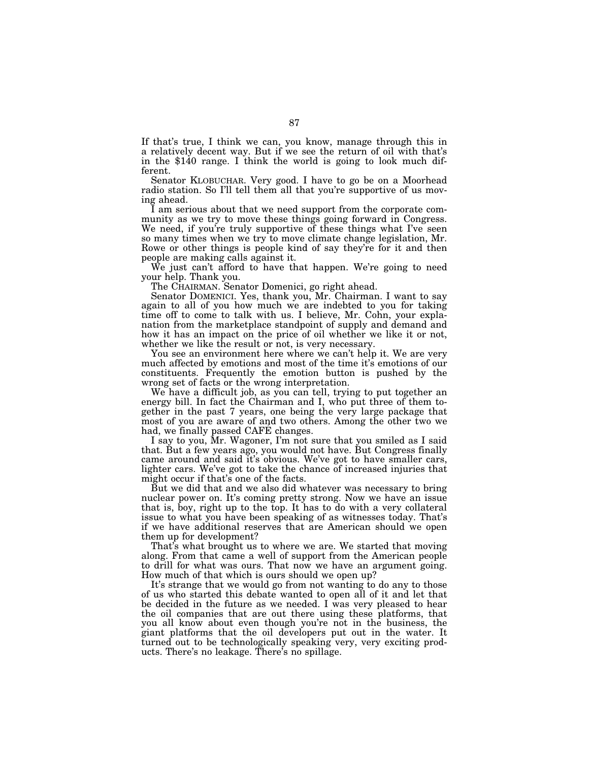If that's true, I think we can, you know, manage through this in a relatively decent way. But if we see the return of oil with that's in the $140 range. I think the world is going to look much different.

Senator KLOBUCHAR. Very good. I have to go be on a Moorhead radio station. So I'll tell them all that you're supportive of us moving ahead.

I am serious about that we need support from the corporate community as we try to move these things going forward in Congress. We need, if you're truly supportive of these things what I've seen so many times when we try to move climate change legislation, Mr. Rowe or other things is people kind of say they're for it and then people are making calls against it.

We just can't afford to have that happen. We're going to need your help. Thank you.

The CHAIRMAN. Senator Domenici, go right ahead.

Senator DOMENICI. Yes, thank you, Mr. Chairman. I want to say again to all of you how much we are indebted to you for taking time off to come to talk with us. I believe, Mr. Cohn, your explanation from the marketplace standpoint of supply and demand and how it has an impact on the price of oil whether we like it or not, whether we like the result or not, is very necessary.

You see an environment here where we can't help it. We are very much affected by emotions and most of the time it's emotions of our constituents. Frequently the emotion button is pushed by the wrong set of facts or the wrong interpretation.

We have a difficult job, as you can tell, trying to put together an energy bill. In fact the Chairman and I, who put three of them together in the past 7 years, one being the very large package that most of you are aware of and two others. Among the other two we had, we finally passed CAFE changes.

I say to you, Mr. Wagoner, I'm not sure that you smiled as I said that. But a few years ago, you would not have. But Congress finally came around and said it's obvious. We've got to have smaller cars, lighter cars. We've got to take the chance of increased injuries that might occur if that's one of the facts.

But we did that and we also did whatever was necessary to bring nuclear power on. It's coming pretty strong. Now we have an issue that is, boy, right up to the top. It has to do with a very collateral issue to what you have been speaking of as witnesses today. That's if we have additional reserves that are American should we open them up for development?

That's what brought us to where we are. We started that moving along. From that came a well of support from the American people to drill for what was ours. That now we have an argument going. How much of that which is ours should we open up?

It's strange that we would go from not wanting to do any to those of us who started this debate wanted to open all of it and let that be decided in the future as we needed. I was very pleased to hear the oil companies that are out there using these platforms, that you all know about even though you're not in the business, the giant platforms that the oil developers put out in the water. It turned out to be technologically speaking very, very exciting products. There's no leakage. There's no spillage.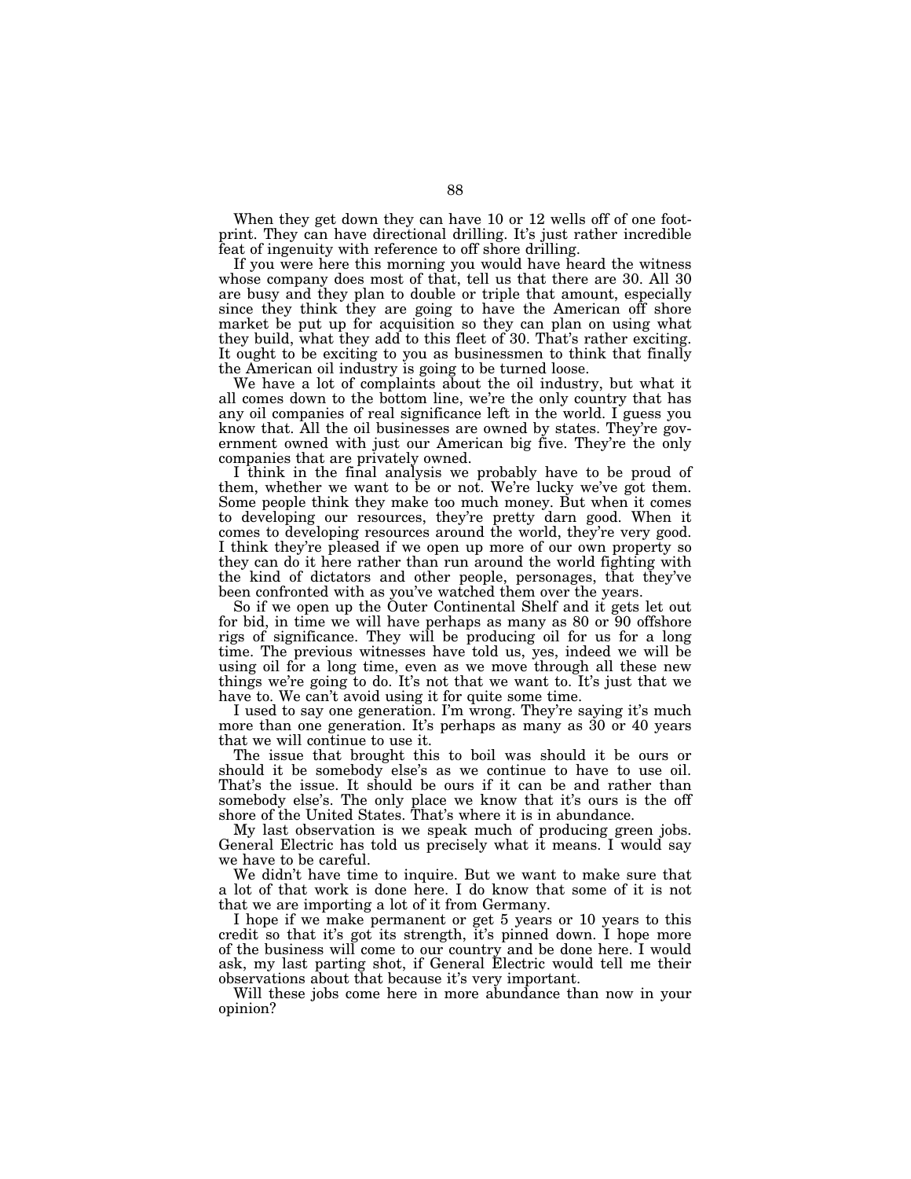When they get down they can have 10 or 12 wells off of one footprint. They can have directional drilling. It's just rather incredible feat of ingenuity with reference to off shore drilling.

If you were here this morning you would have heard the witness whose company does most of that, tell us that there are 30. All 30 are busy and they plan to double or triple that amount, especially since they think they are going to have the American off shore market be put up for acquisition so they can plan on using what they build, what they add to this fleet of 30. That's rather exciting. It ought to be exciting to you as businessmen to think that finally the American oil industry is going to be turned loose.

We have a lot of complaints about the oil industry, but what it all comes down to the bottom line, we're the only country that has any oil companies of real significance left in the world. I guess you know that. All the oil businesses are owned by states. They're government owned with just our American big five. They're the only companies that are privately owned.

I think in the final analysis we probably have to be proud of them, whether we want to be or not. We're lucky we've got them. Some people think they make too much money. But when it comes to developing our resources, they're pretty darn good. When it comes to developing resources around the world, they're very good. I think they're pleased if we open up more of our own property so they can do it here rather than run around the world fighting with the kind of dictators and other people, personages, that they've been confronted with as you've watched them over the years.

So if we open up the Outer Continental Shelf and it gets let out for bid, in time we will have perhaps as many as 80 or 90 offshore rigs of significance. They will be producing oil for us for a long time. The previous witnesses have told us, yes, indeed we will be using oil for a long time, even as we move through all these new things we're going to do. It's not that we want to. It's just that we have to. We can't avoid using it for quite some time.

I used to say one generation. I'm wrong. They're saying it's much more than one generation. It's perhaps as many as 30 or 40 years that we will continue to use it.

The issue that brought this to boil was should it be ours or should it be somebody else's as we continue to have to use oil. That's the issue. It should be ours if it can be and rather than somebody else's. The only place we know that it's ours is the off shore of the United States. That's where it is in abundance.

My last observation is we speak much of producing green jobs. General Electric has told us precisely what it means. I would say we have to be careful.

We didn't have time to inquire. But we want to make sure that a lot of that work is done here. I do know that some of it is not that we are importing a lot of it from Germany.

I hope if we make permanent or get 5 years or 10 years to this credit so that it's got its strength, it's pinned down. I hope more of the business will come to our country and be done here. I would ask, my last parting shot, if General Electric would tell me their observations about that because it's very important.

Will these jobs come here in more abundance than now in your opinion?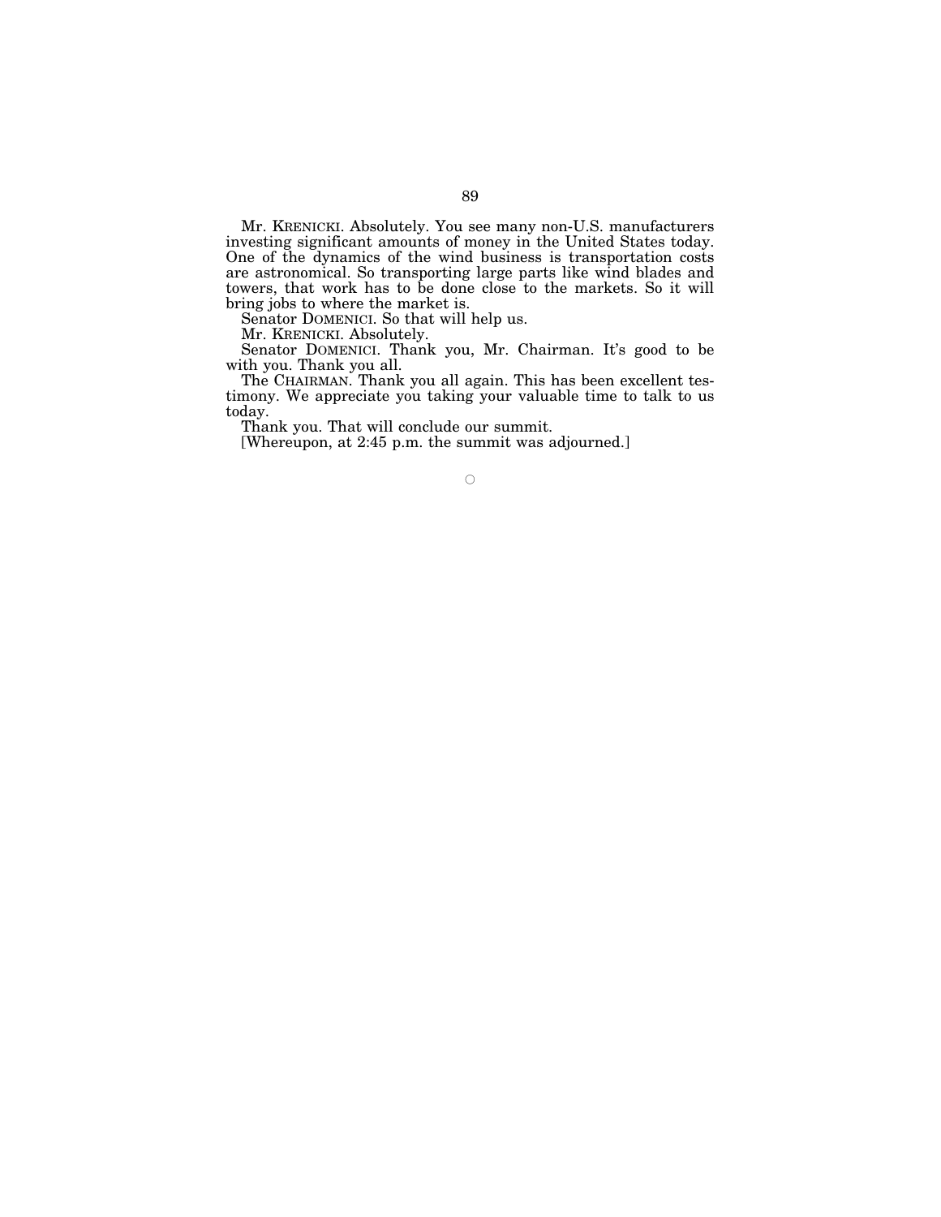Mr. KRENICKI. Absolutely. You see many non-U.S. manufacturers investing significant amounts of money in the United States today. One of the dynamics of the wind business is transportation costs are astronomical. So transporting large parts like wind blades and towers, that work has to be done close to the markets. So it will bring jobs to where the market is.

Senator DOMENICI. So that will help us.

Mr. KRENICKI. Absolutely.

Senator DOMENICI. Thank you, Mr. Chairman. It's good to be with you. Thank you all.

The CHAIRMAN. Thank you all again. This has been excellent testimony. We appreciate you taking your valuable time to talk to us today.

Thank you. That will conclude our summit.

[Whereupon, at 2:45 p.m. the summit was adjourned.]

○